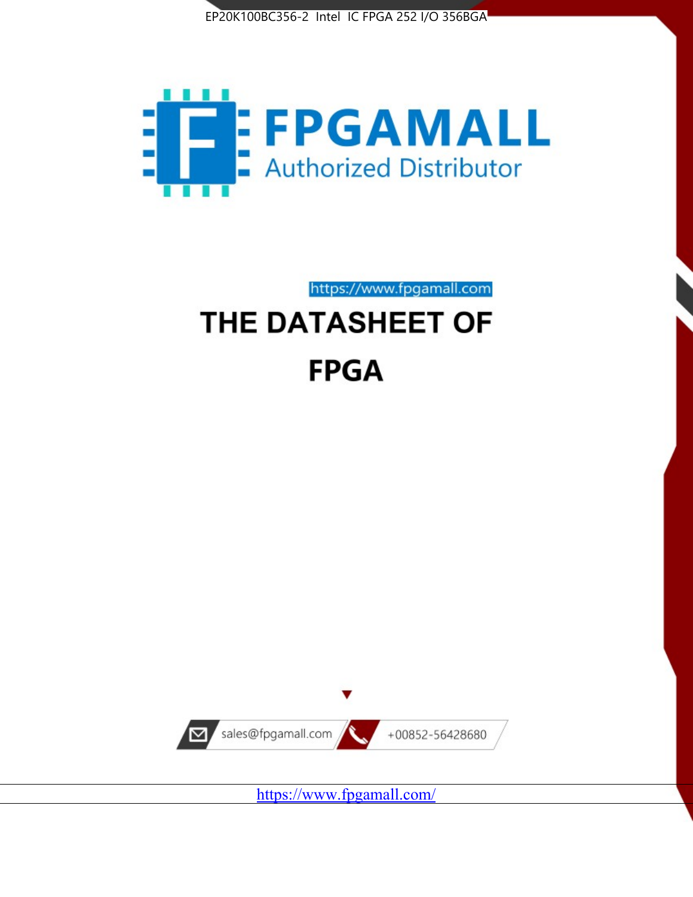EP20K100BC356-2 Intel IC FPGA 252 I/O 356BGA

FPGAMALL

Authorized Distributor

https://www.fpgamall.com

# THE DATASHEET OF

# FPGA

sales@fpgamall.com

+00852-56428680

https://www.fpgamall.com/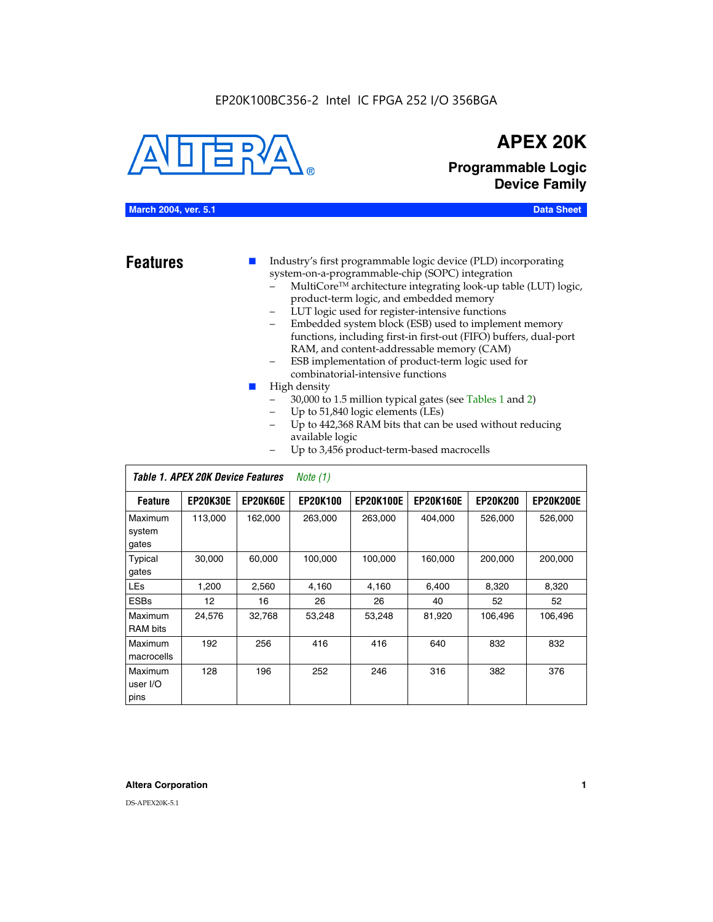EP20K100BC356-2 Intel IC FPGA 252 I/O 356BGA

# APEX 20K

## Programmable Logic Device Family

**March 2004, ver. 5.1** **Data Sheet**

## Features

- Industry's first programmable logic device (PLD) incorporating system-on-a-programmable-chip (SOPC) integration
  - MultiCore™ architecture integrating look-up table (LUT) logic, product-term logic, and embedded memory
  - LUT logic used for register-intensive functions
  - Embedded system block (ESB) used to implement memory functions, including first-in first-out (FIFO) buffers, dual-port RAM, and content-addressable memory (CAM)
  - ESB implementation of product-term logic used for combinatorial-intensive functions
- High density
  - 30,000 to 1.5 million typical gates (see Tables 1 and 2)
  - Up to 51,840 logic elements (LEs)
  - Up to 442,368 RAM bits that can be used without reducing available logic
  - Up to 3,456 product-term-based macrocells

*Table 1. APEX 20K Device Features* *Note (1)*

| Feature | EP20K30E | EP20K60E | EP20K100 | EP20K100E | EP20K160E | EP20K200 | EP20K200E |
|---|---|---|---|---|---|---|---|
| Maximum system gates | 113,000 | 162,000 | 263,000 | 263,000 | 404,000 | 526,000 | 526,000 |
| Typical gates | 30,000 | 60,000 | 100,000 | 100,000 | 160,000 | 200,000 | 200,000 |
| LEs | 1,200 | 2,560 | 4,160 | 4,160 | 6,400 | 8,320 | 8,320 |
| ESBs | 12 | 16 | 26 | 26 | 40 | 52 | 52 |
| Maximum RAM bits | 24,576 | 32,768 | 53,248 | 53,248 | 81,920 | 106,496 | 106,496 |
| Maximum macrocells | 192 | 256 | 416 | 416 | 640 | 832 | 832 |
| Maximum user I/O pins | 128 | 196 | 252 | 246 | 316 | 382 | 376 |

**Altera Corporation**

DS-APEX20K-5.1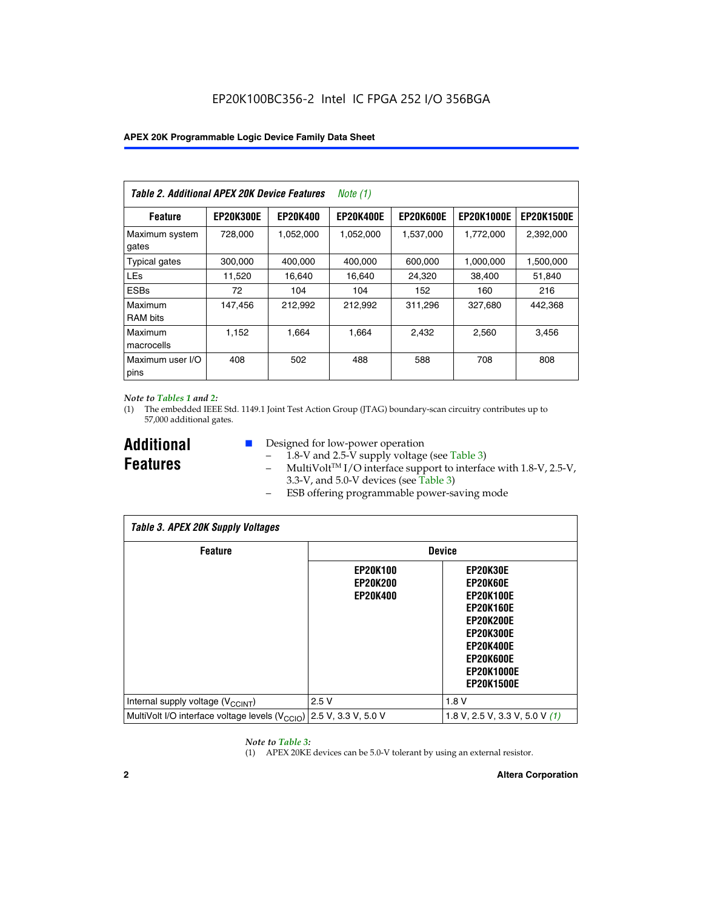**Table 2. Additional APEX 20K Device Features** *Note (1)*

| Feature | EP20K300E | EP20K400 | EP20K400E | EP20K600E | EP20K1000E | EP20K1500E |
|---|---|---|---|---|---|---|
| Maximum system gates | 728,000 | 1,052,000 | 1,052,000 | 1,537,000 | 1,772,000 | 2,392,000 |
| Typical gates | 300,000 | 400,000 | 400,000 | 600,000 | 1,000,000 | 1,500,000 |
| LEs | 11,520 | 16,640 | 16,640 | 24,320 | 38,400 | 51,840 |
| ESBs | 72 | 104 | 104 | 152 | 160 | 216 |
| Maximum RAM bits | 147,456 | 212,992 | 212,992 | 311,296 | 327,680 | 442,368 |
| Maximum macrocells | 1,152 | 1,664 | 1,664 | 2,432 | 2,560 | 3,456 |
| Maximum user I/O pins | 408 | 502 | 488 | 588 | 708 | 808 |

*Note to Tables 1 and 2:*

(1) The embedded IEEE Std. 1149.1 Joint Test Action Group (JTAG) boundary-scan circuitry contributes up to 57,000 additional gates.

## Additional Features

- Designed for low-power operation
  - 1.8-V and 2.5-V supply voltage (see Table 3)
  - MultiVolt™ I/O interface support to interface with 1.8-V, 2.5-V, 3.3-V, and 5.0-V devices (see Table 3)
  - ESB offering programmable power-saving mode

**Table 3. APEX 20K Supply Voltages**

| Feature | Device | |
|---|---|---|
| | EP20K100 EP20K200 EP20K400 | EP20K30E EP20K60E EP20K100E EP20K160E EP20K200E EP20K300E EP20K400E EP20K600E EP20K1000E EP20K1500E |
| Internal supply voltage ($V_{CCINT}$) | 2.5 V | 1.8 V |
| MultiVolt I/O interface voltage levels ($V_{CCIO}$) | 2.5 V, 3.3 V, 5.0 V | 1.8 V, 2.5 V, 3.3 V, 5.0 V *(1)* |

*Note to Table 3:*

(1) APEX 20KE devices can be 5.0-V tolerant by using an external resistor.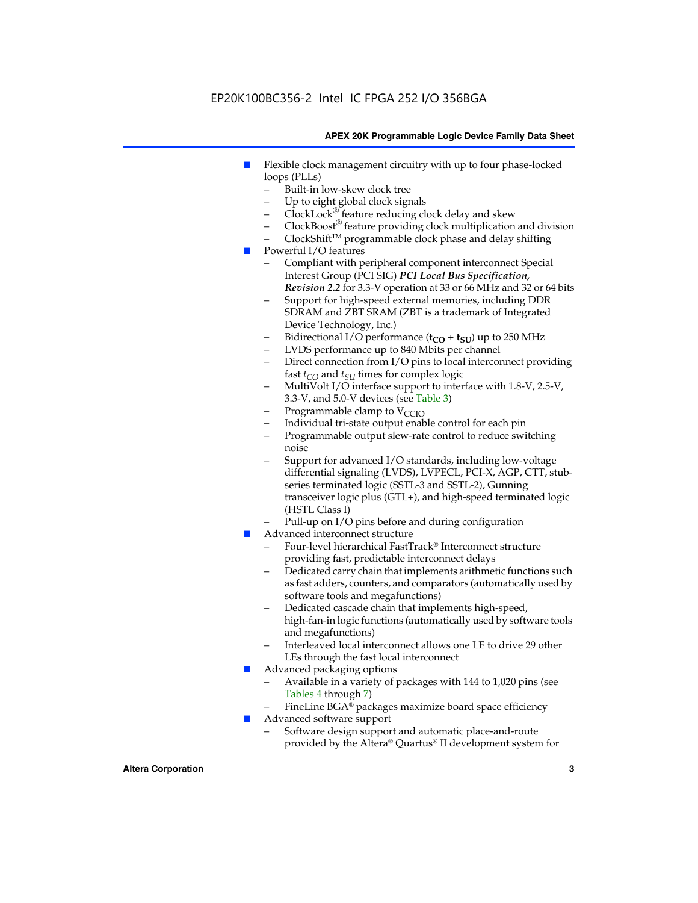- Flexible clock management circuitry with up to four phase-locked loops (PLLs)
  - Built-in low-skew clock tree
  - Up to eight global clock signals
  - ClockLock® feature reducing clock delay and skew
  - ClockBoost® feature providing clock multiplication and division
  - ClockShift™ programmable clock phase and delay shifting
- Powerful I/O features
  - Compliant with peripheral component interconnect Special Interest Group (PCI SIG) ***PCI Local Bus Specification, Revision 2.2*** for 3.3-V operation at 33 or 66 MHz and 32 or 64 bits
  - Support for high-speed external memories, including DDR SDRAM and ZBT SRAM (ZBT is a trademark of Integrated Device Technology, Inc.)
  - Bidirectional I/O performance ($\mathbf{t_{CO}}$ + $\mathbf{t_{SU}}$) up to 250 MHz
  - LVDS performance up to 840 Mbits per channel
  - Direct connection from I/O pins to local interconnect providing fast $t_{CO}$ and $t_{SU}$ times for complex logic
  - MultiVolt I/O interface support to interface with 1.8-V, 2.5-V, 3.3-V, and 5.0-V devices (see Table 3)
  - Programmable clamp to $V_{CCIO}$
  - Individual tri-state output enable control for each pin
  - Programmable output slew-rate control to reduce switching noise
  - Support for advanced I/O standards, including low-voltage differential signaling (LVDS), LVPECL, PCI-X, AGP, CTT, stub-series terminated logic (SSTL-3 and SSTL-2), Gunning transceiver logic plus (GTL+), and high-speed terminated logic (HSTL Class I)
  - Pull-up on I/O pins before and during configuration
- Advanced interconnect structure
  - Four-level hierarchical FastTrack® Interconnect structure providing fast, predictable interconnect delays
  - Dedicated carry chain that implements arithmetic functions such as fast adders, counters, and comparators (automatically used by software tools and megafunctions)
  - Dedicated cascade chain that implements high-speed, high-fan-in logic functions (automatically used by software tools and megafunctions)
  - Interleaved local interconnect allows one LE to drive 29 other LEs through the fast local interconnect
- Advanced packaging options
  - Available in a variety of packages with 144 to 1,020 pins (see Tables 4 through 7)
  - FineLine BGA® packages maximize board space efficiency
- Advanced software support
  - Software design support and automatic place-and-route provided by the Altera® Quartus® II development system for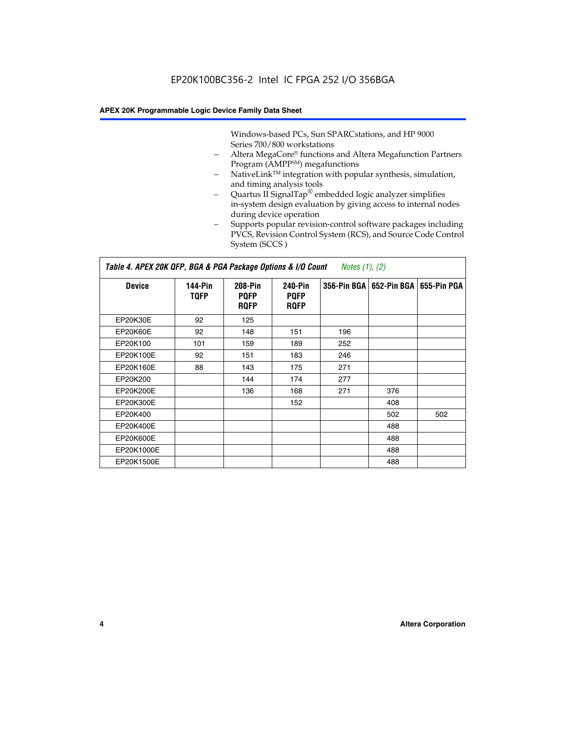Windows-based PCs, Sun SPARCstations, and HP 9000 Series 700/800 workstations

- Altera MegaCore® functions and Altera Megafunction Partners Program (AMPP℠) megafunctions
- NativeLink™ integration with popular synthesis, simulation, and timing analysis tools
- Quartus II SignalTap® embedded logic analyzer simplifies in-system design evaluation by giving access to internal nodes during device operation
- Supports popular revision-control software packages including PVCS, Revision Control System (RCS), and Source Code Control System (SCCS )

**Table 4. APEX 20K QFP, BGA & PGA Package Options & I/O Count** *Notes (1), (2)*

| Device | 144-Pin TQFP | 208-Pin PQFP RQFP | 240-Pin PQFP RQFP | 356-Pin BGA | 652-Pin BGA | 655-Pin PGA |
|---|---|---|---|---|---|---|
| EP20K30E | 92 | 125 | | | | |
| EP20K60E | 92 | 148 | 151 | 196 | | |
| EP20K100 | 101 | 159 | 189 | 252 | | |
| EP20K100E | 92 | 151 | 183 | 246 | | |
| EP20K160E | 88 | 143 | 175 | 271 | | |
| EP20K200 | | 144 | 174 | 277 | | |
| EP20K200E | | 136 | 168 | 271 | 376 | |
| EP20K300E | | | 152 | | 408 | |
| EP20K400 | | | | | 502 | 502 |
| EP20K400E | | | | | 488 | |
| EP20K600E | | | | | 488 | |
| EP20K1000E | | | | | 488 | |
| EP20K1500E | | | | | 488 | |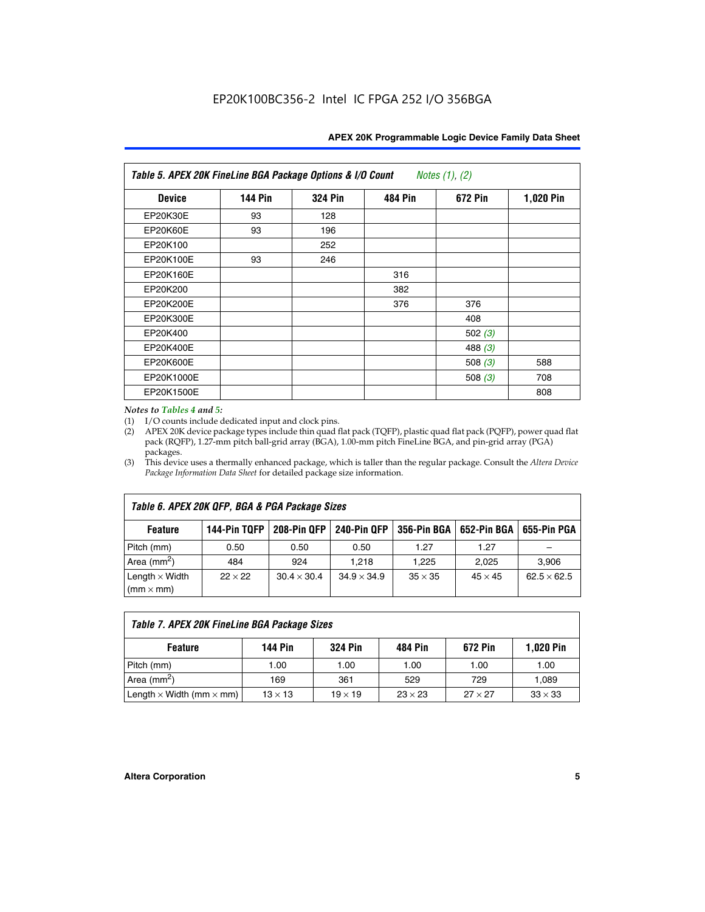| Table 5. APEX 20K FineLine BGA Package Options & I/O Count *Notes (1), (2)* | | | | | |
|---|---|---|---|---|---|
| **Device** | **144 Pin** | **324 Pin** | **484 Pin** | **672 Pin** | **1,020 Pin** |
| EP20K30E | 93 | 128 | | | |
| EP20K60E | 93 | 196 | | | |
| EP20K100 | | 252 | | | |
| EP20K100E | 93 | 246 | | | |
| EP20K160E | | | 316 | | |
| EP20K200 | | | 382 | | |
| EP20K200E | | | 376 | 376 | |
| EP20K300E | | | | 408 | |
| EP20K400 | | | | 502 *(3)* | |
| EP20K400E | | | | 488 *(3)* | |
| EP20K600E | | | | 508 *(3)* | 588 |
| EP20K1000E | | | | 508 *(3)* | 708 |
| EP20K1500E | | | | | 808 |

*Notes to Tables 4 and 5:*

(1) I/O counts include dedicated input and clock pins.

(2) APEX 20K device package types include thin quad flat pack (TQFP), plastic quad flat pack (PQFP), power quad flat pack (RQFP), 1.27-mm pitch ball-grid array (BGA), 1.00-mm pitch FineLine BGA, and pin-grid array (PGA) packages.

(3) This device uses a thermally enhanced package, which is taller than the regular package. Consult the *Altera Device Package Information Data Sheet* for detailed package size information.

| Table 6. APEX 20K QFP, BGA & PGA Package Sizes | | | | | | |
|---|---|---|---|---|---|---|
| **Feature** | **144-Pin TQFP** | **208-Pin QFP** | **240-Pin QFP** | **356-Pin BGA** | **652-Pin BGA** | **655-Pin PGA** |
| Pitch (mm) | 0.50 | 0.50 | 0.50 | 1.27 | 1.27 | – |
| Area ($mm^2$) | 484 | 924 | 1,218 | 1,225 | 2,025 | 3,906 |
| Length × Width (mm × mm) | 22 × 22 | 30.4 × 30.4 | 34.9 × 34.9 | 35 × 35 | 45 × 45 | 62.5 × 62.5 |

| Table 7. APEX 20K FineLine BGA Package Sizes | | | | | |
|---|---|---|---|---|---|
| **Feature** | **144 Pin** | **324 Pin** | **484 Pin** | **672 Pin** | **1,020 Pin** |
| Pitch (mm) | 1.00 | 1.00 | 1.00 | 1.00 | 1.00 |
| Area ($mm^2$) | 169 | 361 | 529 | 729 | 1,089 |
| Length × Width (mm × mm) | 13 × 13 | 19 × 19 | 23 × 23 | 27 × 27 | 33 × 33 |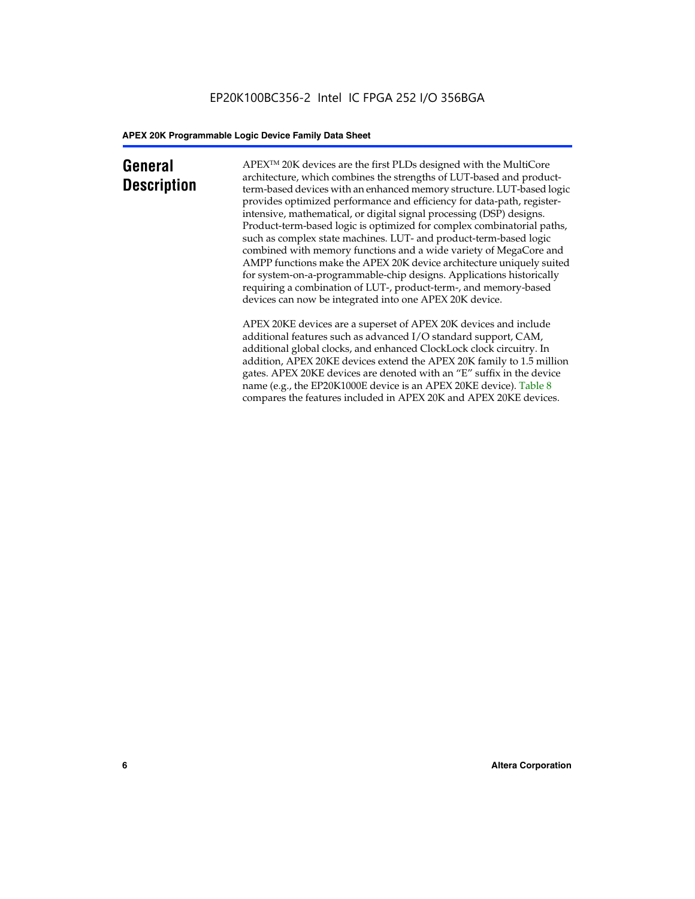## General Description

APEX™ 20K devices are the first PLDs designed with the MultiCore architecture, which combines the strengths of LUT-based and product-term-based devices with an enhanced memory structure. LUT-based logic provides optimized performance and efficiency for data-path, register-intensive, mathematical, or digital signal processing (DSP) designs. Product-term-based logic is optimized for complex combinatorial paths, such as complex state machines. LUT- and product-term-based logic combined with memory functions and a wide variety of MegaCore and AMPP functions make the APEX 20K device architecture uniquely suited for system-on-a-programmable-chip designs. Applications historically requiring a combination of LUT-, product-term-, and memory-based devices can now be integrated into one APEX 20K device.

APEX 20KE devices are a superset of APEX 20K devices and include additional features such as advanced I/O standard support, CAM, additional global clocks, and enhanced ClockLock clock circuitry. In addition, APEX 20KE devices extend the APEX 20K family to 1.5 million gates. APEX 20KE devices are denoted with an "E" suffix in the device name (e.g., the EP20K1000E device is an APEX 20KE device). Table 8 compares the features included in APEX 20K and APEX 20KE devices.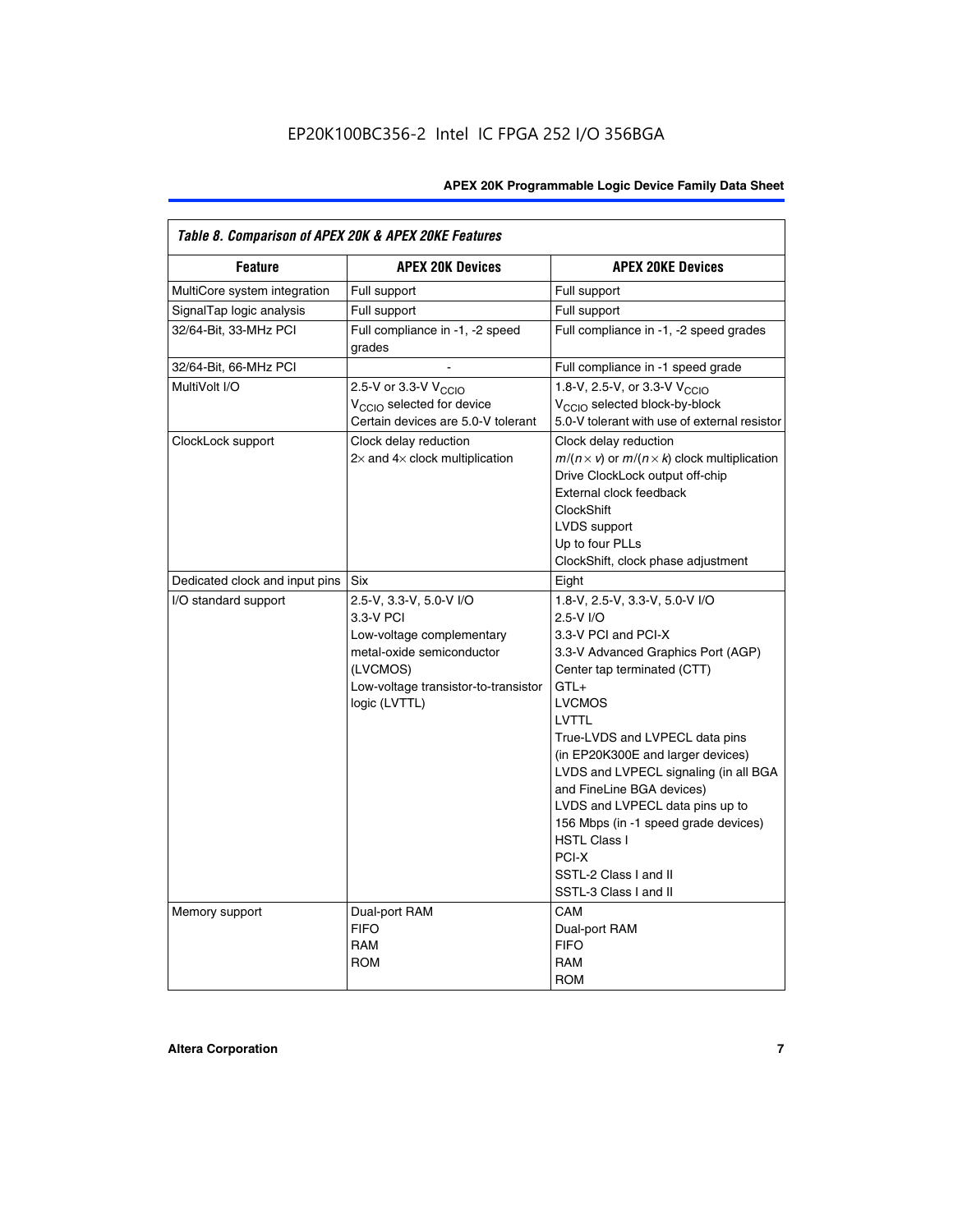**Table 8. Comparison of APEX 20K & APEX 20KE Features**

| Feature | APEX 20K Devices | APEX 20KE Devices |
|---|---|---|
| MultiCore system integration | Full support | Full support |
| SignalTap logic analysis | Full support | Full support |
| 32/64-Bit, 33-MHz PCI | Full compliance in -1, -2 speed grades | Full compliance in -1, -2 speed grades |
| 32/64-Bit, 66-MHz PCI | - | Full compliance in -1 speed grade |
| MultiVolt I/O | 2.5-V or 3.3-V $V_{CCIO}$<br>$V_{CCIO}$ selected for device<br>Certain devices are 5.0-V tolerant | 1.8-V, 2.5-V, or 3.3-V $V_{CCIO}$<br>$V_{CCIO}$ selected block-by-block<br>5.0-V tolerant with use of external resistor |
| ClockLock support | Clock delay reduction<br>2× and 4× clock multiplication | Clock delay reduction<br>$m/(n \times v)$ or $m/(n \times k)$ clock multiplication<br>Drive ClockLock output off-chip<br>External clock feedback<br>ClockShift<br>LVDS support<br>Up to four PLLs<br>ClockShift, clock phase adjustment |
| Dedicated clock and input pins | Six | Eight |
| I/O standard support | 2.5-V, 3.3-V, 5.0-V I/O<br>3.3-V PCI<br>Low-voltage complementary metal-oxide semiconductor (LVCMOS)<br>Low-voltage transistor-to-transistor logic (LVTTL) | 1.8-V, 2.5-V, 3.3-V, 5.0-V I/O<br>2.5-V I/O<br>3.3-V PCI and PCI-X<br>3.3-V Advanced Graphics Port (AGP)<br>Center tap terminated (CTT)<br>GTL+<br>LVCMOS<br>LVTTL<br>True-LVDS and LVPECL data pins (in EP20K300E and larger devices)<br>LVDS and LVPECL signaling (in all BGA and FineLine BGA devices)<br>LVDS and LVPECL data pins up to 156 Mbps (in -1 speed grade devices)<br>HSTL Class I<br>PCI-X<br>SSTL-2 Class I and II<br>SSTL-3 Class I and II |
| Memory support | Dual-port RAM<br>FIFO<br>RAM<br>ROM | CAM<br>Dual-port RAM<br>FIFO<br>RAM<br>ROM |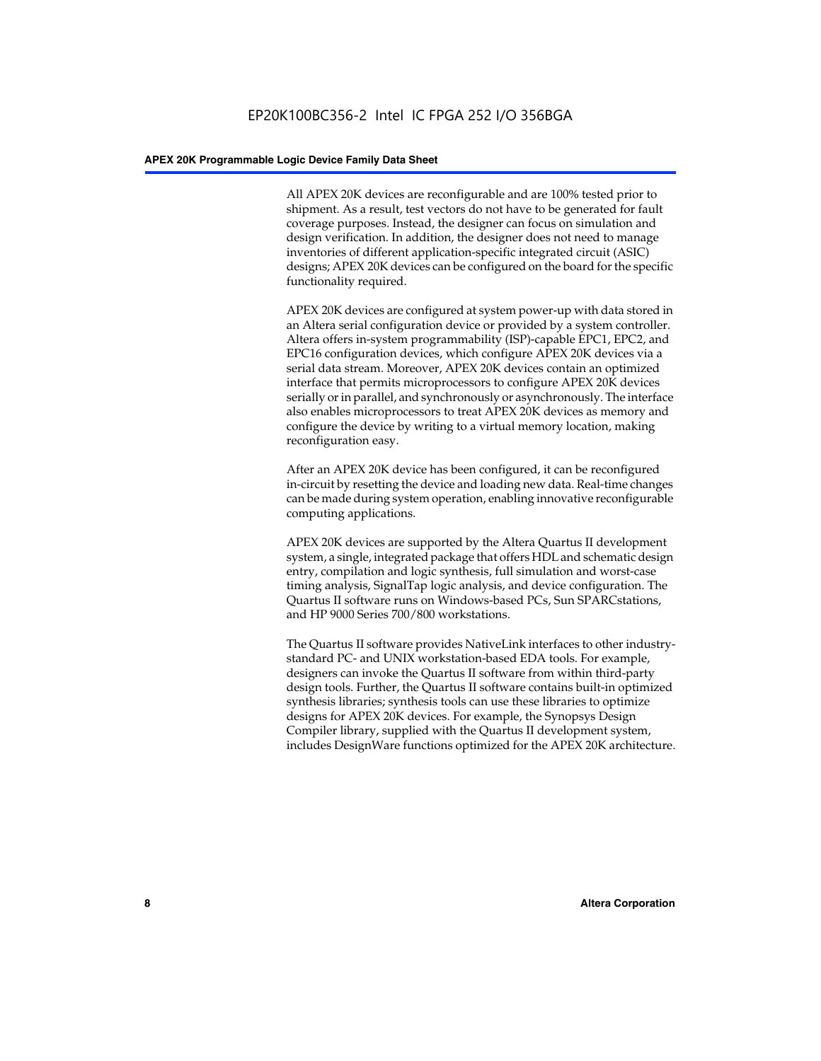All APEX 20K devices are reconfigurable and are 100% tested prior to shipment. As a result, test vectors do not have to be generated for fault coverage purposes. Instead, the designer can focus on simulation and design verification. In addition, the designer does not need to manage inventories of different application-specific integrated circuit (ASIC) designs; APEX 20K devices can be configured on the board for the specific functionality required.

APEX 20K devices are configured at system power-up with data stored in an Altera serial configuration device or provided by a system controller. Altera offers in-system programmability (ISP)-capable EPC1, EPC2, and EPC16 configuration devices, which configure APEX 20K devices via a serial data stream. Moreover, APEX 20K devices contain an optimized interface that permits microprocessors to configure APEX 20K devices serially or in parallel, and synchronously or asynchronously. The interface also enables microprocessors to treat APEX 20K devices as memory and configure the device by writing to a virtual memory location, making reconfiguration easy.

After an APEX 20K device has been configured, it can be reconfigured in-circuit by resetting the device and loading new data. Real-time changes can be made during system operation, enabling innovative reconfigurable computing applications.

APEX 20K devices are supported by the Altera Quartus II development system, a single, integrated package that offers HDL and schematic design entry, compilation and logic synthesis, full simulation and worst-case timing analysis, SignalTap logic analysis, and device configuration. The Quartus II software runs on Windows-based PCs, Sun SPARCstations, and HP 9000 Series 700/800 workstations.

The Quartus II software provides NativeLink interfaces to other industry-standard PC- and UNIX workstation-based EDA tools. For example, designers can invoke the Quartus II software from within third-party design tools. Further, the Quartus II software contains built-in optimized synthesis libraries; synthesis tools can use these libraries to optimize designs for APEX 20K devices. For example, the Synopsys Design Compiler library, supplied with the Quartus II development system, includes DesignWare functions optimized for the APEX 20K architecture.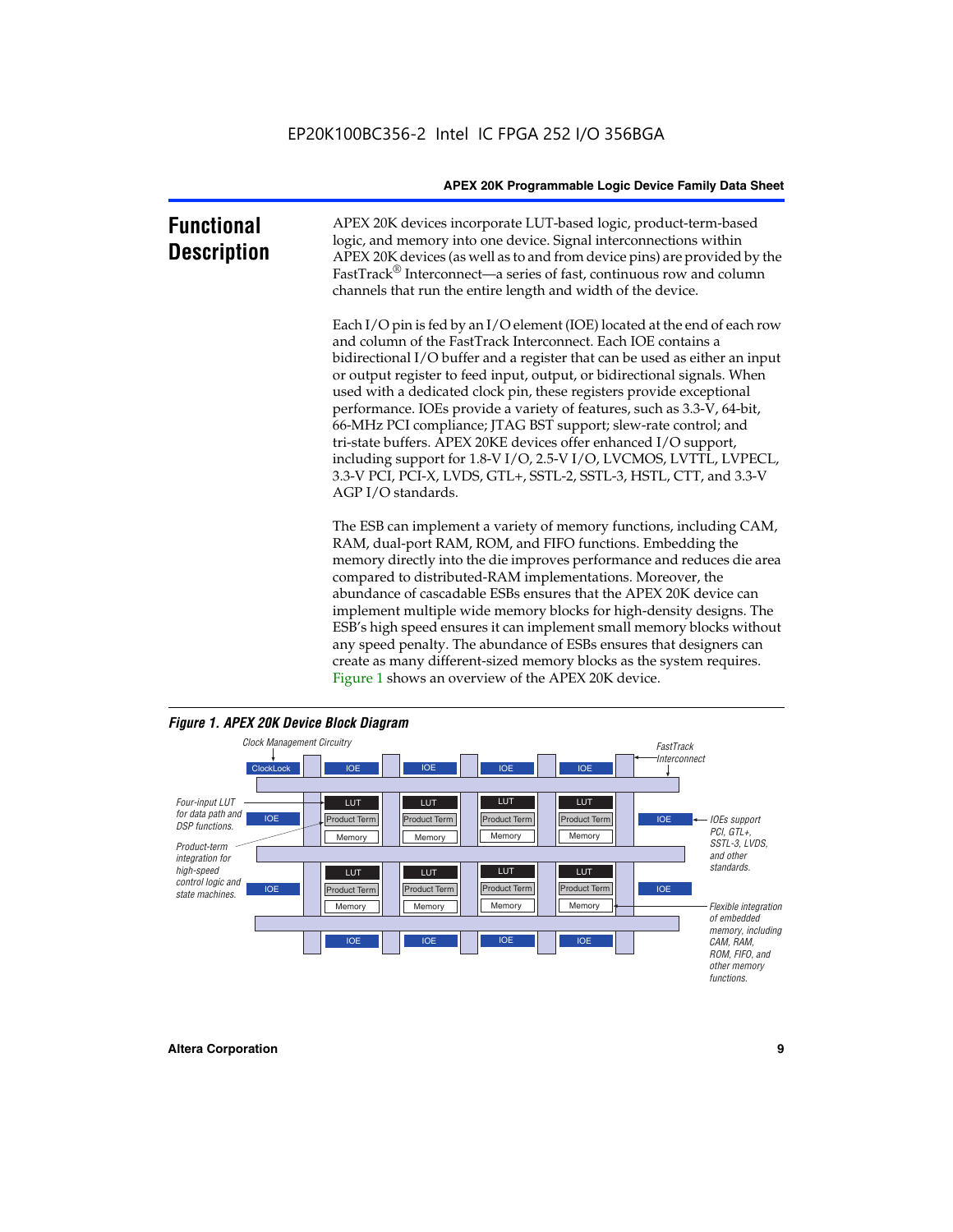## Functional Description

APEX 20K devices incorporate LUT-based logic, product-term-based logic, and memory into one device. Signal interconnections within APEX 20K devices (as well as to and from device pins) are provided by the FastTrack® Interconnect—a series of fast, continuous row and column channels that run the entire length and width of the device.

Each I/O pin is fed by an I/O element (IOE) located at the end of each row and column of the FastTrack Interconnect. Each IOE contains a bidirectional I/O buffer and a register that can be used as either an input or output register to feed input, output, or bidirectional signals. When used with a dedicated clock pin, these registers provide exceptional performance. IOEs provide a variety of features, such as 3.3-V, 64-bit, 66-MHz PCI compliance; JTAG BST support; slew-rate control; and tri-state buffers. APEX 20KE devices offer enhanced I/O support, including support for 1.8-V I/O, 2.5-V I/O, LVCMOS, LVTTL, LVPECL, 3.3-V PCI, PCI-X, LVDS, GTL+, SSTL-2, SSTL-3, HSTL, CTT, and 3.3-V AGP I/O standards.

The ESB can implement a variety of memory functions, including CAM, RAM, dual-port RAM, ROM, and FIFO functions. Embedding the memory directly into the die improves performance and reduces die area compared to distributed-RAM implementations. Moreover, the abundance of cascadable ESBs ensures that the APEX 20K device can implement multiple wide memory blocks for high-density designs. The ESB's high speed ensures it can implement small memory blocks without any speed penalty. The abundance of ESBs ensures that designers can create as many different-sized memory blocks as the system requires. Figure 1 shows an overview of the APEX 20K device.

*Figure 1. APEX 20K Device Block Diagram*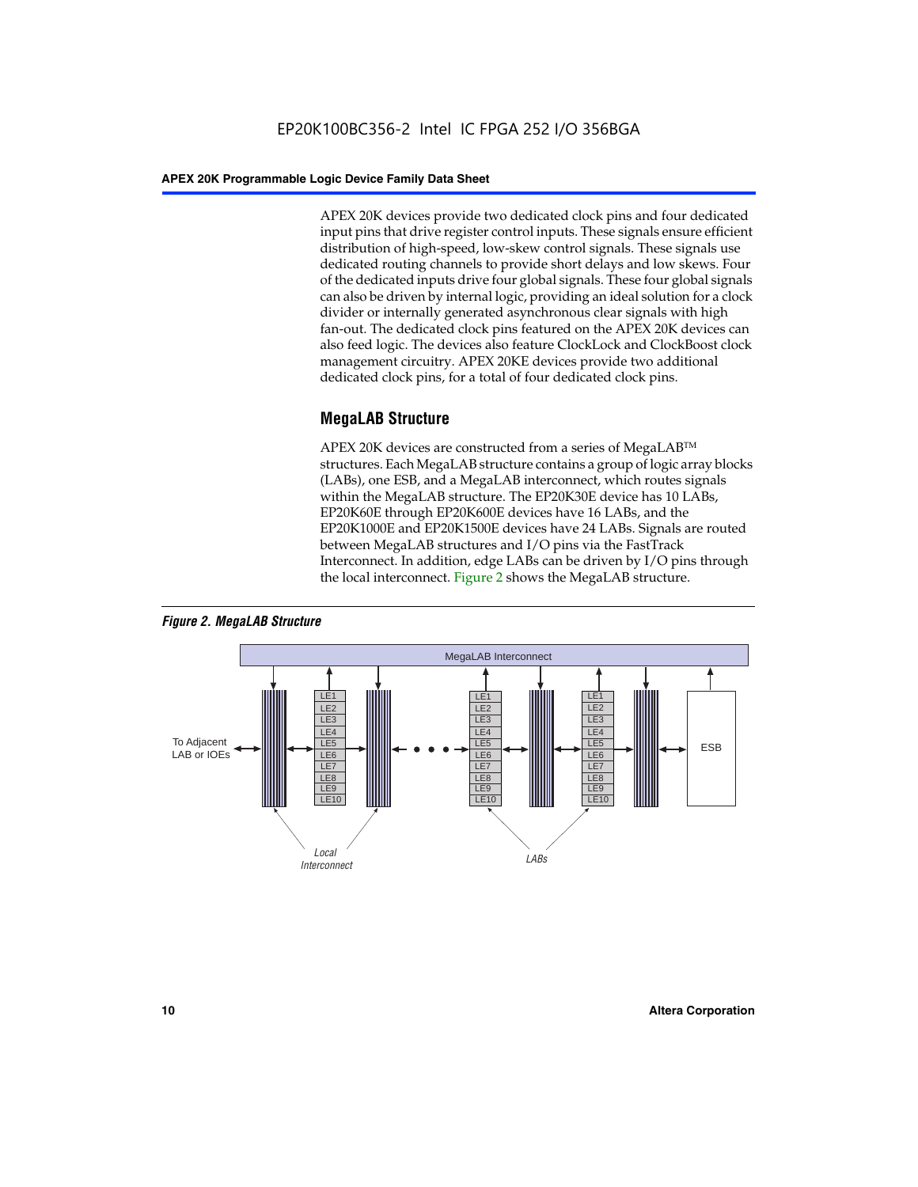APEX 20K devices provide two dedicated clock pins and four dedicated input pins that drive register control inputs. These signals ensure efficient distribution of high-speed, low-skew control signals. These signals use dedicated routing channels to provide short delays and low skews. Four of the dedicated inputs drive four global signals. These four global signals can also be driven by internal logic, providing an ideal solution for a clock divider or internally generated asynchronous clear signals with high fan-out. The dedicated clock pins featured on the APEX 20K devices can also feed logic. The devices also feature ClockLock and ClockBoost clock management circuitry. APEX 20KE devices provide two additional dedicated clock pins, for a total of four dedicated clock pins.

## MegaLAB Structure

APEX 20K devices are constructed from a series of MegaLAB™ structures. Each MegaLAB structure contains a group of logic array blocks (LABs), one ESB, and a MegaLAB interconnect, which routes signals within the MegaLAB structure. The EP20K30E device has 10 LABs, EP20K60E through EP20K600E devices have 16 LABs, and the EP20K1000E and EP20K1500E devices have 24 LABs. Signals are routed between MegaLAB structures and I/O pins via the FastTrack Interconnect. In addition, edge LABs can be driven by I/O pins through the local interconnect. Figure 2 shows the MegaLAB structure.

*Figure 2. MegaLAB Structure*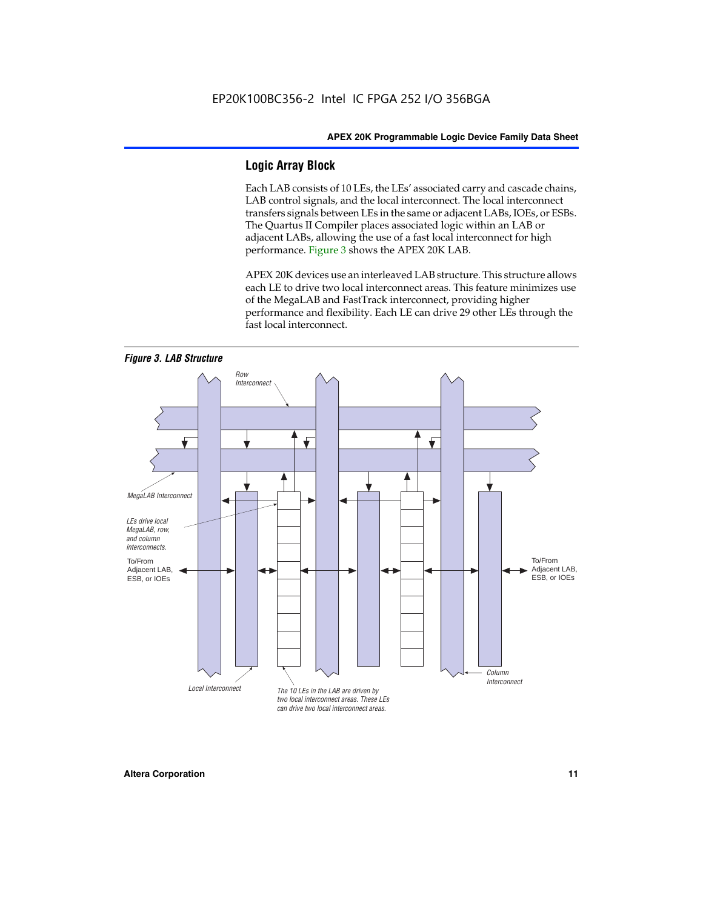## Logic Array Block

Each LAB consists of 10 LEs, the LEs' associated carry and cascade chains, LAB control signals, and the local interconnect. The local interconnect transfers signals between LEs in the same or adjacent LABs, IOEs, or ESBs. The Quartus II Compiler places associated logic within an LAB or adjacent LABs, allowing the use of a fast local interconnect for high performance. Figure 3 shows the APEX 20K LAB.

APEX 20K devices use an interleaved LAB structure. This structure allows each LE to drive two local interconnect areas. This feature minimizes use of the MegaLAB and FastTrack interconnect, providing higher performance and flexibility. Each LE can drive 29 other LEs through the fast local interconnect.

*Figure 3. LAB Structure*

Row Interconnect

MegaLAB Interconnect

LEs drive local MegaLAB, row, and column interconnects.

To/From Adjacent LAB, ESB, or IOEs

To/From Adjacent LAB, ESB, or IOEs

Column Interconnect

Local Interconnect

The 10 LEs in the LAB are driven by two local interconnect areas. These LEs can drive two local interconnect areas.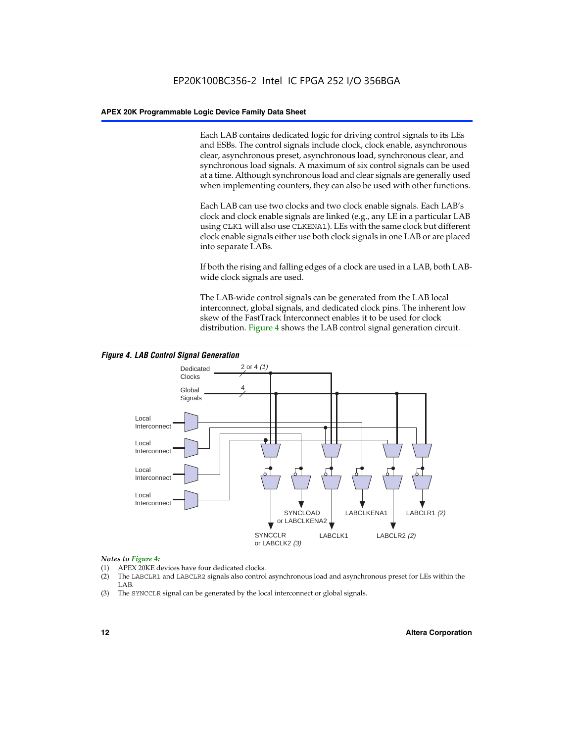Each LAB contains dedicated logic for driving control signals to its LEs and ESBs. The control signals include clock, clock enable, asynchronous clear, asynchronous preset, asynchronous load, synchronous clear, and synchronous load signals. A maximum of six control signals can be used at a time. Although synchronous load and clear signals are generally used when implementing counters, they can also be used with other functions.

Each LAB can use two clocks and two clock enable signals. Each LAB's clock and clock enable signals are linked (e.g., any LE in a particular LAB using `CLK1` will also use `CLKENA1`). LEs with the same clock but different clock enable signals either use both clock signals in one LAB or are placed into separate LABs.

If both the rising and falling edges of a clock are used in a LAB, both LAB-wide clock signals are used.

The LAB-wide control signals can be generated from the LAB local interconnect, global signals, and dedicated clock pins. The inherent low skew of the FastTrack Interconnect enables it to be used for clock distribution. Figure 4 shows the LAB control signal generation circuit.

***Figure 4. LAB Control Signal Generation***

Dedicated Clocks — 2 or 4 *(1)*
Global Signals — 4
Local Interconnect
Local Interconnect
Local Interconnect
Local Interconnect
SYNCCLR or LABCLK2 *(3)*
SYNCLOAD or LABCLKENA2
LABCLK1
LABCLKENA1
LABCLR2 *(2)*
LABCLR1 *(2)*

*Notes to Figure 4:*

(1) APEX 20KE devices have four dedicated clocks.
(2) The `LABCLR1` and `LABCLR2` signals also control asynchronous load and asynchronous preset for LEs within the LAB.
(3) The `SYNCCLR` signal can be generated by the local interconnect or global signals.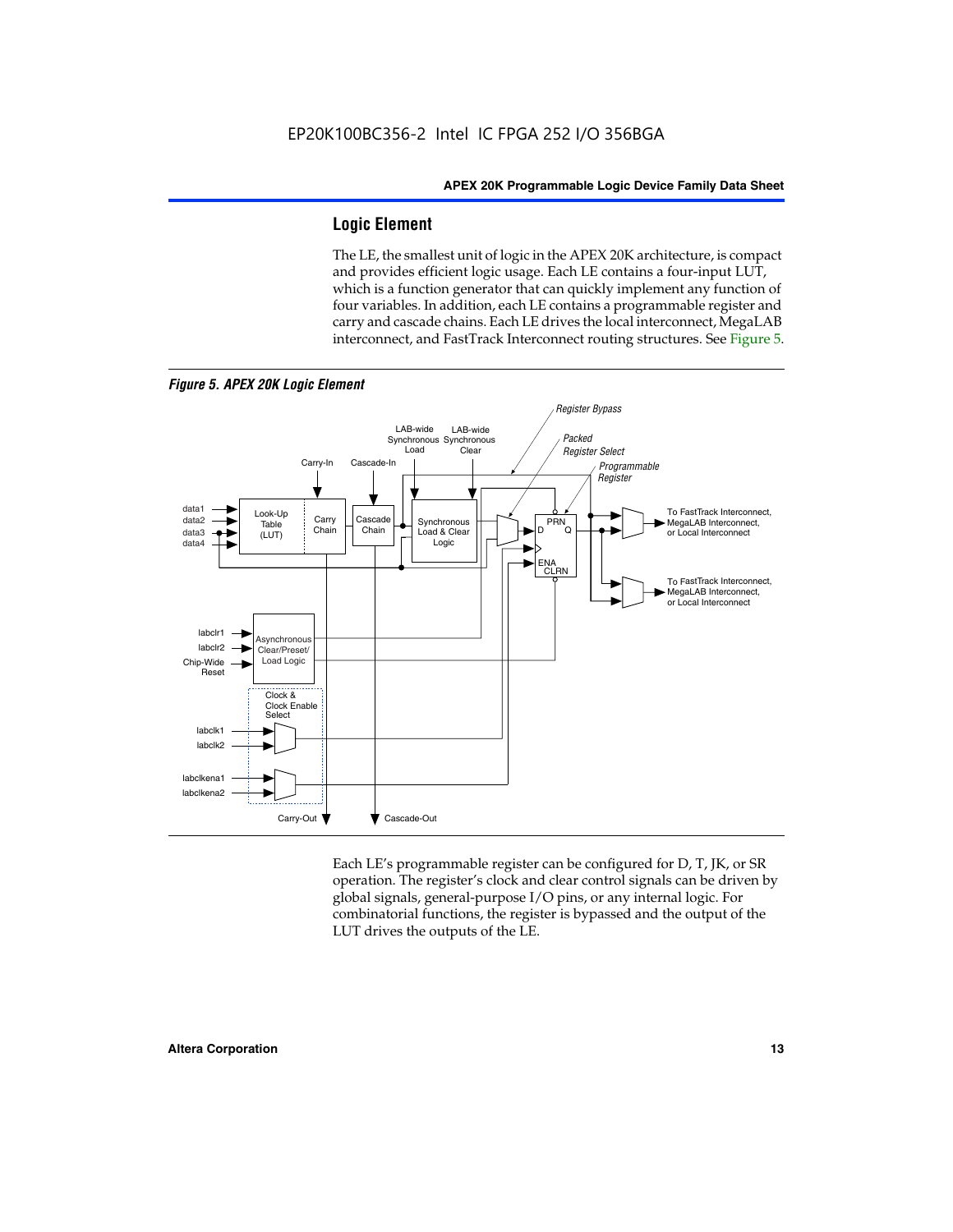## Logic Element

The LE, the smallest unit of logic in the APEX 20K architecture, is compact and provides efficient logic usage. Each LE contains a four-input LUT, which is a function generator that can quickly implement any function of four variables. In addition, each LE contains a programmable register and carry and cascade chains. Each LE drives the local interconnect, MegaLAB interconnect, and FastTrack Interconnect routing structures. See Figure 5.

*Figure 5. APEX 20K Logic Element*

Each LE's programmable register can be configured for D, T, JK, or SR operation. The register's clock and clear control signals can be driven by global signals, general-purpose I/O pins, or any internal logic. For combinatorial functions, the register is bypassed and the output of the LUT drives the outputs of the LE.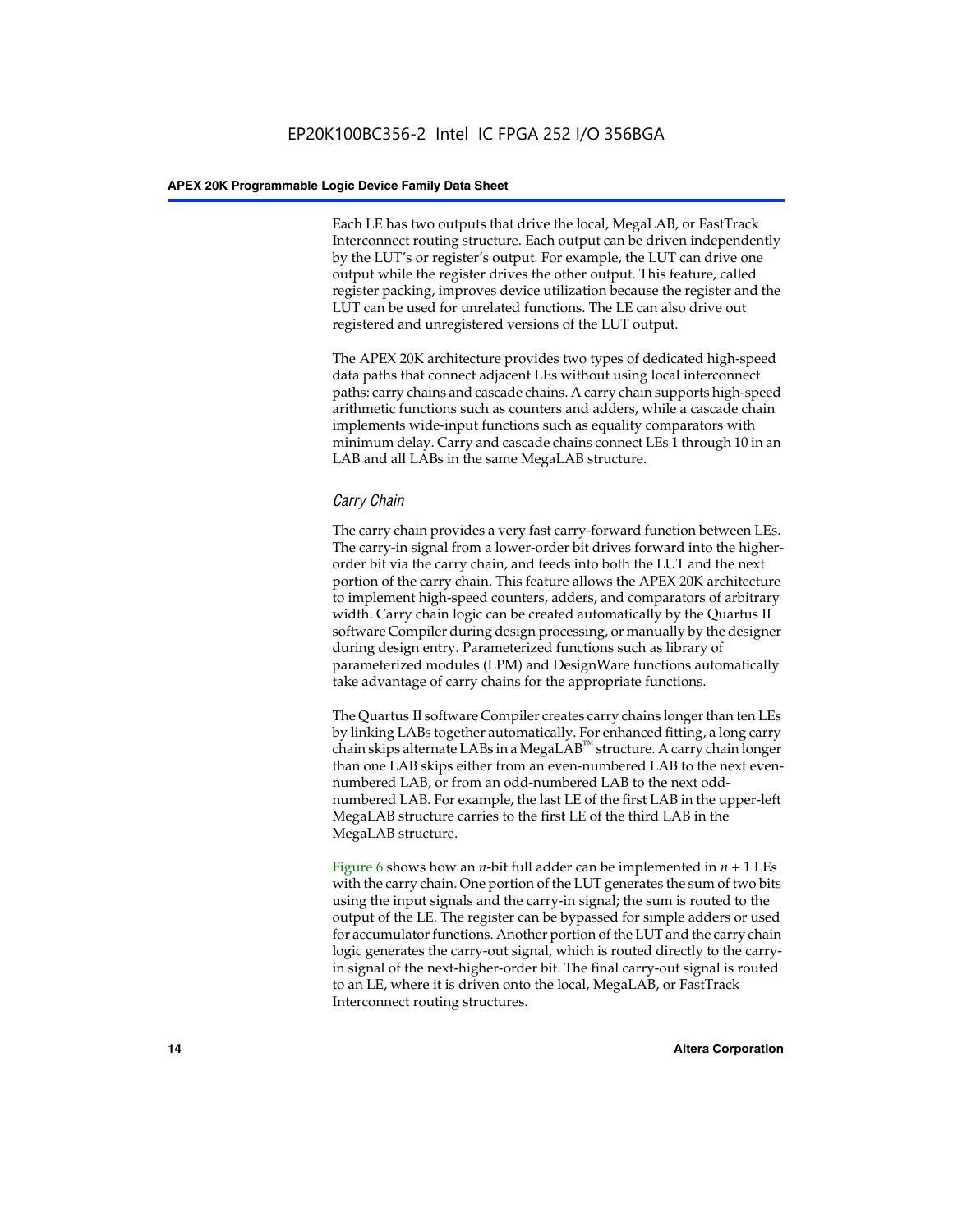Each LE has two outputs that drive the local, MegaLAB, or FastTrack Interconnect routing structure. Each output can be driven independently by the LUT's or register's output. For example, the LUT can drive one output while the register drives the other output. This feature, called register packing, improves device utilization because the register and the LUT can be used for unrelated functions. The LE can also drive out registered and unregistered versions of the LUT output.

The APEX 20K architecture provides two types of dedicated high-speed data paths that connect adjacent LEs without using local interconnect paths: carry chains and cascade chains. A carry chain supports high-speed arithmetic functions such as counters and adders, while a cascade chain implements wide-input functions such as equality comparators with minimum delay. Carry and cascade chains connect LEs 1 through 10 in an LAB and all LABs in the same MegaLAB structure.

### *Carry Chain*

The carry chain provides a very fast carry-forward function between LEs. The carry-in signal from a lower-order bit drives forward into the higher-order bit via the carry chain, and feeds into both the LUT and the next portion of the carry chain. This feature allows the APEX 20K architecture to implement high-speed counters, adders, and comparators of arbitrary width. Carry chain logic can be created automatically by the Quartus II software Compiler during design processing, or manually by the designer during design entry. Parameterized functions such as library of parameterized modules (LPM) and DesignWare functions automatically take advantage of carry chains for the appropriate functions.

The Quartus II software Compiler creates carry chains longer than ten LEs by linking LABs together automatically. For enhanced fitting, a long carry chain skips alternate LABs in a MegaLAB™ structure. A carry chain longer than one LAB skips either from an even-numbered LAB to the next even-numbered LAB, or from an odd-numbered LAB to the next odd-numbered LAB. For example, the last LE of the first LAB in the upper-left MegaLAB structure carries to the first LE of the third LAB in the MegaLAB structure.

Figure 6 shows how an $n$-bit full adder can be implemented in $n + 1$ LEs with the carry chain. One portion of the LUT generates the sum of two bits using the input signals and the carry-in signal; the sum is routed to the output of the LE. The register can be bypassed for simple adders or used for accumulator functions. Another portion of the LUT and the carry chain logic generates the carry-out signal, which is routed directly to the carry-in signal of the next-higher-order bit. The final carry-out signal is routed to an LE, where it is driven onto the local, MegaLAB, or FastTrack Interconnect routing structures.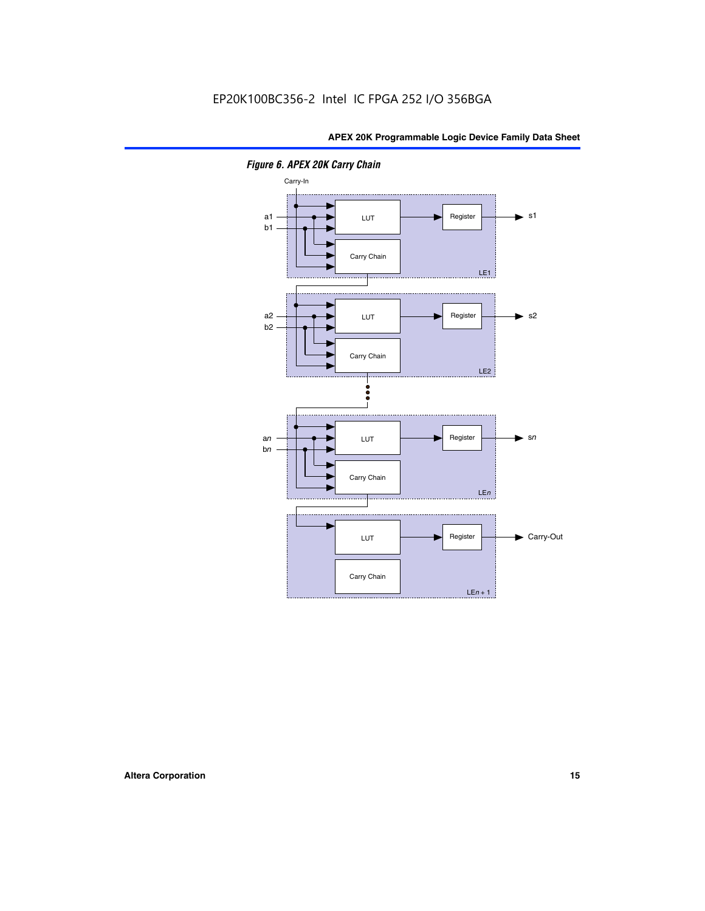*Figure 6. APEX 20K Carry Chain*

Carry-In

a1
b1

LUT

Register

s1

Carry Chain

LE1

a2
b2

LUT

Register

s2

Carry Chain

LE2

a*n*
b*n*

LUT

Register

s*n*

Carry Chain

LE*n*

LUT

Register

Carry-Out

Carry Chain

LE*n* + 1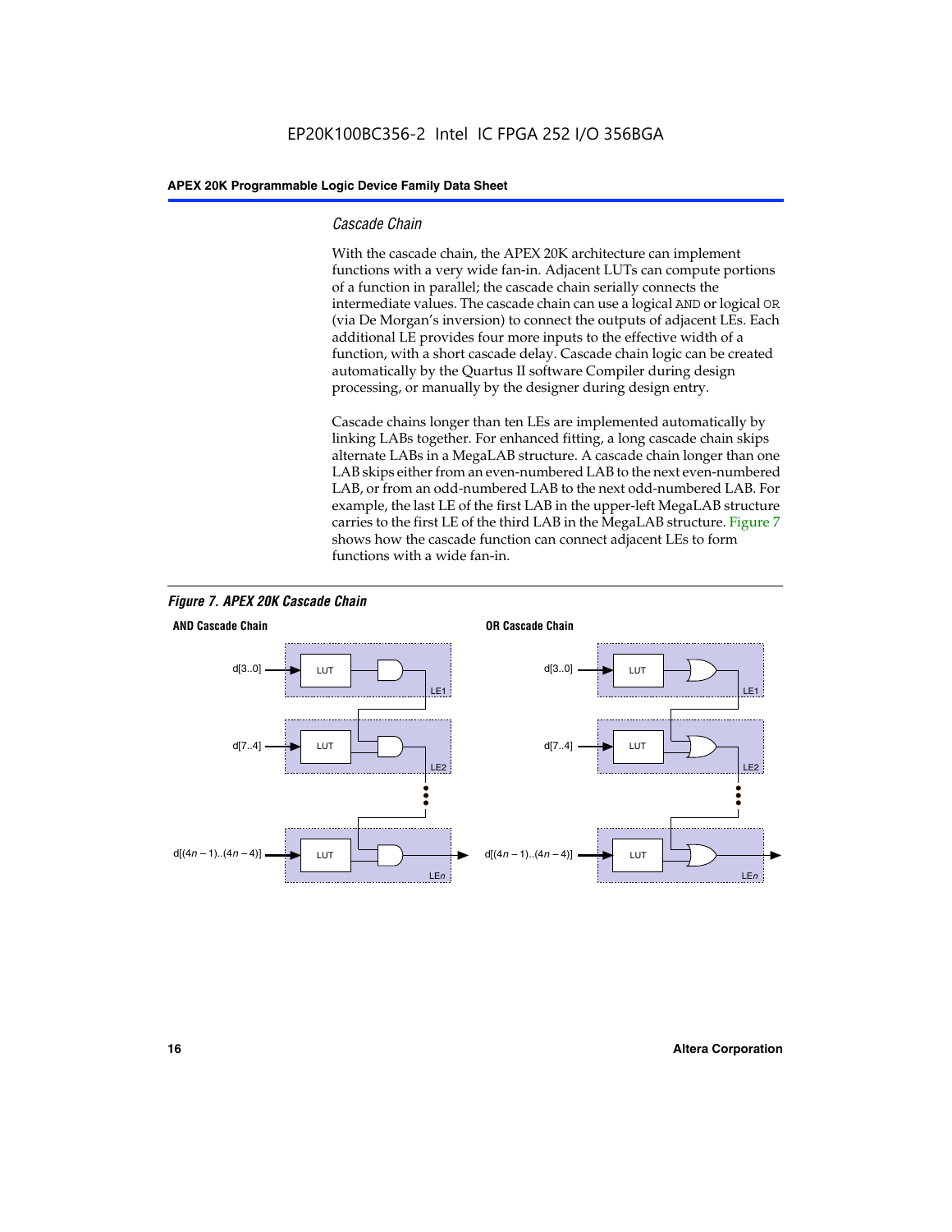### Cascade Chain

With the cascade chain, the APEX 20K architecture can implement functions with a very wide fan-in. Adjacent LUTs can compute portions of a function in parallel; the cascade chain serially connects the intermediate values. The cascade chain can use a logical AND or logical OR (via De Morgan's inversion) to connect the outputs of adjacent LEs. Each additional LE provides four more inputs to the effective width of a function, with a short cascade delay. Cascade chain logic can be created automatically by the Quartus II software Compiler during design processing, or manually by the designer during design entry.

Cascade chains longer than ten LEs are implemented automatically by linking LABs together. For enhanced fitting, a long cascade chain skips alternate LABs in a MegaLAB structure. A cascade chain longer than one LAB skips either from an even-numbered LAB to the next even-numbered LAB, or from an odd-numbered LAB to the next odd-numbered LAB. For example, the last LE of the first LAB in the upper-left MegaLAB structure carries to the first LE of the third LAB in the MegaLAB structure. Figure 7 shows how the cascade function can connect adjacent LEs to form functions with a wide fan-in.

*Figure 7. APEX 20K Cascade Chain*

**AND Cascade Chain**

d[3..0] → LUT → LE1
d[7..4] → LUT → LE2
d[(4n – 1)..(4n – 4)] → LUT → LEn

**OR Cascade Chain**

d[3..0] → LUT → LE1
d[7..4] → LUT → LE2
d[(4n – 1)..(4n – 4)] → LUT → LEn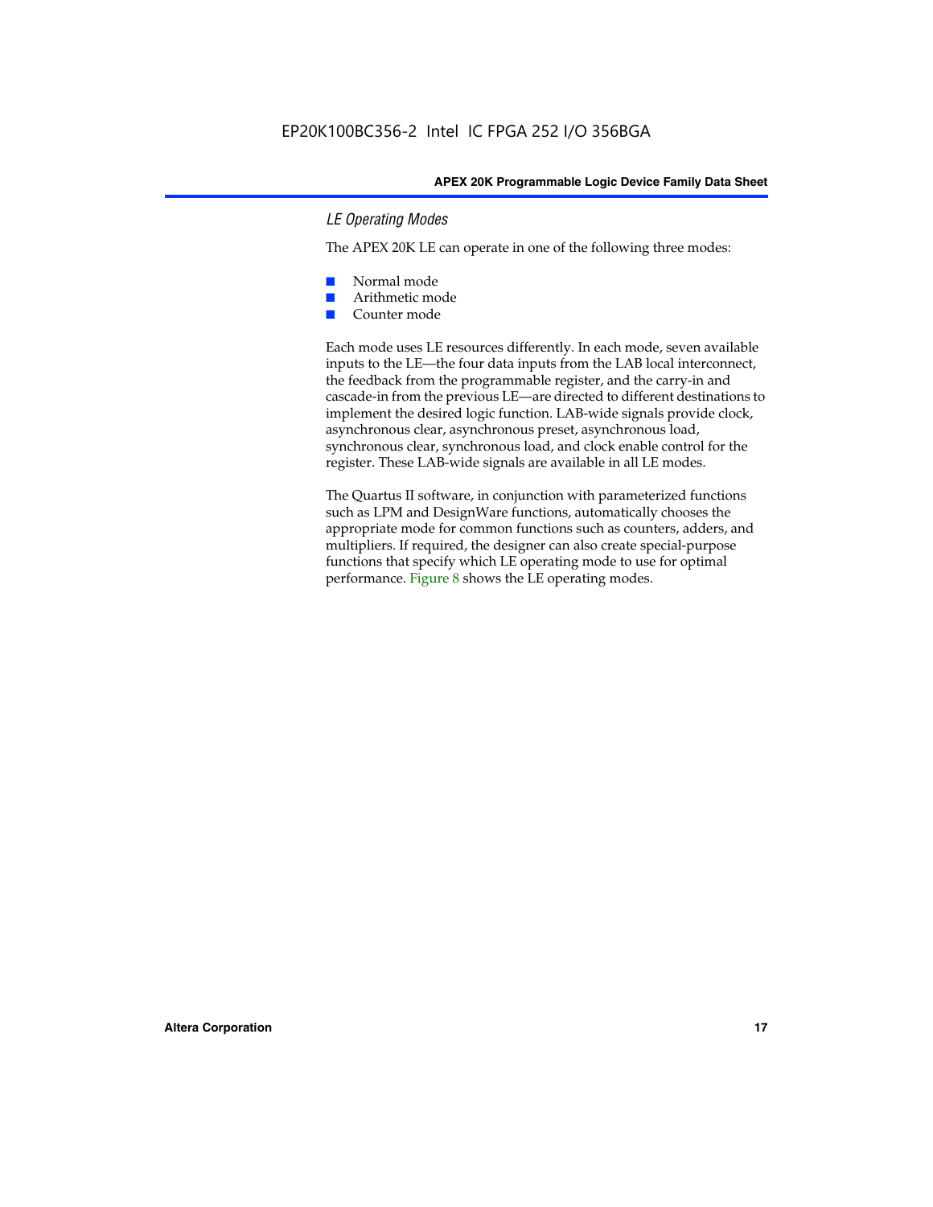### *LE Operating Modes*

The APEX 20K LE can operate in one of the following three modes:

- Normal mode
- Arithmetic mode
- Counter mode

Each mode uses LE resources differently. In each mode, seven available inputs to the LE—the four data inputs from the LAB local interconnect, the feedback from the programmable register, and the carry-in and cascade-in from the previous LE—are directed to different destinations to implement the desired logic function. LAB-wide signals provide clock, asynchronous clear, asynchronous preset, asynchronous load, synchronous clear, synchronous load, and clock enable control for the register. These LAB-wide signals are available in all LE modes.

The Quartus II software, in conjunction with parameterized functions such as LPM and DesignWare functions, automatically chooses the appropriate mode for common functions such as counters, adders, and multipliers. If required, the designer can also create special-purpose functions that specify which LE operating mode to use for optimal performance. Figure 8 shows the LE operating modes.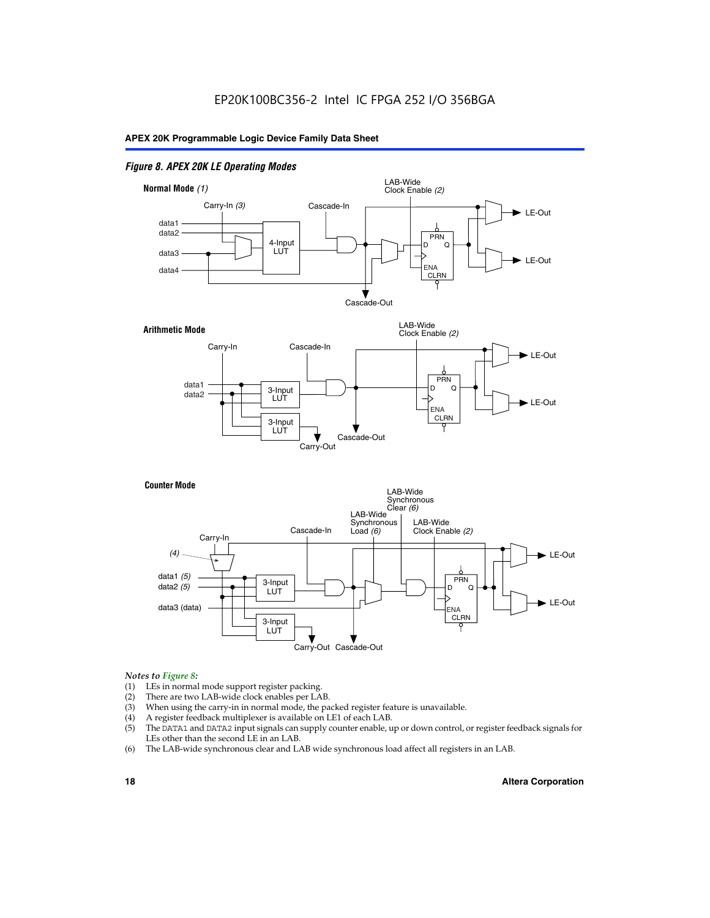### *Figure 8. APEX 20K LE Operating Modes*

**Normal Mode** *(1)*

Carry-In *(3)* — Cascade-In — LAB-Wide Clock Enable *(2)*

data1, data2, data3, data4 — 4-Input LUT — PRN, D, Q, ENA, CLRN — LE-Out, LE-Out — Cascade-Out

**Arithmetic Mode**

Carry-In — Cascade-In — LAB-Wide Clock Enable *(2)*

data1, data2 — 3-Input LUT, 3-Input LUT — PRN, D, Q, ENA, CLRN — LE-Out, LE-Out — Carry-Out, Cascade-Out

**Counter Mode**

Carry-In — *(4)* — Cascade-In — LAB-Wide Synchronous Load *(6)* — LAB-Wide Synchronous Clear *(6)* — LAB-Wide Clock Enable *(2)*

data1 *(5)*, data2 *(5)*, data3 (data) — 3-Input LUT, 3-Input LUT — PRN, D, Q, ENA, CLRN — LE-Out, LE-Out — Carry-Out, Cascade-Out

*Notes to Figure 8:*

(1) LEs in normal mode support register packing.
(2) There are two LAB-wide clock enables per LAB.
(3) When using the carry-in in normal mode, the packed register feature is unavailable.
(4) A register feedback multiplexer is available on LE1 of each LAB.
(5) The DATA1 and DATA2 input signals can supply counter enable, up or down control, or register feedback signals for LEs other than the second LE in an LAB.
(6) The LAB-wide synchronous clear and LAB wide synchronous load affect all registers in an LAB.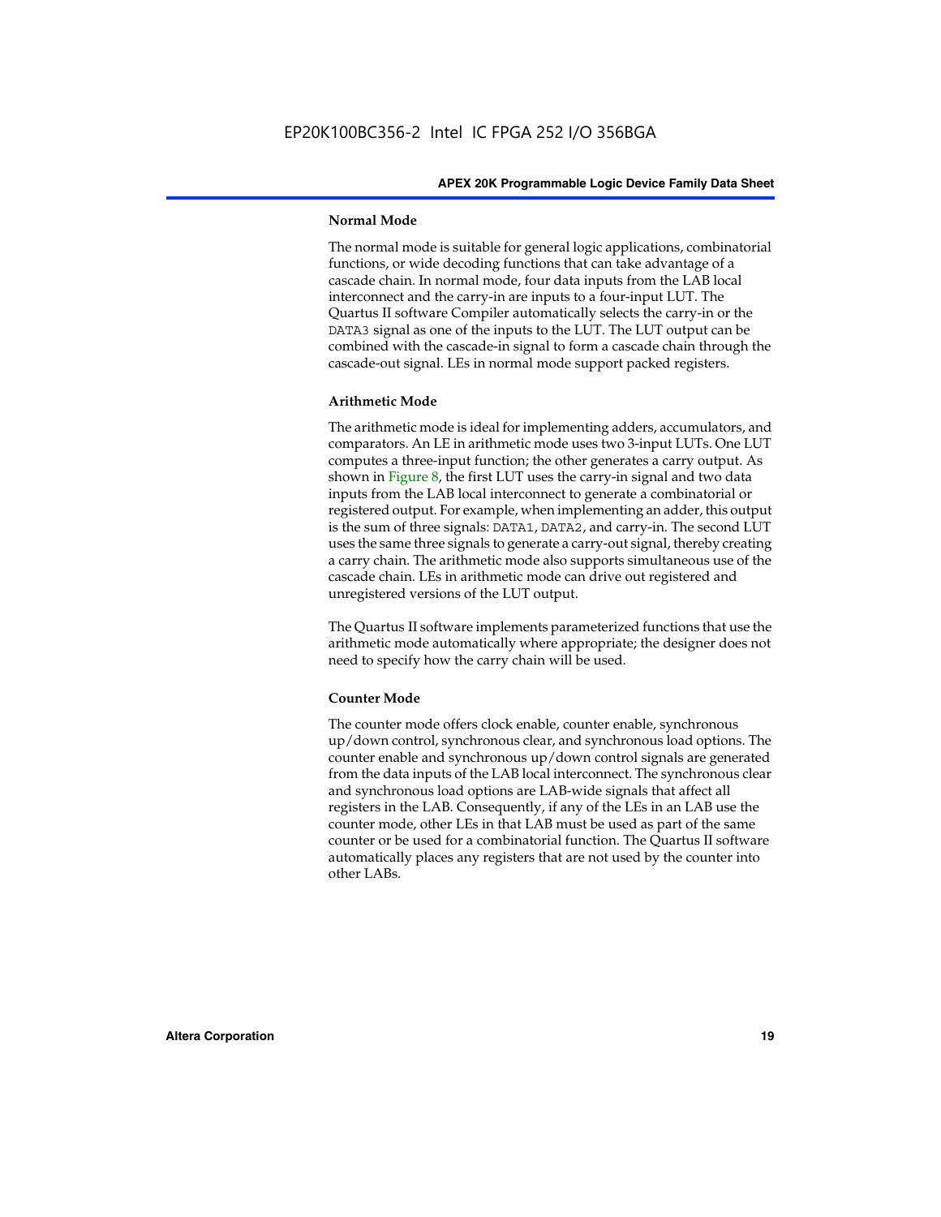### Normal Mode

The normal mode is suitable for general logic applications, combinatorial functions, or wide decoding functions that can take advantage of a cascade chain. In normal mode, four data inputs from the LAB local interconnect and the carry-in are inputs to a four-input LUT. The Quartus II software Compiler automatically selects the carry-in or the DATA3 signal as one of the inputs to the LUT. The LUT output can be combined with the cascade-in signal to form a cascade chain through the cascade-out signal. LEs in normal mode support packed registers.

### Arithmetic Mode

The arithmetic mode is ideal for implementing adders, accumulators, and comparators. An LE in arithmetic mode uses two 3-input LUTs. One LUT computes a three-input function; the other generates a carry output. As shown in Figure 8, the first LUT uses the carry-in signal and two data inputs from the LAB local interconnect to generate a combinatorial or registered output. For example, when implementing an adder, this output is the sum of three signals: DATA1, DATA2, and carry-in. The second LUT uses the same three signals to generate a carry-out signal, thereby creating a carry chain. The arithmetic mode also supports simultaneous use of the cascade chain. LEs in arithmetic mode can drive out registered and unregistered versions of the LUT output.

The Quartus II software implements parameterized functions that use the arithmetic mode automatically where appropriate; the designer does not need to specify how the carry chain will be used.

### Counter Mode

The counter mode offers clock enable, counter enable, synchronous up/down control, synchronous clear, and synchronous load options. The counter enable and synchronous up/down control signals are generated from the data inputs of the LAB local interconnect. The synchronous clear and synchronous load options are LAB-wide signals that affect all registers in the LAB. Consequently, if any of the LEs in an LAB use the counter mode, other LEs in that LAB must be used as part of the same counter or be used for a combinatorial function. The Quartus II software automatically places any registers that are not used by the counter into other LABs.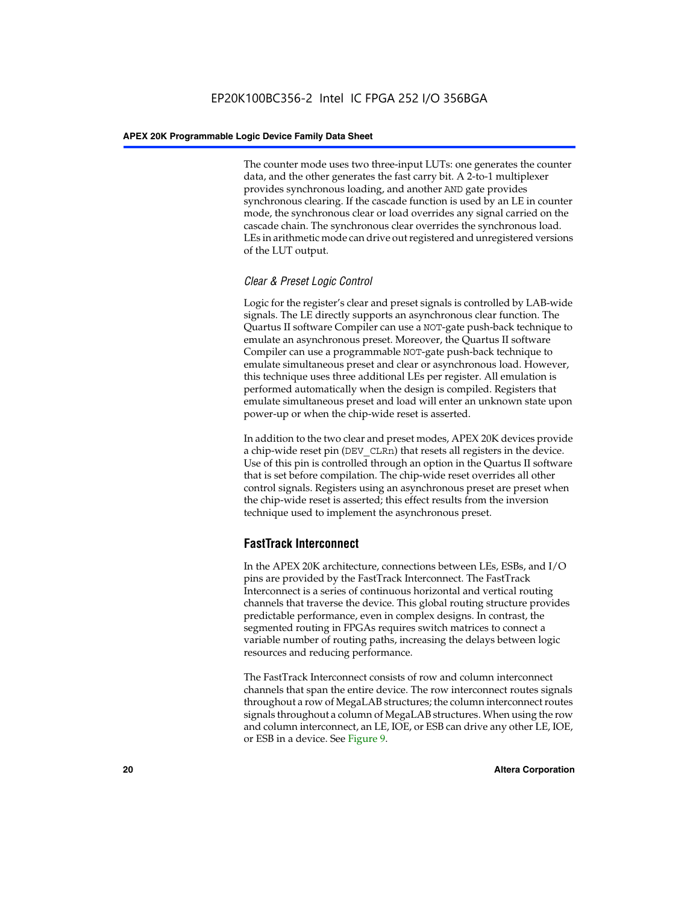The counter mode uses two three-input LUTs: one generates the counter data, and the other generates the fast carry bit. A 2-to-1 multiplexer provides synchronous loading, and another AND gate provides synchronous clearing. If the cascade function is used by an LE in counter mode, the synchronous clear or load overrides any signal carried on the cascade chain. The synchronous clear overrides the synchronous load. LEs in arithmetic mode can drive out registered and unregistered versions of the LUT output.

### *Clear & Preset Logic Control*

Logic for the register's clear and preset signals is controlled by LAB-wide signals. The LE directly supports an asynchronous clear function. The Quartus II software Compiler can use a NOT-gate push-back technique to emulate an asynchronous preset. Moreover, the Quartus II software Compiler can use a programmable NOT-gate push-back technique to emulate simultaneous preset and clear or asynchronous load. However, this technique uses three additional LEs per register. All emulation is performed automatically when the design is compiled. Registers that emulate simultaneous preset and load will enter an unknown state upon power-up or when the chip-wide reset is asserted.

In addition to the two clear and preset modes, APEX 20K devices provide a chip-wide reset pin (DEV_CLRn) that resets all registers in the device. Use of this pin is controlled through an option in the Quartus II software that is set before compilation. The chip-wide reset overrides all other control signals. Registers using an asynchronous preset are preset when the chip-wide reset is asserted; this effect results from the inversion technique used to implement the asynchronous preset.

## FastTrack Interconnect

In the APEX 20K architecture, connections between LEs, ESBs, and I/O pins are provided by the FastTrack Interconnect. The FastTrack Interconnect is a series of continuous horizontal and vertical routing channels that traverse the device. This global routing structure provides predictable performance, even in complex designs. In contrast, the segmented routing in FPGAs requires switch matrices to connect a variable number of routing paths, increasing the delays between logic resources and reducing performance.

The FastTrack Interconnect consists of row and column interconnect channels that span the entire device. The row interconnect routes signals throughout a row of MegaLAB structures; the column interconnect routes signals throughout a column of MegaLAB structures. When using the row and column interconnect, an LE, IOE, or ESB can drive any other LE, IOE, or ESB in a device. See Figure 9.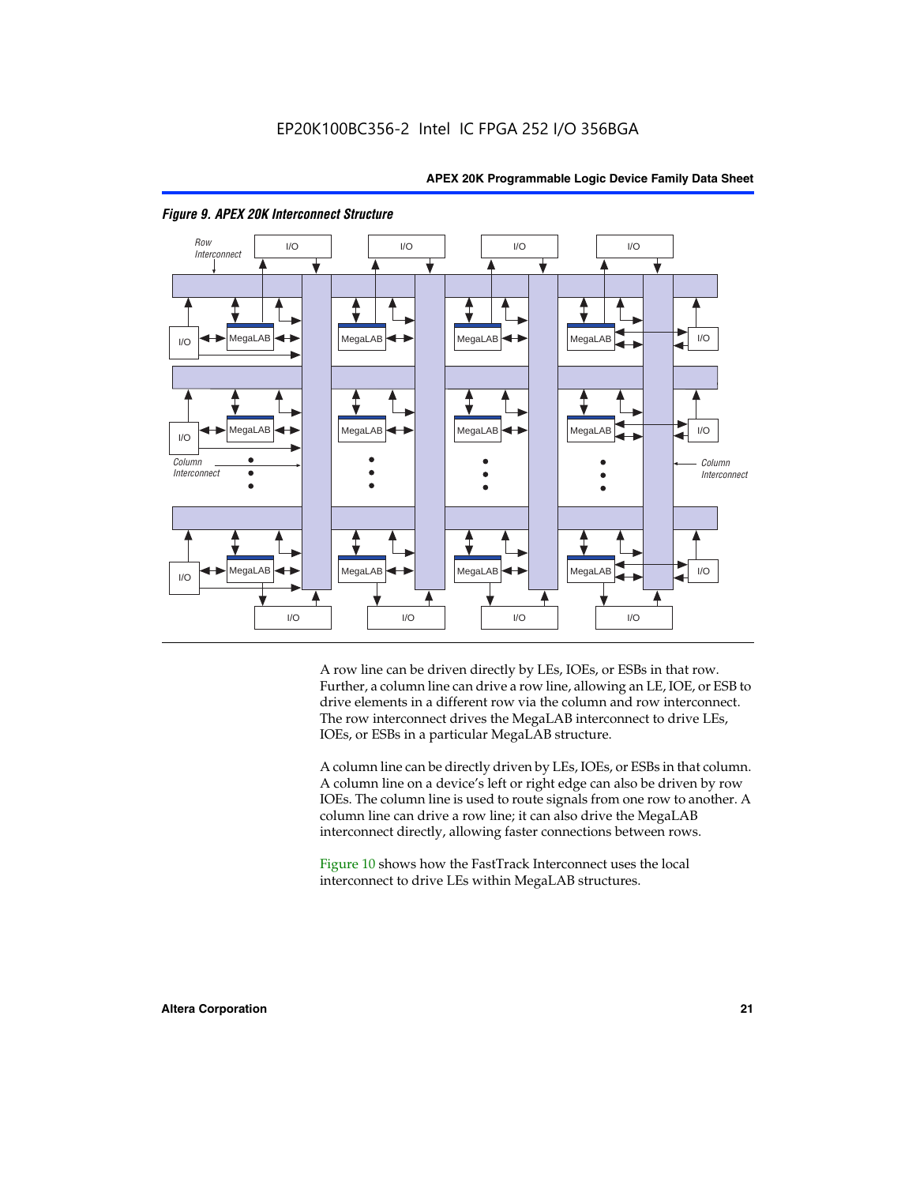*Figure 9. APEX 20K Interconnect Structure*

A row line can be driven directly by LEs, IOEs, or ESBs in that row. Further, a column line can drive a row line, allowing an LE, IOE, or ESB to drive elements in a different row via the column and row interconnect. The row interconnect drives the MegaLAB interconnect to drive LEs, IOEs, or ESBs in a particular MegaLAB structure.

A column line can be directly driven by LEs, IOEs, or ESBs in that column. A column line on a device's left or right edge can also be driven by row IOEs. The column line is used to route signals from one row to another. A column line can drive a row line; it can also drive the MegaLAB interconnect directly, allowing faster connections between rows.

Figure 10 shows how the FastTrack Interconnect uses the local interconnect to drive LEs within MegaLAB structures.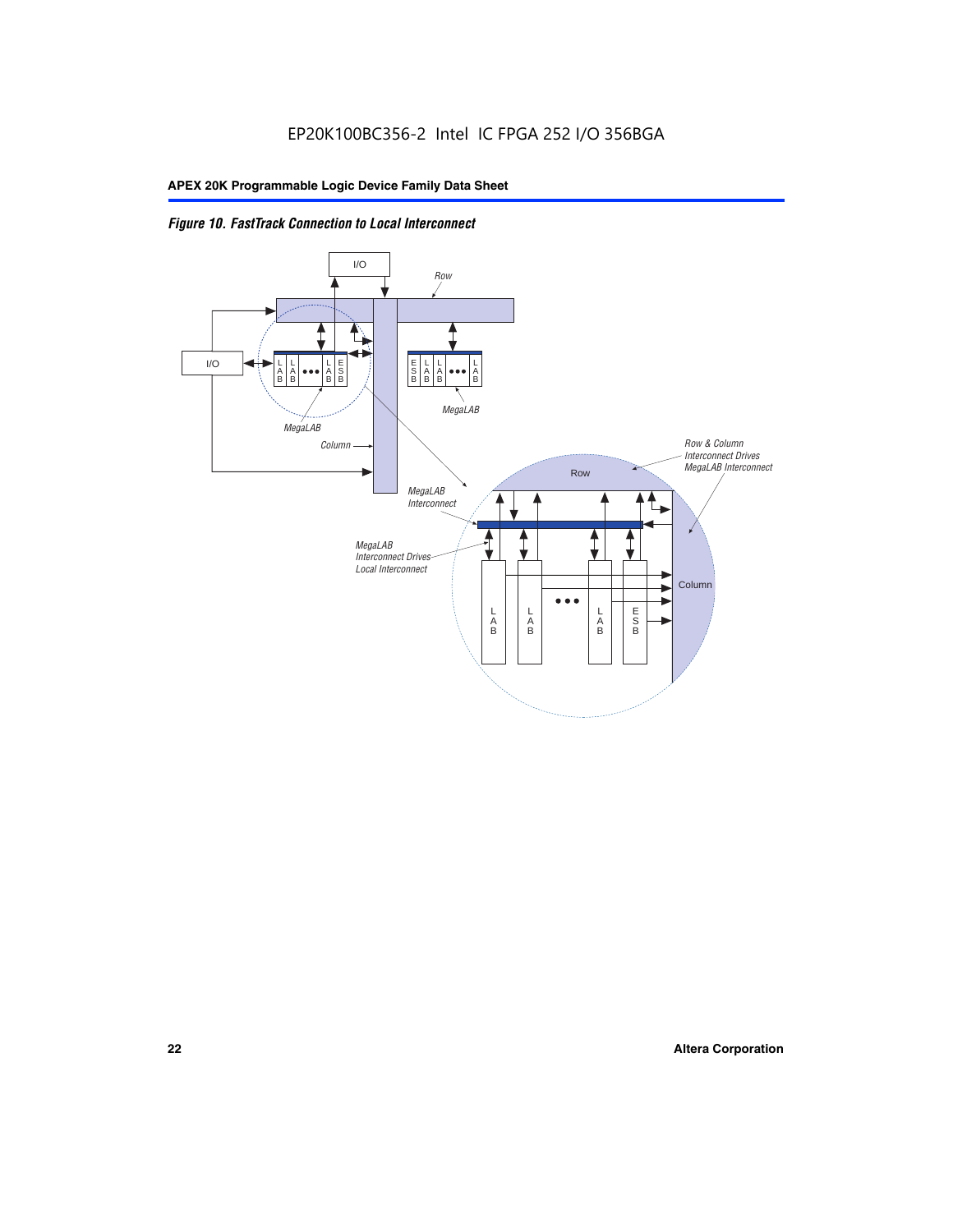*Figure 10. FastTrack Connection to Local Interconnect*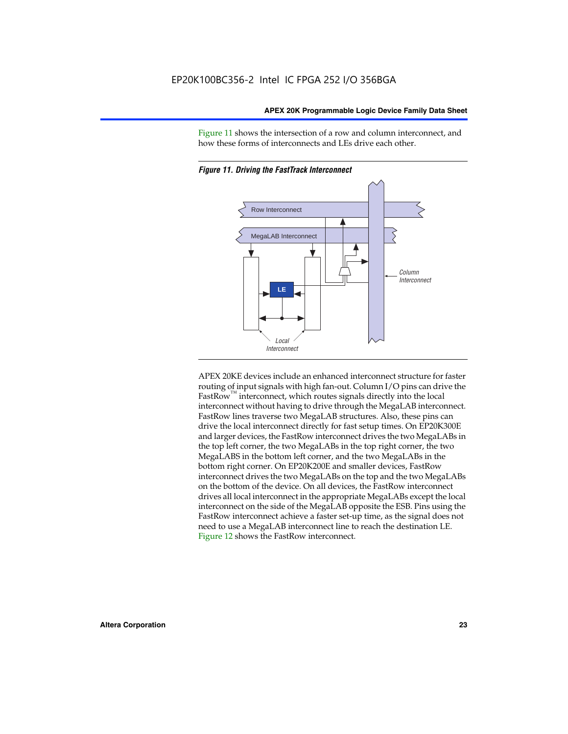Figure 11 shows the intersection of a row and column interconnect, and how these forms of interconnects and LEs drive each other.

*Figure 11. Driving the FastTrack Interconnect*

APEX 20KE devices include an enhanced interconnect structure for faster routing of input signals with high fan-out. Column I/O pins can drive the FastRow™ interconnect, which routes signals directly into the local interconnect without having to drive through the MegaLAB interconnect. FastRow lines traverse two MegaLAB structures. Also, these pins can drive the local interconnect directly for fast setup times. On EP20K300E and larger devices, the FastRow interconnect drives the two MegaLABs in the top left corner, the two MegaLABs in the top right corner, the two MegaLABS in the bottom left corner, and the two MegaLABs in the bottom right corner. On EP20K200E and smaller devices, FastRow interconnect drives the two MegaLABs on the top and the two MegaLABs on the bottom of the device. On all devices, the FastRow interconnect drives all local interconnect in the appropriate MegaLABs except the local interconnect on the side of the MegaLAB opposite the ESB. Pins using the FastRow interconnect achieve a faster set-up time, as the signal does not need to use a MegaLAB interconnect line to reach the destination LE. Figure 12 shows the FastRow interconnect.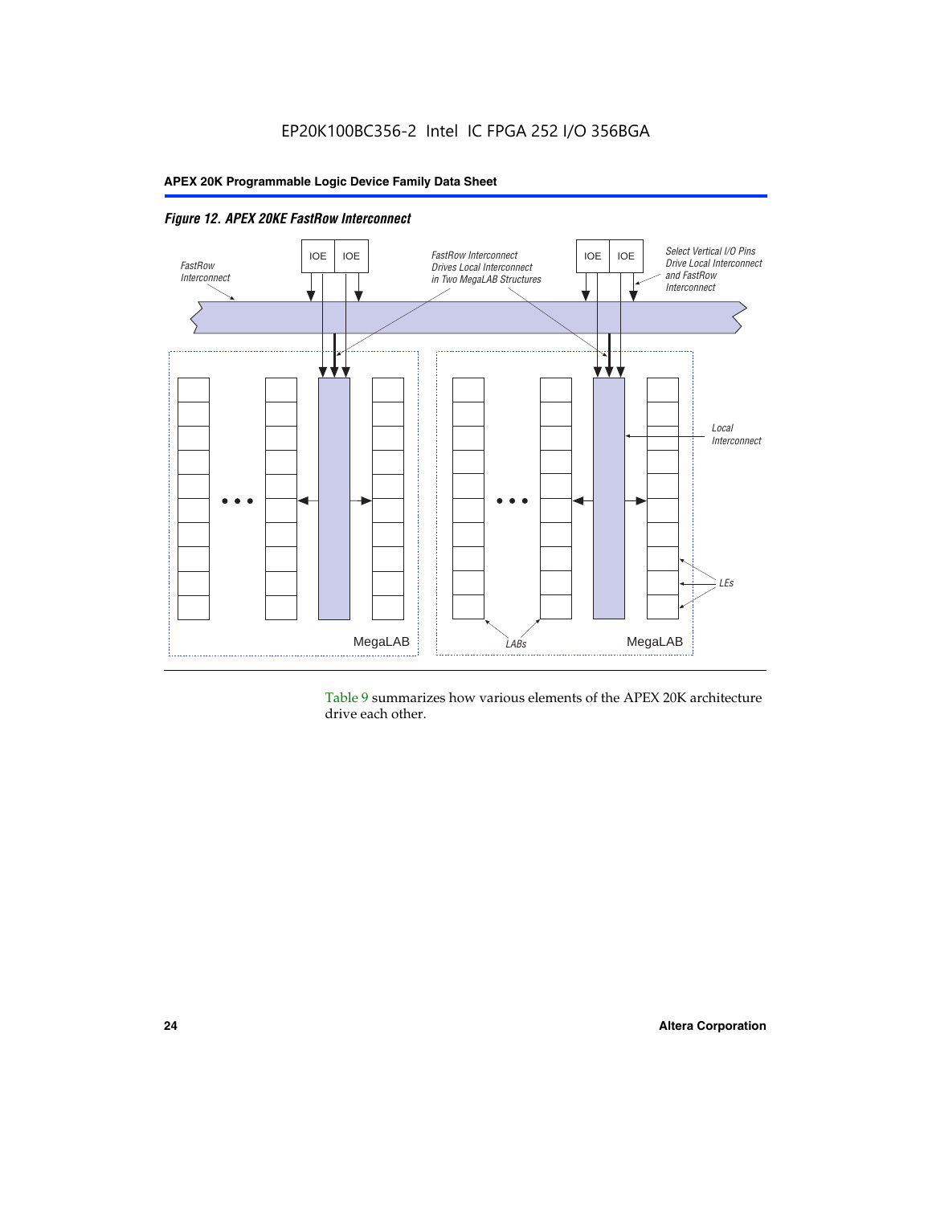*Figure 12. APEX 20KE FastRow Interconnect*

Table 9 summarizes how various elements of the APEX 20K architecture drive each other.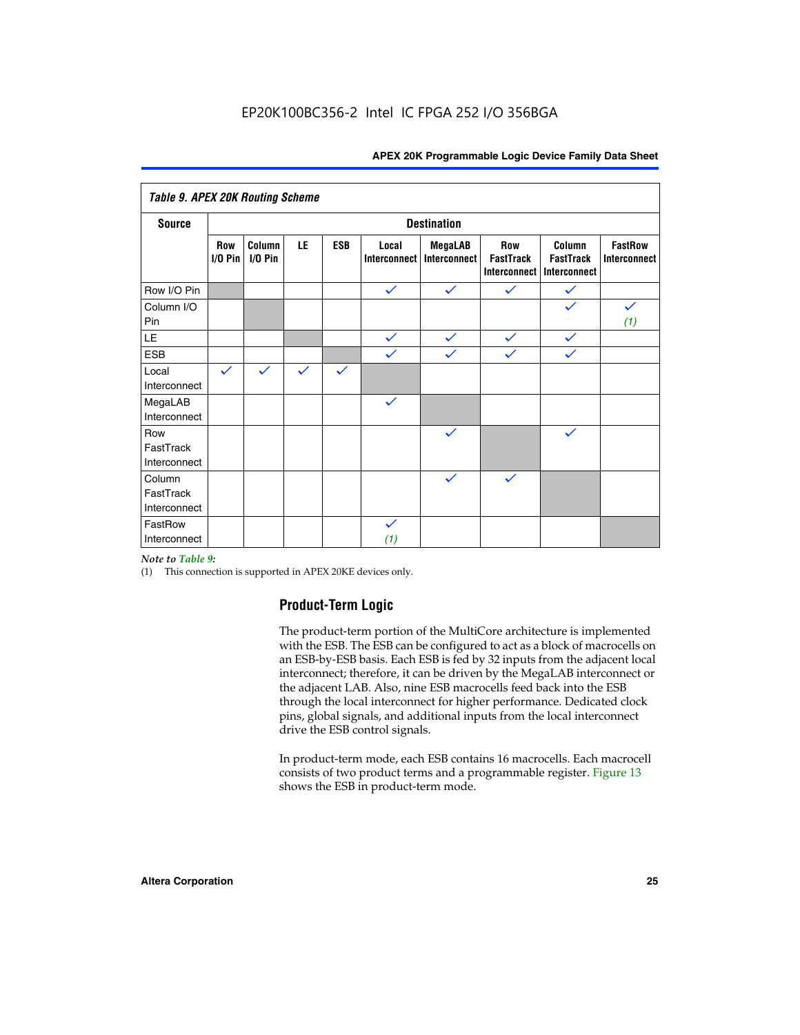EP20K100BC356-2 Intel IC FPGA 252 I/O 356BGA

**Table 9. APEX 20K Routing Scheme**

| Source | Destination | | | | | | | | |
|---|---|---|---|---|---|---|---|---|---|
| | Row I/O Pin | Column I/O Pin | LE | ESB | Local Interconnect | MegaLAB Interconnect | Row FastTrack Interconnect | Column FastTrack Interconnect | FastRow Interconnect |
| Row I/O Pin | | | | | ✓ | ✓ | ✓ | ✓ | |
| Column I/O Pin | | | | | | | | ✓ | ✓ (1) |
| LE | | | | | ✓ | ✓ | ✓ | ✓ | |
| ESB | | | | | ✓ | ✓ | ✓ | ✓ | |
| Local Interconnect | ✓ | ✓ | ✓ | ✓ | | | | | |
| MegaLAB Interconnect | | | | | ✓ | | | | |
| Row FastTrack Interconnect | | | | | | ✓ | | ✓ | |
| Column FastTrack Interconnect | | | | | | ✓ | ✓ | | |
| FastRow Interconnect | | | | | ✓ (1) | | | | |

*Note to Table 9:*

(1) This connection is supported in APEX 20KE devices only.

## Product-Term Logic

The product-term portion of the MultiCore architecture is implemented with the ESB. The ESB can be configured to act as a block of macrocells on an ESB-by-ESB basis. Each ESB is fed by 32 inputs from the adjacent local interconnect; therefore, it can be driven by the MegaLAB interconnect or the adjacent LAB. Also, nine ESB macrocells feed back into the ESB through the local interconnect for higher performance. Dedicated clock pins, global signals, and additional inputs from the local interconnect drive the ESB control signals.

In product-term mode, each ESB contains 16 macrocells. Each macrocell consists of two product terms and a programmable register. Figure 13 shows the ESB in product-term mode.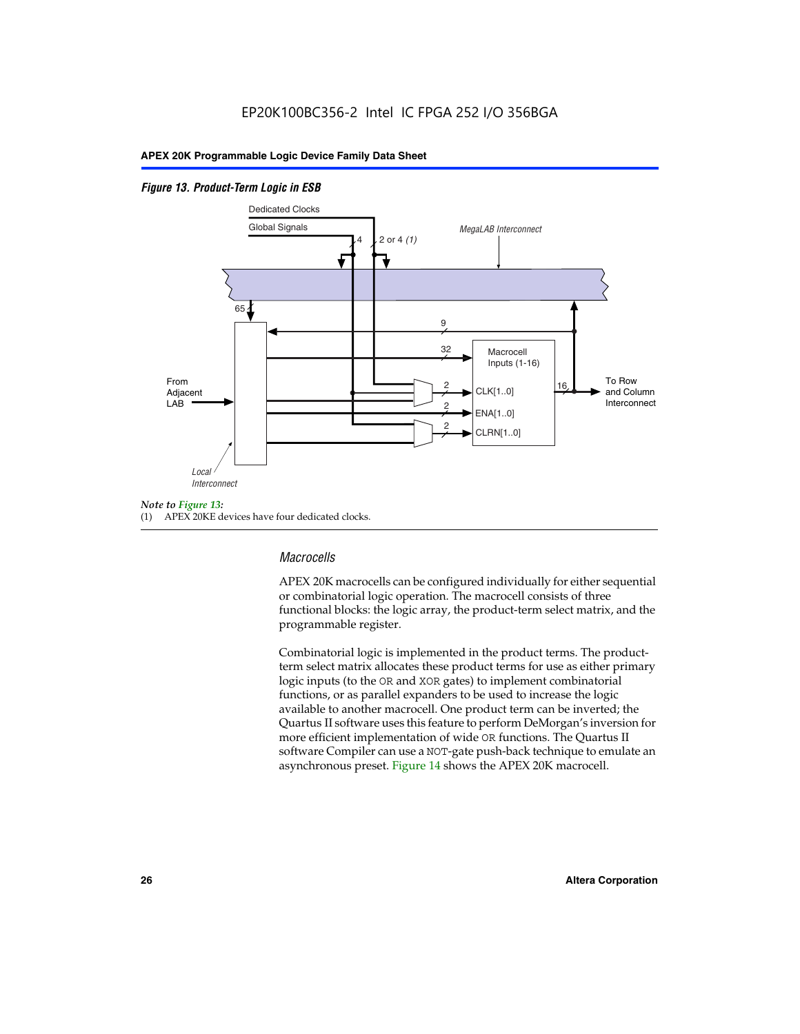*Figure 13. Product-Term Logic in ESB*

*Note to Figure 13:*
(1) APEX 20KE devices have four dedicated clocks.

### Macrocells

APEX 20K macrocells can be configured individually for either sequential or combinatorial logic operation. The macrocell consists of three functional blocks: the logic array, the product-term select matrix, and the programmable register.

Combinatorial logic is implemented in the product terms. The product-term select matrix allocates these product terms for use as either primary logic inputs (to the OR and XOR gates) to implement combinatorial functions, or as parallel expanders to be used to increase the logic available to another macrocell. One product term can be inverted; the Quartus II software uses this feature to perform DeMorgan's inversion for more efficient implementation of wide OR functions. The Quartus II software Compiler can use a NOT-gate push-back technique to emulate an asynchronous preset. Figure 14 shows the APEX 20K macrocell.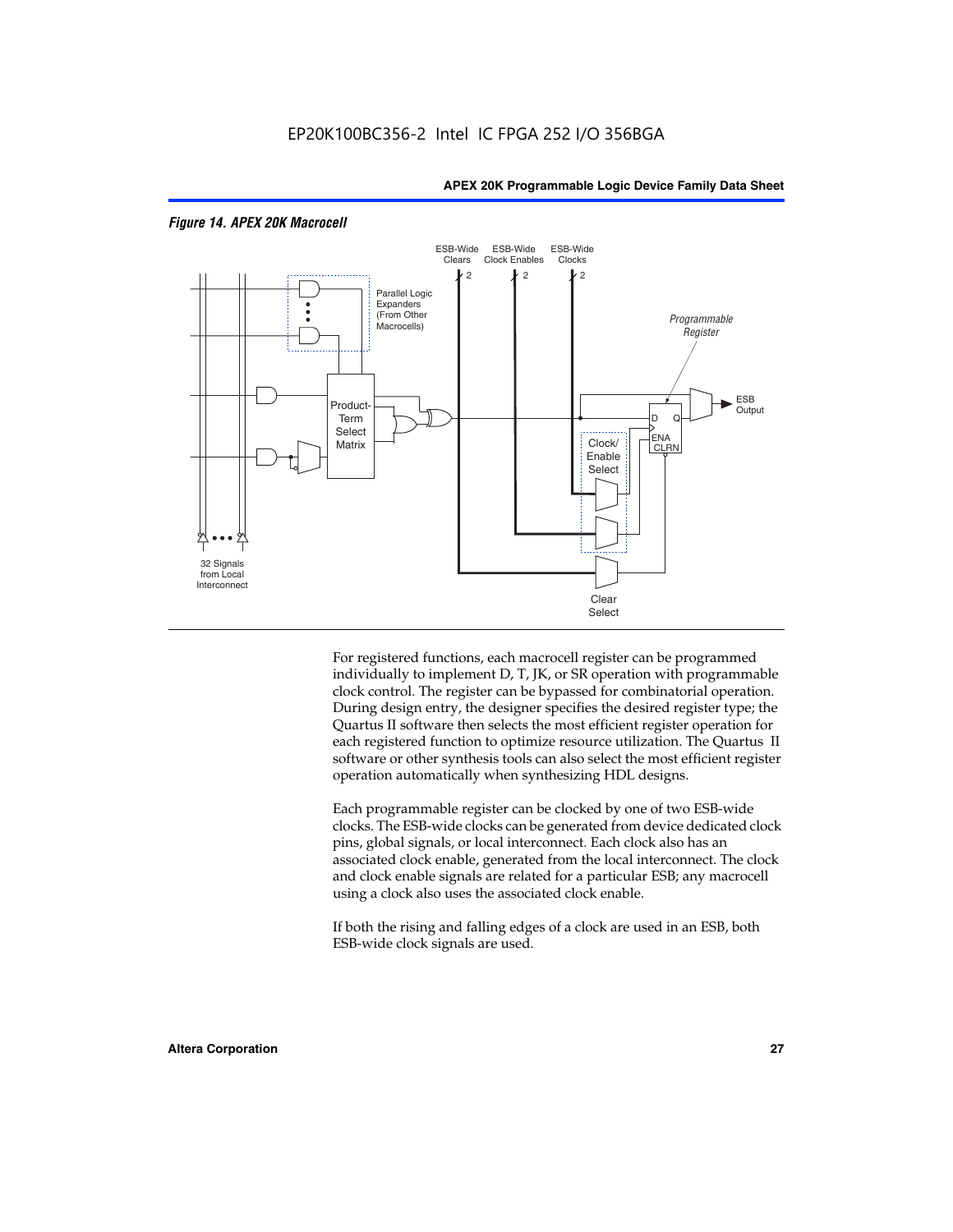*Figure 14. APEX 20K Macrocell*

For registered functions, each macrocell register can be programmed individually to implement D, T, JK, or SR operation with programmable clock control. The register can be bypassed for combinatorial operation. During design entry, the designer specifies the desired register type; the Quartus II software then selects the most efficient register operation for each registered function to optimize resource utilization. The Quartus II software or other synthesis tools can also select the most efficient register operation automatically when synthesizing HDL designs.

Each programmable register can be clocked by one of two ESB-wide clocks. The ESB-wide clocks can be generated from device dedicated clock pins, global signals, or local interconnect. Each clock also has an associated clock enable, generated from the local interconnect. The clock and clock enable signals are related for a particular ESB; any macrocell using a clock also uses the associated clock enable.

If both the rising and falling edges of a clock are used in an ESB, both ESB-wide clock signals are used.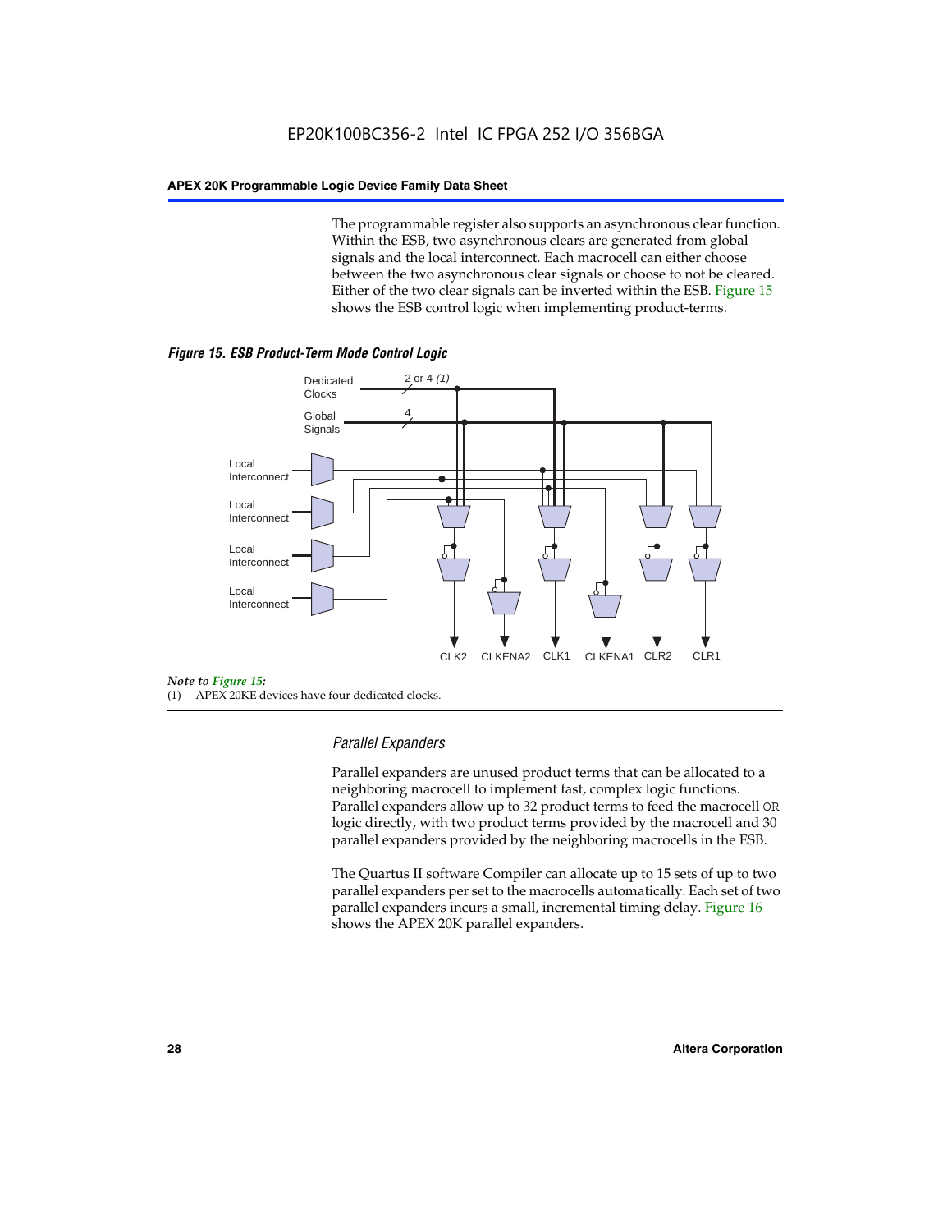The programmable register also supports an asynchronous clear function. Within the ESB, two asynchronous clears are generated from global signals and the local interconnect. Each macrocell can either choose between the two asynchronous clear signals or choose to not be cleared. Either of the two clear signals can be inverted within the ESB. Figure 15 shows the ESB control logic when implementing product-terms.

***Figure 15. ESB Product-Term Mode Control Logic***

Dedicated Clocks 2 or 4 *(1)*

Global Signals 4

Local Interconnect

Local Interconnect

Local Interconnect

Local Interconnect

CLK2 CLKENA2 CLK1 CLKENA1 CLR2 CLR1

*Note to Figure 15:*

(1) APEX 20KE devices have four dedicated clocks.

### *Parallel Expanders*

Parallel expanders are unused product terms that can be allocated to a neighboring macrocell to implement fast, complex logic functions. Parallel expanders allow up to 32 product terms to feed the macrocell `OR` logic directly, with two product terms provided by the macrocell and 30 parallel expanders provided by the neighboring macrocells in the ESB.

The Quartus II software Compiler can allocate up to 15 sets of up to two parallel expanders per set to the macrocells automatically. Each set of two parallel expanders incurs a small, incremental timing delay. Figure 16 shows the APEX 20K parallel expanders.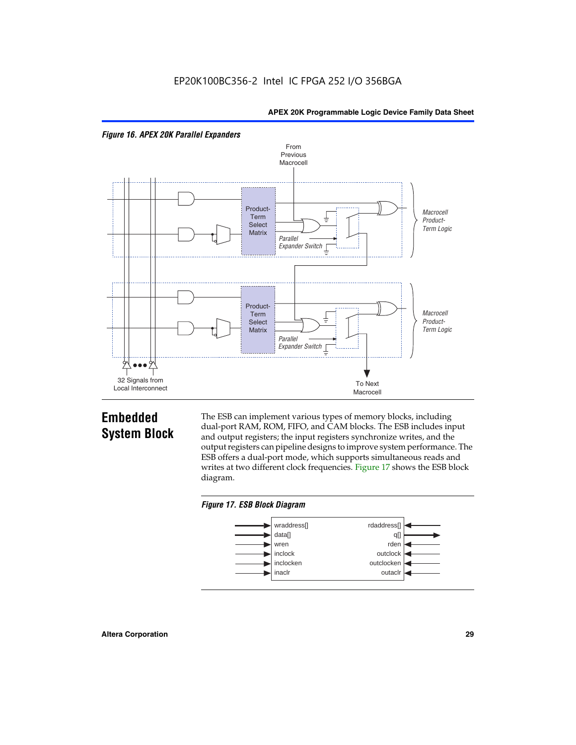*Figure 16. APEX 20K Parallel Expanders*

From Previous Macrocell

Product-Term Select Matrix

Parallel Expander Switch

Macrocell Product-Term Logic

Product-Term Select Matrix

Parallel Expander Switch

Macrocell Product-Term Logic

32 Signals from Local Interconnect

To Next Macrocell

## Embedded System Block

The ESB can implement various types of memory blocks, including dual-port RAM, ROM, FIFO, and CAM blocks. The ESB includes input and output registers; the input registers synchronize writes, and the output registers can pipeline designs to improve system performance. The ESB offers a dual-port mode, which supports simultaneous reads and writes at two different clock frequencies. Figure 17 shows the ESB block diagram.

*Figure 17. ESB Block Diagram*

| Inputs | Outputs |
| --- | --- |
| wraddress[] | rdaddress[] |
| data[] | q[] |
| wren | rden |
| inclock | outclock |
| inclocken | outclocken |
| inaclr | outaclr |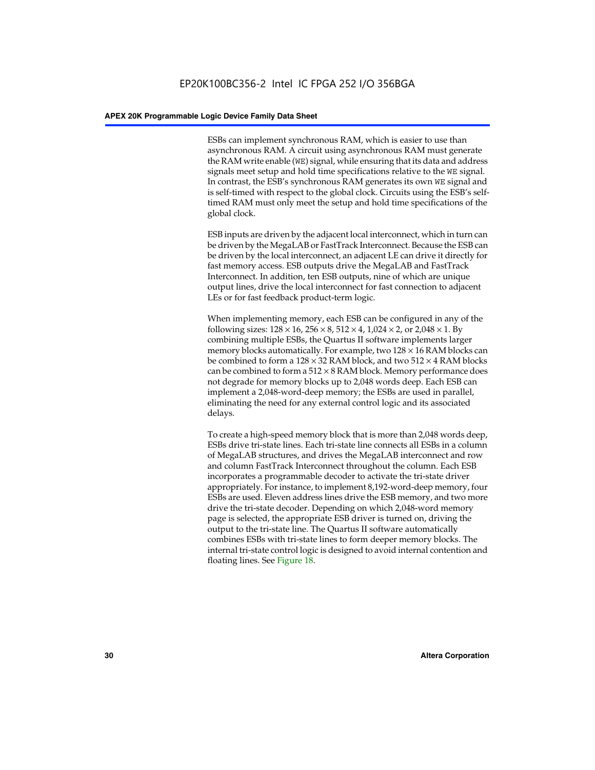ESBs can implement synchronous RAM, which is easier to use than asynchronous RAM. A circuit using asynchronous RAM must generate the RAM write enable (`WE`) signal, while ensuring that its data and address signals meet setup and hold time specifications relative to the `WE` signal. In contrast, the ESB's synchronous RAM generates its own `WE` signal and is self-timed with respect to the global clock. Circuits using the ESB's self-timed RAM must only meet the setup and hold time specifications of the global clock.

ESB inputs are driven by the adjacent local interconnect, which in turn can be driven by the MegaLAB or FastTrack Interconnect. Because the ESB can be driven by the local interconnect, an adjacent LE can drive it directly for fast memory access. ESB outputs drive the MegaLAB and FastTrack Interconnect. In addition, ten ESB outputs, nine of which are unique output lines, drive the local interconnect for fast connection to adjacent LEs or for fast feedback product-term logic.

When implementing memory, each ESB can be configured in any of the following sizes: 128 × 16, 256 × 8, 512 × 4, 1,024 × 2, or 2,048 × 1. By combining multiple ESBs, the Quartus II software implements larger memory blocks automatically. For example, two 128 × 16 RAM blocks can be combined to form a 128 × 32 RAM block, and two 512 × 4 RAM blocks can be combined to form a 512 × 8 RAM block. Memory performance does not degrade for memory blocks up to 2,048 words deep. Each ESB can implement a 2,048-word-deep memory; the ESBs are used in parallel, eliminating the need for any external control logic and its associated delays.

To create a high-speed memory block that is more than 2,048 words deep, ESBs drive tri-state lines. Each tri-state line connects all ESBs in a column of MegaLAB structures, and drives the MegaLAB interconnect and row and column FastTrack Interconnect throughout the column. Each ESB incorporates a programmable decoder to activate the tri-state driver appropriately. For instance, to implement 8,192-word-deep memory, four ESBs are used. Eleven address lines drive the ESB memory, and two more drive the tri-state decoder. Depending on which 2,048-word memory page is selected, the appropriate ESB driver is turned on, driving the output to the tri-state line. The Quartus II software automatically combines ESBs with tri-state lines to form deeper memory blocks. The internal tri-state control logic is designed to avoid internal contention and floating lines. See Figure 18.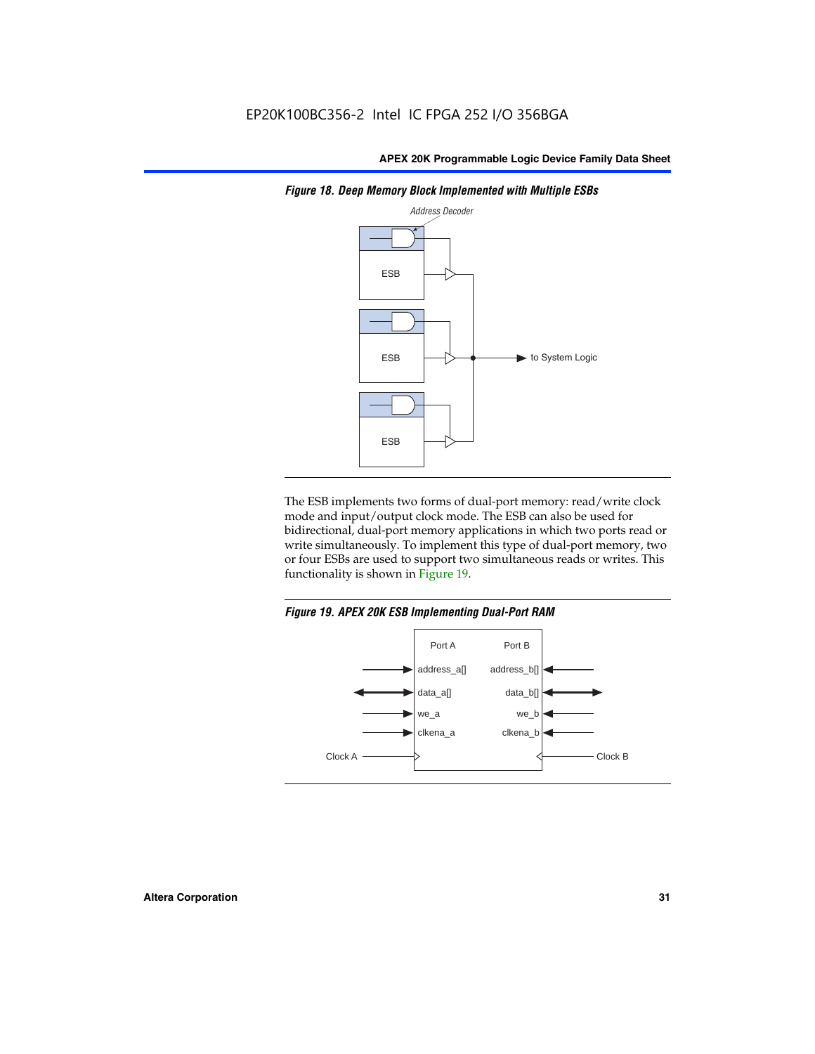*Figure 18. Deep Memory Block Implemented with Multiple ESBs*

The ESB implements two forms of dual-port memory: read/write clock mode and input/output clock mode. The ESB can also be used for bidirectional, dual-port memory applications in which two ports read or write simultaneously. To implement this type of dual-port memory, two or four ESBs are used to support two simultaneous reads or writes. This functionality is shown in Figure 19.

*Figure 19. APEX 20K ESB Implementing Dual-Port RAM*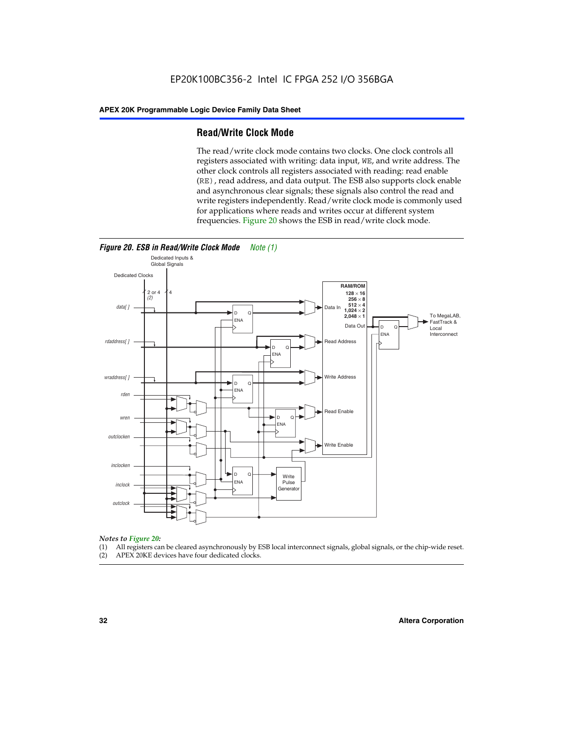## Read/Write Clock Mode

The read/write clock mode contains two clocks. One clock controls all registers associated with writing: data input, `WE`, and write address. The other clock controls all registers associated with reading: read enable (`RE`), read address, and data output. The ESB also supports clock enable and asynchronous clear signals; these signals also control the read and write registers independently. Read/write clock mode is commonly used for applications where reads and writes occur at different system frequencies. Figure 20 shows the ESB in read/write clock mode.

*Figure 20. ESB in Read/Write Clock Mode Note (1)*

*Notes to Figure 20:*

(1) All registers can be cleared asynchronously by ESB local interconnect signals, global signals, or the chip-wide reset.
(2) APEX 20KE devices have four dedicated clocks.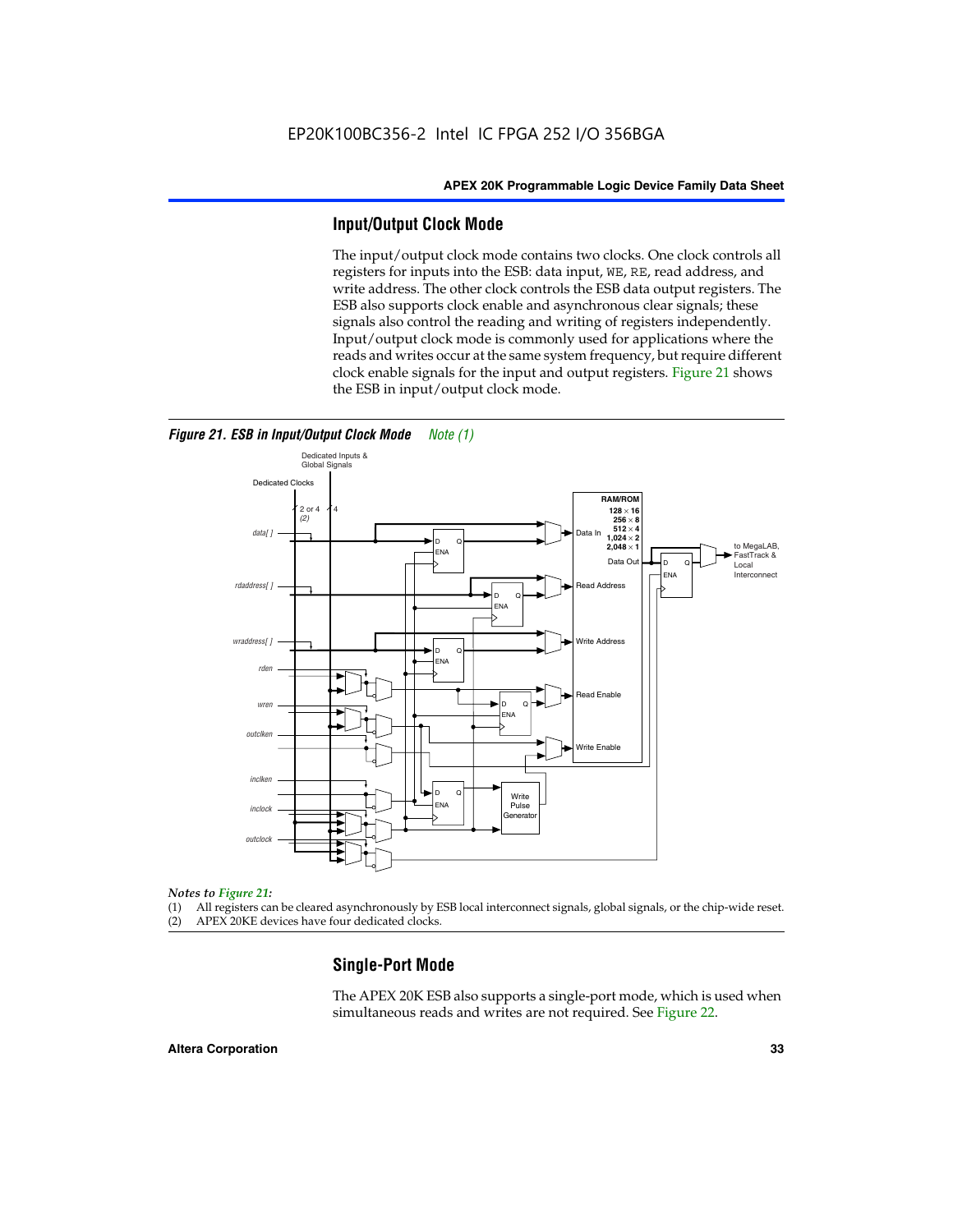## Input/Output Clock Mode

The input/output clock mode contains two clocks. One clock controls all registers for inputs into the ESB: data input, WE, RE, read address, and write address. The other clock controls the ESB data output registers. The ESB also supports clock enable and asynchronous clear signals; these signals also control the reading and writing of registers independently. Input/output clock mode is commonly used for applications where the reads and writes occur at the same system frequency, but require different clock enable signals for the input and output registers. Figure 21 shows the ESB in input/output clock mode.

***Figure 21. ESB in Input/Output Clock Mode*** *Note (1)*

*Notes to Figure 21:*

(1) All registers can be cleared asynchronously by ESB local interconnect signals, global signals, or the chip-wide reset.
(2) APEX 20KE devices have four dedicated clocks.

## Single-Port Mode

The APEX 20K ESB also supports a single-port mode, which is used when simultaneous reads and writes are not required. See Figure 22.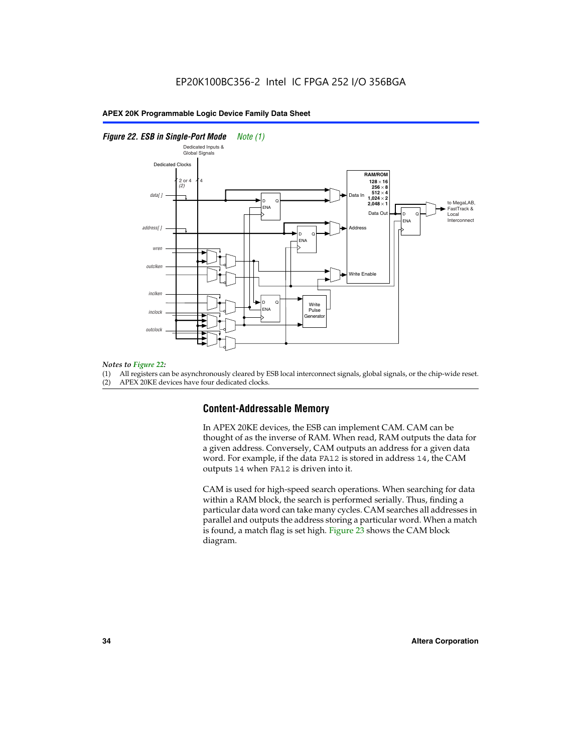*Figure 22. ESB in Single-Port Mode Note (1)*

*Notes to Figure 22:*

(1) All registers can be asynchronously cleared by ESB local interconnect signals, global signals, or the chip-wide reset.
(2) APEX 20KE devices have four dedicated clocks.

## Content-Addressable Memory

In APEX 20KE devices, the ESB can implement CAM. CAM can be thought of as the inverse of RAM. When read, RAM outputs the data for a given address. Conversely, CAM outputs an address for a given data word. For example, if the data `FA12` is stored in address `14`, the CAM outputs `14` when `FA12` is driven into it.

CAM is used for high-speed search operations. When searching for data within a RAM block, the search is performed serially. Thus, finding a particular data word can take many cycles. CAM searches all addresses in parallel and outputs the address storing a particular word. When a match is found, a match flag is set high. Figure 23 shows the CAM block diagram.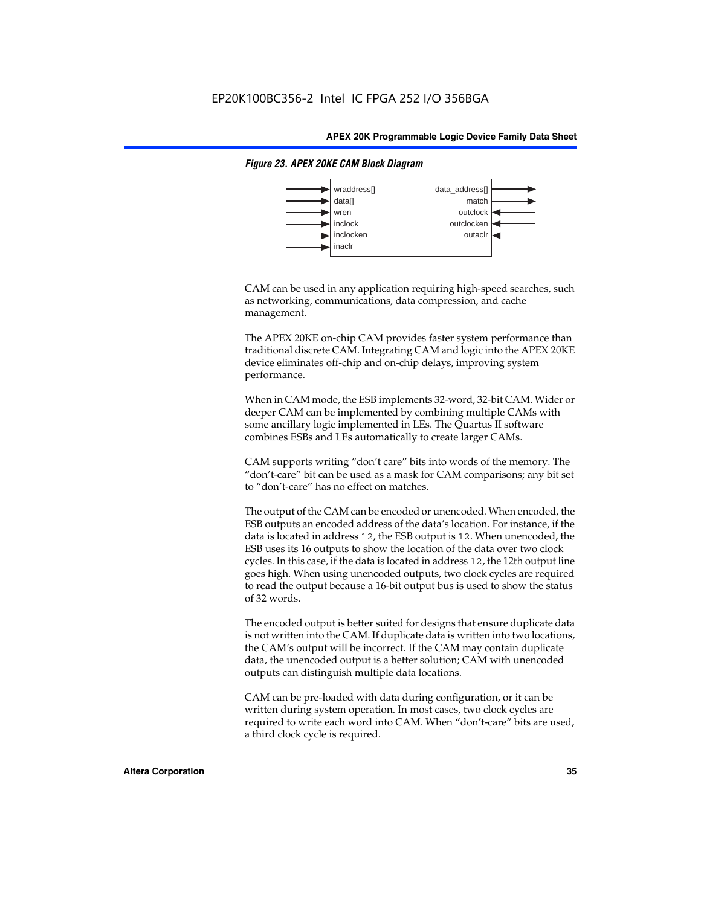*Figure 23. APEX 20KE CAM Block Diagram*

| Inputs | Outputs |
| --- | --- |
| wraddress[] | data_address[] |
| data[] | match |
| wren | outclock |
| inclock | outclocken |
| inclocken | outaclr |
| inaclr | |

CAM can be used in any application requiring high-speed searches, such as networking, communications, data compression, and cache management.

The APEX 20KE on-chip CAM provides faster system performance than traditional discrete CAM. Integrating CAM and logic into the APEX 20KE device eliminates off-chip and on-chip delays, improving system performance.

When in CAM mode, the ESB implements 32-word, 32-bit CAM. Wider or deeper CAM can be implemented by combining multiple CAMs with some ancillary logic implemented in LEs. The Quartus II software combines ESBs and LEs automatically to create larger CAMs.

CAM supports writing "don't care" bits into words of the memory. The "don't-care" bit can be used as a mask for CAM comparisons; any bit set to "don't-care" has no effect on matches.

The output of the CAM can be encoded or unencoded. When encoded, the ESB outputs an encoded address of the data's location. For instance, if the data is located in address `12`, the ESB output is `12`. When unencoded, the ESB uses its 16 outputs to show the location of the data over two clock cycles. In this case, if the data is located in address `12`, the 12th output line goes high. When using unencoded outputs, two clock cycles are required to read the output because a 16-bit output bus is used to show the status of 32 words.

The encoded output is better suited for designs that ensure duplicate data is not written into the CAM. If duplicate data is written into two locations, the CAM's output will be incorrect. If the CAM may contain duplicate data, the unencoded output is a better solution; CAM with unencoded outputs can distinguish multiple data locations.

CAM can be pre-loaded with data during configuration, or it can be written during system operation. In most cases, two clock cycles are required to write each word into CAM. When "don't-care" bits are used, a third clock cycle is required.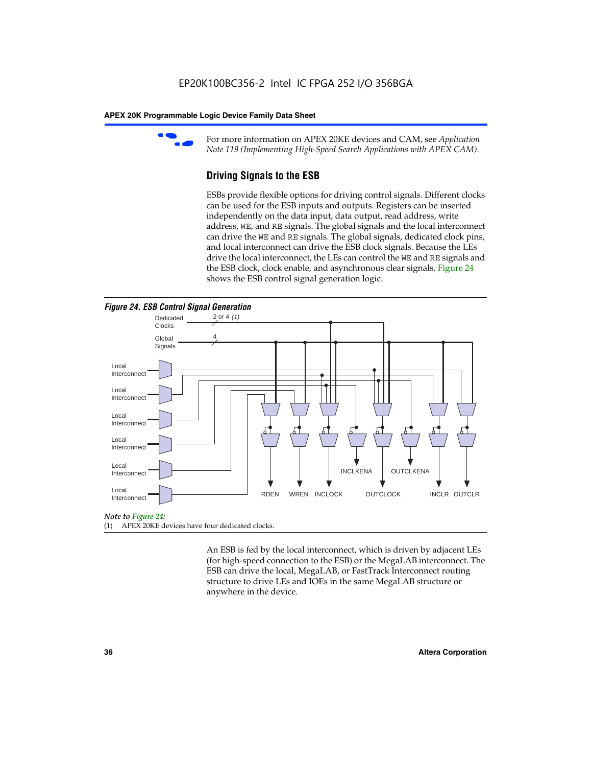For more information on APEX 20KE devices and CAM, see *Application Note 119 (Implementing High-Speed Search Applications with APEX CAM).*

## Driving Signals to the ESB

ESBs provide flexible options for driving control signals. Different clocks can be used for the ESB inputs and outputs. Registers can be inserted independently on the data input, data output, read address, write address, `WE`, and `RE` signals. The global signals and the local interconnect can drive the `WE` and `RE` signals. The global signals, dedicated clock pins, and local interconnect can drive the ESB clock signals. Because the LEs drive the local interconnect, the LEs can control the `WE` and `RE` signals and the ESB clock, clock enable, and asynchronous clear signals. Figure 24 shows the ESB control signal generation logic.

***Figure 24. ESB Control Signal Generation***

Dedicated Clocks 2 or 4 *(1)*
Global Signals 4
Local Interconnect
Local Interconnect
Local Interconnect
Local Interconnect
Local Interconnect
Local Interconnect
RDEN WREN INCLOCK INCLKENA OUTCLOCK OUTCLKENA INCLR OUTCLR

*Note to Figure 24:*
(1) APEX 20KE devices have four dedicated clocks.

An ESB is fed by the local interconnect, which is driven by adjacent LEs (for high-speed connection to the ESB) or the MegaLAB interconnect. The ESB can drive the local, MegaLAB, or FastTrack Interconnect routing structure to drive LEs and IOEs in the same MegaLAB structure or anywhere in the device.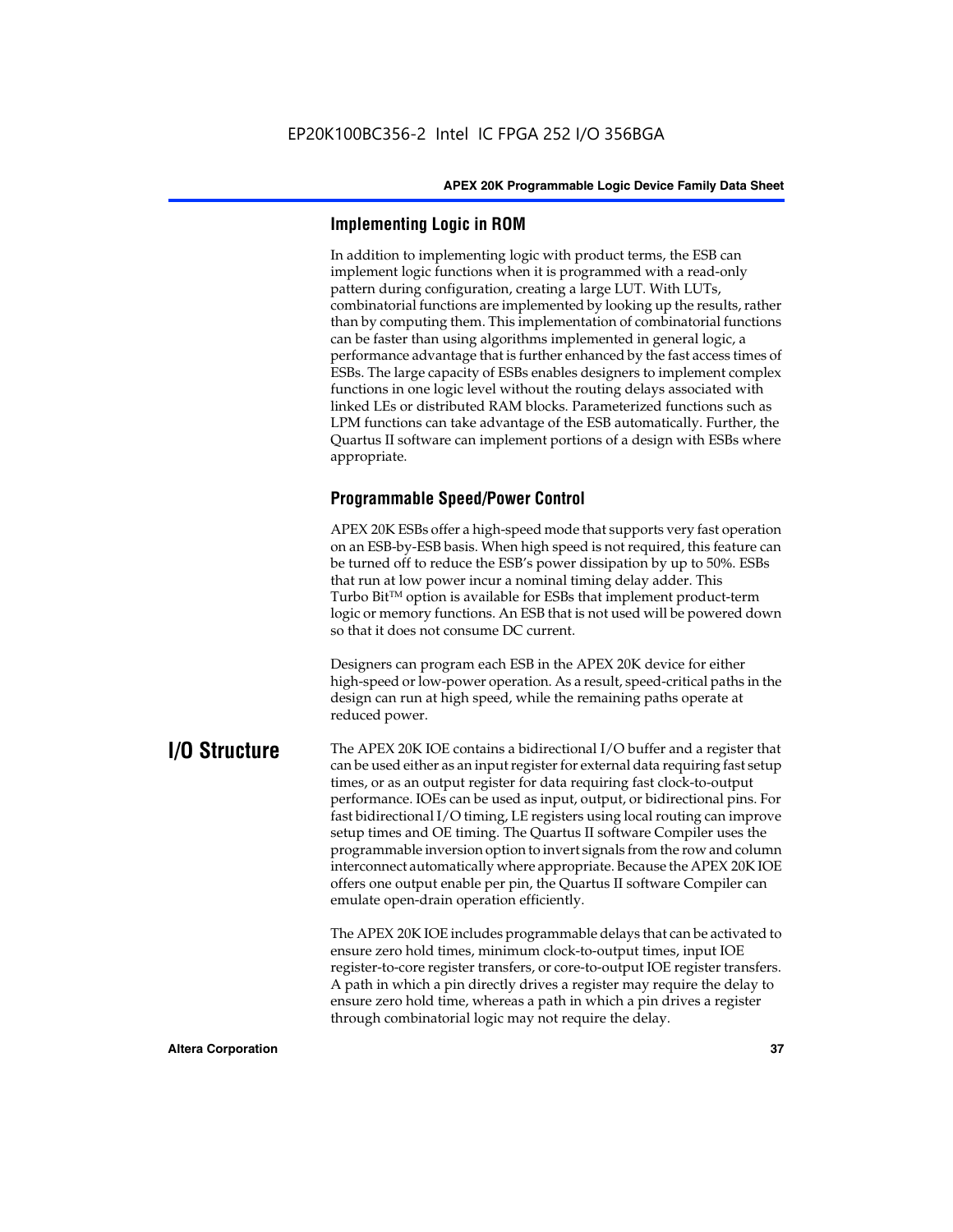### Implementing Logic in ROM

In addition to implementing logic with product terms, the ESB can implement logic functions when it is programmed with a read-only pattern during configuration, creating a large LUT. With LUTs, combinatorial functions are implemented by looking up the results, rather than by computing them. This implementation of combinatorial functions can be faster than using algorithms implemented in general logic, a performance advantage that is further enhanced by the fast access times of ESBs. The large capacity of ESBs enables designers to implement complex functions in one logic level without the routing delays associated with linked LEs or distributed RAM blocks. Parameterized functions such as LPM functions can take advantage of the ESB automatically. Further, the Quartus II software can implement portions of a design with ESBs where appropriate.

### Programmable Speed/Power Control

APEX 20K ESBs offer a high-speed mode that supports very fast operation on an ESB-by-ESB basis. When high speed is not required, this feature can be turned off to reduce the ESB's power dissipation by up to 50%. ESBs that run at low power incur a nominal timing delay adder. This Turbo Bit™ option is available for ESBs that implement product-term logic or memory functions. An ESB that is not used will be powered down so that it does not consume DC current.

Designers can program each ESB in the APEX 20K device for either high-speed or low-power operation. As a result, speed-critical paths in the design can run at high speed, while the remaining paths operate at reduced power.

## I/O Structure

The APEX 20K IOE contains a bidirectional I/O buffer and a register that can be used either as an input register for external data requiring fast setup times, or as an output register for data requiring fast clock-to-output performance. IOEs can be used as input, output, or bidirectional pins. For fast bidirectional I/O timing, LE registers using local routing can improve setup times and OE timing. The Quartus II software Compiler uses the programmable inversion option to invert signals from the row and column interconnect automatically where appropriate. Because the APEX 20K IOE offers one output enable per pin, the Quartus II software Compiler can emulate open-drain operation efficiently.

The APEX 20K IOE includes programmable delays that can be activated to ensure zero hold times, minimum clock-to-output times, input IOE register-to-core register transfers, or core-to-output IOE register transfers. A path in which a pin directly drives a register may require the delay to ensure zero hold time, whereas a path in which a pin drives a register through combinatorial logic may not require the delay.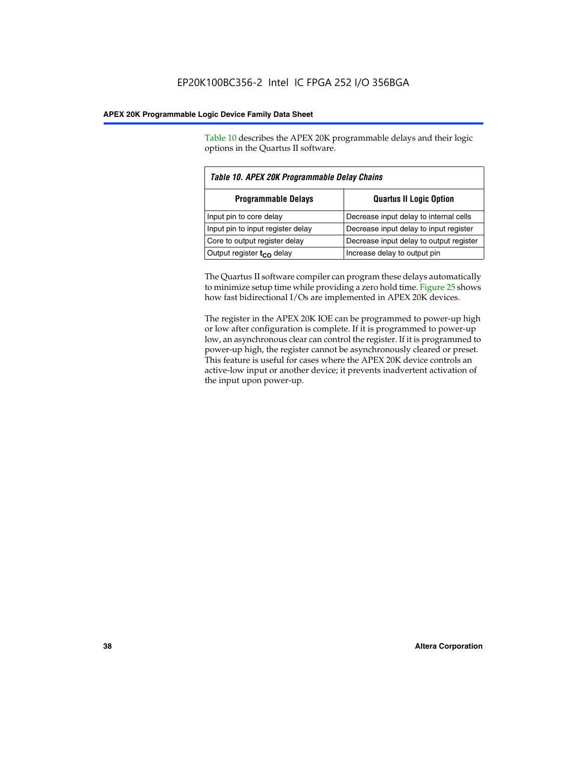Table 10 describes the APEX 20K programmable delays and their logic options in the Quartus II software.

*Table 10. APEX 20K Programmable Delay Chains*

| Programmable Delays | Quartus II Logic Option |
|---|---|
| Input pin to core delay | Decrease input delay to internal cells |
| Input pin to input register delay | Decrease input delay to input register |
| Core to output register delay | Decrease input delay to output register |
| Output register $t_{CO}$ delay | Increase delay to output pin |

The Quartus II software compiler can program these delays automatically to minimize setup time while providing a zero hold time. Figure 25 shows how fast bidirectional I/Os are implemented in APEX 20K devices.

The register in the APEX 20K IOE can be programmed to power-up high or low after configuration is complete. If it is programmed to power-up low, an asynchronous clear can control the register. If it is programmed to power-up high, the register cannot be asynchronously cleared or preset. This feature is useful for cases where the APEX 20K device controls an active-low input or another device; it prevents inadvertent activation of the input upon power-up.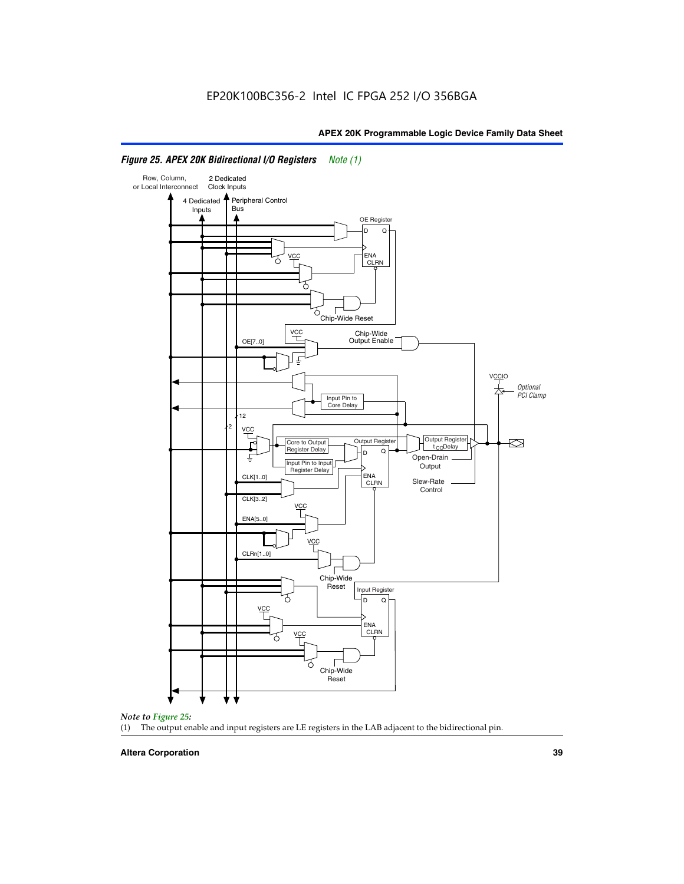*Figure 25. APEX 20K Bidirectional I/O Registers* *Note (1)*

*Note to Figure 25:*

(1) The output enable and input registers are LE registers in the LAB adjacent to the bidirectional pin.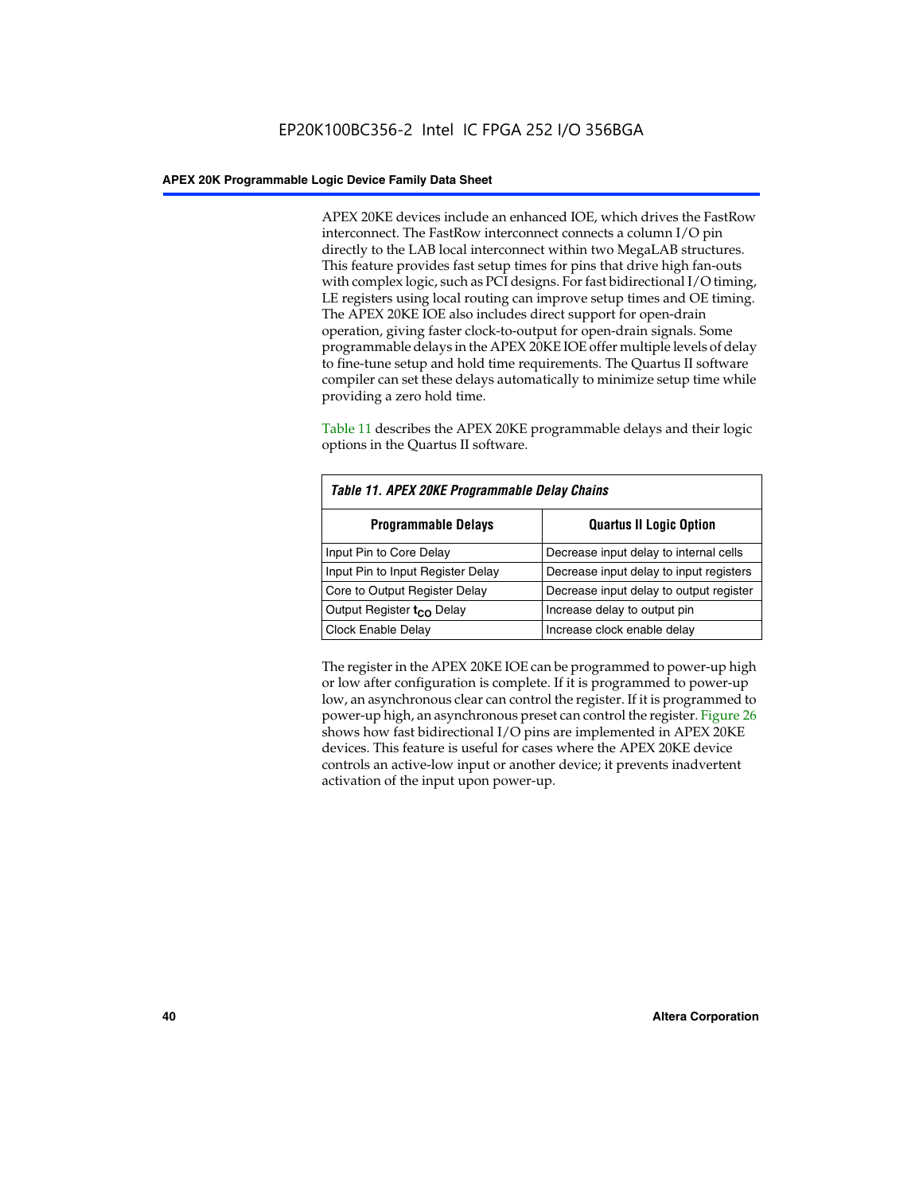APEX 20KE devices include an enhanced IOE, which drives the FastRow interconnect. The FastRow interconnect connects a column I/O pin directly to the LAB local interconnect within two MegaLAB structures. This feature provides fast setup times for pins that drive high fan-outs with complex logic, such as PCI designs. For fast bidirectional I/O timing, LE registers using local routing can improve setup times and OE timing. The APEX 20KE IOE also includes direct support for open-drain operation, giving faster clock-to-output for open-drain signals. Some programmable delays in the APEX 20KE IOE offer multiple levels of delay to fine-tune setup and hold time requirements. The Quartus II software compiler can set these delays automatically to minimize setup time while providing a zero hold time.

Table 11 describes the APEX 20KE programmable delays and their logic options in the Quartus II software.

*Table 11. APEX 20KE Programmable Delay Chains*

| Programmable Delays | Quartus II Logic Option |
|---|---|
| Input Pin to Core Delay | Decrease input delay to internal cells |
| Input Pin to Input Register Delay | Decrease input delay to input registers |
| Core to Output Register Delay | Decrease input delay to output register |
| Output Register $t_{CO}$ Delay | Increase delay to output pin |
| Clock Enable Delay | Increase clock enable delay |

The register in the APEX 20KE IOE can be programmed to power-up high or low after configuration is complete. If it is programmed to power-up low, an asynchronous clear can control the register. If it is programmed to power-up high, an asynchronous preset can control the register. Figure 26 shows how fast bidirectional I/O pins are implemented in APEX 20KE devices. This feature is useful for cases where the APEX 20KE device controls an active-low input or another device; it prevents inadvertent activation of the input upon power-up.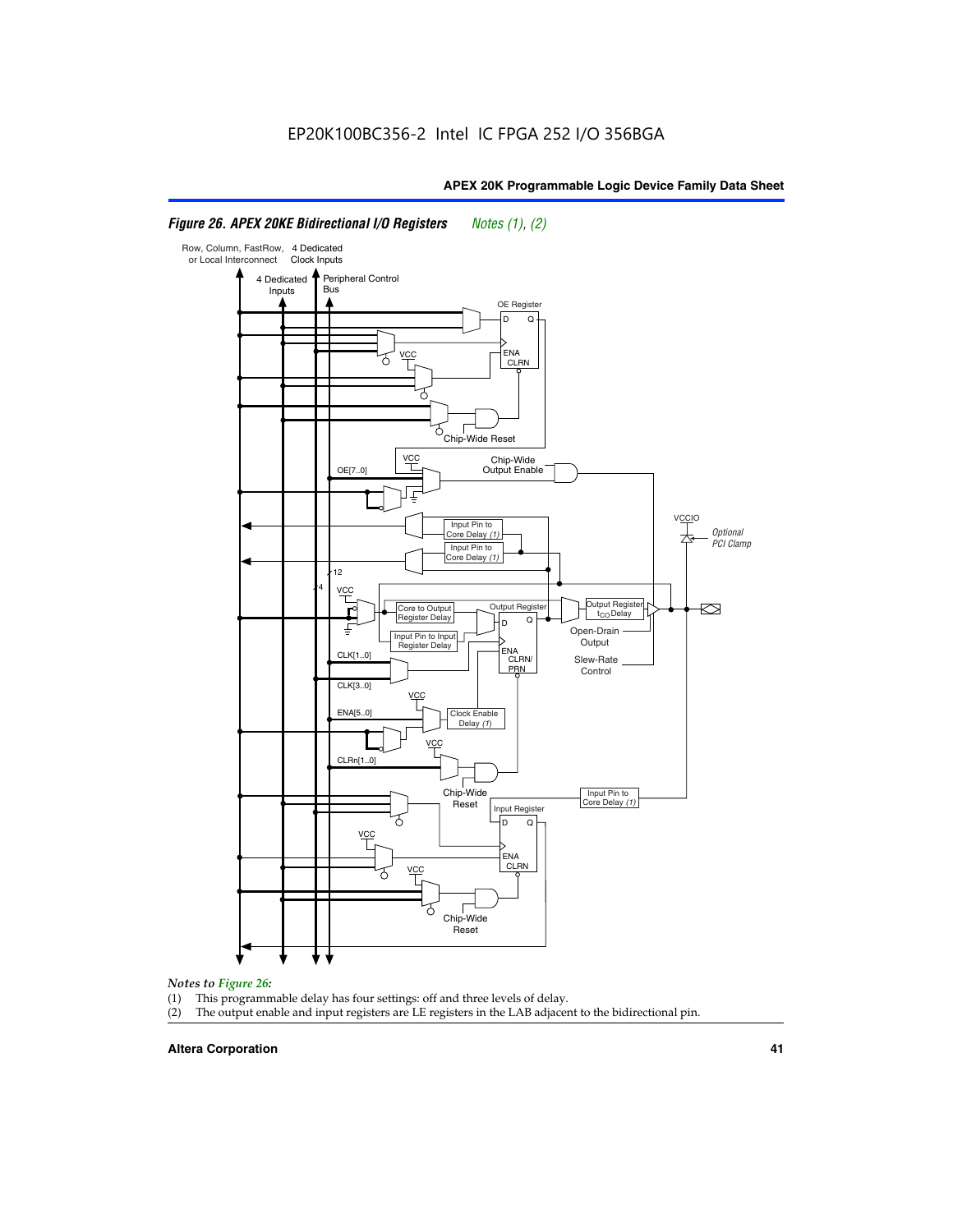*Figure 26. APEX 20KE Bidirectional I/O Registers* *Notes (1), (2)*

*Notes to Figure 26:*

(1) This programmable delay has four settings: off and three levels of delay.

(2) The output enable and input registers are LE registers in the LAB adjacent to the bidirectional pin.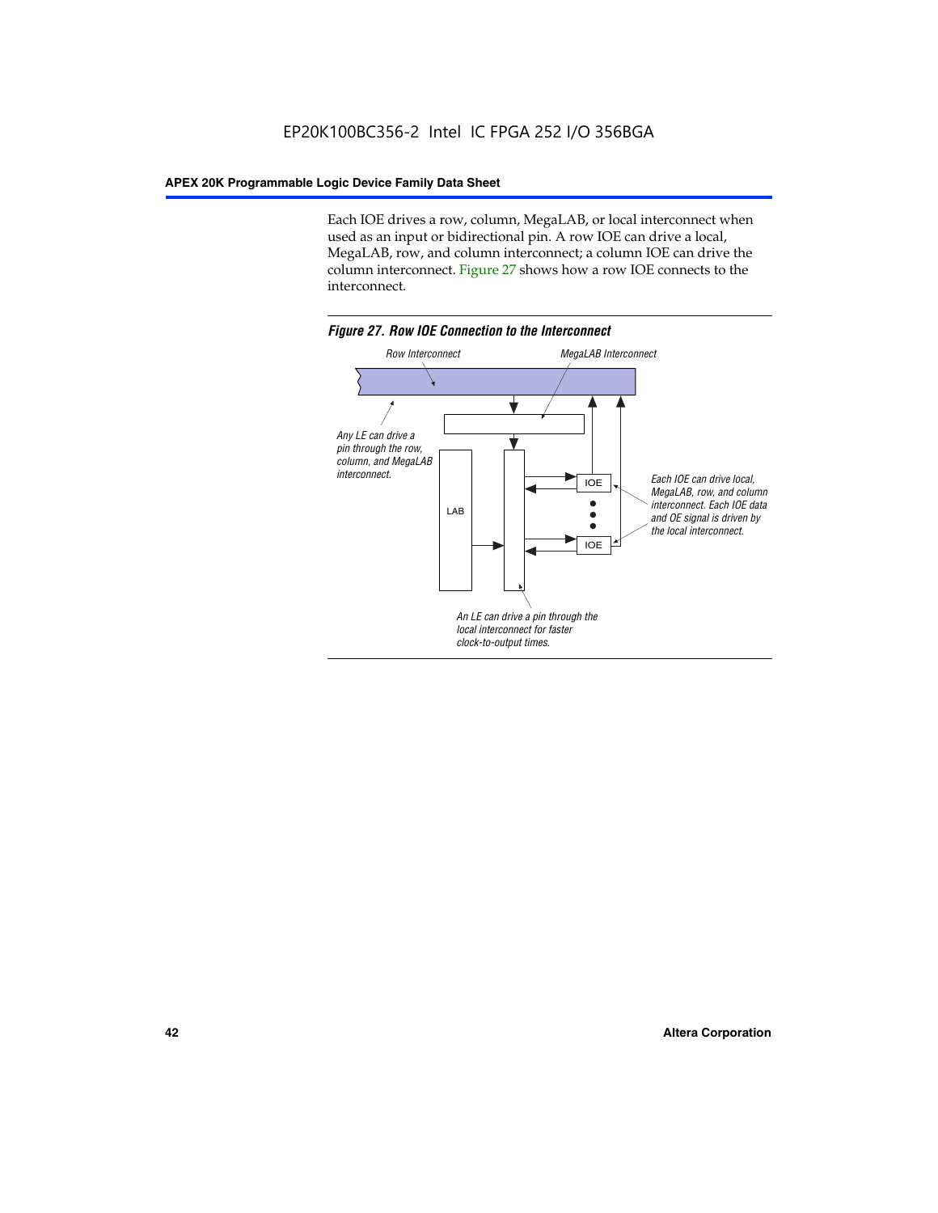Each IOE drives a row, column, MegaLAB, or local interconnect when used as an input or bidirectional pin. A row IOE can drive a local, MegaLAB, row, and column interconnect; a column IOE can drive the column interconnect. Figure 27 shows how a row IOE connects to the interconnect.

*Figure 27. Row IOE Connection to the Interconnect*

Row Interconnect

MegaLAB Interconnect

Any LE can drive a pin through the row, column, and MegaLAB interconnect.

LAB

IOE

IOE

Each IOE can drive local, MegaLAB, row, and column interconnect. Each IOE data and OE signal is driven by the local interconnect.

An LE can drive a pin through the local interconnect for faster clock-to-output times.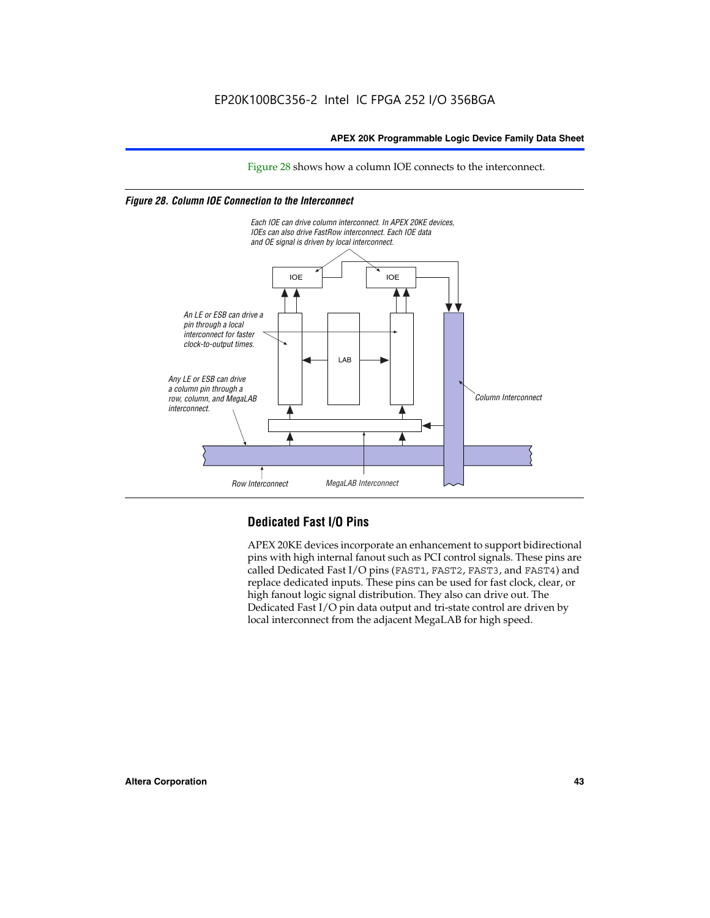Figure 28 shows how a column IOE connects to the interconnect.

*Figure 28. Column IOE Connection to the Interconnect*

Each IOE can drive column interconnect. In APEX 20KE devices, IOEs can also drive FastRow interconnect. Each IOE data and OE signal is driven by local interconnect.

IOE

IOE

An LE or ESB can drive a pin through a local interconnect for faster clock-to-output times.

LAB

Any LE or ESB can drive a column pin through a row, column, and MegaLAB interconnect.

Column Interconnect

Row Interconnect

MegaLAB Interconnect

## Dedicated Fast I/O Pins

APEX 20KE devices incorporate an enhancement to support bidirectional pins with high internal fanout such as PCI control signals. These pins are called Dedicated Fast I/O pins (FAST1, FAST2, FAST3, and FAST4) and replace dedicated inputs. These pins can be used for fast clock, clear, or high fanout logic signal distribution. They also can drive out. The Dedicated Fast I/O pin data output and tri-state control are driven by local interconnect from the adjacent MegaLAB for high speed.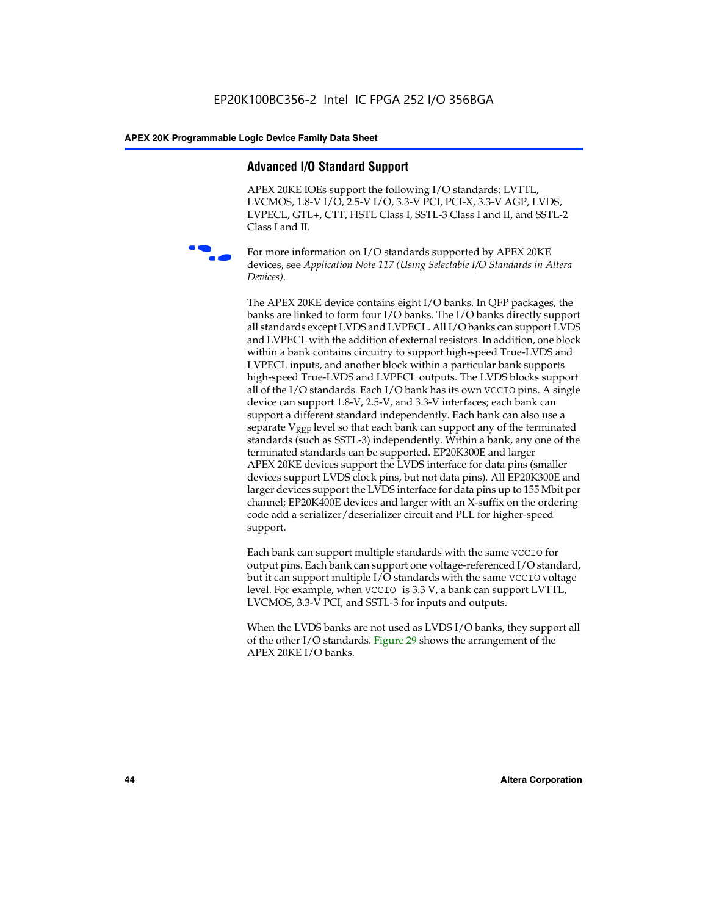## Advanced I/O Standard Support

APEX 20KE IOEs support the following I/O standards: LVTTL, LVCMOS, 1.8-V I/O, 2.5-V I/O, 3.3-V PCI, PCI-X, 3.3-V AGP, LVDS, LVPECL, GTL+, CTT, HSTL Class I, SSTL-3 Class I and II, and SSTL-2 Class I and II.

For more information on I/O standards supported by APEX 20KE devices, see *Application Note 117 (Using Selectable I/O Standards in Altera Devices)*.

The APEX 20KE device contains eight I/O banks. In QFP packages, the banks are linked to form four I/O banks. The I/O banks directly support all standards except LVDS and LVPECL. All I/O banks can support LVDS and LVPECL with the addition of external resistors. In addition, one block within a bank contains circuitry to support high-speed True-LVDS and LVPECL inputs, and another block within a particular bank supports high-speed True-LVDS and LVPECL outputs. The LVDS blocks support all of the I/O standards. Each I/O bank has its own `VCCIO` pins. A single device can support 1.8-V, 2.5-V, and 3.3-V interfaces; each bank can support a different standard independently. Each bank can also use a separate $V_{REF}$ level so that each bank can support any of the terminated standards (such as SSTL-3) independently. Within a bank, any one of the terminated standards can be supported. EP20K300E and larger APEX 20KE devices support the LVDS interface for data pins (smaller devices support LVDS clock pins, but not data pins). All EP20K300E and larger devices support the LVDS interface for data pins up to 155 Mbit per channel; EP20K400E devices and larger with an X-suffix on the ordering code add a serializer/deserializer circuit and PLL for higher-speed support.

Each bank can support multiple standards with the same `VCCIO` for output pins. Each bank can support one voltage-referenced I/O standard, but it can support multiple I/O standards with the same `VCCIO` voltage level. For example, when `VCCIO` is 3.3 V, a bank can support LVTTL, LVCMOS, 3.3-V PCI, and SSTL-3 for inputs and outputs.

When the LVDS banks are not used as LVDS I/O banks, they support all of the other I/O standards. Figure 29 shows the arrangement of the APEX 20KE I/O banks.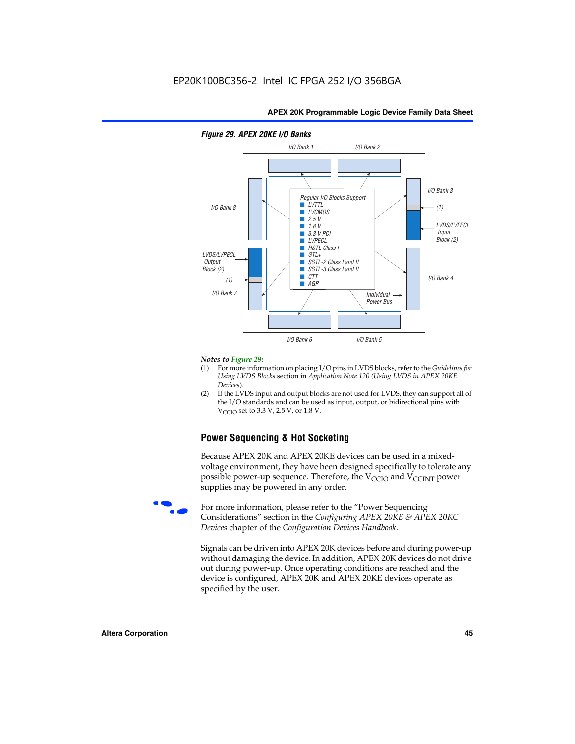#### Figure 29. APEX 20KE I/O Banks

I/O Bank 1 — I/O Bank 2 — I/O Bank 3 — (1) — LVDS/LVPECL Input Block (2) — I/O Bank 4 — Individual Power Bus — I/O Bank 5 — I/O Bank 6 — I/O Bank 7 — (1) — LVDS/LVPECL Output Block (2) — I/O Bank 8

Regular I/O Blocks Support
- LVTTL
- LVCMOS
- 2.5 V
- 1.8 V
- 3.3 V PCI
- LVPECL
- HSTL Class I
- GTL+
- SSTL-2 Class I and II
- SSTL-3 Class I and II
- CTT
- AGP

*Notes to Figure 29:*

(1) For more information on placing I/O pins in LVDS blocks, refer to the *Guidelines for Using LVDS Blocks* section in *Application Note 120 (Using LVDS in APEX 20KE Devices)*.

(2) If the LVDS input and output blocks are not used for LVDS, they can support all of the I/O standards and can be used as input, output, or bidirectional pins with $V_{CCIO}$ set to 3.3 V, 2.5 V, or 1.8 V.

## Power Sequencing & Hot Socketing

Because APEX 20K and APEX 20KE devices can be used in a mixed-voltage environment, they have been designed specifically to tolerate any possible power-up sequence. Therefore, the $V_{CCIO}$ and $V_{CCINT}$ power supplies may be powered in any order.

For more information, please refer to the "Power Sequencing Considerations" section in the *Configuring APEX 20KE & APEX 20KC Devices* chapter of the *Configuration Devices Handbook*.

Signals can be driven into APEX 20K devices before and during power-up without damaging the device. In addition, APEX 20K devices do not drive out during power-up. Once operating conditions are reached and the device is configured, APEX 20K and APEX 20KE devices operate as specified by the user.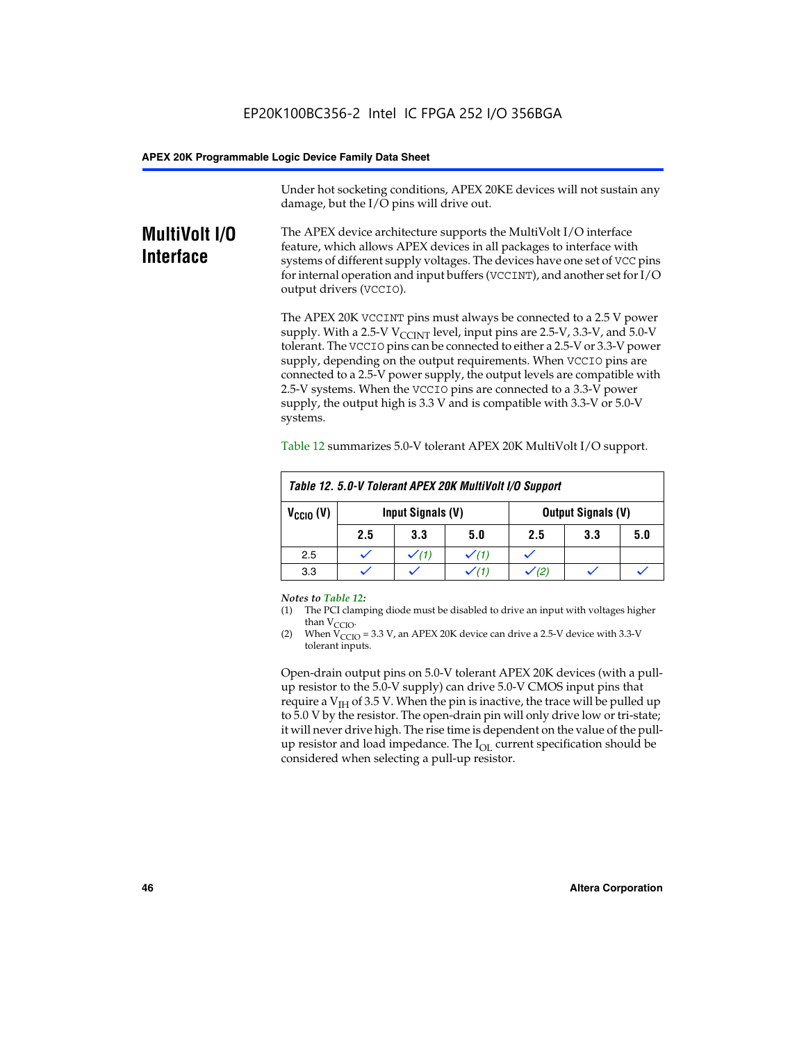Under hot socketing conditions, APEX 20KE devices will not sustain any damage, but the I/O pins will drive out.

## MultiVolt I/O Interface

The APEX device architecture supports the MultiVolt I/O interface feature, which allows APEX devices in all packages to interface with systems of different supply voltages. The devices have one set of VCC pins for internal operation and input buffers (VCCINT), and another set for I/O output drivers (VCCIO).

The APEX 20K VCCINT pins must always be connected to a 2.5 V power supply. With a 2.5-V $V_{CCINT}$ level, input pins are 2.5-V, 3.3-V, and 5.0-V tolerant. The VCCIO pins can be connected to either a 2.5-V or 3.3-V power supply, depending on the output requirements. When VCCIO pins are connected to a 2.5-V power supply, the output levels are compatible with 2.5-V systems. When the VCCIO pins are connected to a 3.3-V power supply, the output high is 3.3 V and is compatible with 3.3-V or 5.0-V systems.

Table 12 summarizes 5.0-V tolerant APEX 20K MultiVolt I/O support.

**Table 12. 5.0-V Tolerant APEX 20K MultiVolt I/O Support**

| $V_{CCIO}$ (V) | Input Signals (V) | | | Output Signals (V) | | |
|---|---|---|---|---|---|---|
| | 2.5 | 3.3 | 5.0 | 2.5 | 3.3 | 5.0 |
| 2.5 | ✓ | ✓ (1) | ✓ (1) | ✓ | | |
| 3.3 | ✓ | ✓ | ✓ (1) | ✓ (2) | ✓ | ✓ |

*Notes to Table 12:*

(1) The PCI clamping diode must be disabled to drive an input with voltages higher than $V_{CCIO}$.

(2) When $V_{CCIO}$ = 3.3 V, an APEX 20K device can drive a 2.5-V device with 3.3-V tolerant inputs.

Open-drain output pins on 5.0-V tolerant APEX 20K devices (with a pull-up resistor to the 5.0-V supply) can drive 5.0-V CMOS input pins that require a $V_{IH}$ of 3.5 V. When the pin is inactive, the trace will be pulled up to 5.0 V by the resistor. The open-drain pin will only drive low or tri-state; it will never drive high. The rise time is dependent on the value of the pull-up resistor and load impedance. The $I_{OL}$ current specification should be considered when selecting a pull-up resistor.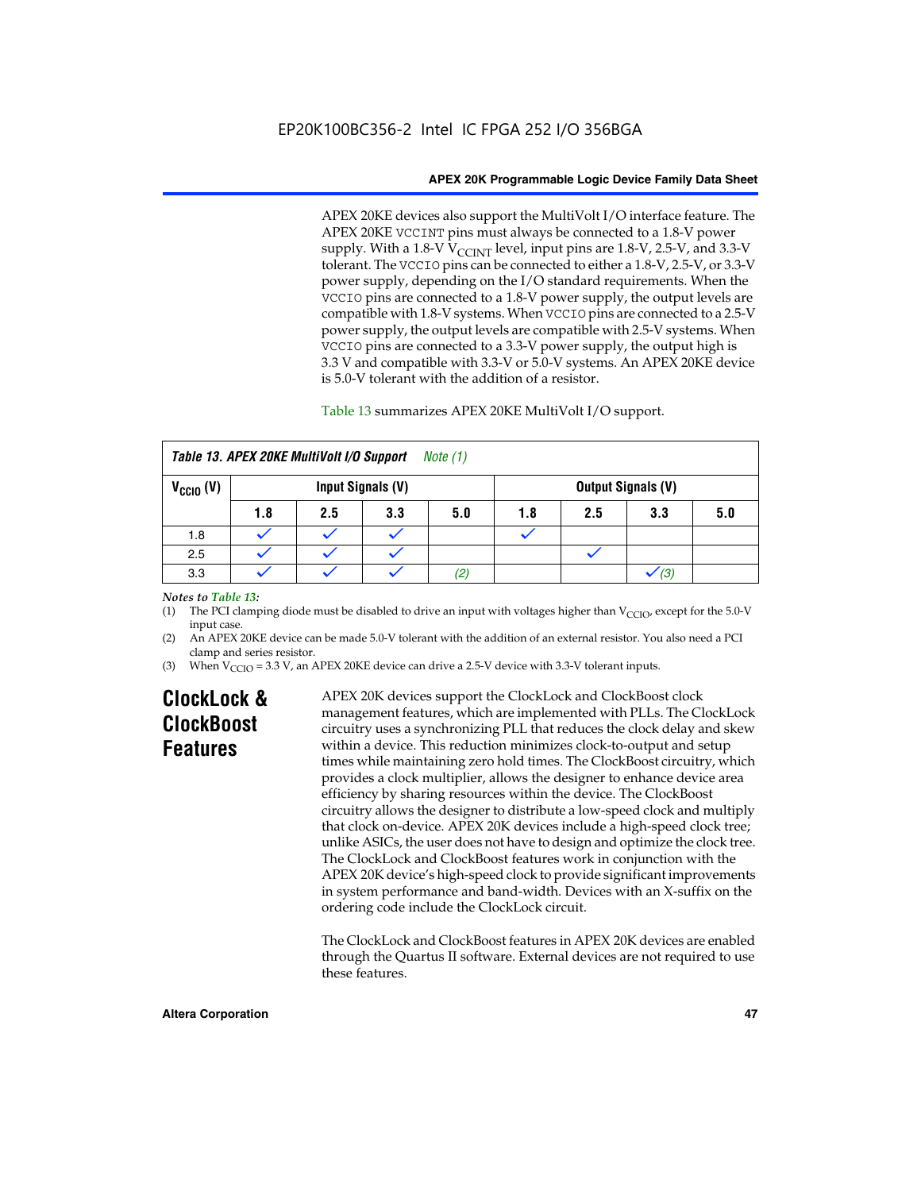APEX 20KE devices also support the MultiVolt I/O interface feature. The APEX 20KE VCCINT pins must always be connected to a 1.8-V power supply. With a 1.8-V $V_{CCINT}$ level, input pins are 1.8-V, 2.5-V, and 3.3-V tolerant. The VCCIO pins can be connected to either a 1.8-V, 2.5-V, or 3.3-V power supply, depending on the I/O standard requirements. When the VCCIO pins are connected to a 1.8-V power supply, the output levels are compatible with 1.8-V systems. When VCCIO pins are connected to a 2.5-V power supply, the output levels are compatible with 2.5-V systems. When VCCIO pins are connected to a 3.3-V power supply, the output high is 3.3 V and compatible with 3.3-V or 5.0-V systems. An APEX 20KE device is 5.0-V tolerant with the addition of a resistor.

Table 13 summarizes APEX 20KE MultiVolt I/O support.

**Table 13. APEX 20KE MultiVolt I/O Support** *Note (1)*

| $V_{CCIO}$ (V) | Input Signals (V) | | | | Output Signals (V) | | | |
|---|---|---|---|---|---|---|---|---|
| | 1.8 | 2.5 | 3.3 | 5.0 | 1.8 | 2.5 | 3.3 | 5.0 |
| 1.8 | ✓ | ✓ | ✓ | | ✓ | | | |
| 2.5 | ✓ | ✓ | ✓ | | | ✓ | | |
| 3.3 | ✓ | ✓ | ✓ | *(2)* | | | ✓ *(3)* | |

*Notes to Table 13:*

(1) The PCI clamping diode must be disabled to drive an input with voltages higher than $V_{CCIO}$, except for the 5.0-V input case.

(2) An APEX 20KE device can be made 5.0-V tolerant with the addition of an external resistor. You also need a PCI clamp and series resistor.

(3) When $V_{CCIO}$ = 3.3 V, an APEX 20KE device can drive a 2.5-V device with 3.3-V tolerant inputs.

## ClockLock & ClockBoost Features

APEX 20K devices support the ClockLock and ClockBoost clock management features, which are implemented with PLLs. The ClockLock circuitry uses a synchronizing PLL that reduces the clock delay and skew within a device. This reduction minimizes clock-to-output and setup times while maintaining zero hold times. The ClockBoost circuitry, which provides a clock multiplier, allows the designer to enhance device area efficiency by sharing resources within the device. The ClockBoost circuitry allows the designer to distribute a low-speed clock and multiply that clock on-device. APEX 20K devices include a high-speed clock tree; unlike ASICs, the user does not have to design and optimize the clock tree. The ClockLock and ClockBoost features work in conjunction with the APEX 20K device's high-speed clock to provide significant improvements in system performance and band-width. Devices with an X-suffix on the ordering code include the ClockLock circuit.

The ClockLock and ClockBoost features in APEX 20K devices are enabled through the Quartus II software. External devices are not required to use these features.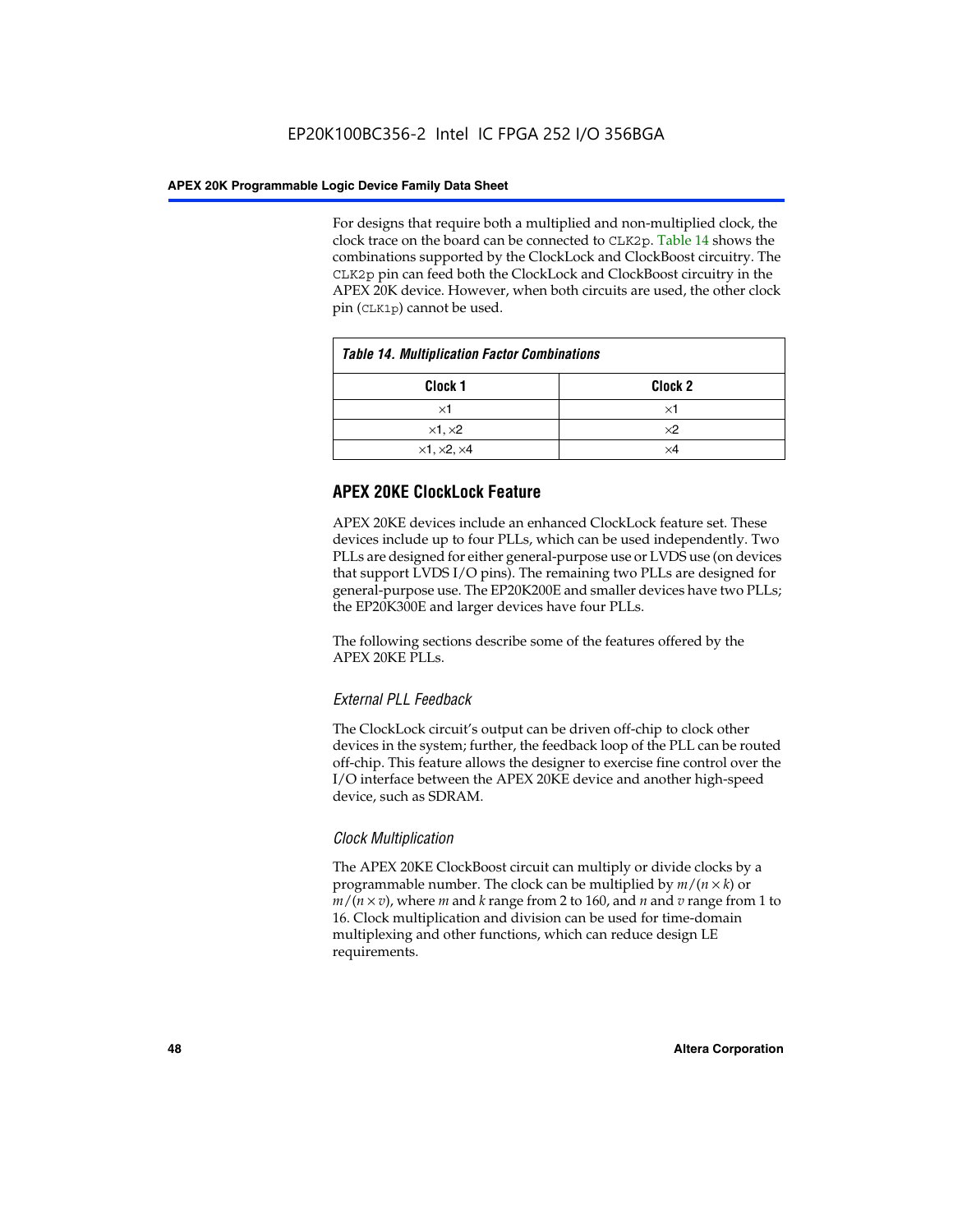For designs that require both a multiplied and non-multiplied clock, the clock trace on the board can be connected to CLK2p. Table 14 shows the combinations supported by the ClockLock and ClockBoost circuitry. The CLK2p pin can feed both the ClockLock and ClockBoost circuitry in the APEX 20K device. However, when both circuits are used, the other clock pin (CLK1p) cannot be used.

**Table 14. Multiplication Factor Combinations**

| Clock 1 | Clock 2 |
|---|---|
| ×1 | ×1 |
| ×1, ×2 | ×2 |
| ×1, ×2, ×4 | ×4 |

## APEX 20KE ClockLock Feature

APEX 20KE devices include an enhanced ClockLock feature set. These devices include up to four PLLs, which can be used independently. Two PLLs are designed for either general-purpose use or LVDS use (on devices that support LVDS I/O pins). The remaining two PLLs are designed for general-purpose use. The EP20K200E and smaller devices have two PLLs; the EP20K300E and larger devices have four PLLs.

The following sections describe some of the features offered by the APEX 20KE PLLs.

### *External PLL Feedback*

The ClockLock circuit's output can be driven off-chip to clock other devices in the system; further, the feedback loop of the PLL can be routed off-chip. This feature allows the designer to exercise fine control over the I/O interface between the APEX 20KE device and another high-speed device, such as SDRAM.

### *Clock Multiplication*

The APEX 20KE ClockBoost circuit can multiply or divide clocks by a programmable number. The clock can be multiplied by $m/(n \times k)$ or $m/(n \times v)$, where $m$ and $k$ range from 2 to 160, and $n$ and $v$ range from 1 to 16. Clock multiplication and division can be used for time-domain multiplexing and other functions, which can reduce design LE requirements.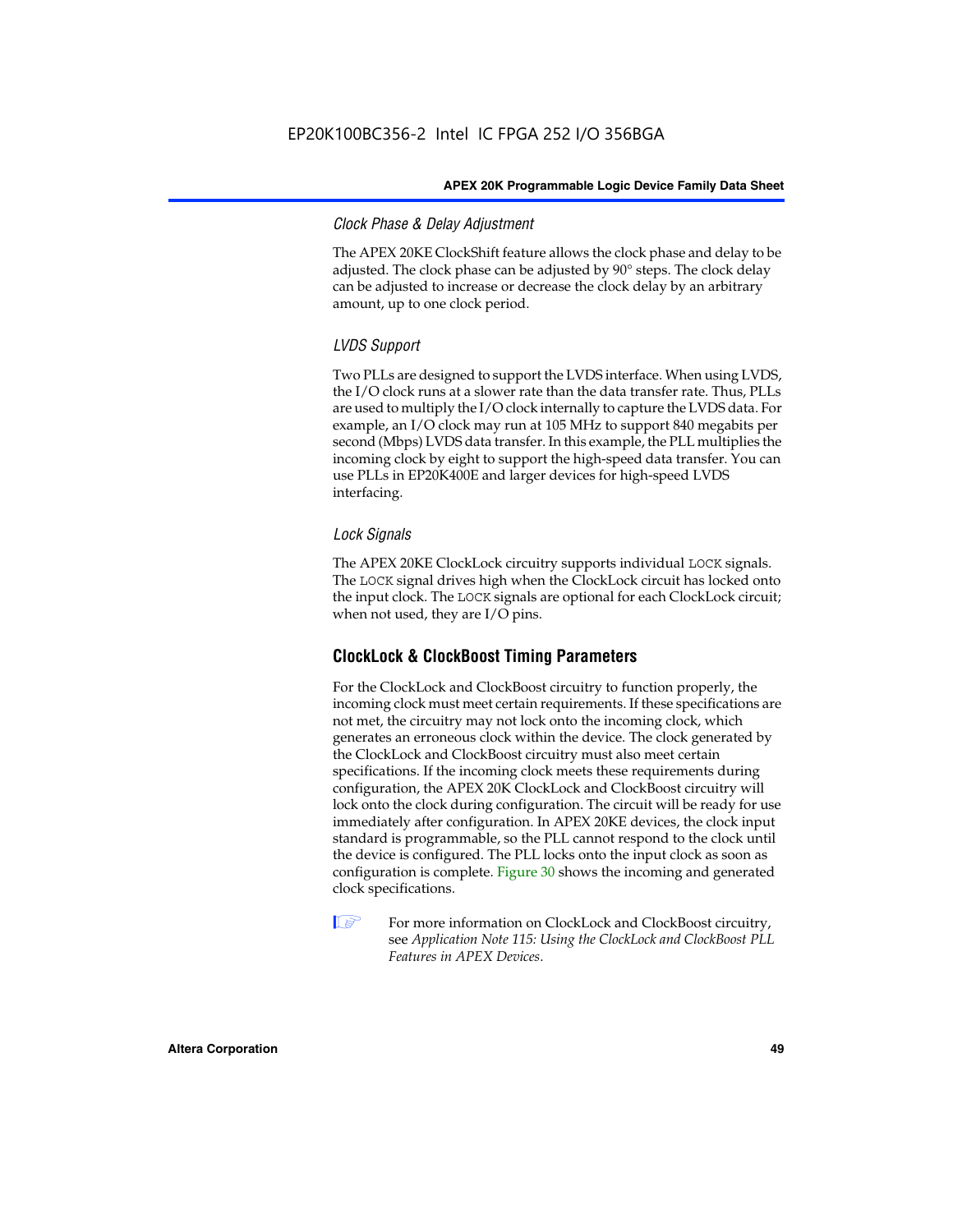#### *Clock Phase & Delay Adjustment*

The APEX 20KE ClockShift feature allows the clock phase and delay to be adjusted. The clock phase can be adjusted by 90° steps. The clock delay can be adjusted to increase or decrease the clock delay by an arbitrary amount, up to one clock period.

#### *LVDS Support*

Two PLLs are designed to support the LVDS interface. When using LVDS, the I/O clock runs at a slower rate than the data transfer rate. Thus, PLLs are used to multiply the I/O clock internally to capture the LVDS data. For example, an I/O clock may run at 105 MHz to support 840 megabits per second (Mbps) LVDS data transfer. In this example, the PLL multiplies the incoming clock by eight to support the high-speed data transfer. You can use PLLs in EP20K400E and larger devices for high-speed LVDS interfacing.

#### *Lock Signals*

The APEX 20KE ClockLock circuitry supports individual `LOCK` signals. The `LOCK` signal drives high when the ClockLock circuit has locked onto the input clock. The `LOCK` signals are optional for each ClockLock circuit; when not used, they are I/O pins.

### ClockLock & ClockBoost Timing Parameters

For the ClockLock and ClockBoost circuitry to function properly, the incoming clock must meet certain requirements. If these specifications are not met, the circuitry may not lock onto the incoming clock, which generates an erroneous clock within the device. The clock generated by the ClockLock and ClockBoost circuitry must also meet certain specifications. If the incoming clock meets these requirements during configuration, the APEX 20K ClockLock and ClockBoost circuitry will lock onto the clock during configuration. The circuit will be ready for use immediately after configuration. In APEX 20KE devices, the clock input standard is programmable, so the PLL cannot respond to the clock until the device is configured. The PLL locks onto the input clock as soon as configuration is complete. Figure 30 shows the incoming and generated clock specifications.

For more information on ClockLock and ClockBoost circuitry, see *Application Note 115: Using the ClockLock and ClockBoost PLL Features in APEX Devices*.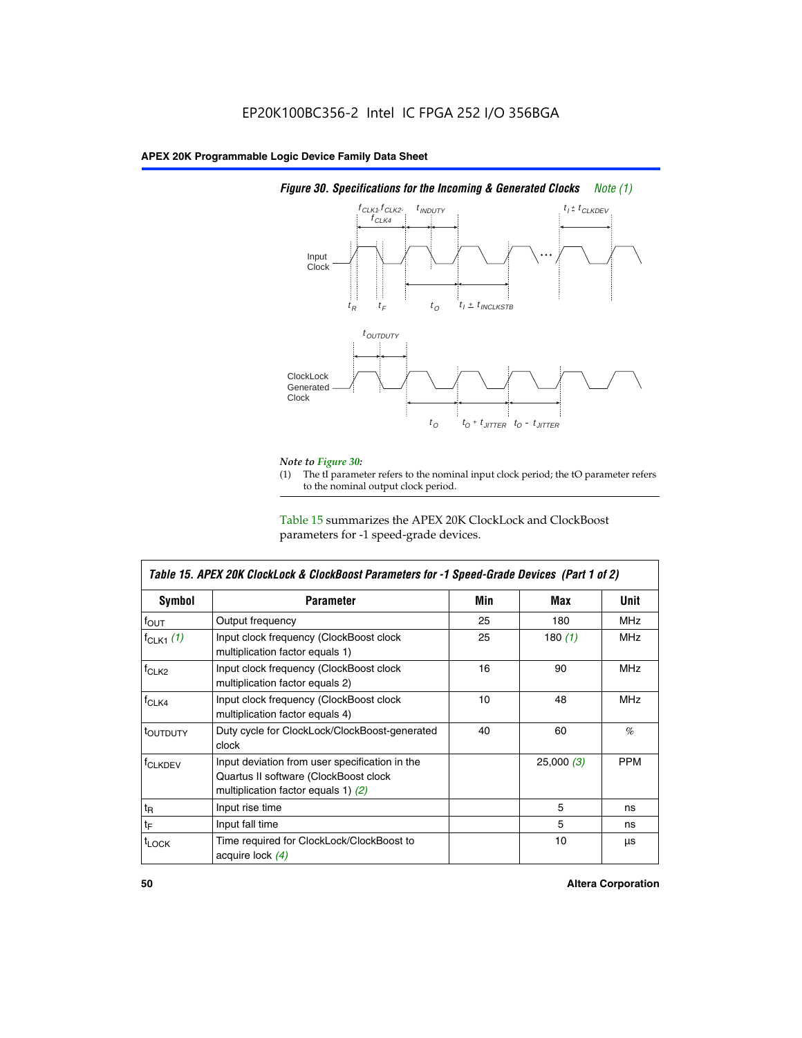EP20K100BC356-2 Intel IC FPGA 252 I/O 356BGA

**Figure 30. Specifications for the Incoming & Generated Clocks** *Note (1)*

*Note to Figure 30:*

(1) The tI parameter refers to the nominal input clock period; the tO parameter refers to the nominal output clock period.

Table 15 summarizes the APEX 20K ClockLock and ClockBoost parameters for -1 speed-grade devices.

**Table 15. APEX 20K ClockLock & ClockBoost Parameters for -1 Speed-Grade Devices (Part 1 of 2)**

| Symbol | Parameter | Min | Max | Unit |
|---|---|---|---|---|
| $f_{OUT}$ | Output frequency | 25 | 180 | MHz |
| $f_{CLK1}$ *(1)* | Input clock frequency (ClockBoost clock multiplication factor equals 1) | 25 | 180 *(1)* | MHz |
| $f_{CLK2}$ | Input clock frequency (ClockBoost clock multiplication factor equals 2) | 16 | 90 | MHz |
| $f_{CLK4}$ | Input clock frequency (ClockBoost clock multiplication factor equals 4) | 10 | 48 | MHz |
| $t_{OUTDUTY}$ | Duty cycle for ClockLock/ClockBoost-generated clock | 40 | 60 | % |
| $f_{CLKDEV}$ | Input deviation from user specification in the Quartus II software (ClockBoost clock multiplication factor equals 1) *(2)* | | 25,000 *(3)* | PPM |
| $t_R$ | Input rise time | | 5 | ns |
| $t_F$ | Input fall time | | 5 | ns |
| $t_{LOCK}$ | Time required for ClockLock/ClockBoost to acquire lock *(4)* | | 10 | µs |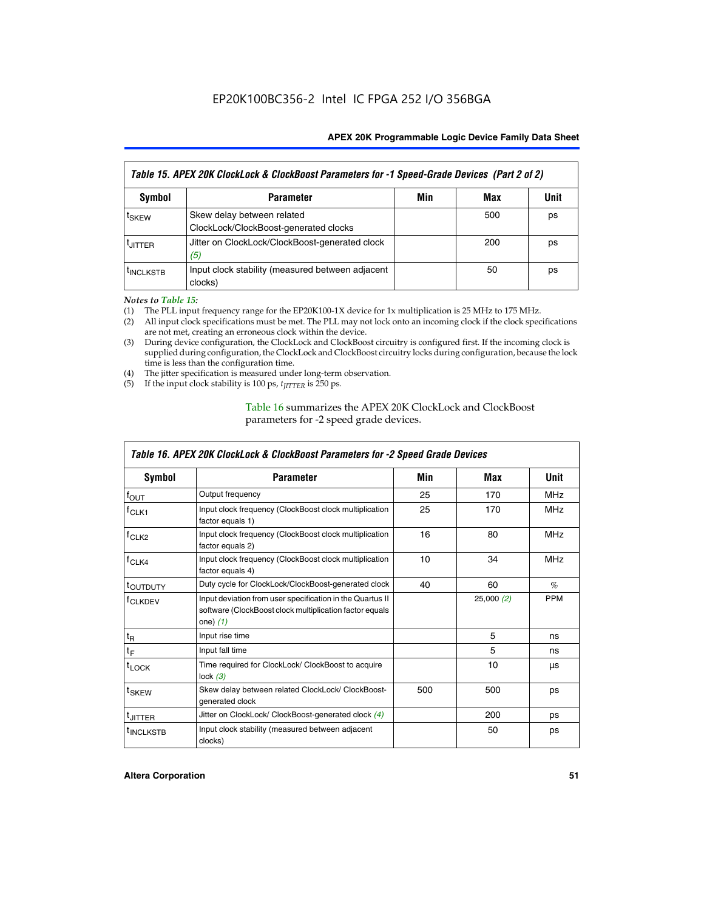EP20K100BC356-2 Intel IC FPGA 252 I/O 356BGA

*Table 15. APEX 20K ClockLock & ClockBoost Parameters for -1 Speed-Grade Devices (Part 2 of 2)*

| Symbol | Parameter | Min | Max | Unit |
|---|---|---|---|---|
| $t_{SKEW}$ | Skew delay between related ClockLock/ClockBoost-generated clocks | | 500 | ps |
| $t_{JITTER}$ | Jitter on ClockLock/ClockBoost-generated clock *(5)* | | 200 | ps |
| $t_{INCLKSTB}$ | Input clock stability (measured between adjacent clocks) | | 50 | ps |

*Notes to Table 15:*

(1) The PLL input frequency range for the EP20K100-1X device for 1x multiplication is 25 MHz to 175 MHz.
(2) All input clock specifications must be met. The PLL may not lock onto an incoming clock if the clock specifications are not met, creating an erroneous clock within the device.
(3) During device configuration, the ClockLock and ClockBoost circuitry is configured first. If the incoming clock is supplied during configuration, the ClockLock and ClockBoost circuitry locks during configuration, because the lock time is less than the configuration time.
(4) The jitter specification is measured under long-term observation.
(5) If the input clock stability is 100 ps, $t_{JITTER}$ is 250 ps.

Table 16 summarizes the APEX 20K ClockLock and ClockBoost parameters for -2 speed grade devices.

*Table 16. APEX 20K ClockLock & ClockBoost Parameters for -2 Speed Grade Devices*

| Symbol | Parameter | Min | Max | Unit |
|---|---|---|---|---|
| $f_{OUT}$ | Output frequency | 25 | 170 | MHz |
| $f_{CLK1}$ | Input clock frequency (ClockBoost clock multiplication factor equals 1) | 25 | 170 | MHz |
| $f_{CLK2}$ | Input clock frequency (ClockBoost clock multiplication factor equals 2) | 16 | 80 | MHz |
| $f_{CLK4}$ | Input clock frequency (ClockBoost clock multiplication factor equals 4) | 10 | 34 | MHz |
| $t_{OUTDUTY}$ | Duty cycle for ClockLock/ClockBoost-generated clock | 40 | 60 | % |
| $f_{CLKDEV}$ | Input deviation from user specification in the Quartus II software (ClockBoost clock multiplication factor equals one) *(1)* | | 25,000 *(2)* | PPM |
| $t_R$ | Input rise time | | 5 | ns |
| $t_F$ | Input fall time | | 5 | ns |
| $t_{LOCK}$ | Time required for ClockLock/ ClockBoost to acquire lock *(3)* | | 10 | µs |
| $t_{SKEW}$ | Skew delay between related ClockLock/ ClockBoost-generated clock | 500 | 500 | ps |
| $t_{JITTER}$ | Jitter on ClockLock/ ClockBoost-generated clock *(4)* | | 200 | ps |
| $t_{INCLKSTB}$ | Input clock stability (measured between adjacent clocks) | | 50 | ps |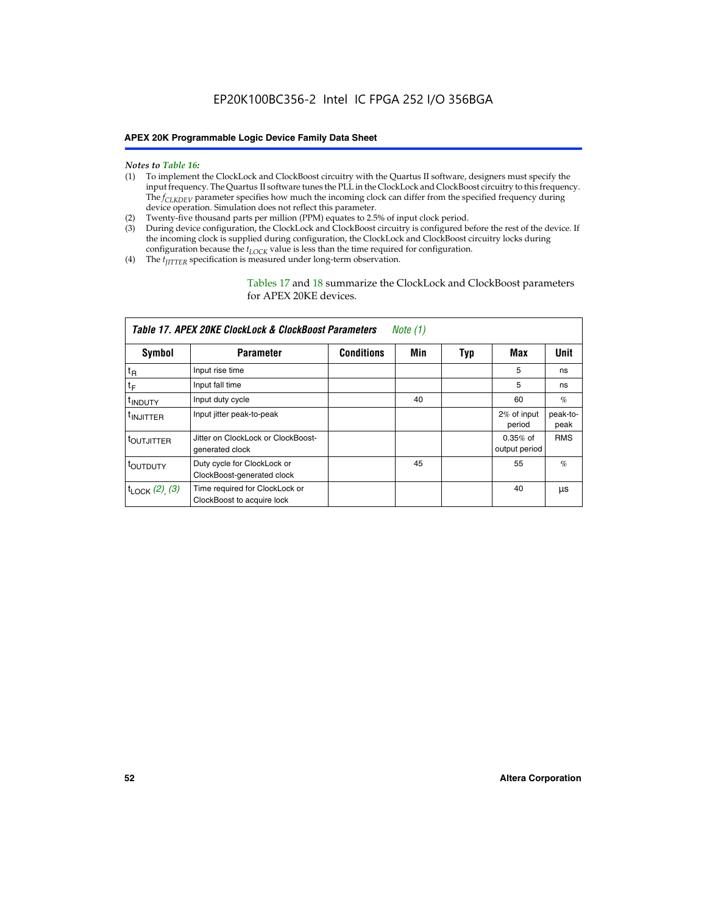*Notes to Table 16:*

(1) To implement the ClockLock and ClockBoost circuitry with the Quartus II software, designers must specify the input frequency. The Quartus II software tunes the PLL in the ClockLock and ClockBoost circuitry to this frequency. The $f_{CLKDEV}$ parameter specifies how much the incoming clock can differ from the specified frequency during device operation. Simulation does not reflect this parameter.

(2) Twenty-five thousand parts per million (PPM) equates to 2.5% of input clock period.

(3) During device configuration, the ClockLock and ClockBoost circuitry is configured before the rest of the device. If the incoming clock is supplied during configuration, the ClockLock and ClockBoost circuitry locks during configuration because the $t_{LOCK}$ value is less than the time required for configuration.

(4) The $t_{JITTER}$ specification is measured under long-term observation.

Tables 17 and 18 summarize the ClockLock and ClockBoost parameters for APEX 20KE devices.

**Table 17. APEX 20KE ClockLock & ClockBoost Parameters** *Note (1)*

| Symbol | Parameter | Conditions | Min | Typ | Max | Unit |
|---|---|---|---|---|---|---|
| $t_R$ | Input rise time | | | | 5 | ns |
| $t_F$ | Input fall time | | | | 5 | ns |
| $t_{INDUTY}$ | Input duty cycle | | 40 | | 60 | % |
| $t_{INJITTER}$ | Input jitter peak-to-peak | | | | 2% of input period | peak-to-peak |
| $t_{OUTJITTER}$ | Jitter on ClockLock or ClockBoost-generated clock | | | | 0.35% of output period | RMS |
| $t_{OUTDUTY}$ | Duty cycle for ClockLock or ClockBoost-generated clock | | 45 | | 55 | % |
| $t_{LOCK}$ *(2), (3)* | Time required for ClockLock or ClockBoost to acquire lock | | | | 40 | µs |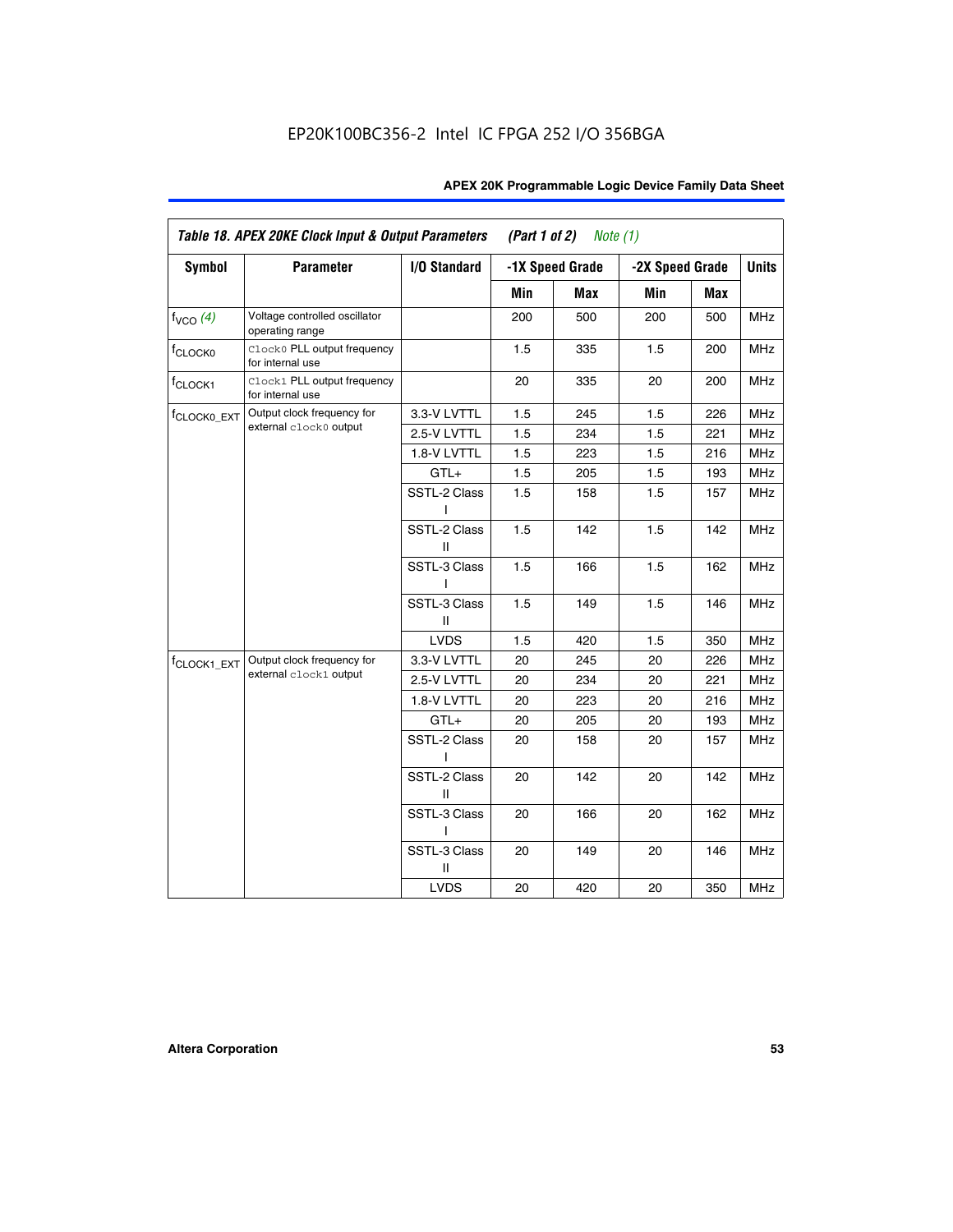EP20K100BC356-2 Intel IC FPGA 252 I/O 356BGA

| *Table 18. APEX 20KE Clock Input & Output Parameters (Part 1 of 2) Note (1)* | | | | | | | |
|---|---|---|---|---|---|---|---|
| **Symbol** | **Parameter** | **I/O Standard** | **-1X Speed Grade** | | **-2X Speed Grade** | | **Units** |
| | | | **Min** | **Max** | **Min** | **Max** | |
| $f_{VCO}$ *(4)* | Voltage controlled oscillator operating range | | 200 | 500 | 200 | 500 | MHz |
| $f_{CLOCK0}$ | `Clock0` PLL output frequency for internal use | | 1.5 | 335 | 1.5 | 200 | MHz |
| $f_{CLOCK1}$ | `Clock1` PLL output frequency for internal use | | 20 | 335 | 20 | 200 | MHz |
| $f_{CLOCK0\_EXT}$ | Output clock frequency for external `clock0` output | 3.3-V LVTTL | 1.5 | 245 | 1.5 | 226 | MHz |
| | | 2.5-V LVTTL | 1.5 | 234 | 1.5 | 221 | MHz |
| | | 1.8-V LVTTL | 1.5 | 223 | 1.5 | 216 | MHz |
| | | GTL+ | 1.5 | 205 | 1.5 | 193 | MHz |
| | | SSTL-2 Class I | 1.5 | 158 | 1.5 | 157 | MHz |
| | | SSTL-2 Class II | 1.5 | 142 | 1.5 | 142 | MHz |
| | | SSTL-3 Class I | 1.5 | 166 | 1.5 | 162 | MHz |
| | | SSTL-3 Class II | 1.5 | 149 | 1.5 | 146 | MHz |
| | | LVDS | 1.5 | 420 | 1.5 | 350 | MHz |
| $f_{CLOCK1\_EXT}$ | Output clock frequency for external `clock1` output | 3.3-V LVTTL | 20 | 245 | 20 | 226 | MHz |
| | | 2.5-V LVTTL | 20 | 234 | 20 | 221 | MHz |
| | | 1.8-V LVTTL | 20 | 223 | 20 | 216 | MHz |
| | | GTL+ | 20 | 205 | 20 | 193 | MHz |
| | | SSTL-2 Class I | 20 | 158 | 20 | 157 | MHz |
| | | SSTL-2 Class II | 20 | 142 | 20 | 142 | MHz |
| | | SSTL-3 Class I | 20 | 166 | 20 | 162 | MHz |
| | | SSTL-3 Class II | 20 | 149 | 20 | 146 | MHz |
| | | LVDS | 20 | 420 | 20 | 350 | MHz |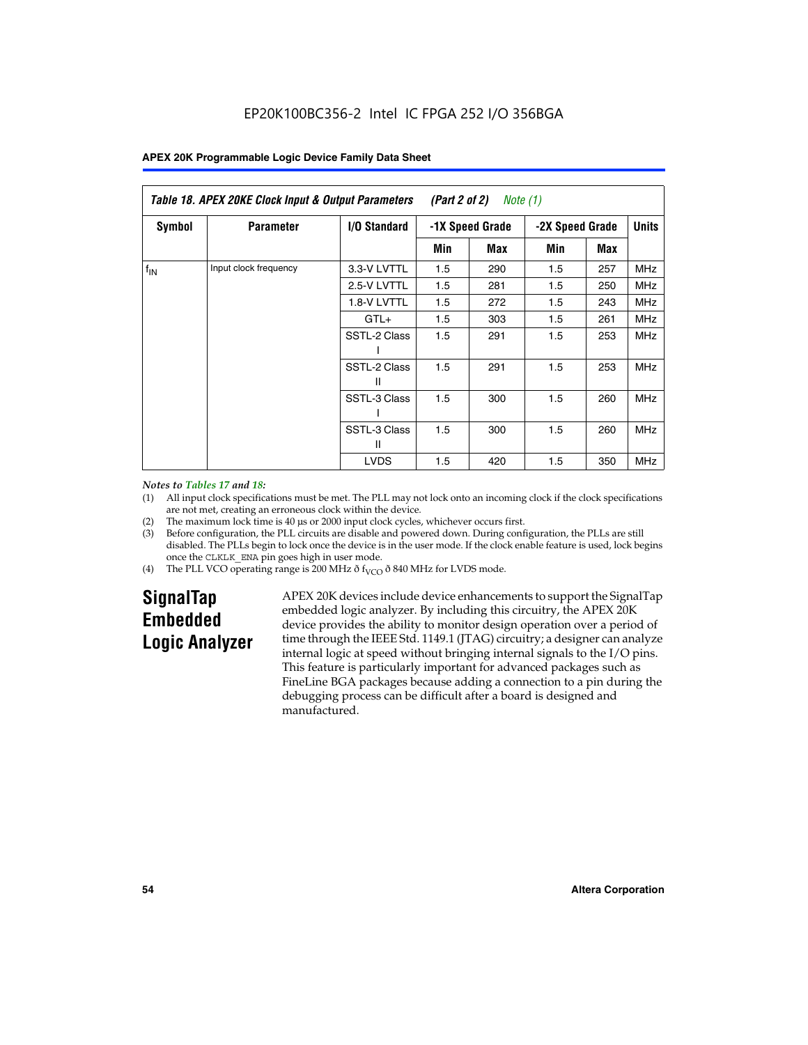| *Table 18. APEX 20KE Clock Input & Output Parameters (Part 2 of 2) Note (1)* | | | | | | | |
|---|---|---|---|---|---|---|---|
| **Symbol** | **Parameter** | **I/O Standard** | **-1X Speed Grade** | | **-2X Speed Grade** | | **Units** |
| | | | **Min** | **Max** | **Min** | **Max** | |
| $f_{IN}$ | Input clock frequency | 3.3-V LVTTL | 1.5 | 290 | 1.5 | 257 | MHz |
| | | 2.5-V LVTTL | 1.5 | 281 | 1.5 | 250 | MHz |
| | | 1.8-V LVTTL | 1.5 | 272 | 1.5 | 243 | MHz |
| | | GTL+ | 1.5 | 303 | 1.5 | 261 | MHz |
| | | SSTL-2 Class I | 1.5 | 291 | 1.5 | 253 | MHz |
| | | SSTL-2 Class II | 1.5 | 291 | 1.5 | 253 | MHz |
| | | SSTL-3 Class I | 1.5 | 300 | 1.5 | 260 | MHz |
| | | SSTL-3 Class II | 1.5 | 300 | 1.5 | 260 | MHz |
| | | LVDS | 1.5 | 420 | 1.5 | 350 | MHz |

*Notes to Tables 17 and 18:*

(1) All input clock specifications must be met. The PLL may not lock onto an incoming clock if the clock specifications are not met, creating an erroneous clock within the device.

(2) The maximum lock time is 40 µs or 2000 input clock cycles, whichever occurs first.

(3) Before configuration, the PLL circuits are disable and powered down. During configuration, the PLLs are still disabled. The PLLs begin to lock once the device is in the user mode. If the clock enable feature is used, lock begins once the CLKLK_ENA pin goes high in user mode.

(4) The PLL VCO operating range is 200 MHz ð $f_{VCO}$ ð 840 MHz for LVDS mode.

## SignalTap Embedded Logic Analyzer

APEX 20K devices include device enhancements to support the SignalTap embedded logic analyzer. By including this circuitry, the APEX 20K device provides the ability to monitor design operation over a period of time through the IEEE Std. 1149.1 (JTAG) circuitry; a designer can analyze internal logic at speed without bringing internal signals to the I/O pins. This feature is particularly important for advanced packages such as FineLine BGA packages because adding a connection to a pin during the debugging process can be difficult after a board is designed and manufactured.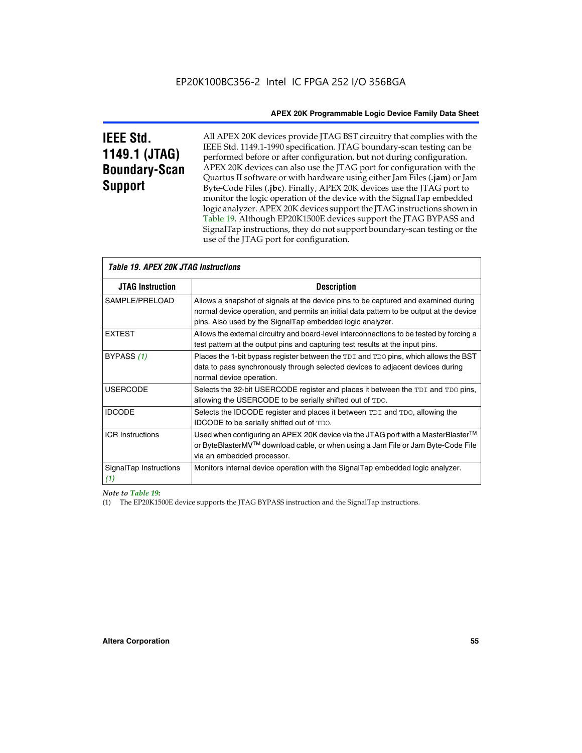# IEEE Std. 1149.1 (JTAG) Boundary-Scan Support

All APEX 20K devices provide JTAG BST circuitry that complies with the IEEE Std. 1149.1-1990 specification. JTAG boundary-scan testing can be performed before or after configuration, but not during configuration. APEX 20K devices can also use the JTAG port for configuration with the Quartus II software or with hardware using either Jam Files (**.jam**) or Jam Byte-Code Files (**.jbc**). Finally, APEX 20K devices use the JTAG port to monitor the logic operation of the device with the SignalTap embedded logic analyzer. APEX 20K devices support the JTAG instructions shown in Table 19. Although EP20K1500E devices support the JTAG BYPASS and SignalTap instructions, they do not support boundary-scan testing or the use of the JTAG port for configuration.

*Table 19. APEX 20K JTAG Instructions*

| JTAG Instruction | Description |
|---|---|
| SAMPLE/PRELOAD | Allows a snapshot of signals at the device pins to be captured and examined during normal device operation, and permits an initial data pattern to be output at the device pins. Also used by the SignalTap embedded logic analyzer. |
| EXTEST | Allows the external circuitry and board-level interconnections to be tested by forcing a test pattern at the output pins and capturing test results at the input pins. |
| BYPASS *(1)* | Places the 1-bit bypass register between the `TDI` and `TDO` pins, which allows the BST data to pass synchronously through selected devices to adjacent devices during normal device operation. |
| USERCODE | Selects the 32-bit USERCODE register and places it between the `TDI` and `TDO` pins, allowing the USERCODE to be serially shifted out of `TDO`. |
| IDCODE | Selects the IDCODE register and places it between `TDI` and `TDO`, allowing the IDCODE to be serially shifted out of `TDO`. |
| ICR Instructions | Used when configuring an APEX 20K device via the JTAG port with a MasterBlaster™ or ByteBlasterMV™ download cable, or when using a Jam File or Jam Byte-Code File via an embedded processor. |
| SignalTap Instructions *(1)* | Monitors internal device operation with the SignalTap embedded logic analyzer. |

*Note to Table 19:*

(1) The EP20K1500E device supports the JTAG BYPASS instruction and the SignalTap instructions.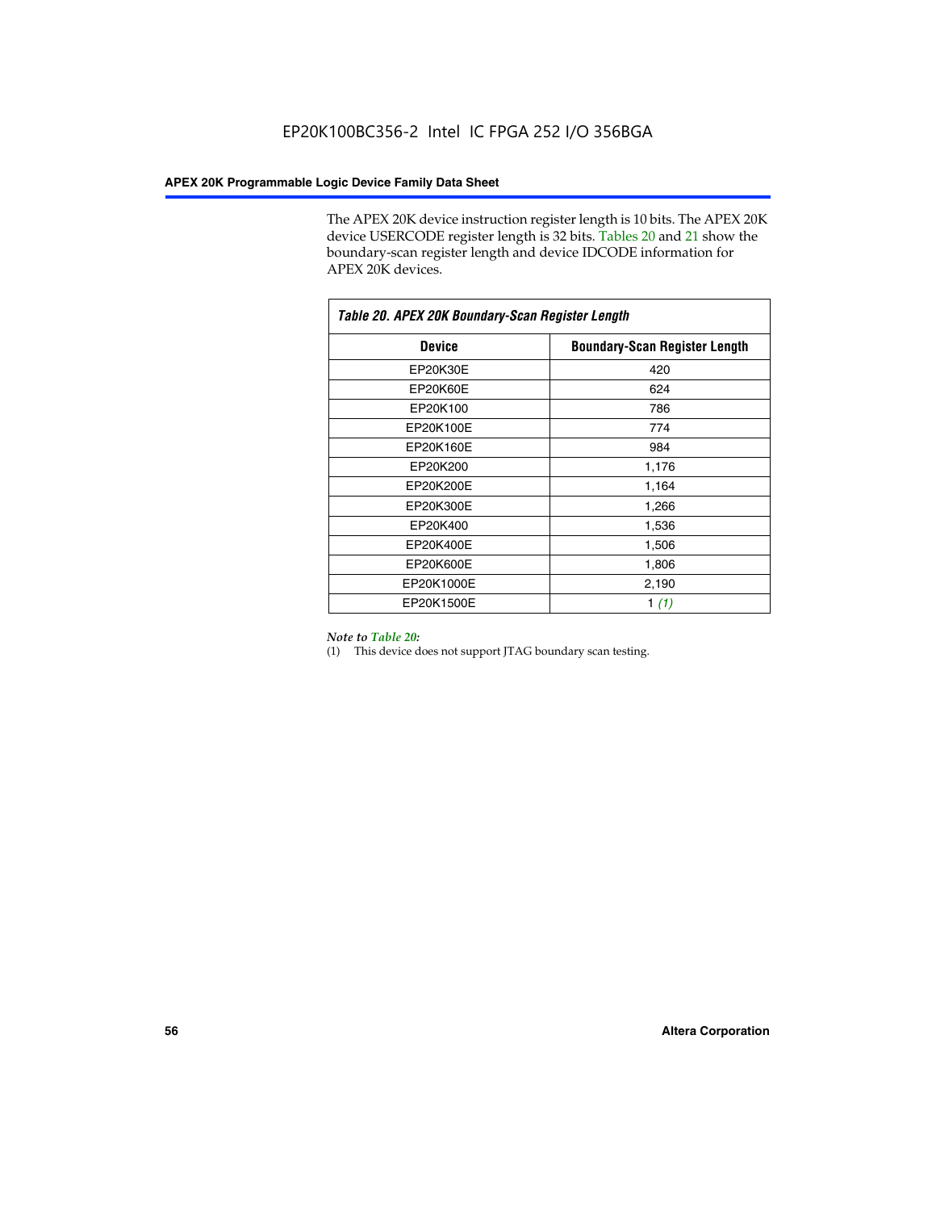The APEX 20K device instruction register length is 10 bits. The APEX 20K device USERCODE register length is 32 bits. Tables 20 and 21 show the boundary-scan register length and device IDCODE information for APEX 20K devices.

**Table 20. APEX 20K Boundary-Scan Register Length**

| Device | Boundary-Scan Register Length |
|---|---|
| EP20K30E | 420 |
| EP20K60E | 624 |
| EP20K100 | 786 |
| EP20K100E | 774 |
| EP20K160E | 984 |
| EP20K200 | 1,176 |
| EP20K200E | 1,164 |
| EP20K300E | 1,266 |
| EP20K400 | 1,536 |
| EP20K400E | 1,506 |
| EP20K600E | 1,806 |
| EP20K1000E | 2,190 |
| EP20K1500E | 1 *(1)* |

*Note to Table 20:*

(1) This device does not support JTAG boundary scan testing.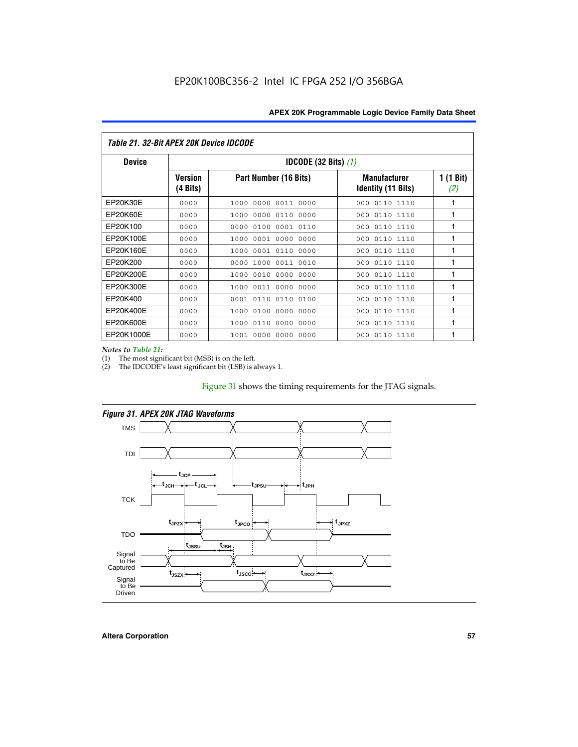Table 21. 32-Bit APEX 20K Device IDCODE

| Device | IDCODE (32 Bits) (1) | | | |
|---|---|---|---|---|
| | Version (4 Bits) | Part Number (16 Bits) | Manufacturer Identity (11 Bits) | 1 (1 Bit) (2) |
| EP20K30E | 0000 | 1000 0000 0011 0000 | 000 0110 1110 | 1 |
| EP20K60E | 0000 | 1000 0000 0110 0000 | 000 0110 1110 | 1 |
| EP20K100 | 0000 | 0000 0100 0001 0110 | 000 0110 1110 | 1 |
| EP20K100E | 0000 | 1000 0001 0000 0000 | 000 0110 1110 | 1 |
| EP20K160E | 0000 | 1000 0001 0110 0000 | 000 0110 1110 | 1 |
| EP20K200 | 0000 | 0000 1000 0011 0010 | 000 0110 1110 | 1 |
| EP20K200E | 0000 | 1000 0010 0000 0000 | 000 0110 1110 | 1 |
| EP20K300E | 0000 | 1000 0011 0000 0000 | 000 0110 1110 | 1 |
| EP20K400 | 0000 | 0001 0110 0110 0100 | 000 0110 1110 | 1 |
| EP20K400E | 0000 | 1000 0100 0000 0000 | 000 0110 1110 | 1 |
| EP20K600E | 0000 | 1000 0110 0000 0000 | 000 0110 1110 | 1 |
| EP20K1000E | 0000 | 1001 0000 0000 0000 | 000 0110 1110 | 1 |

*Notes to Table 21:*

(1) The most significant bit (MSB) is on the left.

(2) The IDCODE's least significant bit (LSB) is always 1.

Figure 31 shows the timing requirements for the JTAG signals.

*Figure 31. APEX 20K JTAG Waveforms*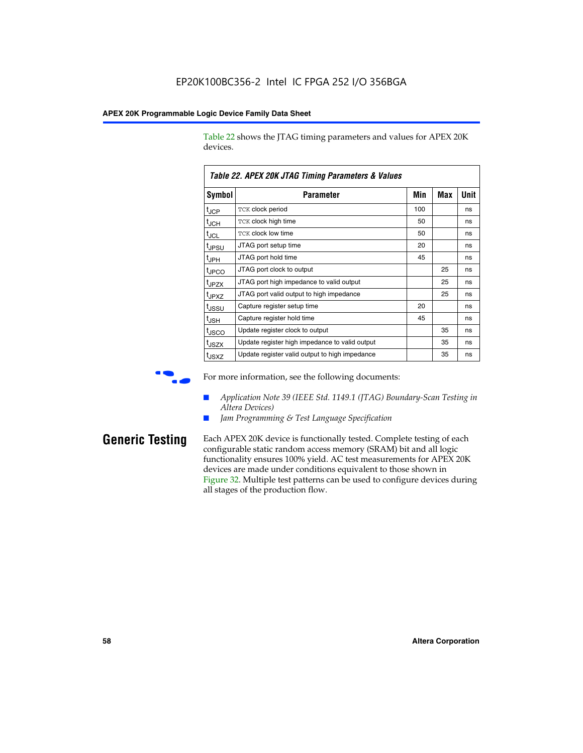Table 22 shows the JTAG timing parameters and values for APEX 20K devices.

**Table 22. APEX 20K JTAG Timing Parameters & Values**

| Symbol | Parameter | Min | Max | Unit |
|---|---|---|---|---|
| $t_{JCP}$ | TCK clock period | 100 | | ns |
| $t_{JCH}$ | TCK clock high time | 50 | | ns |
| $t_{JCL}$ | TCK clock low time | 50 | | ns |
| $t_{JPSU}$ | JTAG port setup time | 20 | | ns |
| $t_{JPH}$ | JTAG port hold time | 45 | | ns |
| $t_{JPCO}$ | JTAG port clock to output | | 25 | ns |
| $t_{JPZX}$ | JTAG port high impedance to valid output | | 25 | ns |
| $t_{JPXZ}$ | JTAG port valid output to high impedance | | 25 | ns |
| $t_{JSSU}$ | Capture register setup time | 20 | | ns |
| $t_{JSH}$ | Capture register hold time | 45 | | ns |
| $t_{JSCO}$ | Update register clock to output | | 35 | ns |
| $t_{JSZX}$ | Update register high impedance to valid output | | 35 | ns |
| $t_{JSXZ}$ | Update register valid output to high impedance | | 35 | ns |

For more information, see the following documents:

- *Application Note 39 (IEEE Std. 1149.1 (JTAG) Boundary-Scan Testing in Altera Devices)*
- *Jam Programming & Test Language Specification*

## Generic Testing

Each APEX 20K device is functionally tested. Complete testing of each configurable static random access memory (SRAM) bit and all logic functionality ensures 100% yield. AC test measurements for APEX 20K devices are made under conditions equivalent to those shown in Figure 32. Multiple test patterns can be used to configure devices during all stages of the production flow.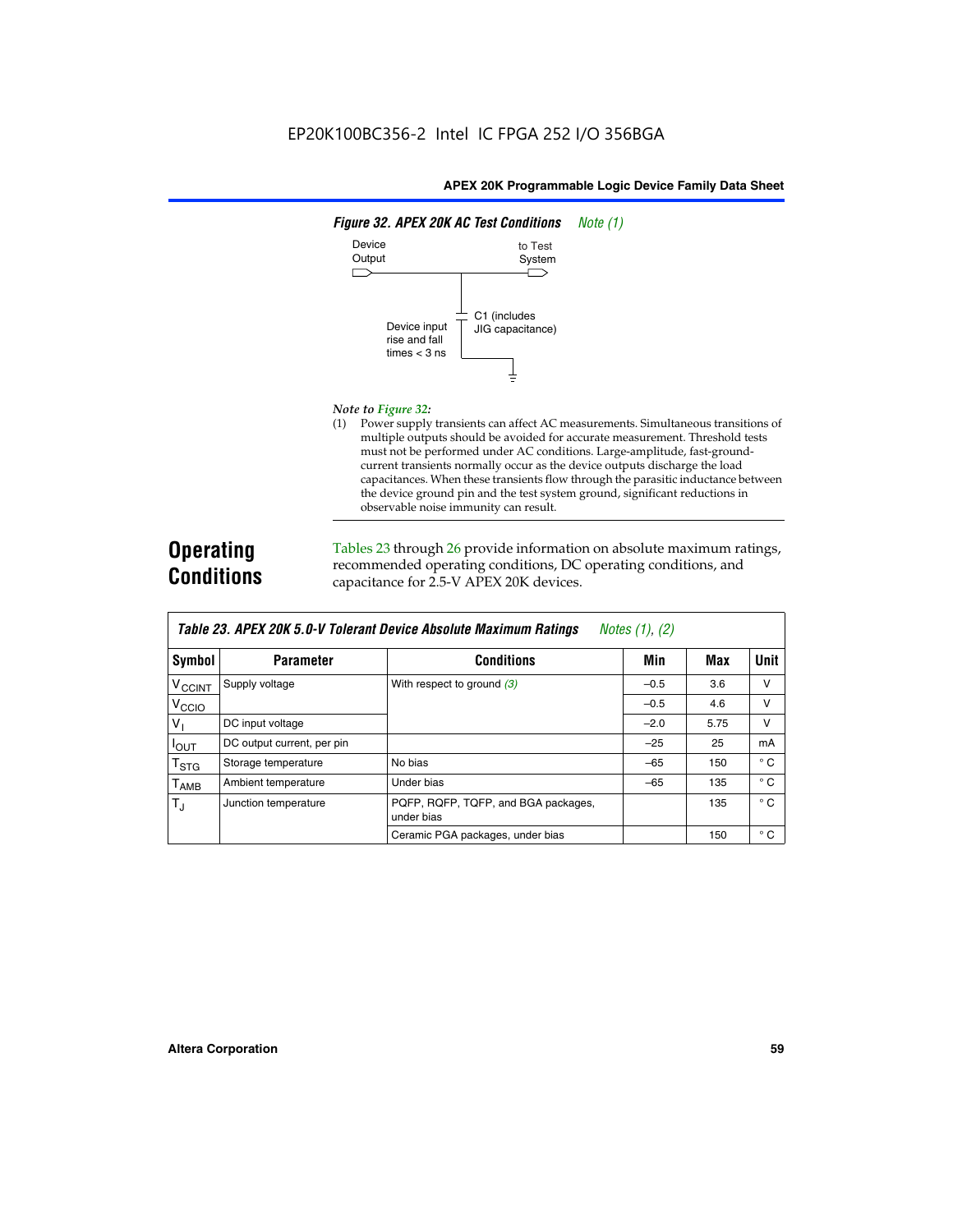EP20K100BC356-2 Intel IC FPGA 252 I/O 356BGA

**Figure 32. APEX 20K AC Test Conditions** *Note (1)*

Device Output — to Test System

C1 (includes JIG capacitance)

Device input rise and fall times < 3 ns

*Note to Figure 32:*

(1) Power supply transients can affect AC measurements. Simultaneous transitions of multiple outputs should be avoided for accurate measurement. Threshold tests must not be performed under AC conditions. Large-amplitude, fast-ground-current transients normally occur as the device outputs discharge the load capacitances. When these transients flow through the parasitic inductance between the device ground pin and the test system ground, significant reductions in observable noise immunity can result.

## Operating Conditions

Tables 23 through 26 provide information on absolute maximum ratings, recommended operating conditions, DC operating conditions, and capacitance for 2.5-V APEX 20K devices.

**Table 23. APEX 20K 5.0-V Tolerant Device Absolute Maximum Ratings** *Notes (1), (2)*

| Symbol | Parameter | Conditions | Min | Max | Unit |
|---|---|---|---|---|---|
| $V_{CCINT}$ | Supply voltage | With respect to ground (3) | –0.5 | 3.6 | V |
| $V_{CCIO}$ | | | –0.5 | 4.6 | V |
| $V_I$ | DC input voltage | | –2.0 | 5.75 | V |
| $I_{OUT}$ | DC output current, per pin | | –25 | 25 | mA |
| $T_{STG}$ | Storage temperature | No bias | –65 | 150 | ° C |
| $T_{AMB}$ | Ambient temperature | Under bias | –65 | 135 | ° C |
| $T_J$ | Junction temperature | PQFP, RQFP, TQFP, and BGA packages, under bias | | 135 | ° C |
| | | Ceramic PGA packages, under bias | | 150 | ° C |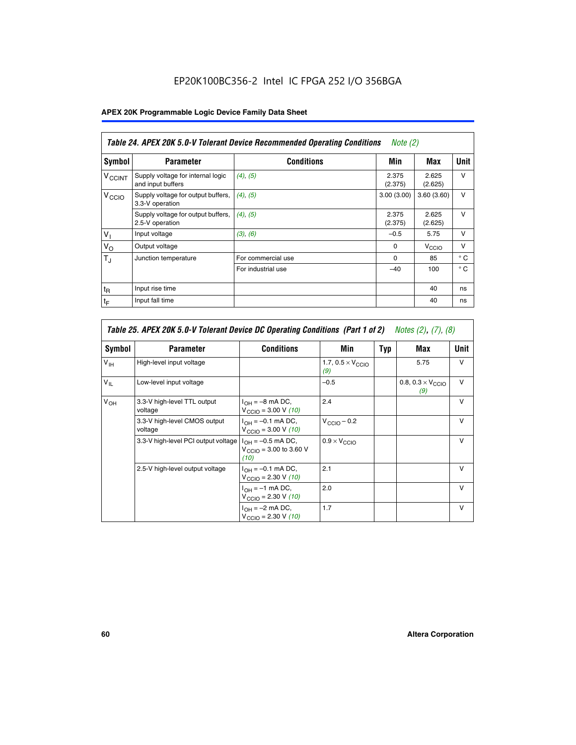EP20K100BC356-2 Intel IC FPGA 252 I/O 356BGA

**APEX 20K Programmable Logic Device Family Data Sheet**

| *Table 24. APEX 20K 5.0-V Tolerant Device Recommended Operating Conditions* *Note (2)* | | | | | |
|---|---|---|---|---|---|
| **Symbol** | **Parameter** | **Conditions** | **Min** | **Max** | **Unit** |
| $V_{CCINT}$ | Supply voltage for internal logic and input buffers | *(4)*, *(5)* | 2.375 (2.375) | 2.625 (2.625) | V |
| $V_{CCIO}$ | Supply voltage for output buffers, 3.3-V operation | *(4)*, *(5)* | 3.00 (3.00) | 3.60 (3.60) | V |
| | Supply voltage for output buffers, 2.5-V operation | *(4)*, *(5)* | 2.375 (2.375) | 2.625 (2.625) | V |
| $V_I$ | Input voltage | *(3)*, *(6)* | –0.5 | 5.75 | V |
| $V_O$ | Output voltage | | 0 | $V_{CCIO}$ | V |
| $T_J$ | Junction temperature | For commercial use | 0 | 85 | ° C |
| | | For industrial use | –40 | 100 | ° C |
| $t_R$ | Input rise time | | | 40 | ns |
| $t_F$ | Input fall time | | | 40 | ns |

| *Table 25. APEX 20K 5.0-V Tolerant Device DC Operating Conditions (Part 1 of 2)* *Notes (2), (7), (8)* | | | | | | |
|---|---|---|---|---|---|---|
| **Symbol** | **Parameter** | **Conditions** | **Min** | **Typ** | **Max** | **Unit** |
| $V_{IH}$ | High-level input voltage | | 1.7, $0.5 \times V_{CCIO}$ *(9)* | | 5.75 | V |
| $V_{IL}$ | Low-level input voltage | | –0.5 | | 0.8, $0.3 \times V_{CCIO}$ *(9)* | V |
| $V_{OH}$ | 3.3-V high-level TTL output voltage | $I_{OH}$ = –8 mA DC, $V_{CCIO}$ = 3.00 V *(10)* | 2.4 | | | V |
| | 3.3-V high-level CMOS output voltage | $I_{OH}$ = –0.1 mA DC, $V_{CCIO}$ = 3.00 V *(10)* | $V_{CCIO}$ – 0.2 | | | V |
| | 3.3-V high-level PCI output voltage | $I_{OH}$ = –0.5 mA DC, $V_{CCIO}$ = 3.00 to 3.60 V *(10)* | $0.9 \times V_{CCIO}$ | | | V |
| | 2.5-V high-level output voltage | $I_{OH}$ = –0.1 mA DC, $V_{CCIO}$ = 2.30 V *(10)* | 2.1 | | | V |
| | | $I_{OH}$ = –1 mA DC, $V_{CCIO}$ = 2.30 V *(10)* | 2.0 | | | V |
| | | $I_{OH}$ = –2 mA DC, $V_{CCIO}$ = 2.30 V *(10)* | 1.7 | | | V |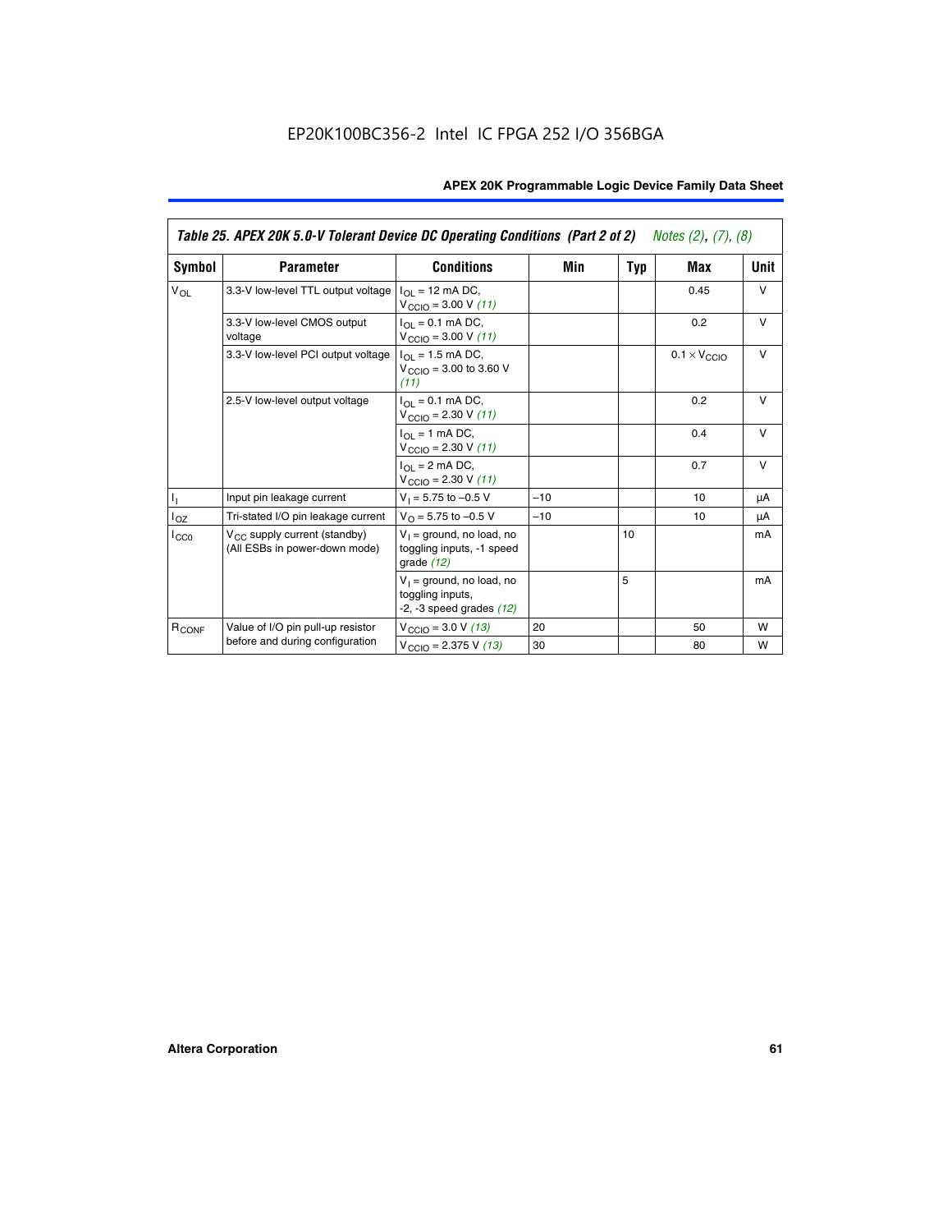EP20K100BC356-2 Intel IC FPGA 252 I/O 356BGA

| Table 25. APEX 20K 5.0-V Tolerant Device DC Operating Conditions (Part 2 of 2) *Notes (2), (7), (8)* | | | | | | |
|---|---|---|---|---|---|---|
| Symbol | Parameter | Conditions | Min | Typ | Max | Unit |
| $V_{OL}$ | 3.3-V low-level TTL output voltage | $I_{OL}$ = 12 mA DC, $V_{CCIO}$ = 3.00 V *(11)* | | | 0.45 | V |
| | 3.3-V low-level CMOS output voltage | $I_{OL}$ = 0.1 mA DC, $V_{CCIO}$ = 3.00 V *(11)* | | | 0.2 | V |
| | 3.3-V low-level PCI output voltage | $I_{OL}$ = 1.5 mA DC, $V_{CCIO}$ = 3.00 to 3.60 V *(11)* | | | $0.1 \times V_{CCIO}$ | V |
| | 2.5-V low-level output voltage | $I_{OL}$ = 0.1 mA DC, $V_{CCIO}$ = 2.30 V *(11)* | | | 0.2 | V |
| | | $I_{OL}$ = 1 mA DC, $V_{CCIO}$ = 2.30 V *(11)* | | | 0.4 | V |
| | | $I_{OL}$ = 2 mA DC, $V_{CCIO}$ = 2.30 V *(11)* | | | 0.7 | V |
| $I_I$ | Input pin leakage current | $V_I$ = 5.75 to –0.5 V | –10 | | 10 | μA |
| $I_{OZ}$ | Tri-stated I/O pin leakage current | $V_O$ = 5.75 to –0.5 V | –10 | | 10 | μA |
| $I_{CC0}$ | $V_{CC}$ supply current (standby) (All ESBs in power-down mode) | $V_I$ = ground, no load, no toggling inputs, -1 speed grade *(12)* | | 10 | | mA |
| | | $V_I$ = ground, no load, no toggling inputs, -2, -3 speed grades *(12)* | | 5 | | mA |
| $R_{CONF}$ | Value of I/O pin pull-up resistor before and during configuration | $V_{CCIO}$ = 3.0 V *(13)* | 20 | | 50 | W |
| | | $V_{CCIO}$ = 2.375 V *(13)* | 30 | | 80 | W |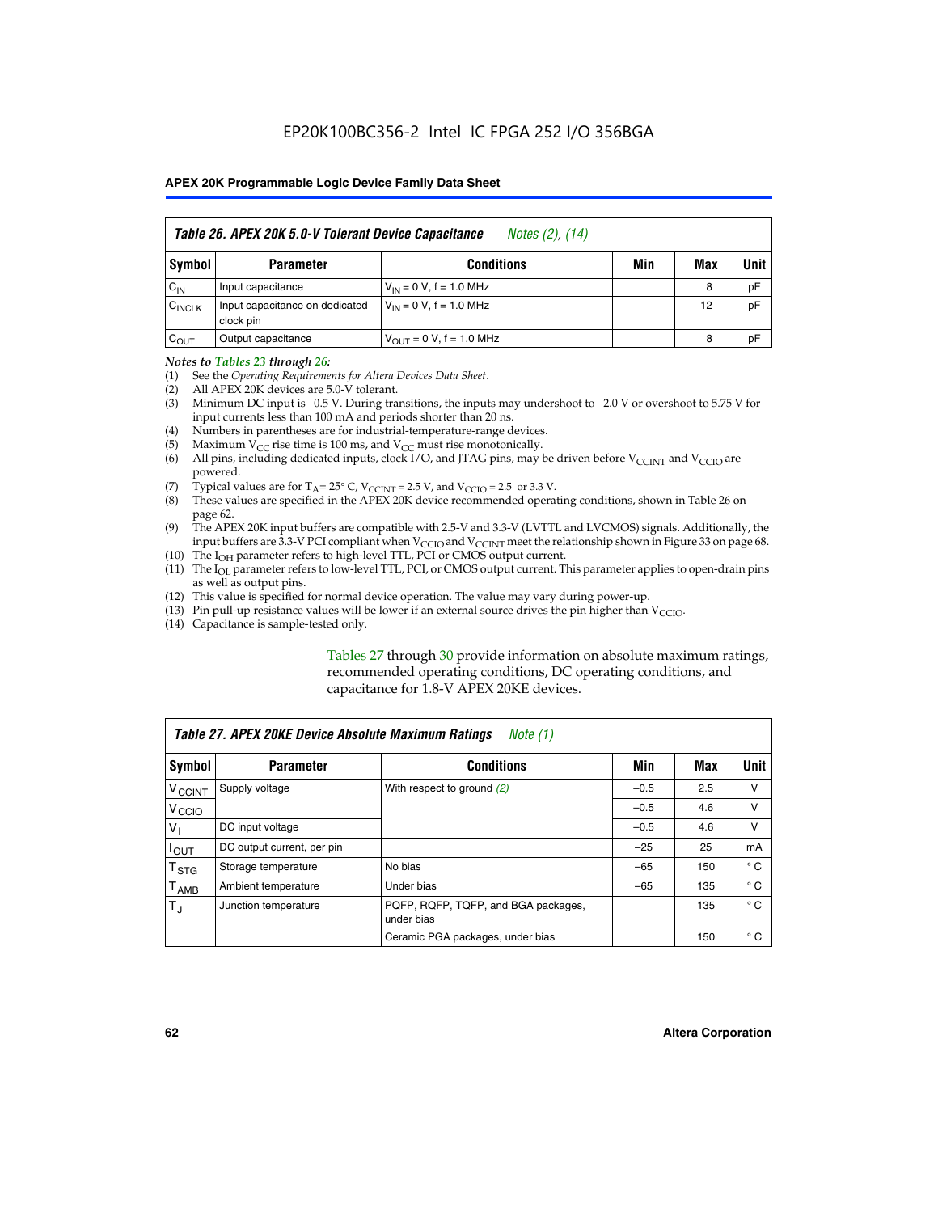# EP20K100BC356-2 Intel IC FPGA 252 I/O 356BGA

| *Table 26. APEX 20K 5.0-V Tolerant Device Capacitance* *Notes (2), (14)* | | | | | |
|---|---|---|---|---|---|
| **Symbol** | **Parameter** | **Conditions** | **Min** | **Max** | **Unit** |
| $C_{IN}$ | Input capacitance | $V_{IN}$ = 0 V, f = 1.0 MHz | | 8 | pF |
| $C_{INCLK}$ | Input capacitance on dedicated clock pin | $V_{IN}$ = 0 V, f = 1.0 MHz | | 12 | pF |
| $C_{OUT}$ | Output capacitance | $V_{OUT}$ = 0 V, f = 1.0 MHz | | 8 | pF |

*Notes to Tables 23 through 26:*

(1) See the *Operating Requirements for Altera Devices Data Sheet*.
(2) All APEX 20K devices are 5.0-V tolerant.
(3) Minimum DC input is –0.5 V. During transitions, the inputs may undershoot to –2.0 V or overshoot to 5.75 V for input currents less than 100 mA and periods shorter than 20 ns.
(4) Numbers in parentheses are for industrial-temperature-range devices.
(5) Maximum $V_{CC}$ rise time is 100 ms, and $V_{CC}$ must rise monotonically.
(6) All pins, including dedicated inputs, clock I/O, and JTAG pins, may be driven before $V_{CCINT}$ and $V_{CCIO}$ are powered.
(7) Typical values are for $T_A$= 25° C, $V_{CCINT}$ = 2.5 V, and $V_{CCIO}$ = 2.5 or 3.3 V.
(8) These values are specified in the APEX 20K device recommended operating conditions, shown in Table 26 on page 62.
(9) The APEX 20K input buffers are compatible with 2.5-V and 3.3-V (LVTTL and LVCMOS) signals. Additionally, the input buffers are 3.3-V PCI compliant when $V_{CCIO}$ and $V_{CCINT}$ meet the relationship shown in Figure 33 on page 68.
(10) The $I_{OH}$ parameter refers to high-level TTL, PCI or CMOS output current.
(11) The $I_{OL}$ parameter refers to low-level TTL, PCI, or CMOS output current. This parameter applies to open-drain pins as well as output pins.
(12) This value is specified for normal device operation. The value may vary during power-up.
(13) Pin pull-up resistance values will be lower if an external source drives the pin higher than $V_{CCIO}$.
(14) Capacitance is sample-tested only.

Tables 27 through 30 provide information on absolute maximum ratings, recommended operating conditions, DC operating conditions, and capacitance for 1.8-V APEX 20KE devices.

| *Table 27. APEX 20KE Device Absolute Maximum Ratings* *Note (1)* | | | | | |
|---|---|---|---|---|---|
| **Symbol** | **Parameter** | **Conditions** | **Min** | **Max** | **Unit** |
| $V_{CCINT}$ | Supply voltage | With respect to ground *(2)* | –0.5 | 2.5 | V |
| $V_{CCIO}$ | | | –0.5 | 4.6 | V |
| $V_I$ | DC input voltage | | –0.5 | 4.6 | V |
| $I_{OUT}$ | DC output current, per pin | | –25 | 25 | mA |
| $T_{STG}$ | Storage temperature | No bias | –65 | 150 | ° C |
| $T_{AMB}$ | Ambient temperature | Under bias | –65 | 135 | ° C |
| $T_J$ | Junction temperature | PQFP, RQFP, TQFP, and BGA packages, under bias | | 135 | ° C |
| | | Ceramic PGA packages, under bias | | 150 | ° C |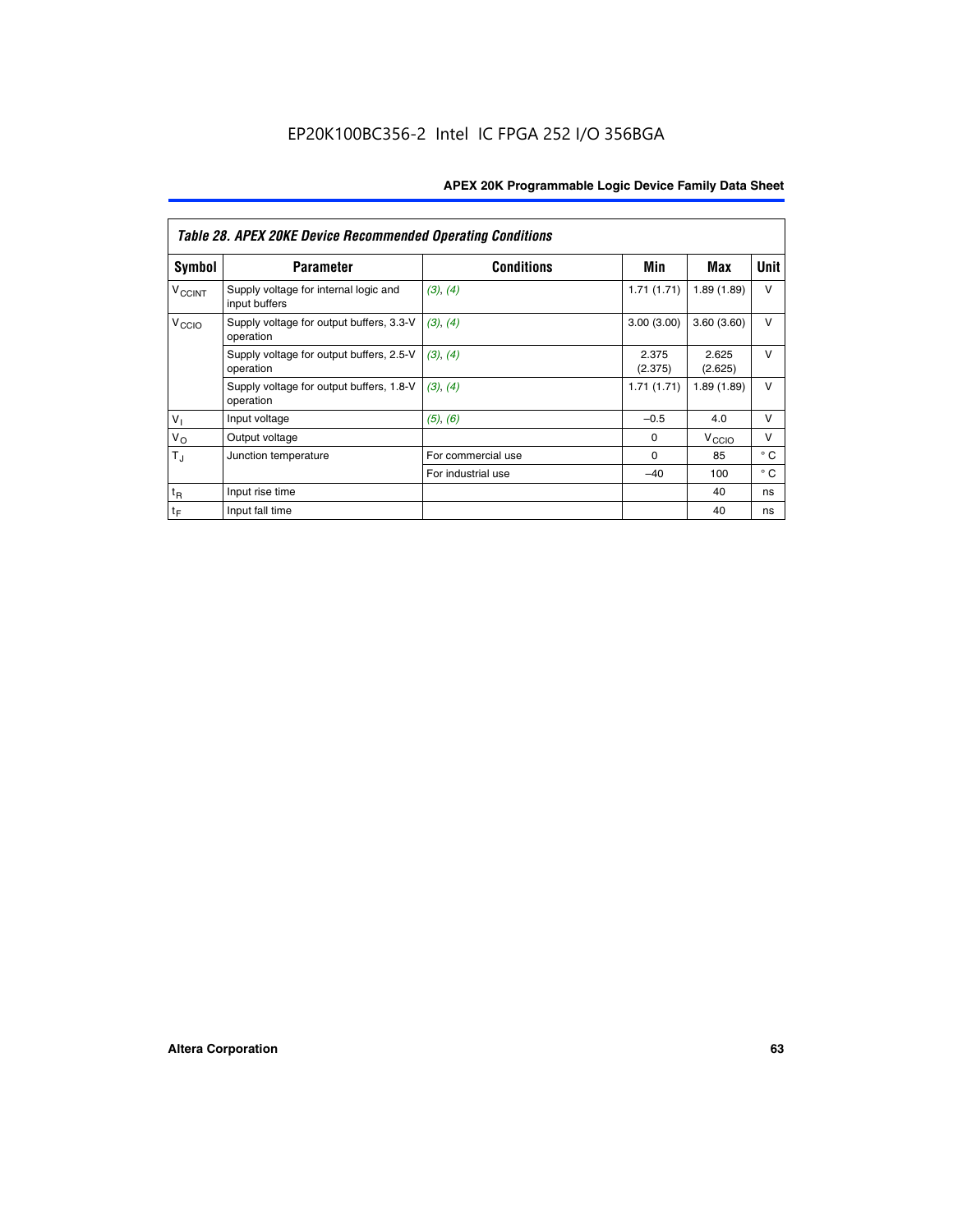*Table 28. APEX 20KE Device Recommended Operating Conditions*

| Symbol | Parameter | Conditions | Min | Max | Unit |
|---|---|---|---|---|---|
| $V_{CCINT}$ | Supply voltage for internal logic and input buffers | *(3), (4)* | 1.71 (1.71) | 1.89 (1.89) | V |
| $V_{CCIO}$ | Supply voltage for output buffers, 3.3-V operation | *(3), (4)* | 3.00 (3.00) | 3.60 (3.60) | V |
| | Supply voltage for output buffers, 2.5-V operation | *(3), (4)* | 2.375 (2.375) | 2.625 (2.625) | V |
| | Supply voltage for output buffers, 1.8-V operation | *(3), (4)* | 1.71 (1.71) | 1.89 (1.89) | V |
| $V_I$ | Input voltage | *(5), (6)* | –0.5 | 4.0 | V |
| $V_O$ | Output voltage | | 0 | $V_{CCIO}$ | V |
| $T_J$ | Junction temperature | For commercial use | 0 | 85 | ° C |
| | | For industrial use | –40 | 100 | ° C |
| $t_R$ | Input rise time | | | 40 | ns |
| $t_F$ | Input fall time | | | 40 | ns |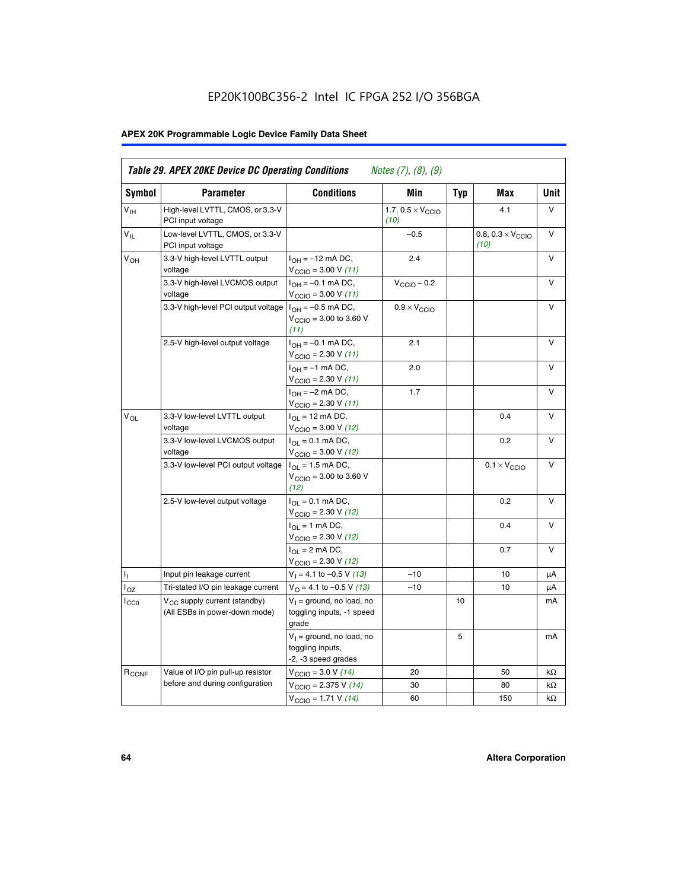EP20K100BC356-2 Intel IC FPGA 252 I/O 356BGA

| Table 29. APEX 20KE Device DC Operating Conditions *Notes (7), (8), (9)* | | | | | | |
|---|---|---|---|---|---|---|
| **Symbol** | **Parameter** | **Conditions** | **Min** | **Typ** | **Max** | **Unit** |
| $V_{IH}$ | High-level LVTTL, CMOS, or 3.3-V PCI input voltage | | 1.7, $0.5 \times V_{CCIO}$ *(10)* | | 4.1 | V |
| $V_{IL}$ | Low-level LVTTL, CMOS, or 3.3-V PCI input voltage | | –0.5 | | 0.8, $0.3 \times V_{CCIO}$ *(10)* | V |
| $V_{OH}$ | 3.3-V high-level LVTTL output voltage | $I_{OH}$ = –12 mA DC, $V_{CCIO}$ = 3.00 V *(11)* | 2.4 | | | V |
| | 3.3-V high-level LVCMOS output voltage | $I_{OH}$ = –0.1 mA DC, $V_{CCIO}$ = 3.00 V *(11)* | $V_{CCIO}$ – 0.2 | | | V |
| | 3.3-V high-level PCI output voltage | $I_{OH}$ = –0.5 mA DC, $V_{CCIO}$ = 3.00 to 3.60 V *(11)* | $0.9 \times V_{CCIO}$ | | | V |
| | 2.5-V high-level output voltage | $I_{OH}$ = –0.1 mA DC, $V_{CCIO}$ = 2.30 V *(11)* | 2.1 | | | V |
| | | $I_{OH}$ = –1 mA DC, $V_{CCIO}$ = 2.30 V *(11)* | 2.0 | | | V |
| | | $I_{OH}$ = –2 mA DC, $V_{CCIO}$ = 2.30 V *(11)* | 1.7 | | | V |
| $V_{OL}$ | 3.3-V low-level LVTTL output voltage | $I_{OL}$ = 12 mA DC, $V_{CCIO}$ = 3.00 V *(12)* | | | 0.4 | V |
| | 3.3-V low-level LVCMOS output voltage | $I_{OL}$ = 0.1 mA DC, $V_{CCIO}$ = 3.00 V *(12)* | | | 0.2 | V |
| | 3.3-V low-level PCI output voltage | $I_{OL}$ = 1.5 mA DC, $V_{CCIO}$ = 3.00 to 3.60 V *(12)* | | | $0.1 \times V_{CCIO}$ | V |
| | 2.5-V low-level output voltage | $I_{OL}$ = 0.1 mA DC, $V_{CCIO}$ = 2.30 V *(12)* | | | 0.2 | V |
| | | $I_{OL}$ = 1 mA DC, $V_{CCIO}$ = 2.30 V *(12)* | | | 0.4 | V |
| | | $I_{OL}$ = 2 mA DC, $V_{CCIO}$ = 2.30 V *(12)* | | | 0.7 | V |
| $I_I$ | Input pin leakage current | $V_I$ = 4.1 to –0.5 V *(13)* | –10 | | 10 | µA |
| $I_{OZ}$ | Tri-stated I/O pin leakage current | $V_O$ = 4.1 to –0.5 V *(13)* | –10 | | 10 | µA |
| $I_{CC0}$ | $V_{CC}$ supply current (standby) (All ESBs in power-down mode) | $V_I$ = ground, no load, no toggling inputs, -1 speed grade | | 10 | | mA |
| | | $V_I$ = ground, no load, no toggling inputs, -2, -3 speed grades | | 5 | | mA |
| $R_{CONF}$ | Value of I/O pin pull-up resistor before and during configuration | $V_{CCIO}$ = 3.0 V *(14)* | 20 | | 50 | kΩ |
| | | $V_{CCIO}$ = 2.375 V *(14)* | 30 | | 80 | kΩ |
| | | $V_{CCIO}$ = 1.71 V *(14)* | 60 | | 150 | kΩ |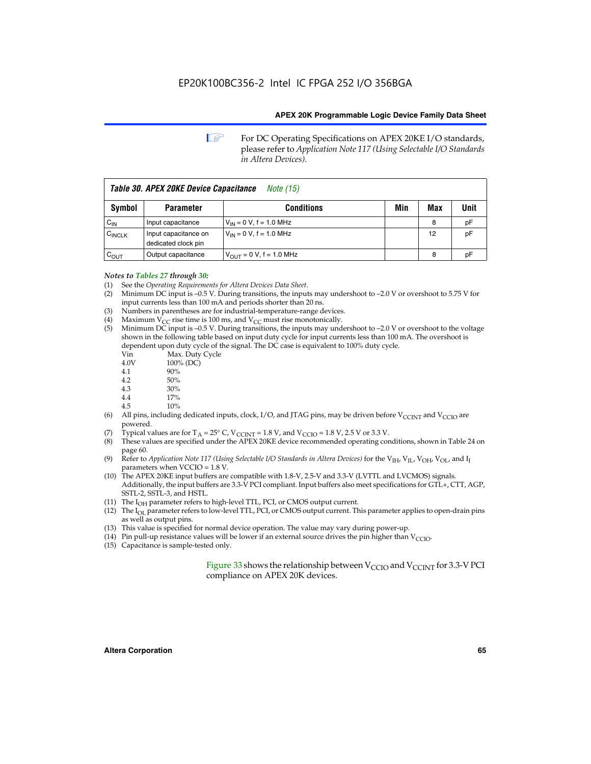For DC Operating Specifications on APEX 20KE I/O standards, please refer to *Application Note 117 (Using Selectable I/O Standards in Altera Devices).*

| *Table 30. APEX 20KE Device Capacitance* *Note (15)* | | | | | |
|---|---|---|---|---|---|
| **Symbol** | **Parameter** | **Conditions** | **Min** | **Max** | **Unit** |
| $C_{IN}$ | Input capacitance | $V_{IN}$ = 0 V, f = 1.0 MHz | | 8 | pF |
| $C_{INCLK}$ | Input capacitance on dedicated clock pin | $V_{IN}$ = 0 V, f = 1.0 MHz | | 12 | pF |
| $C_{OUT}$ | Output capacitance | $V_{OUT}$ = 0 V, f = 1.0 MHz | | 8 | pF |

*Notes to Tables 27 through 30:*

(1) See the *Operating Requirements for Altera Devices Data Sheet*.
(2) Minimum DC input is –0.5 V. During transitions, the inputs may undershoot to –2.0 V or overshoot to 5.75 V for input currents less than 100 mA and periods shorter than 20 ns.
(3) Numbers in parentheses are for industrial-temperature-range devices.
(4) Maximum $V_{CC}$ rise time is 100 ms, and $V_{CC}$ must rise monotonically.
(5) Minimum DC input is –0.5 V. During transitions, the inputs may undershoot to –2.0 V or overshoot to the voltage shown in the following table based on input duty cycle for input currents less than 100 mA. The overshoot is dependent upon duty cycle of the signal. The DC case is equivalent to 100% duty cycle.

| Vin | Max. Duty Cycle |
|---|---|
| 4.0V | 100% (DC) |
| 4.1 | 90% |
| 4.2 | 50% |
| 4.3 | 30% |
| 4.4 | 17% |
| 4.5 | 10% |

(6) All pins, including dedicated inputs, clock, I/O, and JTAG pins, may be driven before $V_{CCINT}$ and $V_{CCIO}$ are powered.
(7) Typical values are for $T_A$ = 25° C, $V_{CCINT}$ = 1.8 V, and $V_{CCIO}$ = 1.8 V, 2.5 V or 3.3 V.
(8) These values are specified under the APEX 20KE device recommended operating conditions, shown in Table 24 on page 60.
(9) Refer to *Application Note 117 (Using Selectable I/O Standards in Altera Devices)* for the $V_{IH}$, $V_{IL}$, $V_{OH}$, $V_{OL}$, and $I_I$ parameters when VCCIO = 1.8 V.
(10) The APEX 20KE input buffers are compatible with 1.8-V, 2.5-V and 3.3-V (LVTTL and LVCMOS) signals. Additionally, the input buffers are 3.3-V PCI compliant. Input buffers also meet specifications for GTL+, CTT, AGP, SSTL-2, SSTL-3, and HSTL.
(11) The $I_{OH}$ parameter refers to high-level TTL, PCI, or CMOS output current.
(12) The $I_{OL}$ parameter refers to low-level TTL, PCI, or CMOS output current. This parameter applies to open-drain pins as well as output pins.
(13) This value is specified for normal device operation. The value may vary during power-up.
(14) Pin pull-up resistance values will be lower if an external source drives the pin higher than $V_{CCIO}$.
(15) Capacitance is sample-tested only.

Figure 33 shows the relationship between $V_{CCIO}$ and $V_{CCINT}$ for 3.3-V PCI compliance on APEX 20K devices.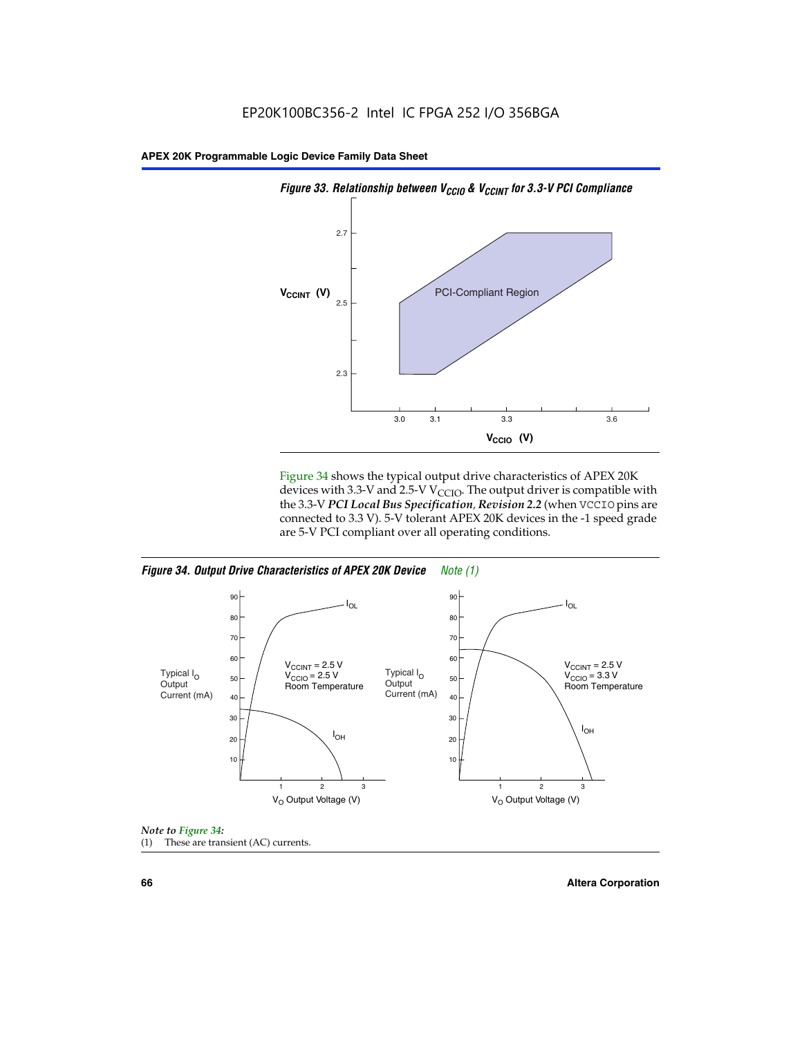EP20K100BC356-2 Intel IC FPGA 252 I/O 356BGA

**Figure 33. Relationship between $V_{CCIO}$ & $V_{CCINT}$ for 3.3-V PCI Compliance**

Figure 34 shows the typical output drive characteristics of APEX 20K devices with 3.3-V and 2.5-V $V_{CCIO}$. The output driver is compatible with the 3.3-V ***PCI Local Bus Specification, Revision 2.2*** (when VCCIO pins are connected to 3.3 V). 5-V tolerant APEX 20K devices in the -1 speed grade are 5-V PCI compliant over all operating conditions.

**Figure 34. Output Drive Characteristics of APEX 20K Device** *Note (1)*

*Note to Figure 34:*

(1) These are transient (AC) currents.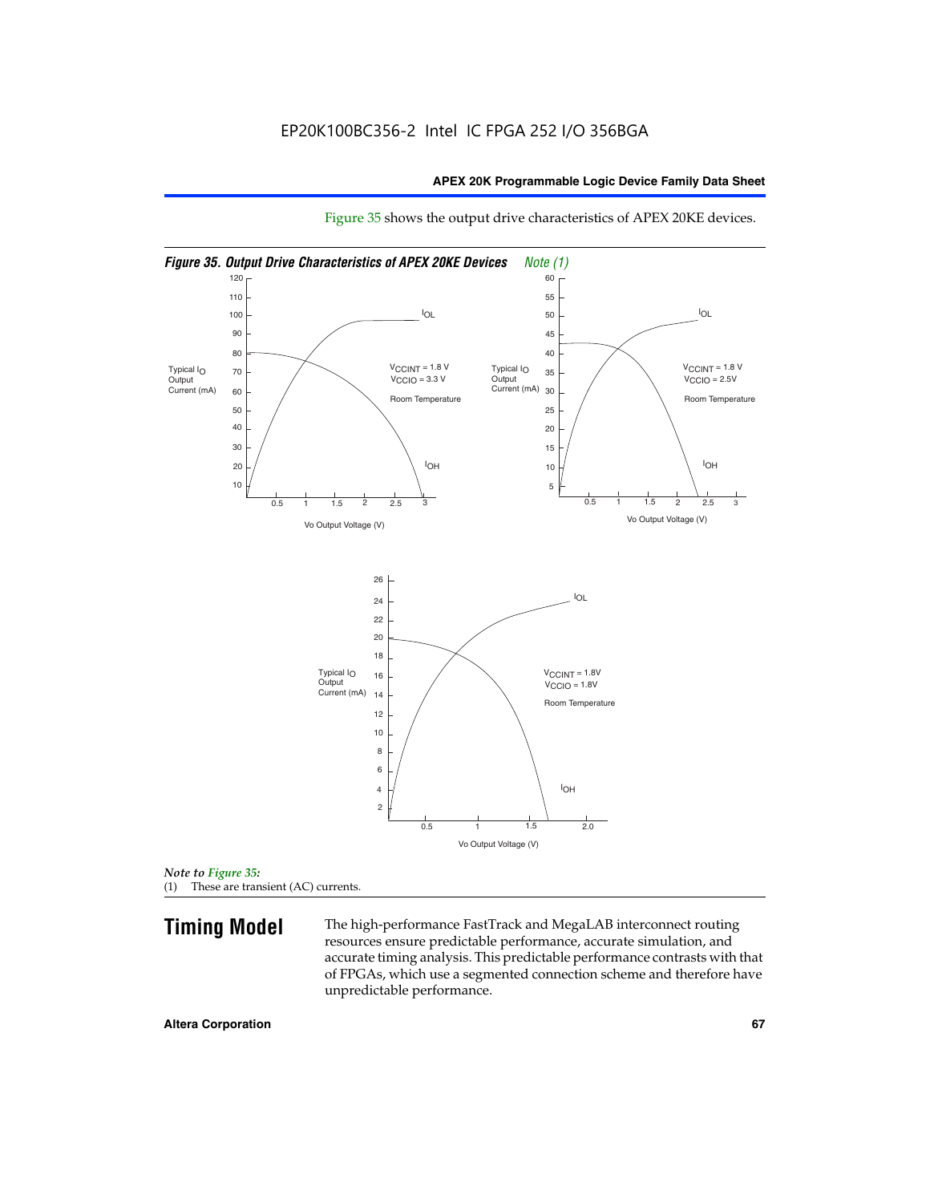Figure 35 shows the output drive characteristics of APEX 20KE devices.

*Figure 35. Output Drive Characteristics of APEX 20KE Devices* *Note (1)*

Typical $I_O$ Output Current (mA) vs. Vo Output Voltage (V): $I_{OL}$, $I_{OH}$; $V_{CCINT}$ = 1.8 V, $V_{CCIO}$ = 3.3 V, Room Temperature

Typical $I_O$ Output Current (mA) vs. Vo Output Voltage (V): $I_{OL}$, $I_{OH}$; $V_{CCINT}$ = 1.8 V, $V_{CCIO}$ = 2.5V, Room Temperature

Typical $I_O$ Output Current (mA) vs. Vo Output Voltage (V): $I_{OL}$, $I_{OH}$; $V_{CCINT}$ = 1.8V, $V_{CCIO}$ = 1.8V, Room Temperature

*Note to Figure 35:*
(1) These are transient (AC) currents.

## Timing Model

The high-performance FastTrack and MegaLAB interconnect routing resources ensure predictable performance, accurate simulation, and accurate timing analysis. This predictable performance contrasts with that of FPGAs, which use a segmented connection scheme and therefore have unpredictable performance.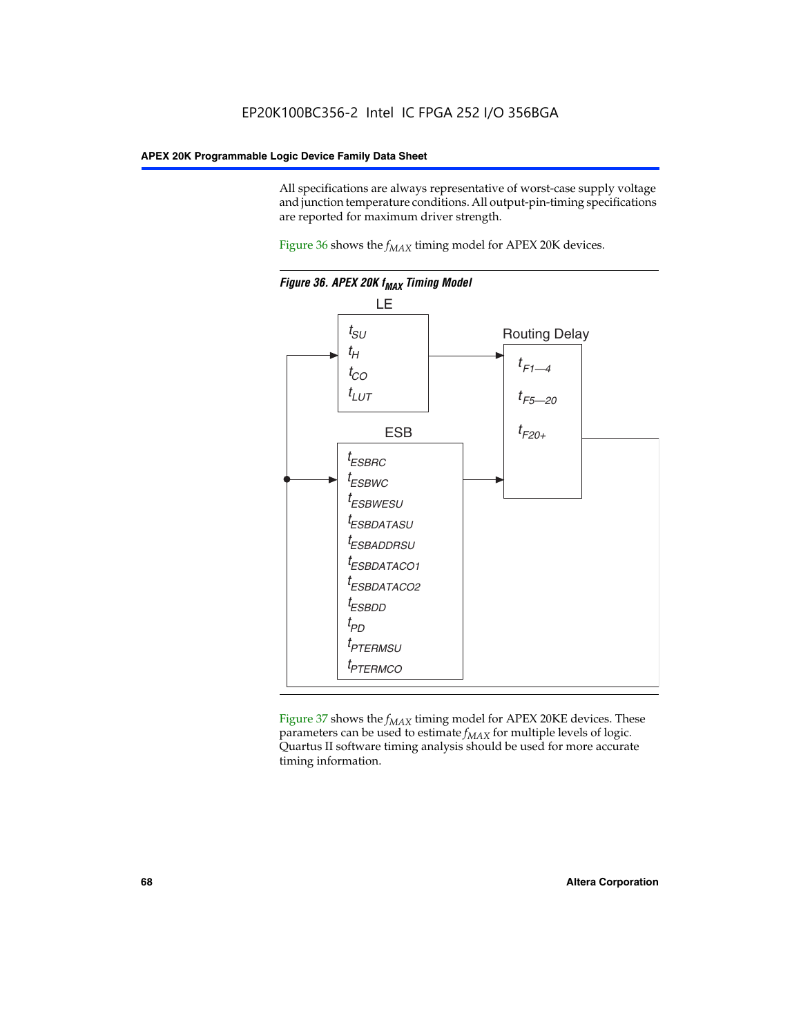All specifications are always representative of worst-case supply voltage and junction temperature conditions. All output-pin-timing specifications are reported for maximum driver strength.

Figure 36 shows the $f_{MAX}$ timing model for APEX 20K devices.

*Figure 36. APEX 20K $f_{MAX}$ Timing Model*

LE

$t_{SU}$
$t_{H}$
$t_{CO}$
$t_{LUT}$

Routing Delay

$t_{F1-4}$
$t_{F5-20}$
$t_{F20+}$

ESB

$t_{ESBRC}$
$t_{ESBWC}$
$t_{ESBWESU}$
$t_{ESBDATASU}$
$t_{ESBADDRSU}$
$t_{ESBDATACO1}$
$t_{ESBDATACO2}$
$t_{ESBDD}$
$t_{PD}$
$t_{PTERMSU}$
$t_{PTERMCO}$

Figure 37 shows the $f_{MAX}$ timing model for APEX 20KE devices. These parameters can be used to estimate $f_{MAX}$ for multiple levels of logic. Quartus II software timing analysis should be used for more accurate timing information.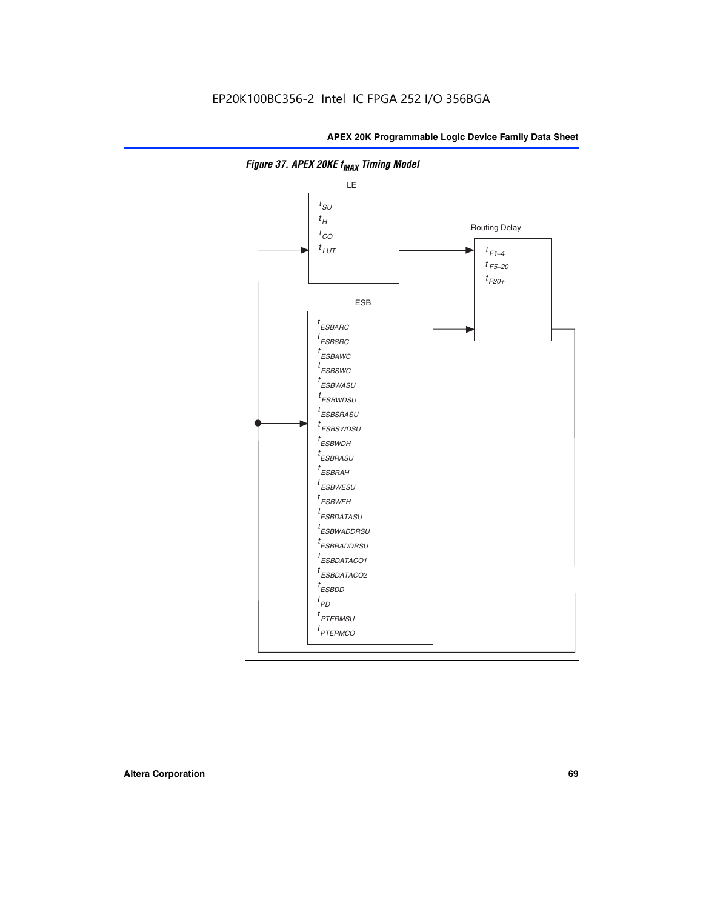EP20K100BC356-2 Intel IC FPGA 252 I/O 356BGA

*Figure 37. APEX 20KE $f_{MAX}$ Timing Model*

LE

$t_{SU}$
$t_{H}$
$t_{CO}$
$t_{LUT}$

Routing Delay

$t_{F1-4}$
$t_{F5-20}$
$t_{F20+}$

ESB

$t_{ESBARC}$
$t_{ESBSRC}$
$t_{ESBAWC}$
$t_{ESBSWC}$
$t_{ESBWASU}$
$t_{ESBWDSU}$
$t_{ESBSRASU}$
$t_{ESBSWDSU}$
$t_{ESBWDH}$
$t_{ESBRASU}$
$t_{ESBRAH}$
$t_{ESBWESU}$
$t_{ESBWEH}$
$t_{ESBDATASU}$
$t_{ESBWADDRSU}$
$t_{ESBRADDRSU}$
$t_{ESBDATACO1}$
$t_{ESBDATACO2}$
$t_{ESBDD}$
$t_{PD}$
$t_{PTERMSU}$
$t_{PTERMCO}$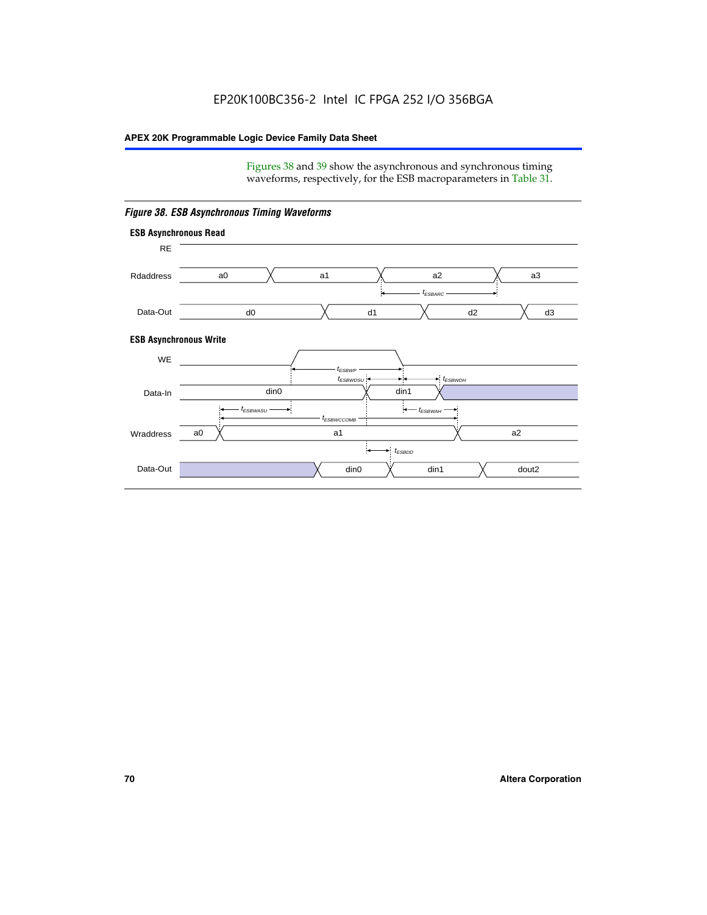Figures 38 and 39 show the asynchronous and synchronous timing waveforms, respectively, for the ESB macroparameters in Table 31.

*Figure 38. ESB Asynchronous Timing Waveforms*

**ESB Asynchronous Read**

RE

Rdaddress: a0, a1, a2, a3

$t_{ESBARC}$

Data-Out: d0, d1, d2, d3

**ESB Asynchronous Write**

WE

$t_{ESBWP}$

$t_{ESBWDSU}$ $t_{ESBWDH}$

Data-In: din0, din1

$t_{ESBWASU}$ $t_{ESBWAH}$

$t_{ESBWCCOMB}$

Wraddress: a0, a1, a2

$t_{ESBDD}$

Data-Out: din0, din1, dout2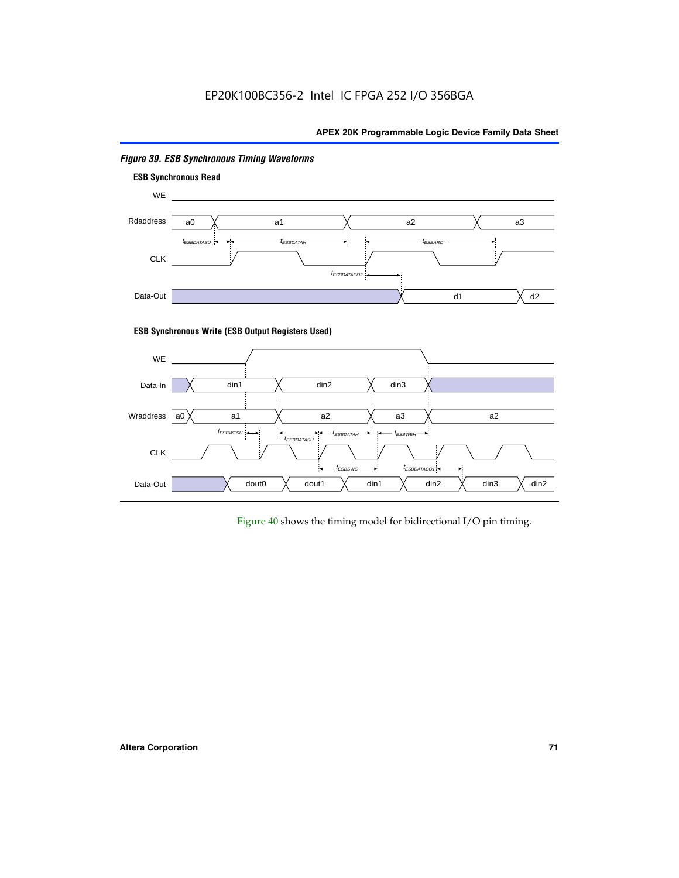*Figure 39. ESB Synchronous Timing Waveforms*

**ESB Synchronous Read**

WE

Rdaddress: a0, a1, a2, a3

$t_{ESBDATASU}$ $t_{ESBDATAH}$ $t_{ESBARC}$

CLK

$t_{ESBDATACO2}$

Data-Out: d1, d2

**ESB Synchronous Write (ESB Output Registers Used)**

WE

Data-In: din1, din2, din3

Wraddress: a0, a1, a2, a3, a2

$t_{ESBWESU}$ $t_{ESBDATASU}$ $t_{ESBDATAH}$ $t_{ESBWEH}$

CLK

$t_{ESBWC}$ $t_{ESBDATACO1}$

Data-Out: dout0, dout1, din1, din2, din3, din2

Figure 40 shows the timing model for bidirectional I/O pin timing.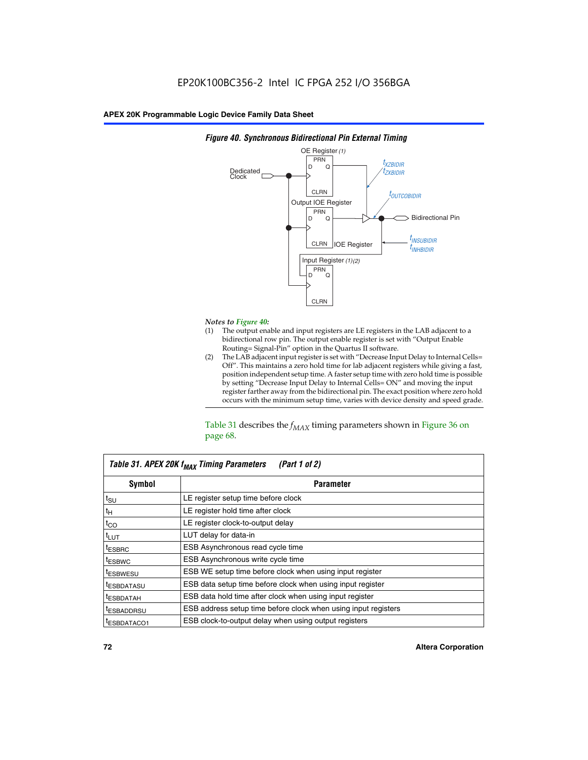*Figure 40. Synchronous Bidirectional Pin External Timing*

*Notes to Figure 40:*

(1) The output enable and input registers are LE registers in the LAB adjacent to a bidirectional row pin. The output enable register is set with "Output Enable Routing= Signal-Pin" option in the Quartus II software.

(2) The LAB adjacent input register is set with "Decrease Input Delay to Internal Cells= Off". This maintains a zero hold time for lab adjacent registers while giving a fast, position independent setup time. A faster setup time with zero hold time is possible by setting "Decrease Input Delay to Internal Cells= ON" and moving the input register farther away from the bidirectional pin. The exact position where zero hold occurs with the minimum setup time, varies with device density and speed grade.

Table 31 describes the $f_{MAX}$ timing parameters shown in Figure 36 on page 68.

*Table 31. APEX 20K $f_{MAX}$ Timing Parameters (Part 1 of 2)*

| Symbol | Parameter |
|---|---|
| $t_{SU}$ | LE register setup time before clock |
| $t_H$ | LE register hold time after clock |
| $t_{CO}$ | LE register clock-to-output delay |
| $t_{LUT}$ | LUT delay for data-in |
| $t_{ESBRC}$ | ESB Asynchronous read cycle time |
| $t_{ESBWC}$ | ESB Asynchronous write cycle time |
| $t_{ESBWESU}$ | ESB WE setup time before clock when using input register |
| $t_{ESBDATASU}$ | ESB data setup time before clock when using input register |
| $t_{ESBDATAH}$ | ESB data hold time after clock when using input register |
| $t_{ESBADDRSU}$ | ESB address setup time before clock when using input registers |
| $t_{ESBDATACO1}$ | ESB clock-to-output delay when using output registers |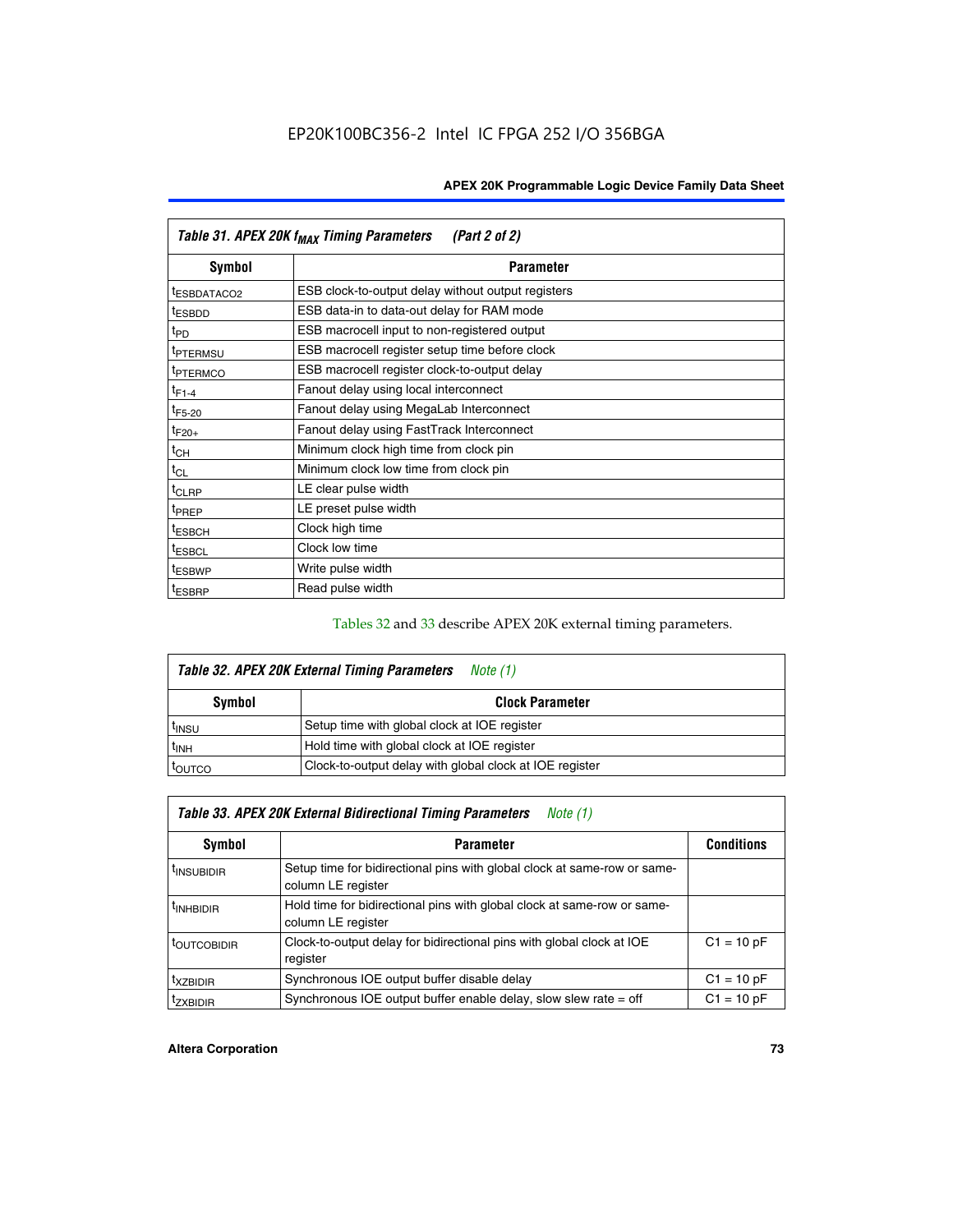| Table 31. APEX 20K $f_{MAX}$ Timing Parameters (Part 2 of 2) | |
|---|---|
| **Symbol** | **Parameter** |
| $t_{ESBDATACO2}$ | ESB clock-to-output delay without output registers |
| $t_{ESBDD}$ | ESB data-in to data-out delay for RAM mode |
| $t_{PD}$ | ESB macrocell input to non-registered output |
| $t_{PTERMSU}$ | ESB macrocell register setup time before clock |
| $t_{PTERMCO}$ | ESB macrocell register clock-to-output delay |
| $t_{F1-4}$ | Fanout delay using local interconnect |
| $t_{F5-20}$ | Fanout delay using MegaLab Interconnect |
| $t_{F20+}$ | Fanout delay using FastTrack Interconnect |
| $t_{CH}$ | Minimum clock high time from clock pin |
| $t_{CL}$ | Minimum clock low time from clock pin |
| $t_{CLRP}$ | LE clear pulse width |
| $t_{PREP}$ | LE preset pulse width |
| $t_{ESBCH}$ | Clock high time |
| $t_{ESBCL}$ | Clock low time |
| $t_{ESBWP}$ | Write pulse width |
| $t_{ESBRP}$ | Read pulse width |

Tables 32 and 33 describe APEX 20K external timing parameters.

| Table 32. APEX 20K External Timing Parameters *Note (1)* | |
|---|---|
| **Symbol** | **Clock Parameter** |
| $t_{INSU}$ | Setup time with global clock at IOE register |
| $t_{INH}$ | Hold time with global clock at IOE register |
| $t_{OUTCO}$ | Clock-to-output delay with global clock at IOE register |

| Table 33. APEX 20K External Bidirectional Timing Parameters *Note (1)* | | |
|---|---|---|
| **Symbol** | **Parameter** | **Conditions** |
| $t_{INSUBIDIR}$ | Setup time for bidirectional pins with global clock at same-row or same-column LE register | |
| $t_{INHBIDIR}$ | Hold time for bidirectional pins with global clock at same-row or same-column LE register | |
| $t_{OUTCOBIDIR}$ | Clock-to-output delay for bidirectional pins with global clock at IOE register | C1 = 10 pF |
| $t_{XZBIDIR}$ | Synchronous IOE output buffer disable delay | C1 = 10 pF |
| $t_{ZXBIDIR}$ | Synchronous IOE output buffer enable delay, slow slew rate = off | C1 = 10 pF |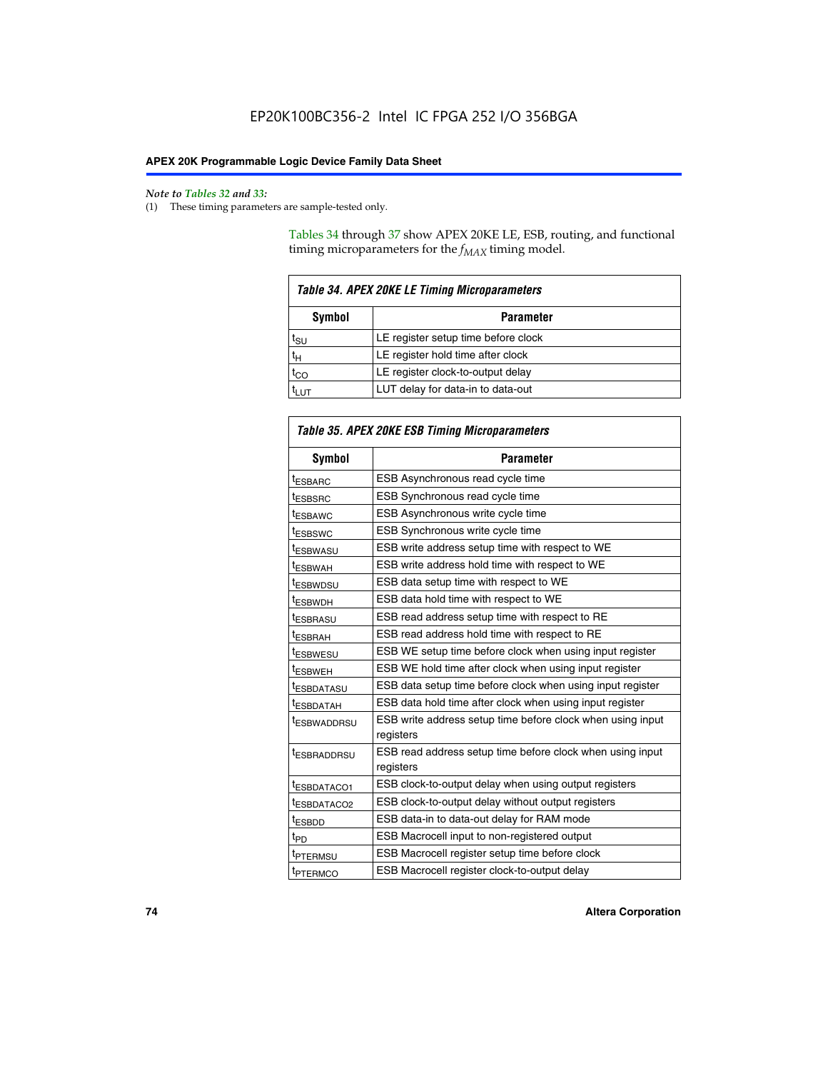*Note to Tables 32 and 33:*

(1) These timing parameters are sample-tested only.

Tables 34 through 37 show APEX 20KE LE, ESB, routing, and functional timing microparameters for the $f_{MAX}$ timing model.

| *Table 34. APEX 20KE LE Timing Microparameters* | |
|---|---|
| **Symbol** | **Parameter** |
| $t_{SU}$ | LE register setup time before clock |
| $t_H$ | LE register hold time after clock |
| $t_{CO}$ | LE register clock-to-output delay |
| $t_{LUT}$ | LUT delay for data-in to data-out |

| *Table 35. APEX 20KE ESB Timing Microparameters* | |
|---|---|
| **Symbol** | **Parameter** |
| $t_{ESBARC}$ | ESB Asynchronous read cycle time |
| $t_{ESBSRC}$ | ESB Synchronous read cycle time |
| $t_{ESBAWC}$ | ESB Asynchronous write cycle time |
| $t_{ESBSWC}$ | ESB Synchronous write cycle time |
| $t_{ESBWASU}$ | ESB write address setup time with respect to WE |
| $t_{ESBWAH}$ | ESB write address hold time with respect to WE |
| $t_{ESBWDSU}$ | ESB data setup time with respect to WE |
| $t_{ESBWDH}$ | ESB data hold time with respect to WE |
| $t_{ESBRASU}$ | ESB read address setup time with respect to RE |
| $t_{ESBRAH}$ | ESB read address hold time with respect to RE |
| $t_{ESBWESU}$ | ESB WE setup time before clock when using input register |
| $t_{ESBWEH}$ | ESB WE hold time after clock when using input register |
| $t_{ESBDATASU}$ | ESB data setup time before clock when using input register |
| $t_{ESBDATAH}$ | ESB data hold time after clock when using input register |
| $t_{ESBWADDRSU}$ | ESB write address setup time before clock when using input registers |
| $t_{ESBRADDRSU}$ | ESB read address setup time before clock when using input registers |
| $t_{ESBDATACO1}$ | ESB clock-to-output delay when using output registers |
| $t_{ESBDATACO2}$ | ESB clock-to-output delay without output registers |
| $t_{ESBDD}$ | ESB data-in to data-out delay for RAM mode |
| $t_{PD}$ | ESB Macrocell input to non-registered output |
| $t_{PTERMSU}$ | ESB Macrocell register setup time before clock |
| $t_{PTERMCO}$ | ESB Macrocell register clock-to-output delay |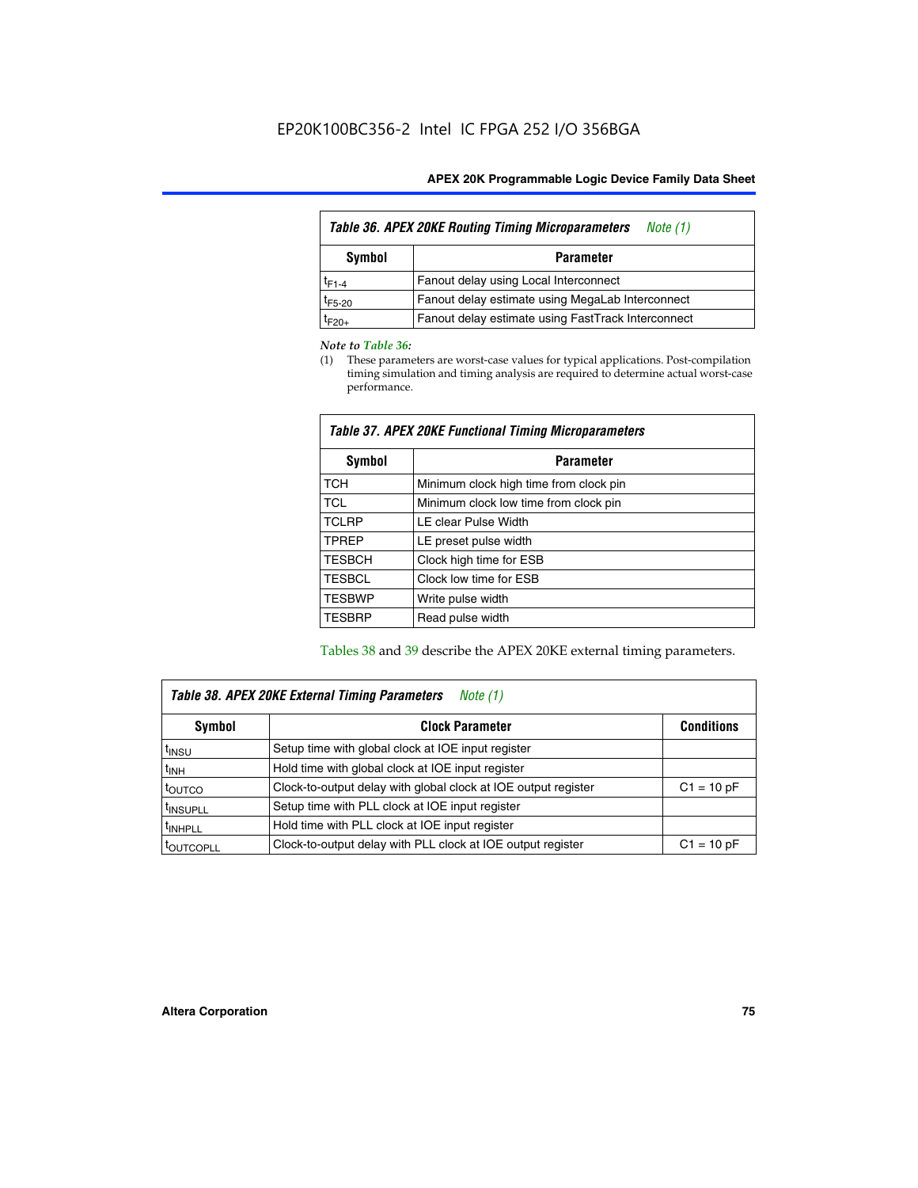| *Table 36. APEX 20KE Routing Timing Microparameters* Note (1) | |
|---|---|
| **Symbol** | **Parameter** |
| $t_{F1-4}$ | Fanout delay using Local Interconnect |
| $t_{F5-20}$ | Fanout delay estimate using MegaLab Interconnect |
| $t_{F20+}$ | Fanout delay estimate using FastTrack Interconnect |

*Note to Table 36:*

(1) These parameters are worst-case values for typical applications. Post-compilation timing simulation and timing analysis are required to determine actual worst-case performance.

| *Table 37. APEX 20KE Functional Timing Microparameters* | |
|---|---|
| **Symbol** | **Parameter** |
| TCH | Minimum clock high time from clock pin |
| TCL | Minimum clock low time from clock pin |
| TCLRP | LE clear Pulse Width |
| TPREP | LE preset pulse width |
| TESBCH | Clock high time for ESB |
| TESBCL | Clock low time for ESB |
| TESBWP | Write pulse width |
| TESBRP | Read pulse width |

Tables 38 and 39 describe the APEX 20KE external timing parameters.

| *Table 38. APEX 20KE External Timing Parameters* Note (1) | | |
|---|---|---|
| **Symbol** | **Clock Parameter** | **Conditions** |
| $t_{INSU}$ | Setup time with global clock at IOE input register | |
| $t_{INH}$ | Hold time with global clock at IOE input register | |
| $t_{OUTCO}$ | Clock-to-output delay with global clock at IOE output register | C1 = 10 pF |
| $t_{INSUPLL}$ | Setup time with PLL clock at IOE input register | |
| $t_{INHPLL}$ | Hold time with PLL clock at IOE input register | |
| $t_{OUTCOPLL}$ | Clock-to-output delay with PLL clock at IOE output register | C1 = 10 pF |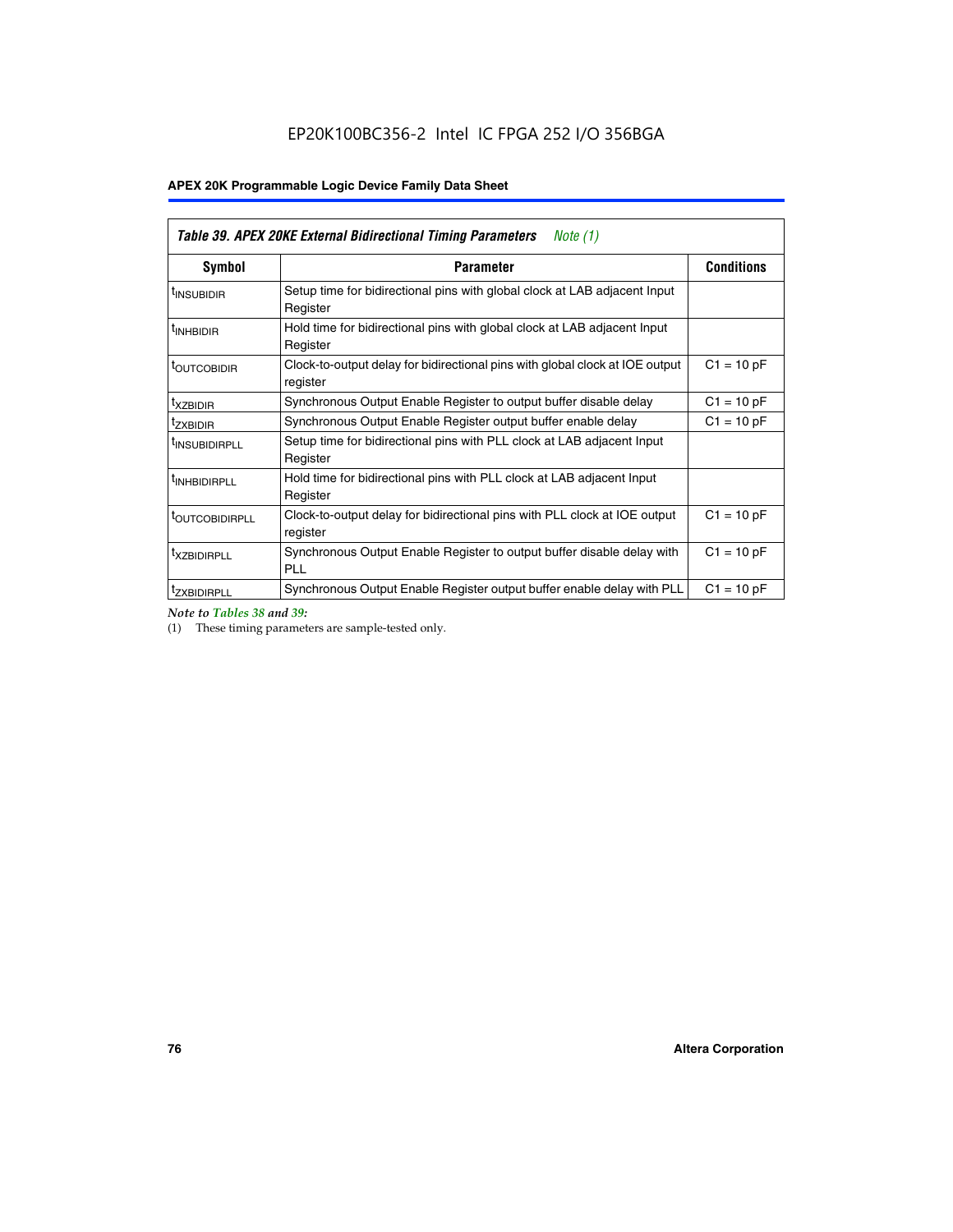| *Table 39. APEX 20KE External Bidirectional Timing Parameters* *Note (1)* | | |
|---|---|---|
| **Symbol** | **Parameter** | **Conditions** |
| $t_{INSUBIDIR}$ | Setup time for bidirectional pins with global clock at LAB adjacent Input Register | |
| $t_{INHBIDIR}$ | Hold time for bidirectional pins with global clock at LAB adjacent Input Register | |
| $t_{OUTCOBIDIR}$ | Clock-to-output delay for bidirectional pins with global clock at IOE output register | C1 = 10 pF |
| $t_{XZBIDIR}$ | Synchronous Output Enable Register to output buffer disable delay | C1 = 10 pF |
| $t_{ZXBIDIR}$ | Synchronous Output Enable Register output buffer enable delay | C1 = 10 pF |
| $t_{INSUBIDIRPLL}$ | Setup time for bidirectional pins with PLL clock at LAB adjacent Input Register | |
| $t_{INHBIDIRPLL}$ | Hold time for bidirectional pins with PLL clock at LAB adjacent Input Register | |
| $t_{OUTCOBIDIRPLL}$ | Clock-to-output delay for bidirectional pins with PLL clock at IOE output register | C1 = 10 pF |
| $t_{XZBIDIRPLL}$ | Synchronous Output Enable Register to output buffer disable delay with PLL | C1 = 10 pF |
| $t_{ZXBIDIRPLL}$ | Synchronous Output Enable Register output buffer enable delay with PLL | C1 = 10 pF |

*Note to Tables 38 and 39:*

(1) These timing parameters are sample-tested only.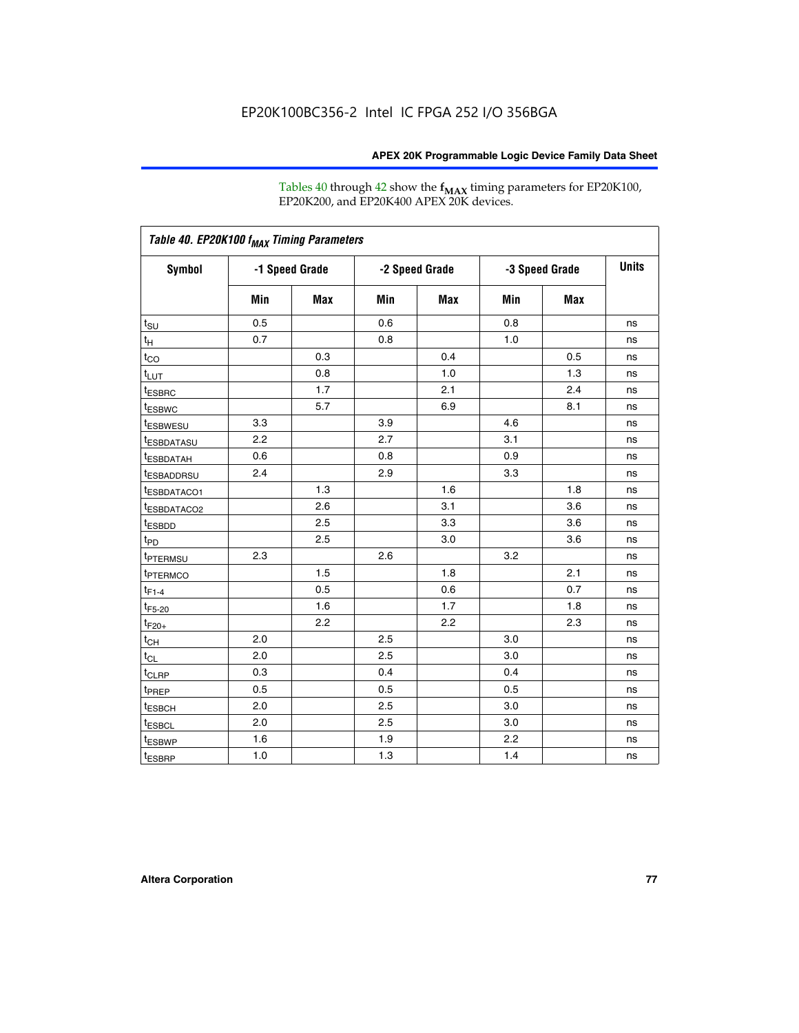Tables 40 through 42 show the $f_{MAX}$ timing parameters for EP20K100, EP20K200, and EP20K400 APEX 20K devices.

*Table 40. EP20K100 $f_{MAX}$ Timing Parameters*

| Symbol | -1 Speed Grade | | -2 Speed Grade | | -3 Speed Grade | | Units |
|---|---|---|---|---|---|---|---|
| | Min | Max | Min | Max | Min | Max | |
| $t_{SU}$ | 0.5 | | 0.6 | | 0.8 | | ns |
| $t_{H}$ | 0.7 | | 0.8 | | 1.0 | | ns |
| $t_{CO}$ | | 0.3 | | 0.4 | | 0.5 | ns |
| $t_{LUT}$ | | 0.8 | | 1.0 | | 1.3 | ns |
| $t_{ESBRC}$ | | 1.7 | | 2.1 | | 2.4 | ns |
| $t_{ESBWC}$ | | 5.7 | | 6.9 | | 8.1 | ns |
| $t_{ESBWESU}$ | 3.3 | | 3.9 | | 4.6 | | ns |
| $t_{ESBDATASU}$ | 2.2 | | 2.7 | | 3.1 | | ns |
| $t_{ESBDATAH}$ | 0.6 | | 0.8 | | 0.9 | | ns |
| $t_{ESBADDRSU}$ | 2.4 | | 2.9 | | 3.3 | | ns |
| $t_{ESBDATACO1}$ | | 1.3 | | 1.6 | | 1.8 | ns |
| $t_{ESBDATACO2}$ | | 2.6 | | 3.1 | | 3.6 | ns |
| $t_{ESBDD}$ | | 2.5 | | 3.3 | | 3.6 | ns |
| $t_{PD}$ | | 2.5 | | 3.0 | | 3.6 | ns |
| $t_{PTERMSU}$ | 2.3 | | 2.6 | | 3.2 | | ns |
| $t_{PTERMCO}$ | | 1.5 | | 1.8 | | 2.1 | ns |
| $t_{F1-4}$ | | 0.5 | | 0.6 | | 0.7 | ns |
| $t_{F5-20}$ | | 1.6 | | 1.7 | | 1.8 | ns |
| $t_{F20+}$ | | 2.2 | | 2.2 | | 2.3 | ns |
| $t_{CH}$ | 2.0 | | 2.5 | | 3.0 | | ns |
| $t_{CL}$ | 2.0 | | 2.5 | | 3.0 | | ns |
| $t_{CLRP}$ | 0.3 | | 0.4 | | 0.4 | | ns |
| $t_{PREP}$ | 0.5 | | 0.5 | | 0.5 | | ns |
| $t_{ESBCH}$ | 2.0 | | 2.5 | | 3.0 | | ns |
| $t_{ESBCL}$ | 2.0 | | 2.5 | | 3.0 | | ns |
| $t_{ESBWP}$ | 1.6 | | 1.9 | | 2.2 | | ns |
| $t_{ESBRP}$ | 1.0 | | 1.3 | | 1.4 | | ns |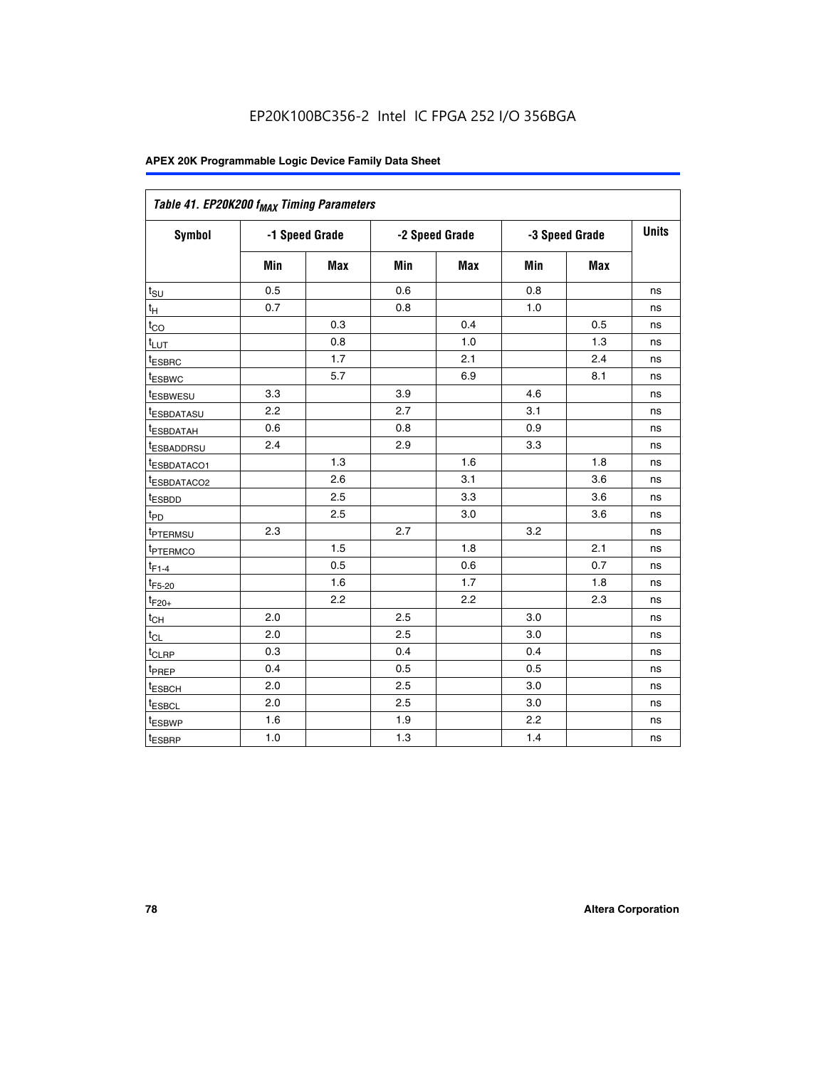EP20K100BC356-2 Intel IC FPGA 252 I/O 356BGA

| Table 41. EP20K200 $f_{MAX}$ Timing Parameters | | | | | | | |
|---|---|---|---|---|---|---|---|
| Symbol | -1 Speed Grade | | -2 Speed Grade | | -3 Speed Grade | | Units |
| | Min | Max | Min | Max | Min | Max | |
| $t_{SU}$ | 0.5 | | 0.6 | | 0.8 | | ns |
| $t_{H}$ | 0.7 | | 0.8 | | 1.0 | | ns |
| $t_{CO}$ | | 0.3 | | 0.4 | | 0.5 | ns |
| $t_{LUT}$ | | 0.8 | | 1.0 | | 1.3 | ns |
| $t_{ESBRC}$ | | 1.7 | | 2.1 | | 2.4 | ns |
| $t_{ESBWC}$ | | 5.7 | | 6.9 | | 8.1 | ns |
| $t_{ESBWESU}$ | 3.3 | | 3.9 | | 4.6 | | ns |
| $t_{ESBDATASU}$ | 2.2 | | 2.7 | | 3.1 | | ns |
| $t_{ESBDATAH}$ | 0.6 | | 0.8 | | 0.9 | | ns |
| $t_{ESBADDRSU}$ | 2.4 | | 2.9 | | 3.3 | | ns |
| $t_{ESBDATACO1}$ | | 1.3 | | 1.6 | | 1.8 | ns |
| $t_{ESBDATACO2}$ | | 2.6 | | 3.1 | | 3.6 | ns |
| $t_{ESBDD}$ | | 2.5 | | 3.3 | | 3.6 | ns |
| $t_{PD}$ | | 2.5 | | 3.0 | | 3.6 | ns |
| $t_{PTERMSU}$ | 2.3 | | 2.7 | | 3.2 | | ns |
| $t_{PTERMCO}$ | | 1.5 | | 1.8 | | 2.1 | ns |
| $t_{F1-4}$ | | 0.5 | | 0.6 | | 0.7 | ns |
| $t_{F5-20}$ | | 1.6 | | 1.7 | | 1.8 | ns |
| $t_{F20+}$ | | 2.2 | | 2.2 | | 2.3 | ns |
| $t_{CH}$ | 2.0 | | 2.5 | | 3.0 | | ns |
| $t_{CL}$ | 2.0 | | 2.5 | | 3.0 | | ns |
| $t_{CLRP}$ | 0.3 | | 0.4 | | 0.4 | | ns |
| $t_{PREP}$ | 0.4 | | 0.5 | | 0.5 | | ns |
| $t_{ESBCH}$ | 2.0 | | 2.5 | | 3.0 | | ns |
| $t_{ESBCL}$ | 2.0 | | 2.5 | | 3.0 | | ns |
| $t_{ESBWP}$ | 1.6 | | 1.9 | | 2.2 | | ns |
| $t_{ESBRP}$ | 1.0 | | 1.3 | | 1.4 | | ns |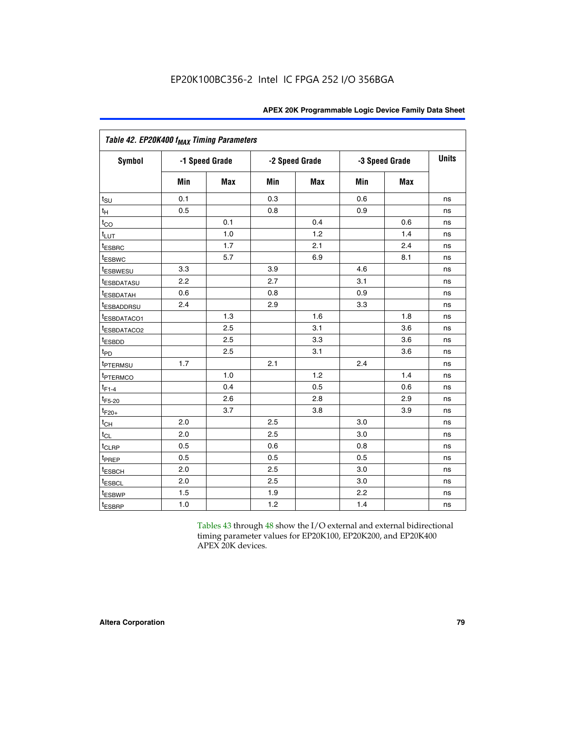| Table 42. EP20K400 $f_{MAX}$ Timing Parameters | | | | | | | |
|---|---|---|---|---|---|---|---|
| Symbol | -1 Speed Grade | | -2 Speed Grade | | -3 Speed Grade | | Units |
| | Min | Max | Min | Max | Min | Max | |
| $t_{SU}$ | 0.1 | | 0.3 | | 0.6 | | ns |
| $t_{H}$ | 0.5 | | 0.8 | | 0.9 | | ns |
| $t_{CO}$ | | 0.1 | | 0.4 | | 0.6 | ns |
| $t_{LUT}$ | | 1.0 | | 1.2 | | 1.4 | ns |
| $t_{ESBRC}$ | | 1.7 | | 2.1 | | 2.4 | ns |
| $t_{ESBWC}$ | | 5.7 | | 6.9 | | 8.1 | ns |
| $t_{ESBWESU}$ | 3.3 | | 3.9 | | 4.6 | | ns |
| $t_{ESBDATASU}$ | 2.2 | | 2.7 | | 3.1 | | ns |
| $t_{ESBDATAH}$ | 0.6 | | 0.8 | | 0.9 | | ns |
| $t_{ESBADDRSU}$ | 2.4 | | 2.9 | | 3.3 | | ns |
| $t_{ESBDATACO1}$ | | 1.3 | | 1.6 | | 1.8 | ns |
| $t_{ESBDATACO2}$ | | 2.5 | | 3.1 | | 3.6 | ns |
| $t_{ESBDD}$ | | 2.5 | | 3.3 | | 3.6 | ns |
| $t_{PD}$ | | 2.5 | | 3.1 | | 3.6 | ns |
| $t_{PTERMSU}$ | 1.7 | | 2.1 | | 2.4 | | ns |
| $t_{PTERMCO}$ | | 1.0 | | 1.2 | | 1.4 | ns |
| $t_{F1-4}$ | | 0.4 | | 0.5 | | 0.6 | ns |
| $t_{F5-20}$ | | 2.6 | | 2.8 | | 2.9 | ns |
| $t_{F20+}$ | | 3.7 | | 3.8 | | 3.9 | ns |
| $t_{CH}$ | 2.0 | | 2.5 | | 3.0 | | ns |
| $t_{CL}$ | 2.0 | | 2.5 | | 3.0 | | ns |
| $t_{CLRP}$ | 0.5 | | 0.6 | | 0.8 | | ns |
| $t_{PREP}$ | 0.5 | | 0.5 | | 0.5 | | ns |
| $t_{ESBCH}$ | 2.0 | | 2.5 | | 3.0 | | ns |
| $t_{ESBCL}$ | 2.0 | | 2.5 | | 3.0 | | ns |
| $t_{ESBWP}$ | 1.5 | | 1.9 | | 2.2 | | ns |
| $t_{ESBRP}$ | 1.0 | | 1.2 | | 1.4 | | ns |

Tables 43 through 48 show the I/O external and external bidirectional timing parameter values for EP20K100, EP20K200, and EP20K400 APEX 20K devices.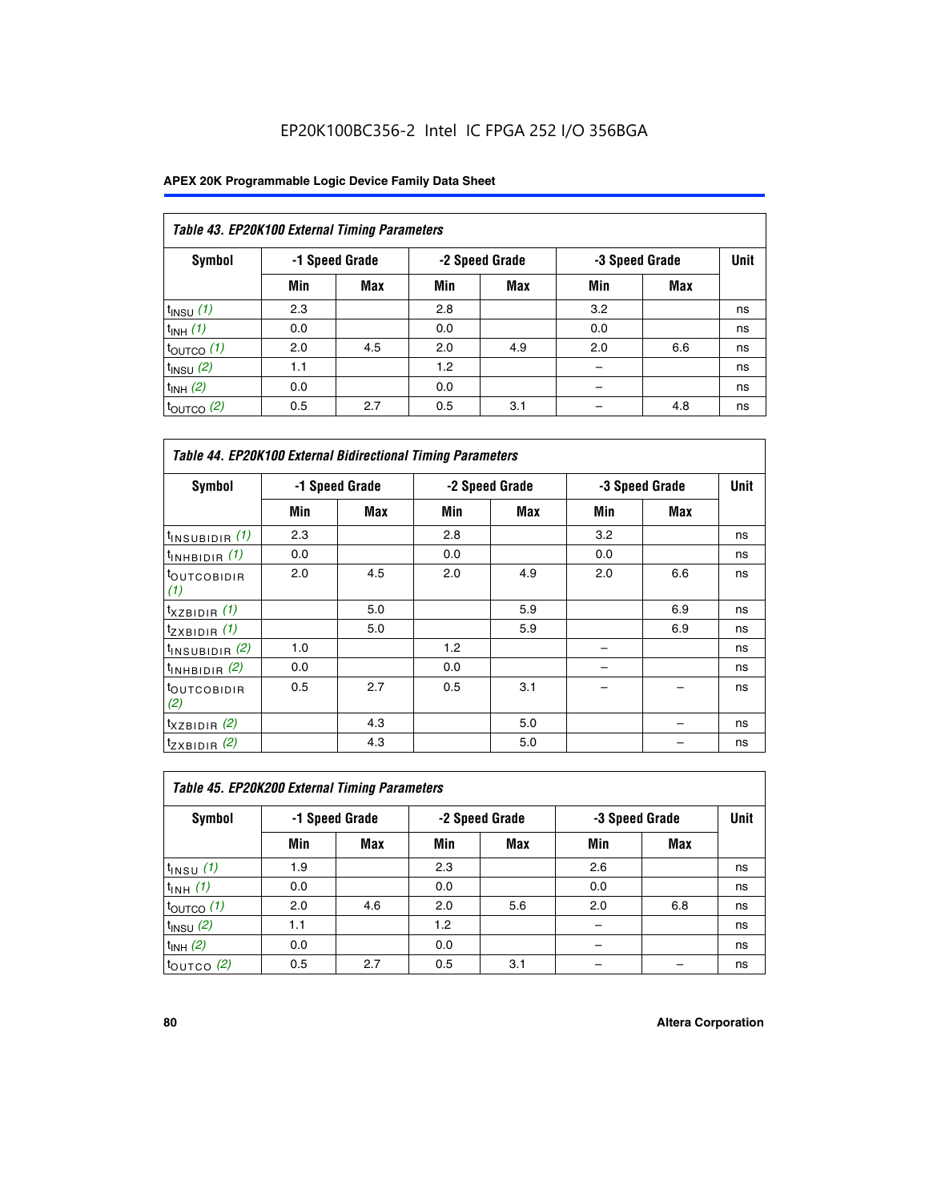Table 43. EP20K100 External Timing Parameters

| Symbol | -1 Speed Grade | | -2 Speed Grade | | -3 Speed Grade | | Unit |
|---|---|---|---|---|---|---|---|
| | Min | Max | Min | Max | Min | Max | |
| $t_{INSU}$ (1) | 2.3 | | 2.8 | | 3.2 | | ns |
| $t_{INH}$ (1) | 0.0 | | 0.0 | | 0.0 | | ns |
| $t_{OUTCO}$ (1) | 2.0 | 4.5 | 2.0 | 4.9 | 2.0 | 6.6 | ns |
| $t_{INSU}$ (2) | 1.1 | | 1.2 | | – | | ns |
| $t_{INH}$ (2) | 0.0 | | 0.0 | | – | | ns |
| $t_{OUTCO}$ (2) | 0.5 | 2.7 | 0.5 | 3.1 | – | 4.8 | ns |

Table 44. EP20K100 External Bidirectional Timing Parameters

| Symbol | -1 Speed Grade | | -2 Speed Grade | | -3 Speed Grade | | Unit |
|---|---|---|---|---|---|---|---|
| | Min | Max | Min | Max | Min | Max | |
| $t_{INSUBIDIR}$ (1) | 2.3 | | 2.8 | | 3.2 | | ns |
| $t_{INHBIDIR}$ (1) | 0.0 | | 0.0 | | 0.0 | | ns |
| $t_{OUTCOBIDIR}$ (1) | 2.0 | 4.5 | 2.0 | 4.9 | 2.0 | 6.6 | ns |
| $t_{XZBIDIR}$ (1) | | 5.0 | | 5.9 | | 6.9 | ns |
| $t_{ZXBIDIR}$ (1) | | 5.0 | | 5.9 | | 6.9 | ns |
| $t_{INSUBIDIR}$ (2) | 1.0 | | 1.2 | | – | | ns |
| $t_{INHBIDIR}$ (2) | 0.0 | | 0.0 | | – | | ns |
| $t_{OUTCOBIDIR}$ (2) | 0.5 | 2.7 | 0.5 | 3.1 | – | – | ns |
| $t_{XZBIDIR}$ (2) | | 4.3 | | 5.0 | | – | ns |
| $t_{ZXBIDIR}$ (2) | | 4.3 | | 5.0 | | – | ns |

Table 45. EP20K200 External Timing Parameters

| Symbol | -1 Speed Grade | | -2 Speed Grade | | -3 Speed Grade | | Unit |
|---|---|---|---|---|---|---|---|
| | Min | Max | Min | Max | Min | Max | |
| $t_{INSU}$ (1) | 1.9 | | 2.3 | | 2.6 | | ns |
| $t_{INH}$ (1) | 0.0 | | 0.0 | | 0.0 | | ns |
| $t_{OUTCO}$ (1) | 2.0 | 4.6 | 2.0 | 5.6 | 2.0 | 6.8 | ns |
| $t_{INSU}$ (2) | 1.1 | | 1.2 | | – | | ns |
| $t_{INH}$ (2) | 0.0 | | 0.0 | | – | | ns |
| $t_{OUTCO}$ (2) | 0.5 | 2.7 | 0.5 | 3.1 | – | – | ns |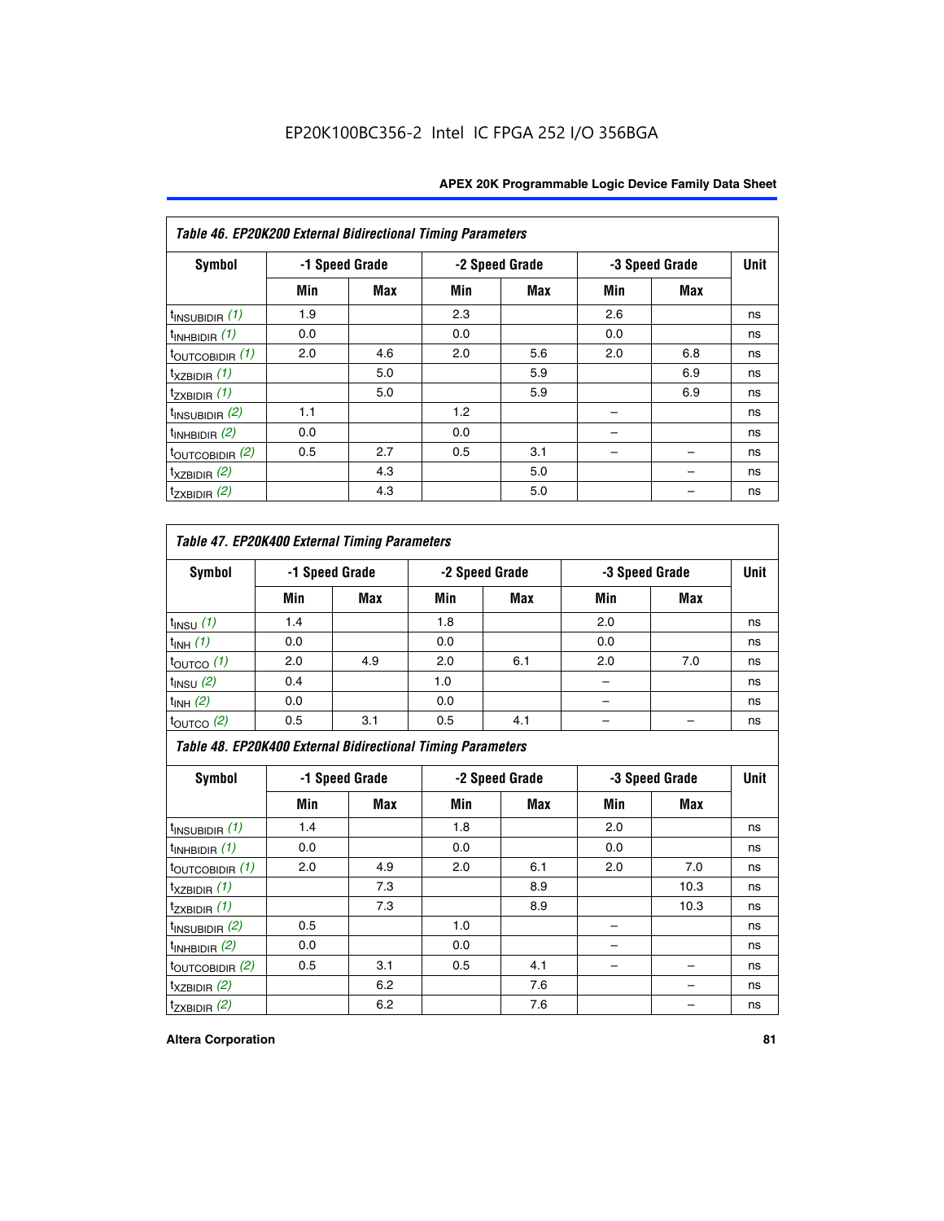EP20K100BC356-2 Intel IC FPGA 252 I/O 356BGA

**Table 46. EP20K200 External Bidirectional Timing Parameters**

| Symbol | -1 Speed Grade | | -2 Speed Grade | | -3 Speed Grade | | Unit |
|---|---|---|---|---|---|---|---|
| | Min | Max | Min | Max | Min | Max | |
| $t_{INSUBIDIR}$ *(1)* | 1.9 | | 2.3 | | 2.6 | | ns |
| $t_{INHBIDIR}$ *(1)* | 0.0 | | 0.0 | | 0.0 | | ns |
| $t_{OUTCOBIDIR}$ *(1)* | 2.0 | 4.6 | 2.0 | 5.6 | 2.0 | 6.8 | ns |
| $t_{XZBIDIR}$ *(1)* | | 5.0 | | 5.9 | | 6.9 | ns |
| $t_{ZXBIDIR}$ *(1)* | | 5.0 | | 5.9 | | 6.9 | ns |
| $t_{INSUBIDIR}$ *(2)* | 1.1 | | 1.2 | | – | | ns |
| $t_{INHBIDIR}$ *(2)* | 0.0 | | 0.0 | | – | | ns |
| $t_{OUTCOBIDIR}$ *(2)* | 0.5 | 2.7 | 0.5 | 3.1 | – | – | ns |
| $t_{XZBIDIR}$ *(2)* | | 4.3 | | 5.0 | | – | ns |
| $t_{ZXBIDIR}$ *(2)* | | 4.3 | | 5.0 | | – | ns |

**Table 47. EP20K400 External Timing Parameters**

| Symbol | -1 Speed Grade | | -2 Speed Grade | | -3 Speed Grade | | Unit |
|---|---|---|---|---|---|---|---|
| | Min | Max | Min | Max | Min | Max | |
| $t_{INSU}$ *(1)* | 1.4 | | 1.8 | | 2.0 | | ns |
| $t_{INH}$ *(1)* | 0.0 | | 0.0 | | 0.0 | | ns |
| $t_{OUTCO}$ *(1)* | 2.0 | 4.9 | 2.0 | 6.1 | 2.0 | 7.0 | ns |
| $t_{INSU}$ *(2)* | 0.4 | | 1.0 | | – | | ns |
| $t_{INH}$ *(2)* | 0.0 | | 0.0 | | – | | ns |
| $t_{OUTCO}$ *(2)* | 0.5 | 3.1 | 0.5 | 4.1 | – | – | ns |

**Table 48. EP20K400 External Bidirectional Timing Parameters**

| Symbol | -1 Speed Grade | | -2 Speed Grade | | -3 Speed Grade | | Unit |
|---|---|---|---|---|---|---|---|
| | Min | Max | Min | Max | Min | Max | |
| $t_{INSUBIDIR}$ *(1)* | 1.4 | | 1.8 | | 2.0 | | ns |
| $t_{INHBIDIR}$ *(1)* | 0.0 | | 0.0 | | 0.0 | | ns |
| $t_{OUTCOBIDIR}$ *(1)* | 2.0 | 4.9 | 2.0 | 6.1 | 2.0 | 7.0 | ns |
| $t_{XZBIDIR}$ *(1)* | | 7.3 | | 8.9 | | 10.3 | ns |
| $t_{ZXBIDIR}$ *(1)* | | 7.3 | | 8.9 | | 10.3 | ns |
| $t_{INSUBIDIR}$ *(2)* | 0.5 | | 1.0 | | – | | ns |
| $t_{INHBIDIR}$ *(2)* | 0.0 | | 0.0 | | – | | ns |
| $t_{OUTCOBIDIR}$ *(2)* | 0.5 | 3.1 | 0.5 | 4.1 | – | – | ns |
| $t_{XZBIDIR}$ *(2)* | | 6.2 | | 7.6 | | – | ns |
| $t_{ZXBIDIR}$ *(2)* | | 6.2 | | 7.6 | | – | ns |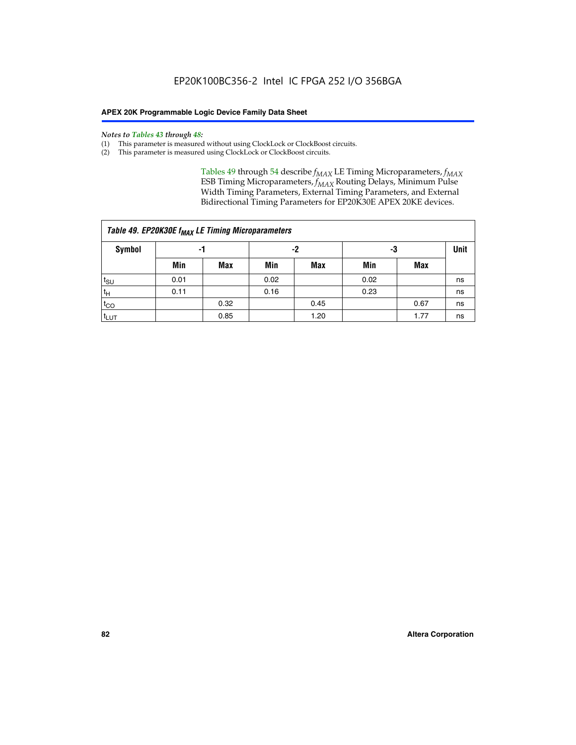*Notes to Tables 43 through 48:*

(1) This parameter is measured without using ClockLock or ClockBoost circuits.
(2) This parameter is measured using ClockLock or ClockBoost circuits.

Tables 49 through 54 describe $f_{MAX}$ LE Timing Microparameters, $f_{MAX}$ ESB Timing Microparameters, $f_{MAX}$ Routing Delays, Minimum Pulse Width Timing Parameters, External Timing Parameters, and External Bidirectional Timing Parameters for EP20K30E APEX 20KE devices.

| *Table 49. EP20K30E $f_{MAX}$ LE Timing Microparameters* | | | | | | | |
|---|---|---|---|---|---|---|---|
| **Symbol** | **-1** | | **-2** | | **-3** | | **Unit** |
| | **Min** | **Max** | **Min** | **Max** | **Min** | **Max** | |
| $t_{SU}$ | 0.01 | | 0.02 | | 0.02 | | ns |
| $t_{H}$ | 0.11 | | 0.16 | | 0.23 | | ns |
| $t_{CO}$ | | 0.32 | | 0.45 | | 0.67 | ns |
| $t_{LUT}$ | | 0.85 | | 1.20 | | 1.77 | ns |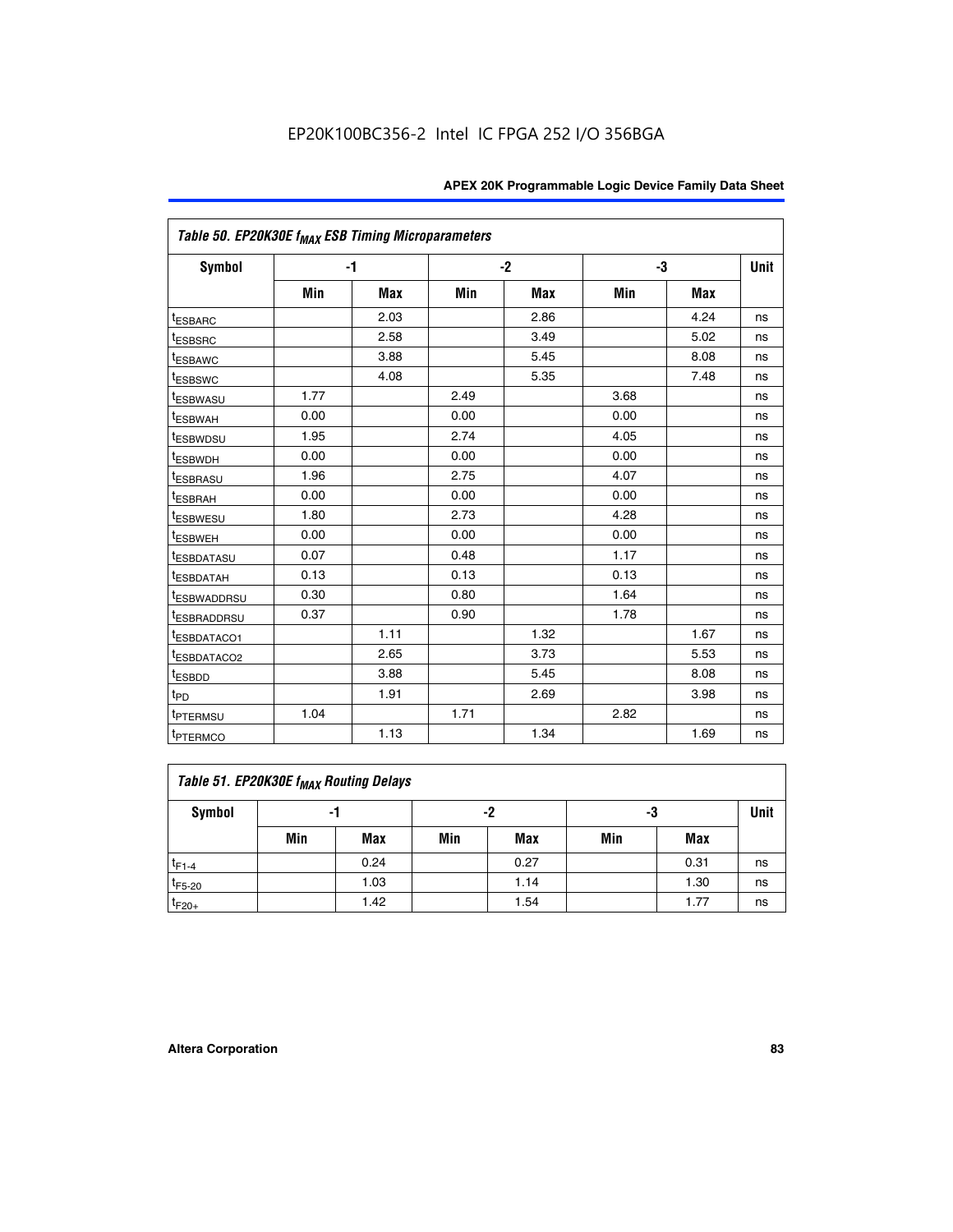Table 50. EP20K30E $f_{MAX}$ ESB Timing Microparameters

| Symbol | -1 | | -2 | | -3 | | Unit |
|---|---|---|---|---|---|---|---|
| | Min | Max | Min | Max | Min | Max | |
| $t_{ESBARC}$ | | 2.03 | | 2.86 | | 4.24 | ns |
| $t_{ESBSRC}$ | | 2.58 | | 3.49 | | 5.02 | ns |
| $t_{ESBAWC}$ | | 3.88 | | 5.45 | | 8.08 | ns |
| $t_{ESBSWC}$ | | 4.08 | | 5.35 | | 7.48 | ns |
| $t_{ESBWASU}$ | 1.77 | | 2.49 | | 3.68 | | ns |
| $t_{ESBWAH}$ | 0.00 | | 0.00 | | 0.00 | | ns |
| $t_{ESBWDSU}$ | 1.95 | | 2.74 | | 4.05 | | ns |
| $t_{ESBWDH}$ | 0.00 | | 0.00 | | 0.00 | | ns |
| $t_{ESBRASU}$ | 1.96 | | 2.75 | | 4.07 | | ns |
| $t_{ESBRAH}$ | 0.00 | | 0.00 | | 0.00 | | ns |
| $t_{ESBWESU}$ | 1.80 | | 2.73 | | 4.28 | | ns |
| $t_{ESBWEH}$ | 0.00 | | 0.00 | | 0.00 | | ns |
| $t_{ESBDATASU}$ | 0.07 | | 0.48 | | 1.17 | | ns |
| $t_{ESBDATAH}$ | 0.13 | | 0.13 | | 0.13 | | ns |
| $t_{ESBWADDRSU}$ | 0.30 | | 0.80 | | 1.64 | | ns |
| $t_{ESBRADDRSU}$ | 0.37 | | 0.90 | | 1.78 | | ns |
| $t_{ESBDATACO1}$ | | 1.11 | | 1.32 | | 1.67 | ns |
| $t_{ESBDATACO2}$ | | 2.65 | | 3.73 | | 5.53 | ns |
| $t_{ESBDD}$ | | 3.88 | | 5.45 | | 8.08 | ns |
| $t_{PD}$ | | 1.91 | | 2.69 | | 3.98 | ns |
| $t_{PTERMSU}$ | 1.04 | | 1.71 | | 2.82 | | ns |
| $t_{PTERMCO}$ | | 1.13 | | 1.34 | | 1.69 | ns |

Table 51. EP20K30E $f_{MAX}$ Routing Delays

| Symbol | -1 | | -2 | | -3 | | Unit |
|---|---|---|---|---|---|---|---|
| | Min | Max | Min | Max | Min | Max | |
| $t_{F1-4}$ | | 0.24 | | 0.27 | | 0.31 | ns |
| $t_{F5-20}$ | | 1.03 | | 1.14 | | 1.30 | ns |
| $t_{F20+}$ | | 1.42 | | 1.54 | | 1.77 | ns |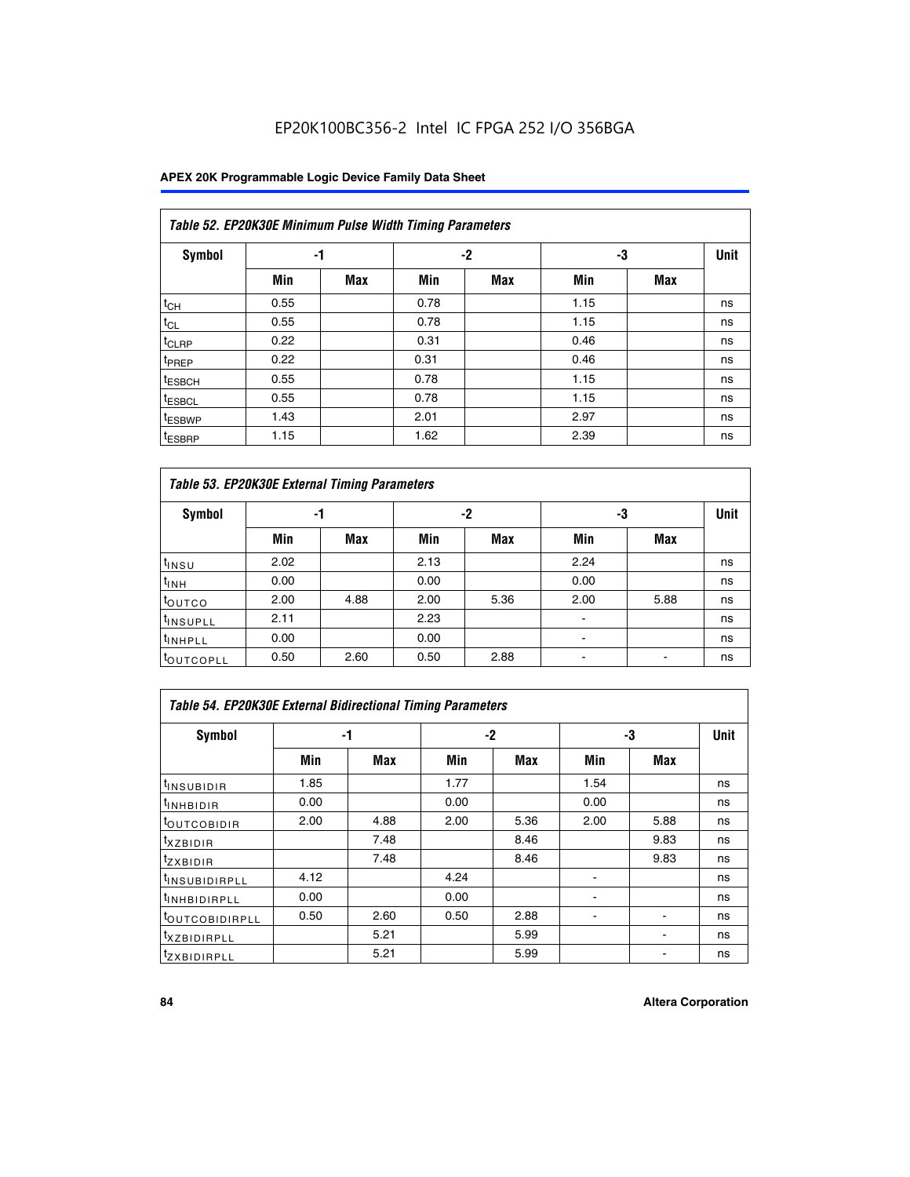EP20K100BC356-2 Intel IC FPGA 252 I/O 356BGA

| Table 52. EP20K30E Minimum Pulse Width Timing Parameters | | | | | | | |
|---|---|---|---|---|---|---|---|
| Symbol | -1 | | -2 | | -3 | | Unit |
| | Min | Max | Min | Max | Min | Max | |
| $t_{CH}$ | 0.55 | | 0.78 | | 1.15 | | ns |
| $t_{CL}$ | 0.55 | | 0.78 | | 1.15 | | ns |
| $t_{CLRP}$ | 0.22 | | 0.31 | | 0.46 | | ns |
| $t_{PREP}$ | 0.22 | | 0.31 | | 0.46 | | ns |
| $t_{ESBCH}$ | 0.55 | | 0.78 | | 1.15 | | ns |
| $t_{ESBCL}$ | 0.55 | | 0.78 | | 1.15 | | ns |
| $t_{ESBWP}$ | 1.43 | | 2.01 | | 2.97 | | ns |
| $t_{ESBRP}$ | 1.15 | | 1.62 | | 2.39 | | ns |

| Table 53. EP20K30E External Timing Parameters | | | | | | | |
|---|---|---|---|---|---|---|---|
| Symbol | -1 | | -2 | | -3 | | Unit |
| | Min | Max | Min | Max | Min | Max | |
| $t_{INSU}$ | 2.02 | | 2.13 | | 2.24 | | ns |
| $t_{INH}$ | 0.00 | | 0.00 | | 0.00 | | ns |
| $t_{OUTCO}$ | 2.00 | 4.88 | 2.00 | 5.36 | 2.00 | 5.88 | ns |
| $t_{INSUPLL}$ | 2.11 | | 2.23 | | - | | ns |
| $t_{INHPLL}$ | 0.00 | | 0.00 | | - | | ns |
| $t_{OUTCOPLL}$ | 0.50 | 2.60 | 0.50 | 2.88 | - | - | ns |

| Table 54. EP20K30E External Bidirectional Timing Parameters | | | | | | | |
|---|---|---|---|---|---|---|---|
| Symbol | -1 | | -2 | | -3 | | Unit |
| | Min | Max | Min | Max | Min | Max | |
| $t_{INSUBIDIR}$ | 1.85 | | 1.77 | | 1.54 | | ns |
| $t_{INHBIDIR}$ | 0.00 | | 0.00 | | 0.00 | | ns |
| $t_{OUTCOBIDIR}$ | 2.00 | 4.88 | 2.00 | 5.36 | 2.00 | 5.88 | ns |
| $t_{XZBIDIR}$ | | 7.48 | | 8.46 | | 9.83 | ns |
| $t_{ZXBIDIR}$ | | 7.48 | | 8.46 | | 9.83 | ns |
| $t_{INSUBIDIRPLL}$ | 4.12 | | 4.24 | | - | | ns |
| $t_{INHBIDIRPLL}$ | 0.00 | | 0.00 | | - | | ns |
| $t_{OUTCOBIDIRPLL}$ | 0.50 | 2.60 | 0.50 | 2.88 | - | - | ns |
| $t_{XZBIDIRPLL}$ | | 5.21 | | 5.99 | | - | ns |
| $t_{ZXBIDIRPLL}$ | | 5.21 | | 5.99 | | - | ns |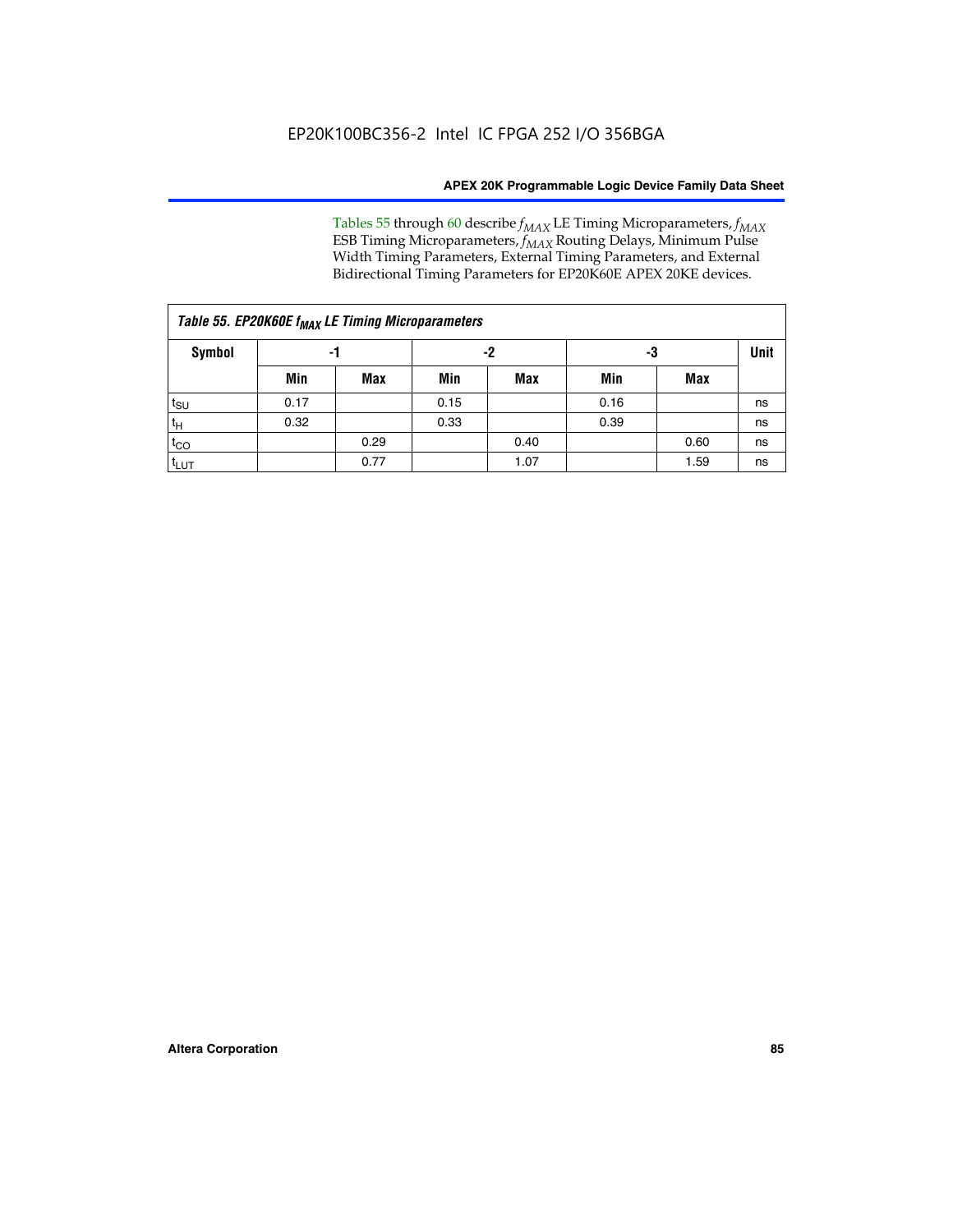Tables 55 through 60 describe $f_{MAX}$ LE Timing Microparameters, $f_{MAX}$ ESB Timing Microparameters, $f_{MAX}$ Routing Delays, Minimum Pulse Width Timing Parameters, External Timing Parameters, and External Bidirectional Timing Parameters for EP20K60E APEX 20KE devices.

| *Table 55. EP20K60E $f_{MAX}$ LE Timing Microparameters* | | | | | | | |
|---|---|---|---|---|---|---|---|
| **Symbol** | **-1** | | **-2** | | **-3** | | **Unit** |
| | **Min** | **Max** | **Min** | **Max** | **Min** | **Max** | |
| $t_{SU}$ | 0.17 | | 0.15 | | 0.16 | | ns |
| $t_{H}$ | 0.32 | | 0.33 | | 0.39 | | ns |
| $t_{CO}$ | | 0.29 | | 0.40 | | 0.60 | ns |
| $t_{LUT}$ | | 0.77 | | 1.07 | | 1.59 | ns |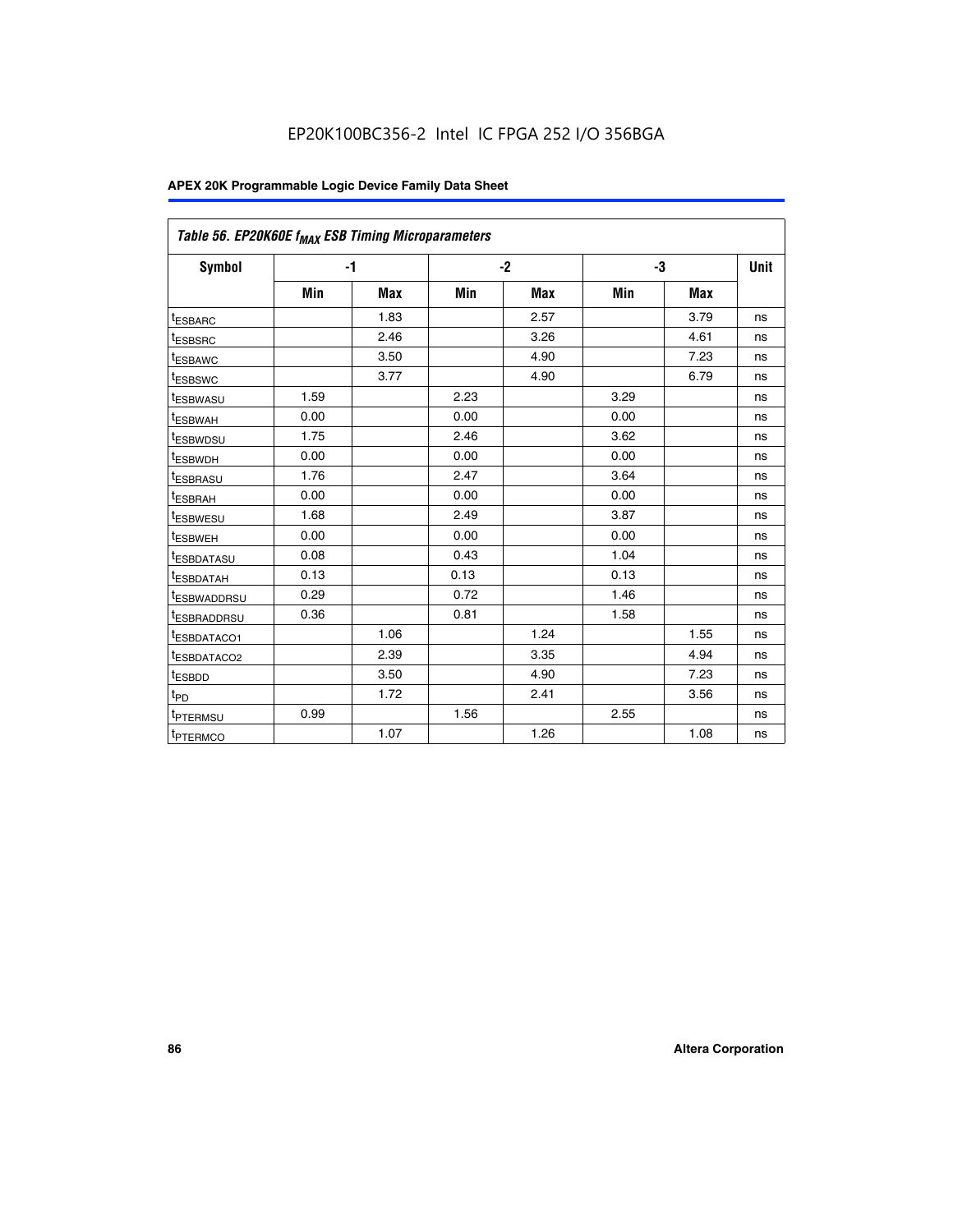Table 56. EP20K60E $f_{MAX}$ ESB Timing Microparameters

| Symbol | -1 | | -2 | | -3 | | Unit |
|---|---|---|---|---|---|---|---|
| | Min | Max | Min | Max | Min | Max | |
| $t_{ESBARC}$ | | 1.83 | | 2.57 | | 3.79 | ns |
| $t_{ESBSRC}$ | | 2.46 | | 3.26 | | 4.61 | ns |
| $t_{ESBAWC}$ | | 3.50 | | 4.90 | | 7.23 | ns |
| $t_{ESBSWC}$ | | 3.77 | | 4.90 | | 6.79 | ns |
| $t_{ESBWASU}$ | 1.59 | | 2.23 | | 3.29 | | ns |
| $t_{ESBWAH}$ | 0.00 | | 0.00 | | 0.00 | | ns |
| $t_{ESBWDSU}$ | 1.75 | | 2.46 | | 3.62 | | ns |
| $t_{ESBWDH}$ | 0.00 | | 0.00 | | 0.00 | | ns |
| $t_{ESBRASU}$ | 1.76 | | 2.47 | | 3.64 | | ns |
| $t_{ESBRAH}$ | 0.00 | | 0.00 | | 0.00 | | ns |
| $t_{ESBWESU}$ | 1.68 | | 2.49 | | 3.87 | | ns |
| $t_{ESBWEH}$ | 0.00 | | 0.00 | | 0.00 | | ns |
| $t_{ESBDATASU}$ | 0.08 | | 0.43 | | 1.04 | | ns |
| $t_{ESBDATAH}$ | 0.13 | | 0.13 | | 0.13 | | ns |
| $t_{ESBWADDRSU}$ | 0.29 | | 0.72 | | 1.46 | | ns |
| $t_{ESBRADDRSU}$ | 0.36 | | 0.81 | | 1.58 | | ns |
| $t_{ESBDATACO1}$ | | 1.06 | | 1.24 | | 1.55 | ns |
| $t_{ESBDATACO2}$ | | 2.39 | | 3.35 | | 4.94 | ns |
| $t_{ESBDD}$ | | 3.50 | | 4.90 | | 7.23 | ns |
| $t_{PD}$ | | 1.72 | | 2.41 | | 3.56 | ns |
| $t_{PTERMSU}$ | 0.99 | | 1.56 | | 2.55 | | ns |
| $t_{PTERMCO}$ | | 1.07 | | 1.26 | | 1.08 | ns |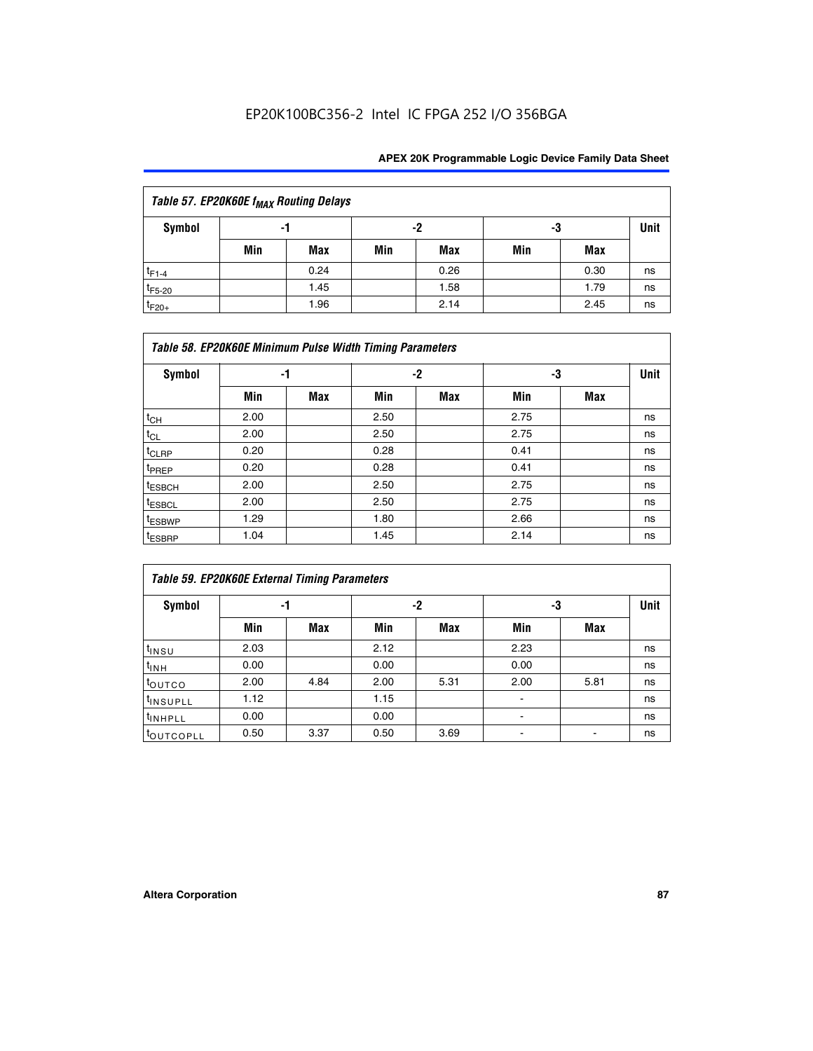| Table 57. EP20K60E $f_{MAX}$ Routing Delays | | | | | | | |
|---|---|---|---|---|---|---|---|
| Symbol | -1 | | -2 | | -3 | | Unit |
| | Min | Max | Min | Max | Min | Max | |
| $t_{F1-4}$ | | 0.24 | | 0.26 | | 0.30 | ns |
| $t_{F5-20}$ | | 1.45 | | 1.58 | | 1.79 | ns |
| $t_{F20+}$ | | 1.96 | | 2.14 | | 2.45 | ns |

| Table 58. EP20K60E Minimum Pulse Width Timing Parameters | | | | | | | |
|---|---|---|---|---|---|---|---|
| Symbol | -1 | | -2 | | -3 | | Unit |
| | Min | Max | Min | Max | Min | Max | |
| $t_{CH}$ | 2.00 | | 2.50 | | 2.75 | | ns |
| $t_{CL}$ | 2.00 | | 2.50 | | 2.75 | | ns |
| $t_{CLRP}$ | 0.20 | | 0.28 | | 0.41 | | ns |
| $t_{PREP}$ | 0.20 | | 0.28 | | 0.41 | | ns |
| $t_{ESBCH}$ | 2.00 | | 2.50 | | 2.75 | | ns |
| $t_{ESBCL}$ | 2.00 | | 2.50 | | 2.75 | | ns |
| $t_{ESBWP}$ | 1.29 | | 1.80 | | 2.66 | | ns |
| $t_{ESBRP}$ | 1.04 | | 1.45 | | 2.14 | | ns |

| Table 59. EP20K60E External Timing Parameters | | | | | | | |
|---|---|---|---|---|---|---|---|
| Symbol | -1 | | -2 | | -3 | | Unit |
| | Min | Max | Min | Max | Min | Max | |
| $t_{INSU}$ | 2.03 | | 2.12 | | 2.23 | | ns |
| $t_{INH}$ | 0.00 | | 0.00 | | 0.00 | | ns |
| $t_{OUTCO}$ | 2.00 | 4.84 | 2.00 | 5.31 | 2.00 | 5.81 | ns |
| $t_{INSUPLL}$ | 1.12 | | 1.15 | | - | | ns |
| $t_{INHPLL}$ | 0.00 | | 0.00 | | - | | ns |
| $t_{OUTCOPLL}$ | 0.50 | 3.37 | 0.50 | 3.69 | - | - | ns |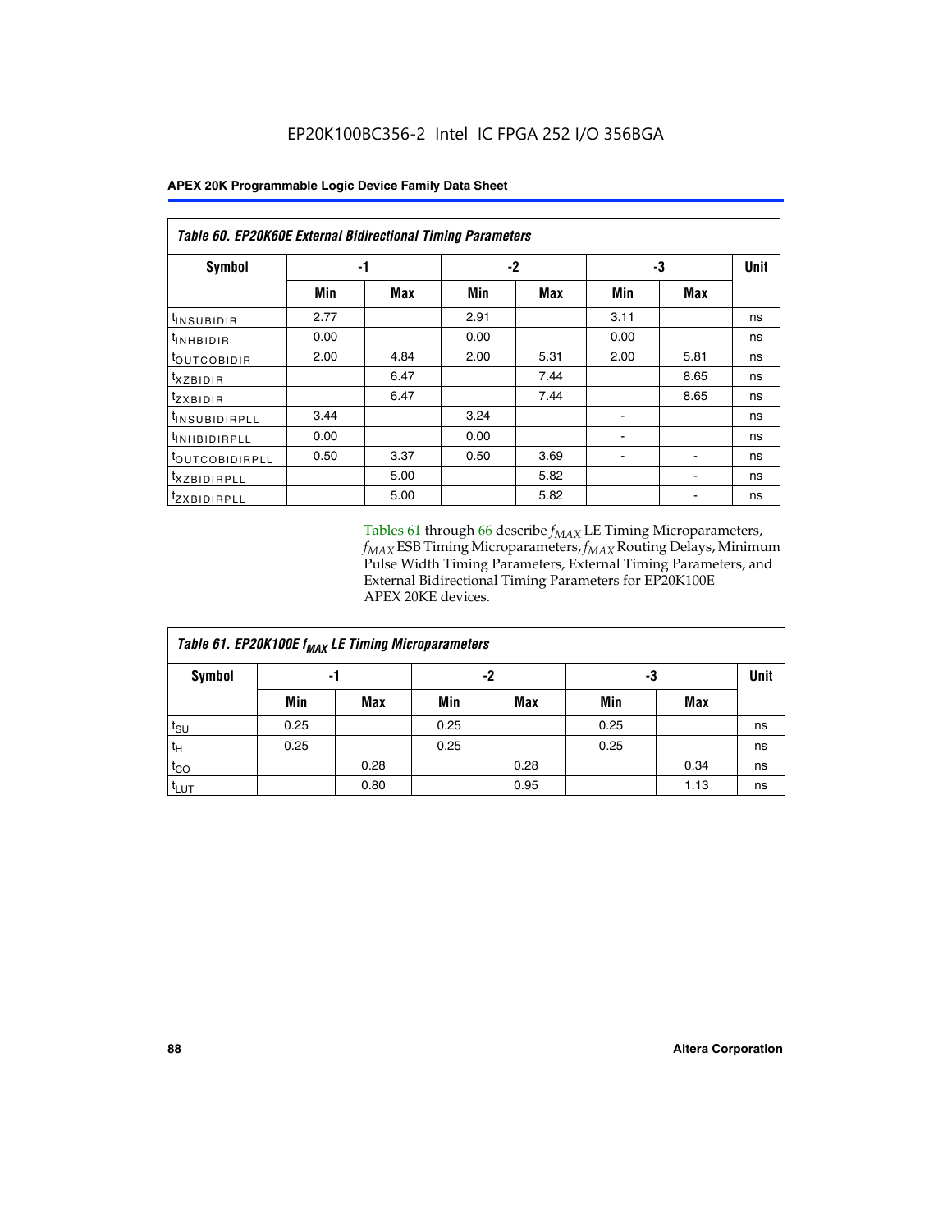**Table 60. EP20K60E External Bidirectional Timing Parameters**

| Symbol | -1 | | -2 | | -3 | | Unit |
|---|---|---|---|---|---|---|---|
| | Min | Max | Min | Max | Min | Max | |
| $t_{INSUBIDIR}$ | 2.77 | | 2.91 | | 3.11 | | ns |
| $t_{INHBIDIR}$ | 0.00 | | 0.00 | | 0.00 | | ns |
| $t_{OUTCOBIDIR}$ | 2.00 | 4.84 | 2.00 | 5.31 | 2.00 | 5.81 | ns |
| $t_{XZBIDIR}$ | | 6.47 | | 7.44 | | 8.65 | ns |
| $t_{ZXBIDIR}$ | | 6.47 | | 7.44 | | 8.65 | ns |
| $t_{INSUBIDIRPLL}$ | 3.44 | | 3.24 | | - | | ns |
| $t_{INHBIDIRPLL}$ | 0.00 | | 0.00 | | - | | ns |
| $t_{OUTCOBIDIRPLL}$ | 0.50 | 3.37 | 0.50 | 3.69 | - | - | ns |
| $t_{XZBIDIRPLL}$ | | 5.00 | | 5.82 | | - | ns |
| $t_{ZXBIDIRPLL}$ | | 5.00 | | 5.82 | | - | ns |

Tables 61 through 66 describe $f_{MAX}$ LE Timing Microparameters, $f_{MAX}$ ESB Timing Microparameters, $f_{MAX}$ Routing Delays, Minimum Pulse Width Timing Parameters, External Timing Parameters, and External Bidirectional Timing Parameters for EP20K100E APEX 20KE devices.

**Table 61. EP20K100E $f_{MAX}$ LE Timing Microparameters**

| Symbol | -1 | | -2 | | -3 | | Unit |
|---|---|---|---|---|---|---|---|
| | Min | Max | Min | Max | Min | Max | |
| $t_{SU}$ | 0.25 | | 0.25 | | 0.25 | | ns |
| $t_{H}$ | 0.25 | | 0.25 | | 0.25 | | ns |
| $t_{CO}$ | | 0.28 | | 0.28 | | 0.34 | ns |
| $t_{LUT}$ | | 0.80 | | 0.95 | | 1.13 | ns |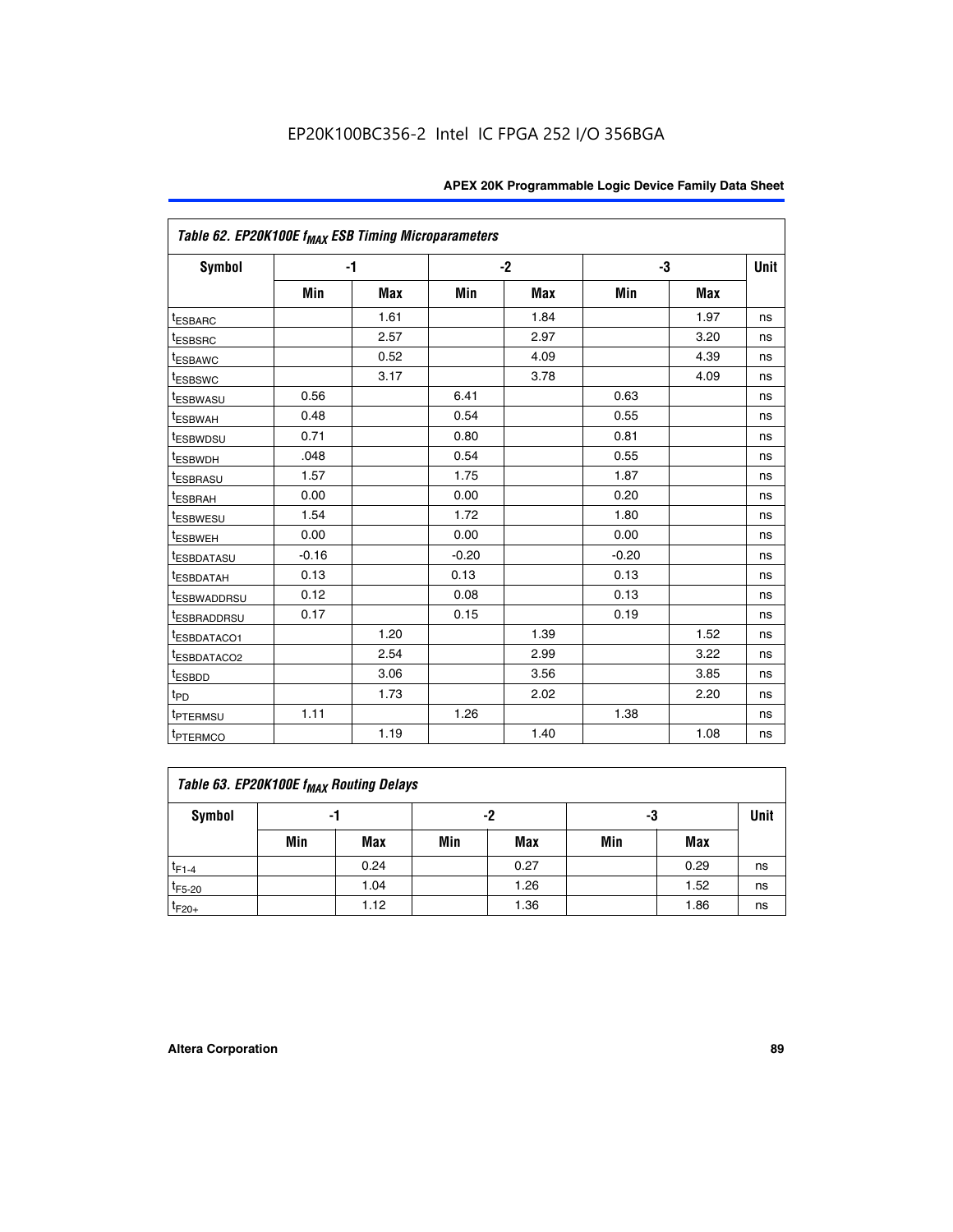Table 62. EP20K100E $f_{MAX}$ ESB Timing Microparameters

| Symbol | -1 | | -2 | | -3 | | Unit |
|---|---|---|---|---|---|---|---|
| | Min | Max | Min | Max | Min | Max | |
| $t_{ESBARC}$ | | 1.61 | | 1.84 | | 1.97 | ns |
| $t_{ESBSRC}$ | | 2.57 | | 2.97 | | 3.20 | ns |
| $t_{ESBAWC}$ | | 0.52 | | 4.09 | | 4.39 | ns |
| $t_{ESBSWC}$ | | 3.17 | | 3.78 | | 4.09 | ns |
| $t_{ESBWASU}$ | 0.56 | | 6.41 | | 0.63 | | ns |
| $t_{ESBWAH}$ | 0.48 | | 0.54 | | 0.55 | | ns |
| $t_{ESBWDSU}$ | 0.71 | | 0.80 | | 0.81 | | ns |
| $t_{ESBWDH}$ | .048 | | 0.54 | | 0.55 | | ns |
| $t_{ESBRASU}$ | 1.57 | | 1.75 | | 1.87 | | ns |
| $t_{ESBRAH}$ | 0.00 | | 0.00 | | 0.20 | | ns |
| $t_{ESBWESU}$ | 1.54 | | 1.72 | | 1.80 | | ns |
| $t_{ESBWEH}$ | 0.00 | | 0.00 | | 0.00 | | ns |
| $t_{ESBDATASU}$ | -0.16 | | -0.20 | | -0.20 | | ns |
| $t_{ESBDATAH}$ | 0.13 | | 0.13 | | 0.13 | | ns |
| $t_{ESBWADDRSU}$ | 0.12 | | 0.08 | | 0.13 | | ns |
| $t_{ESBRADDRSU}$ | 0.17 | | 0.15 | | 0.19 | | ns |
| $t_{ESBDATACO1}$ | | 1.20 | | 1.39 | | 1.52 | ns |
| $t_{ESBDATACO2}$ | | 2.54 | | 2.99 | | 3.22 | ns |
| $t_{ESBDD}$ | | 3.06 | | 3.56 | | 3.85 | ns |
| $t_{PD}$ | | 1.73 | | 2.02 | | 2.20 | ns |
| $t_{PTERMSU}$ | 1.11 | | 1.26 | | 1.38 | | ns |
| $t_{PTERMCO}$ | | 1.19 | | 1.40 | | 1.08 | ns |

Table 63. EP20K100E $f_{MAX}$ Routing Delays

| Symbol | -1 | | -2 | | -3 | | Unit |
|---|---|---|---|---|---|---|---|
| | Min | Max | Min | Max | Min | Max | |
| $t_{F1-4}$ | | 0.24 | | 0.27 | | 0.29 | ns |
| $t_{F5-20}$ | | 1.04 | | 1.26 | | 1.52 | ns |
| $t_{F20+}$ | | 1.12 | | 1.36 | | 1.86 | ns |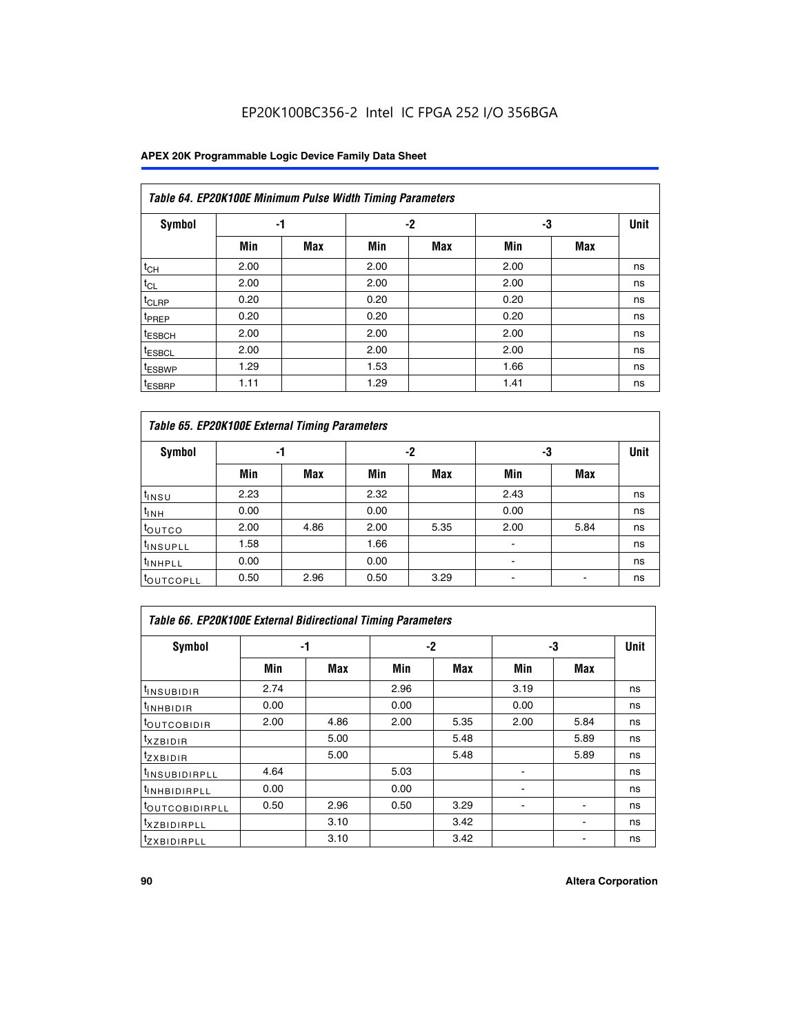EP20K100BC356-2 Intel IC FPGA 252 I/O 356BGA

| *Table 64. EP20K100E Minimum Pulse Width Timing Parameters* | | | | | | | |
|---|---|---|---|---|---|---|---|
| **Symbol** | **-1** | | **-2** | | **-3** | | **Unit** |
| | **Min** | **Max** | **Min** | **Max** | **Min** | **Max** | |
| $t_{CH}$ | 2.00 | | 2.00 | | 2.00 | | ns |
| $t_{CL}$ | 2.00 | | 2.00 | | 2.00 | | ns |
| $t_{CLRP}$ | 0.20 | | 0.20 | | 0.20 | | ns |
| $t_{PREP}$ | 0.20 | | 0.20 | | 0.20 | | ns |
| $t_{ESBCH}$ | 2.00 | | 2.00 | | 2.00 | | ns |
| $t_{ESBCL}$ | 2.00 | | 2.00 | | 2.00 | | ns |
| $t_{ESBWP}$ | 1.29 | | 1.53 | | 1.66 | | ns |
| $t_{ESBRP}$ | 1.11 | | 1.29 | | 1.41 | | ns |

| *Table 65. EP20K100E External Timing Parameters* | | | | | | | |
|---|---|---|---|---|---|---|---|
| **Symbol** | **-1** | | **-2** | | **-3** | | **Unit** |
| | **Min** | **Max** | **Min** | **Max** | **Min** | **Max** | |
| $t_{INSU}$ | 2.23 | | 2.32 | | 2.43 | | ns |
| $t_{INH}$ | 0.00 | | 0.00 | | 0.00 | | ns |
| $t_{OUTCO}$ | 2.00 | 4.86 | 2.00 | 5.35 | 2.00 | 5.84 | ns |
| $t_{INSUPLL}$ | 1.58 | | 1.66 | | - | | ns |
| $t_{INHPLL}$ | 0.00 | | 0.00 | | - | | ns |
| $t_{OUTCOPLL}$ | 0.50 | 2.96 | 0.50 | 3.29 | - | - | ns |

| *Table 66. EP20K100E External Bidirectional Timing Parameters* | | | | | | | |
|---|---|---|---|---|---|---|---|
| **Symbol** | **-1** | | **-2** | | **-3** | | **Unit** |
| | **Min** | **Max** | **Min** | **Max** | **Min** | **Max** | |
| $t_{INSUBIDIR}$ | 2.74 | | 2.96 | | 3.19 | | ns |
| $t_{INHBIDIR}$ | 0.00 | | 0.00 | | 0.00 | | ns |
| $t_{OUTCOBIDIR}$ | 2.00 | 4.86 | 2.00 | 5.35 | 2.00 | 5.84 | ns |
| $t_{XZBIDIR}$ | | 5.00 | | 5.48 | | 5.89 | ns |
| $t_{ZXBIDIR}$ | | 5.00 | | 5.48 | | 5.89 | ns |
| $t_{INSUBIDIRPLL}$ | 4.64 | | 5.03 | | - | | ns |
| $t_{INHBIDIRPLL}$ | 0.00 | | 0.00 | | - | | ns |
| $t_{OUTCOBIDIRPLL}$ | 0.50 | 2.96 | 0.50 | 3.29 | - | - | ns |
| $t_{XZBIDIRPLL}$ | | 3.10 | | 3.42 | | - | ns |
| $t_{ZXBIDIRPLL}$ | | 3.10 | | 3.42 | | - | ns |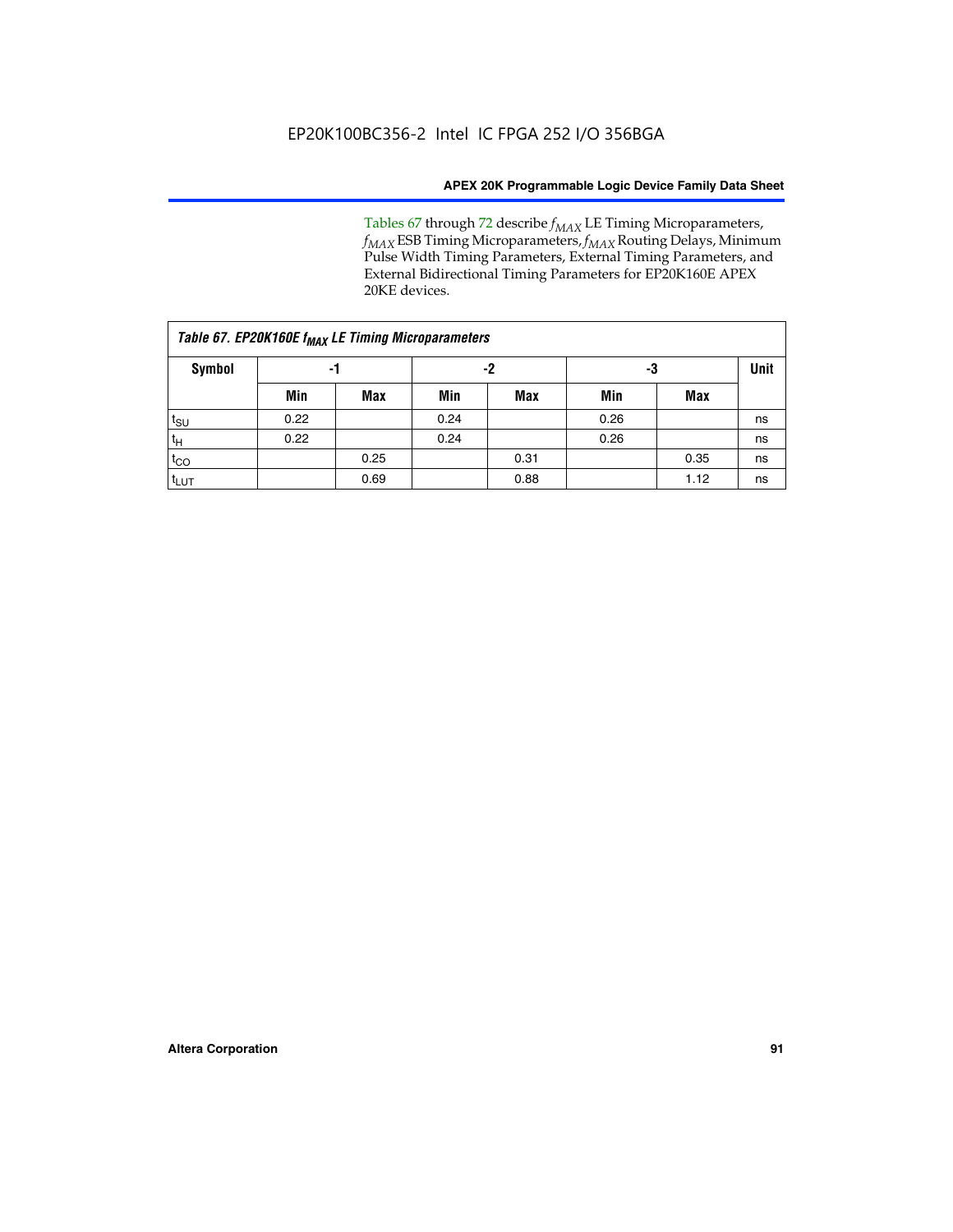Tables 67 through 72 describe $f_{MAX}$ LE Timing Microparameters, $f_{MAX}$ ESB Timing Microparameters, $f_{MAX}$ Routing Delays, Minimum Pulse Width Timing Parameters, External Timing Parameters, and External Bidirectional Timing Parameters for EP20K160E APEX 20KE devices.

| Table 67. EP20K160E $f_{MAX}$ LE Timing Microparameters | | | | | | | |
|---|---|---|---|---|---|---|---|
| Symbol | -1 | | -2 | | -3 | | Unit |
| | Min | Max | Min | Max | Min | Max | |
| $t_{SU}$ | 0.22 | | 0.24 | | 0.26 | | ns |
| $t_H$ | 0.22 | | 0.24 | | 0.26 | | ns |
| $t_{CO}$ | | 0.25 | | 0.31 | | 0.35 | ns |
| $t_{LUT}$ | | 0.69 | | 0.88 | | 1.12 | ns |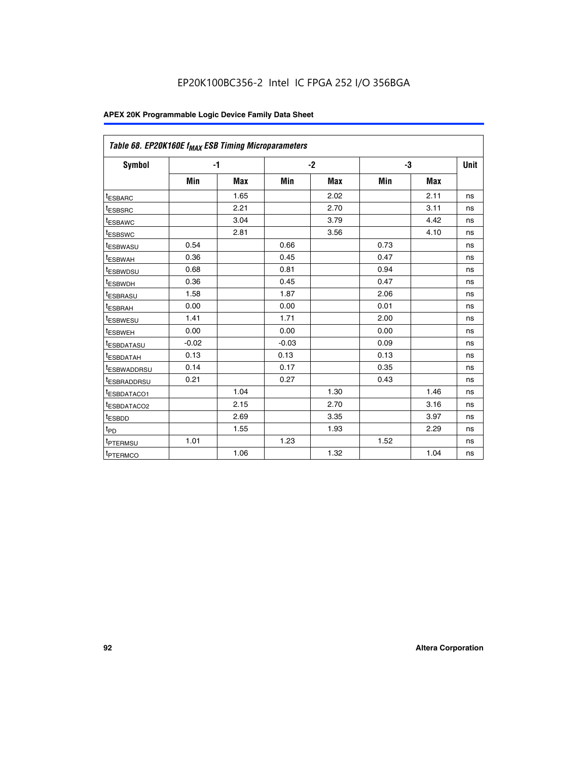EP20K100BC356-2 Intel IC FPGA 252 I/O 356BGA

| Table 68. EP20K160E $f_{MAX}$ ESB Timing Microparameters | | | | | | | |
|---|---|---|---|---|---|---|---|
| Symbol | -1 | | -2 | | -3 | | Unit |
| | Min | Max | Min | Max | Min | Max | |
| $t_{ESBARC}$ | | 1.65 | | 2.02 | | 2.11 | ns |
| $t_{ESBSRC}$ | | 2.21 | | 2.70 | | 3.11 | ns |
| $t_{ESBAWC}$ | | 3.04 | | 3.79 | | 4.42 | ns |
| $t_{ESBSWC}$ | | 2.81 | | 3.56 | | 4.10 | ns |
| $t_{ESBWASU}$ | 0.54 | | 0.66 | | 0.73 | | ns |
| $t_{ESBWAH}$ | 0.36 | | 0.45 | | 0.47 | | ns |
| $t_{ESBWDSU}$ | 0.68 | | 0.81 | | 0.94 | | ns |
| $t_{ESBWDH}$ | 0.36 | | 0.45 | | 0.47 | | ns |
| $t_{ESBRASU}$ | 1.58 | | 1.87 | | 2.06 | | ns |
| $t_{ESBRAH}$ | 0.00 | | 0.00 | | 0.01 | | ns |
| $t_{ESBWESU}$ | 1.41 | | 1.71 | | 2.00 | | ns |
| $t_{ESBWEH}$ | 0.00 | | 0.00 | | 0.00 | | ns |
| $t_{ESBDATASU}$ | -0.02 | | -0.03 | | 0.09 | | ns |
| $t_{ESBDATAH}$ | 0.13 | | 0.13 | | 0.13 | | ns |
| $t_{ESBWADDRSU}$ | 0.14 | | 0.17 | | 0.35 | | ns |
| $t_{ESBRADDRSU}$ | 0.21 | | 0.27 | | 0.43 | | ns |
| $t_{ESBDATACO1}$ | | 1.04 | | 1.30 | | 1.46 | ns |
| $t_{ESBDATACO2}$ | | 2.15 | | 2.70 | | 3.16 | ns |
| $t_{ESBDD}$ | | 2.69 | | 3.35 | | 3.97 | ns |
| $t_{PD}$ | | 1.55 | | 1.93 | | 2.29 | ns |
| $t_{PTERMSU}$ | 1.01 | | 1.23 | | 1.52 | | ns |
| $t_{PTERMCO}$ | | 1.06 | | 1.32 | | 1.04 | ns |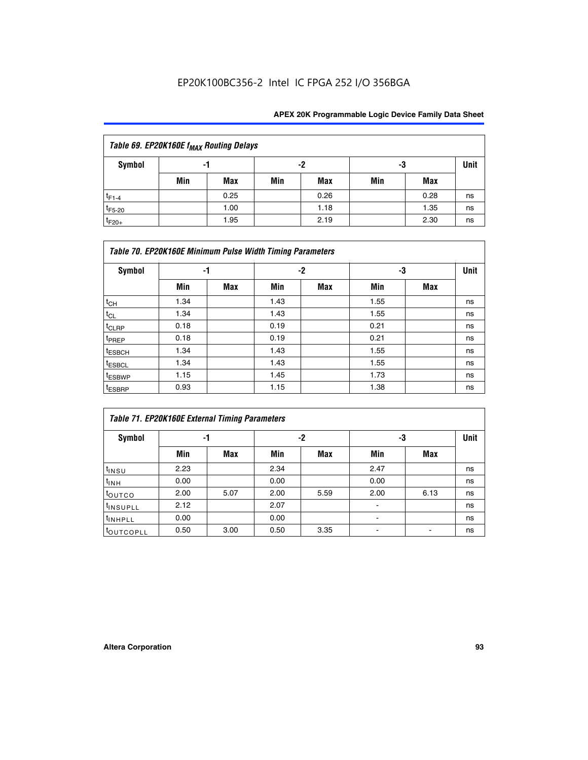| Table 69. EP20K160E $f_{MAX}$ Routing Delays | | | | | | | |
|---|---|---|---|---|---|---|---|
| Symbol | -1 | | -2 | | -3 | | Unit |
| | Min | Max | Min | Max | Min | Max | |
| $t_{F1-4}$ | | 0.25 | | 0.26 | | 0.28 | ns |
| $t_{F5-20}$ | | 1.00 | | 1.18 | | 1.35 | ns |
| $t_{F20+}$ | | 1.95 | | 2.19 | | 2.30 | ns |

| Table 70. EP20K160E Minimum Pulse Width Timing Parameters | | | | | | | |
|---|---|---|---|---|---|---|---|
| Symbol | -1 | | -2 | | -3 | | Unit |
| | Min | Max | Min | Max | Min | Max | |
| $t_{CH}$ | 1.34 | | 1.43 | | 1.55 | | ns |
| $t_{CL}$ | 1.34 | | 1.43 | | 1.55 | | ns |
| $t_{CLRP}$ | 0.18 | | 0.19 | | 0.21 | | ns |
| $t_{PREP}$ | 0.18 | | 0.19 | | 0.21 | | ns |
| $t_{ESBCH}$ | 1.34 | | 1.43 | | 1.55 | | ns |
| $t_{ESBCL}$ | 1.34 | | 1.43 | | 1.55 | | ns |
| $t_{ESBWP}$ | 1.15 | | 1.45 | | 1.73 | | ns |
| $t_{ESBRP}$ | 0.93 | | 1.15 | | 1.38 | | ns |

| Table 71. EP20K160E External Timing Parameters | | | | | | | |
|---|---|---|---|---|---|---|---|
| Symbol | -1 | | -2 | | -3 | | Unit |
| | Min | Max | Min | Max | Min | Max | |
| $t_{INSU}$ | 2.23 | | 2.34 | | 2.47 | | ns |
| $t_{INH}$ | 0.00 | | 0.00 | | 0.00 | | ns |
| $t_{OUTCO}$ | 2.00 | 5.07 | 2.00 | 5.59 | 2.00 | 6.13 | ns |
| $t_{INSUPLL}$ | 2.12 | | 2.07 | | - | | ns |
| $t_{INHPLL}$ | 0.00 | | 0.00 | | - | | ns |
| $t_{OUTCOPLL}$ | 0.50 | 3.00 | 0.50 | 3.35 | - | - | ns |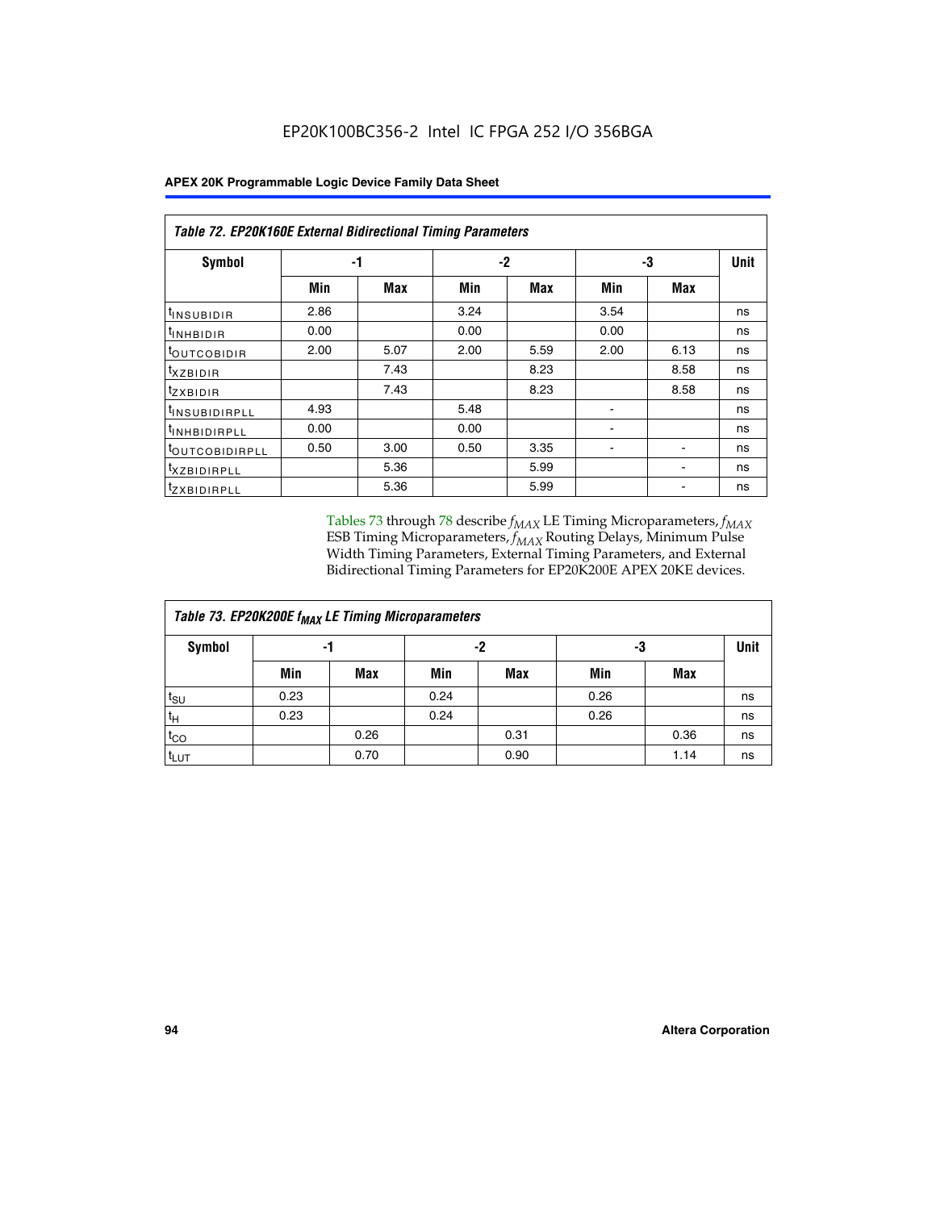**Table 72. EP20K160E External Bidirectional Timing Parameters**

| Symbol | -1 | | -2 | | -3 | | Unit |
|---|---|---|---|---|---|---|---|
| | Min | Max | Min | Max | Min | Max | |
| $t_{INSUBIDIR}$ | 2.86 | | 3.24 | | 3.54 | | ns |
| $t_{INHBIDIR}$ | 0.00 | | 0.00 | | 0.00 | | ns |
| $t_{OUTCOBIDIR}$ | 2.00 | 5.07 | 2.00 | 5.59 | 2.00 | 6.13 | ns |
| $t_{XZBIDIR}$ | | 7.43 | | 8.23 | | 8.58 | ns |
| $t_{ZXBIDIR}$ | | 7.43 | | 8.23 | | 8.58 | ns |
| $t_{INSUBIDIRPLL}$ | 4.93 | | 5.48 | | - | | ns |
| $t_{INHBIDIRPLL}$ | 0.00 | | 0.00 | | - | | ns |
| $t_{OUTCOBIDIRPLL}$ | 0.50 | 3.00 | 0.50 | 3.35 | - | - | ns |
| $t_{XZBIDIRPLL}$ | | 5.36 | | 5.99 | | - | ns |
| $t_{ZXBIDIRPLL}$ | | 5.36 | | 5.99 | | - | ns |

Tables 73 through 78 describe $f_{MAX}$ LE Timing Microparameters, $f_{MAX}$ ESB Timing Microparameters, $f_{MAX}$ Routing Delays, Minimum Pulse Width Timing Parameters, External Timing Parameters, and External Bidirectional Timing Parameters for EP20K200E APEX 20KE devices.

**Table 73. EP20K200E $f_{MAX}$ LE Timing Microparameters**

| Symbol | -1 | | -2 | | -3 | | Unit |
|---|---|---|---|---|---|---|---|
| | Min | Max | Min | Max | Min | Max | |
| $t_{SU}$ | 0.23 | | 0.24 | | 0.26 | | ns |
| $t_{H}$ | 0.23 | | 0.24 | | 0.26 | | ns |
| $t_{CO}$ | | 0.26 | | 0.31 | | 0.36 | ns |
| $t_{LUT}$ | | 0.70 | | 0.90 | | 1.14 | ns |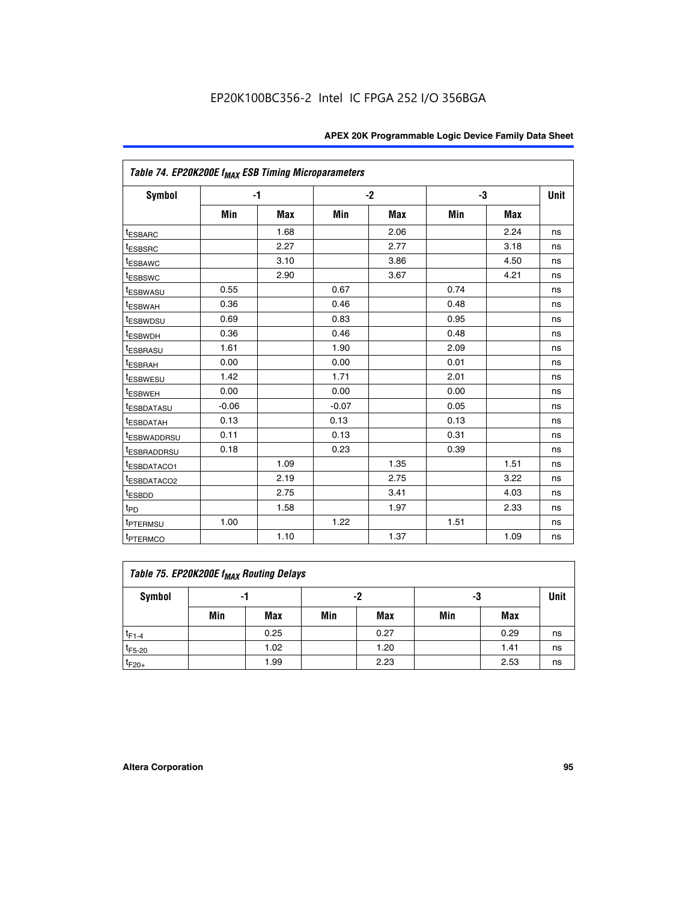EP20K100BC356-2 Intel IC FPGA 252 I/O 356BGA

| Table 74. EP20K200E $f_{MAX}$ ESB Timing Microparameters | | | | | | | |
|---|---|---|---|---|---|---|---|
| Symbol | -1 | | -2 | | -3 | | Unit |
| | Min | Max | Min | Max | Min | Max | |
| $t_{ESBARC}$ | | 1.68 | | 2.06 | | 2.24 | ns |
| $t_{ESBSRC}$ | | 2.27 | | 2.77 | | 3.18 | ns |
| $t_{ESBAWC}$ | | 3.10 | | 3.86 | | 4.50 | ns |
| $t_{ESBSWC}$ | | 2.90 | | 3.67 | | 4.21 | ns |
| $t_{ESBWASU}$ | 0.55 | | 0.67 | | 0.74 | | ns |
| $t_{ESBWAH}$ | 0.36 | | 0.46 | | 0.48 | | ns |
| $t_{ESBWDSU}$ | 0.69 | | 0.83 | | 0.95 | | ns |
| $t_{ESBWDH}$ | 0.36 | | 0.46 | | 0.48 | | ns |
| $t_{ESBRASU}$ | 1.61 | | 1.90 | | 2.09 | | ns |
| $t_{ESBRAH}$ | 0.00 | | 0.00 | | 0.01 | | ns |
| $t_{ESBWESU}$ | 1.42 | | 1.71 | | 2.01 | | ns |
| $t_{ESBWEH}$ | 0.00 | | 0.00 | | 0.00 | | ns |
| $t_{ESBDATASU}$ | -0.06 | | -0.07 | | 0.05 | | ns |
| $t_{ESBDATAH}$ | 0.13 | | 0.13 | | 0.13 | | ns |
| $t_{ESBWADDRSU}$ | 0.11 | | 0.13 | | 0.31 | | ns |
| $t_{ESBRADDRSU}$ | 0.18 | | 0.23 | | 0.39 | | ns |
| $t_{ESBDATACO1}$ | | 1.09 | | 1.35 | | 1.51 | ns |
| $t_{ESBDATACO2}$ | | 2.19 | | 2.75 | | 3.22 | ns |
| $t_{ESBDD}$ | | 2.75 | | 3.41 | | 4.03 | ns |
| $t_{PD}$ | | 1.58 | | 1.97 | | 2.33 | ns |
| $t_{PTERMSU}$ | 1.00 | | 1.22 | | 1.51 | | ns |
| $t_{PTERMCO}$ | | 1.10 | | 1.37 | | 1.09 | ns |

| Table 75. EP20K200E $f_{MAX}$ Routing Delays | | | | | | | |
|---|---|---|---|---|---|---|---|
| Symbol | -1 | | -2 | | -3 | | Unit |
| | Min | Max | Min | Max | Min | Max | |
| $t_{F1-4}$ | | 0.25 | | 0.27 | | 0.29 | ns |
| $t_{F5-20}$ | | 1.02 | | 1.20 | | 1.41 | ns |
| $t_{F20+}$ | | 1.99 | | 2.23 | | 2.53 | ns |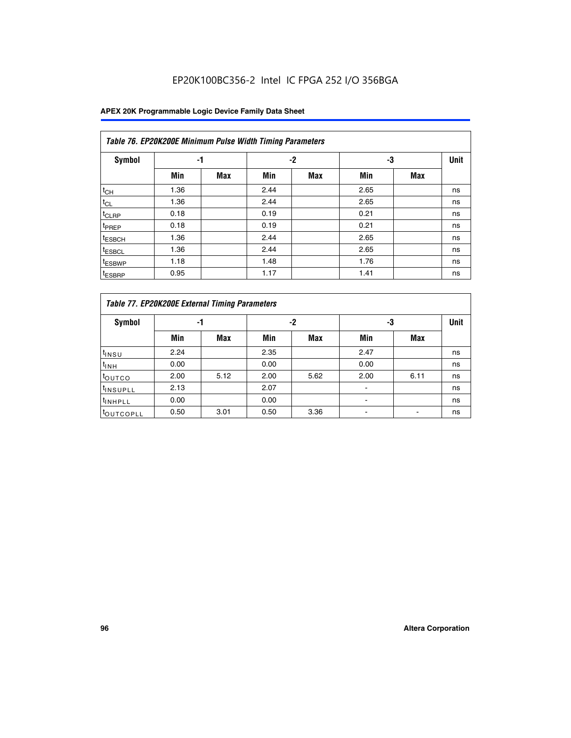EP20K100BC356-2 Intel IC FPGA 252 I/O 356BGA

| Table 76. EP20K200E Minimum Pulse Width Timing Parameters | | | | | | | |
|---|---|---|---|---|---|---|---|
| Symbol | -1 | | -2 | | -3 | | Unit |
| | Min | Max | Min | Max | Min | Max | |
| $t_{CH}$ | 1.36 | | 2.44 | | 2.65 | | ns |
| $t_{CL}$ | 1.36 | | 2.44 | | 2.65 | | ns |
| $t_{CLRP}$ | 0.18 | | 0.19 | | 0.21 | | ns |
| $t_{PREP}$ | 0.18 | | 0.19 | | 0.21 | | ns |
| $t_{ESBCH}$ | 1.36 | | 2.44 | | 2.65 | | ns |
| $t_{ESBCL}$ | 1.36 | | 2.44 | | 2.65 | | ns |
| $t_{ESBWP}$ | 1.18 | | 1.48 | | 1.76 | | ns |
| $t_{ESBRP}$ | 0.95 | | 1.17 | | 1.41 | | ns |

| Table 77. EP20K200E External Timing Parameters | | | | | | | |
|---|---|---|---|---|---|---|---|
| Symbol | -1 | | -2 | | -3 | | Unit |
| | Min | Max | Min | Max | Min | Max | |
| $t_{INSU}$ | 2.24 | | 2.35 | | 2.47 | | ns |
| $t_{INH}$ | 0.00 | | 0.00 | | 0.00 | | ns |
| $t_{OUTCO}$ | 2.00 | 5.12 | 2.00 | 5.62 | 2.00 | 6.11 | ns |
| $t_{INSUPLL}$ | 2.13 | | 2.07 | | - | | ns |
| $t_{INHPLL}$ | 0.00 | | 0.00 | | - | | ns |
| $t_{OUTCOPLL}$ | 0.50 | 3.01 | 0.50 | 3.36 | - | - | ns |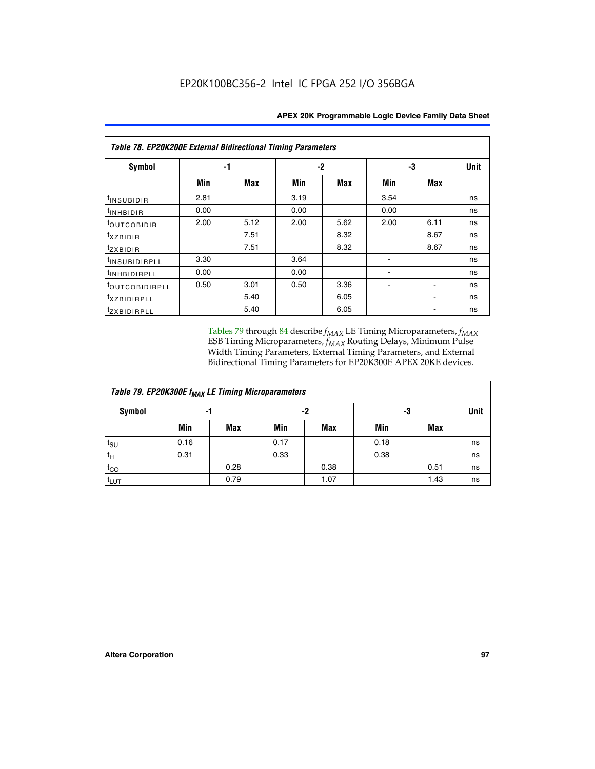**Table 78. EP20K200E External Bidirectional Timing Parameters**

| Symbol | -1 | | -2 | | -3 | | Unit |
|---|---|---|---|---|---|---|---|
| | Min | Max | Min | Max | Min | Max | |
| $t_{INSUBIDIR}$ | 2.81 | | 3.19 | | 3.54 | | ns |
| $t_{INHBIDIR}$ | 0.00 | | 0.00 | | 0.00 | | ns |
| $t_{OUTCOBIDIR}$ | 2.00 | 5.12 | 2.00 | 5.62 | 2.00 | 6.11 | ns |
| $t_{XZBIDIR}$ | | 7.51 | | 8.32 | | 8.67 | ns |
| $t_{ZXBIDIR}$ | | 7.51 | | 8.32 | | 8.67 | ns |
| $t_{INSUBIDIRPLL}$ | 3.30 | | 3.64 | | - | | ns |
| $t_{INHBIDIRPLL}$ | 0.00 | | 0.00 | | - | | ns |
| $t_{OUTCOBIDIRPLL}$ | 0.50 | 3.01 | 0.50 | 3.36 | - | - | ns |
| $t_{XZBIDIRPLL}$ | | 5.40 | | 6.05 | | - | ns |
| $t_{ZXBIDIRPLL}$ | | 5.40 | | 6.05 | | - | ns |

Tables 79 through 84 describe $f_{MAX}$ LE Timing Microparameters, $f_{MAX}$ ESB Timing Microparameters, $f_{MAX}$ Routing Delays, Minimum Pulse Width Timing Parameters, External Timing Parameters, and External Bidirectional Timing Parameters for EP20K300E APEX 20KE devices.

**Table 79. EP20K300E $f_{MAX}$ LE Timing Microparameters**

| Symbol | -1 | | -2 | | -3 | | Unit |
|---|---|---|---|---|---|---|---|
| | Min | Max | Min | Max | Min | Max | |
| $t_{SU}$ | 0.16 | | 0.17 | | 0.18 | | ns |
| $t_H$ | 0.31 | | 0.33 | | 0.38 | | ns |
| $t_{CO}$ | | 0.28 | | 0.38 | | 0.51 | ns |
| $t_{LUT}$ | | 0.79 | | 1.07 | | 1.43 | ns |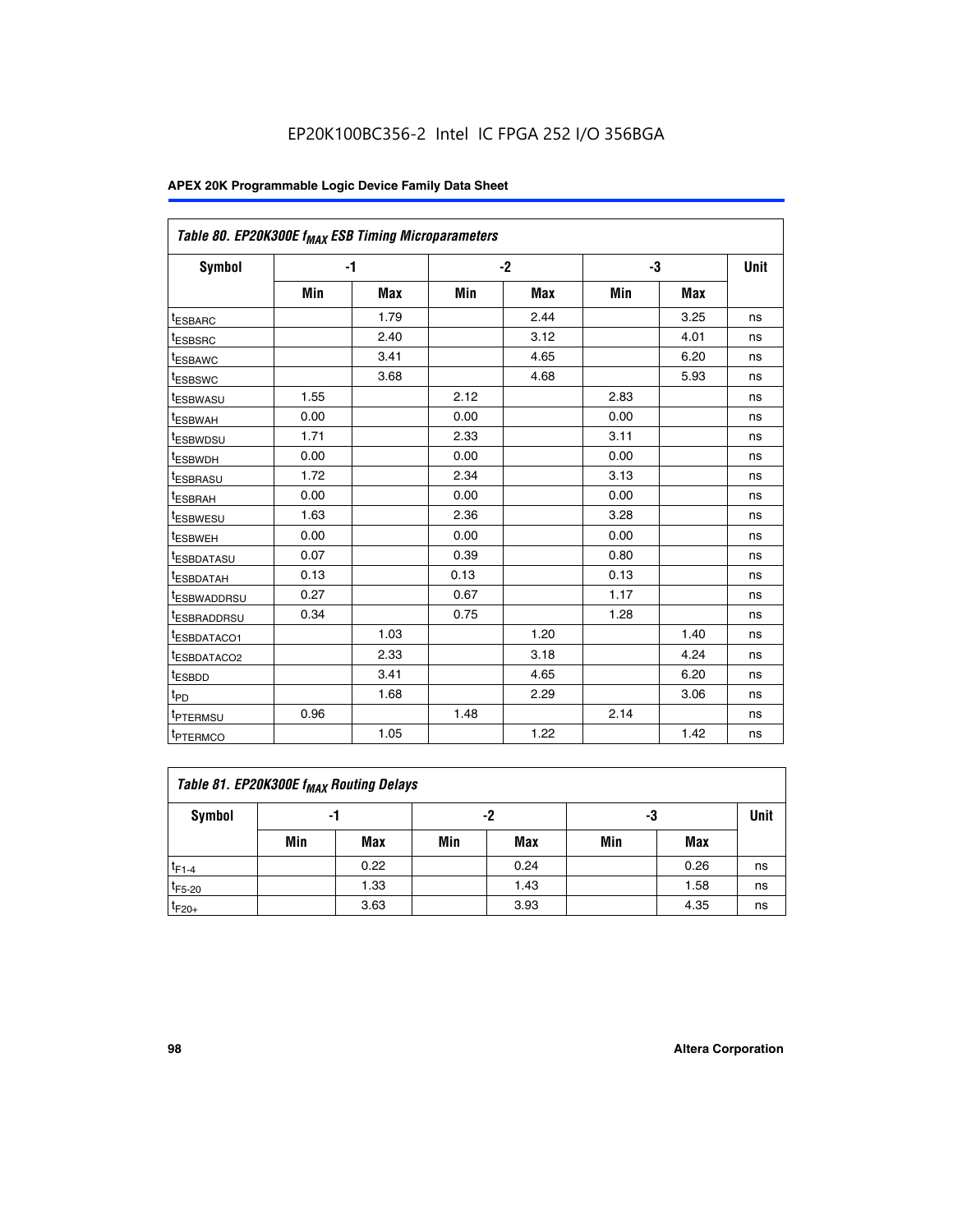Table 80. EP20K300E $f_{MAX}$ ESB Timing Microparameters

| Symbol | -1 | | -2 | | -3 | | Unit |
|---|---|---|---|---|---|---|---|
| | Min | Max | Min | Max | Min | Max | |
| $t_{ESBARC}$ | | 1.79 | | 2.44 | | 3.25 | ns |
| $t_{ESBSRC}$ | | 2.40 | | 3.12 | | 4.01 | ns |
| $t_{ESBAWC}$ | | 3.41 | | 4.65 | | 6.20 | ns |
| $t_{ESBSWC}$ | | 3.68 | | 4.68 | | 5.93 | ns |
| $t_{ESBWASU}$ | 1.55 | | 2.12 | | 2.83 | | ns |
| $t_{ESBWAH}$ | 0.00 | | 0.00 | | 0.00 | | ns |
| $t_{ESBWDSU}$ | 1.71 | | 2.33 | | 3.11 | | ns |
| $t_{ESBWDH}$ | 0.00 | | 0.00 | | 0.00 | | ns |
| $t_{ESBRASU}$ | 1.72 | | 2.34 | | 3.13 | | ns |
| $t_{ESBRAH}$ | 0.00 | | 0.00 | | 0.00 | | ns |
| $t_{ESBWESU}$ | 1.63 | | 2.36 | | 3.28 | | ns |
| $t_{ESBWEH}$ | 0.00 | | 0.00 | | 0.00 | | ns |
| $t_{ESBDATASU}$ | 0.07 | | 0.39 | | 0.80 | | ns |
| $t_{ESBDATAH}$ | 0.13 | | 0.13 | | 0.13 | | ns |
| $t_{ESBWADDRSU}$ | 0.27 | | 0.67 | | 1.17 | | ns |
| $t_{ESBRADDRSU}$ | 0.34 | | 0.75 | | 1.28 | | ns |
| $t_{ESBDATACO1}$ | | 1.03 | | 1.20 | | 1.40 | ns |
| $t_{ESBDATACO2}$ | | 2.33 | | 3.18 | | 4.24 | ns |
| $t_{ESBDD}$ | | 3.41 | | 4.65 | | 6.20 | ns |
| $t_{PD}$ | | 1.68 | | 2.29 | | 3.06 | ns |
| $t_{PTERMSU}$ | 0.96 | | 1.48 | | 2.14 | | ns |
| $t_{PTERMCO}$ | | 1.05 | | 1.22 | | 1.42 | ns |

Table 81. EP20K300E $f_{MAX}$ Routing Delays

| Symbol | -1 | | -2 | | -3 | | Unit |
|---|---|---|---|---|---|---|---|
| | Min | Max | Min | Max | Min | Max | |
| $t_{F1-4}$ | | 0.22 | | 0.24 | | 0.26 | ns |
| $t_{F5-20}$ | | 1.33 | | 1.43 | | 1.58 | ns |
| $t_{F20+}$ | | 3.63 | | 3.93 | | 4.35 | ns |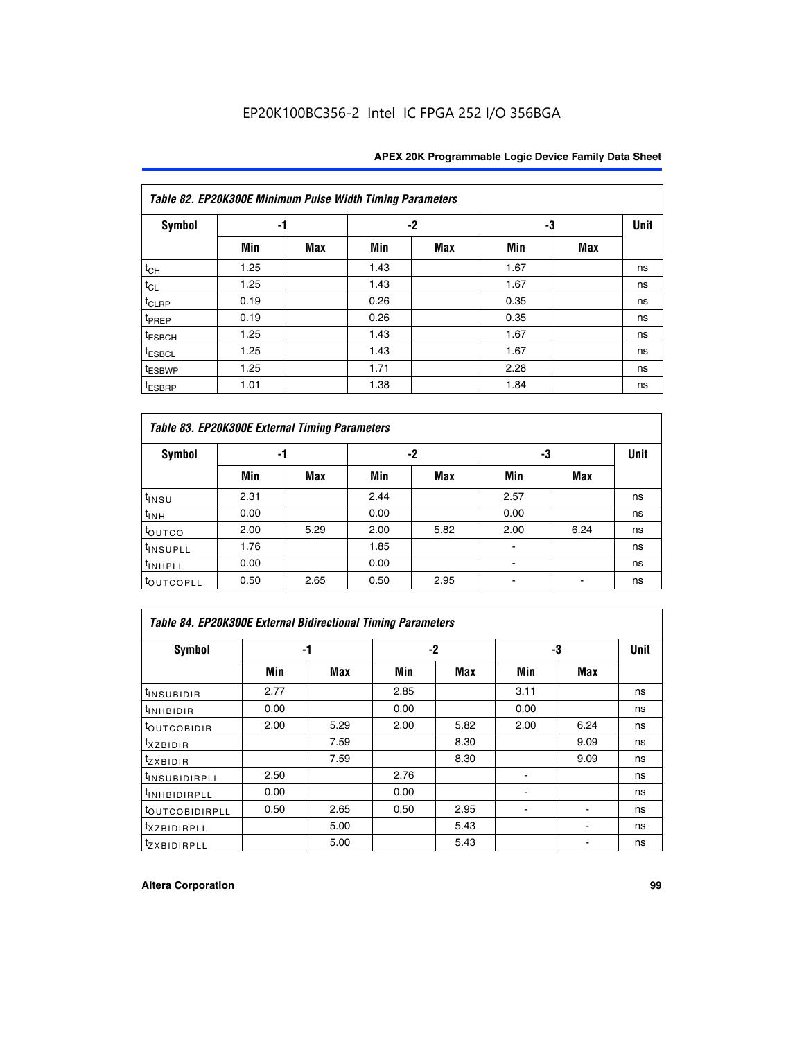**Table 82. EP20K300E Minimum Pulse Width Timing Parameters**

| Symbol | -1 | | -2 | | -3 | | Unit |
|---|---|---|---|---|---|---|---|
| | Min | Max | Min | Max | Min | Max | |
| $t_{CH}$ | 1.25 | | 1.43 | | 1.67 | | ns |
| $t_{CL}$ | 1.25 | | 1.43 | | 1.67 | | ns |
| $t_{CLRP}$ | 0.19 | | 0.26 | | 0.35 | | ns |
| $t_{PREP}$ | 0.19 | | 0.26 | | 0.35 | | ns |
| $t_{ESBCH}$ | 1.25 | | 1.43 | | 1.67 | | ns |
| $t_{ESBCL}$ | 1.25 | | 1.43 | | 1.67 | | ns |
| $t_{ESBWP}$ | 1.25 | | 1.71 | | 2.28 | | ns |
| $t_{ESBRP}$ | 1.01 | | 1.38 | | 1.84 | | ns |

**Table 83. EP20K300E External Timing Parameters**

| Symbol | -1 | | -2 | | -3 | | Unit |
|---|---|---|---|---|---|---|---|
| | Min | Max | Min | Max | Min | Max | |
| $t_{INSU}$ | 2.31 | | 2.44 | | 2.57 | | ns |
| $t_{INH}$ | 0.00 | | 0.00 | | 0.00 | | ns |
| $t_{OUTCO}$ | 2.00 | 5.29 | 2.00 | 5.82 | 2.00 | 6.24 | ns |
| $t_{INSUPLL}$ | 1.76 | | 1.85 | | - | | ns |
| $t_{INHPLL}$ | 0.00 | | 0.00 | | - | | ns |
| $t_{OUTCOPLL}$ | 0.50 | 2.65 | 0.50 | 2.95 | - | - | ns |

**Table 84. EP20K300E External Bidirectional Timing Parameters**

| Symbol | -1 | | -2 | | -3 | | Unit |
|---|---|---|---|---|---|---|---|
| | Min | Max | Min | Max | Min | Max | |
| $t_{INSUBIDIR}$ | 2.77 | | 2.85 | | 3.11 | | ns |
| $t_{INHBIDIR}$ | 0.00 | | 0.00 | | 0.00 | | ns |
| $t_{OUTCOBIDIR}$ | 2.00 | 5.29 | 2.00 | 5.82 | 2.00 | 6.24 | ns |
| $t_{XZBIDIR}$ | | 7.59 | | 8.30 | | 9.09 | ns |
| $t_{ZXBIDIR}$ | | 7.59 | | 8.30 | | 9.09 | ns |
| $t_{INSUBIDIRPLL}$ | 2.50 | | 2.76 | | - | | ns |
| $t_{INHBIDIRPLL}$ | 0.00 | | 0.00 | | - | | ns |
| $t_{OUTCOBIDIRPLL}$ | 0.50 | 2.65 | 0.50 | 2.95 | - | - | ns |
| $t_{XZBIDIRPLL}$ | | 5.00 | | 5.43 | | - | ns |
| $t_{ZXBIDIRPLL}$ | | 5.00 | | 5.43 | | - | ns |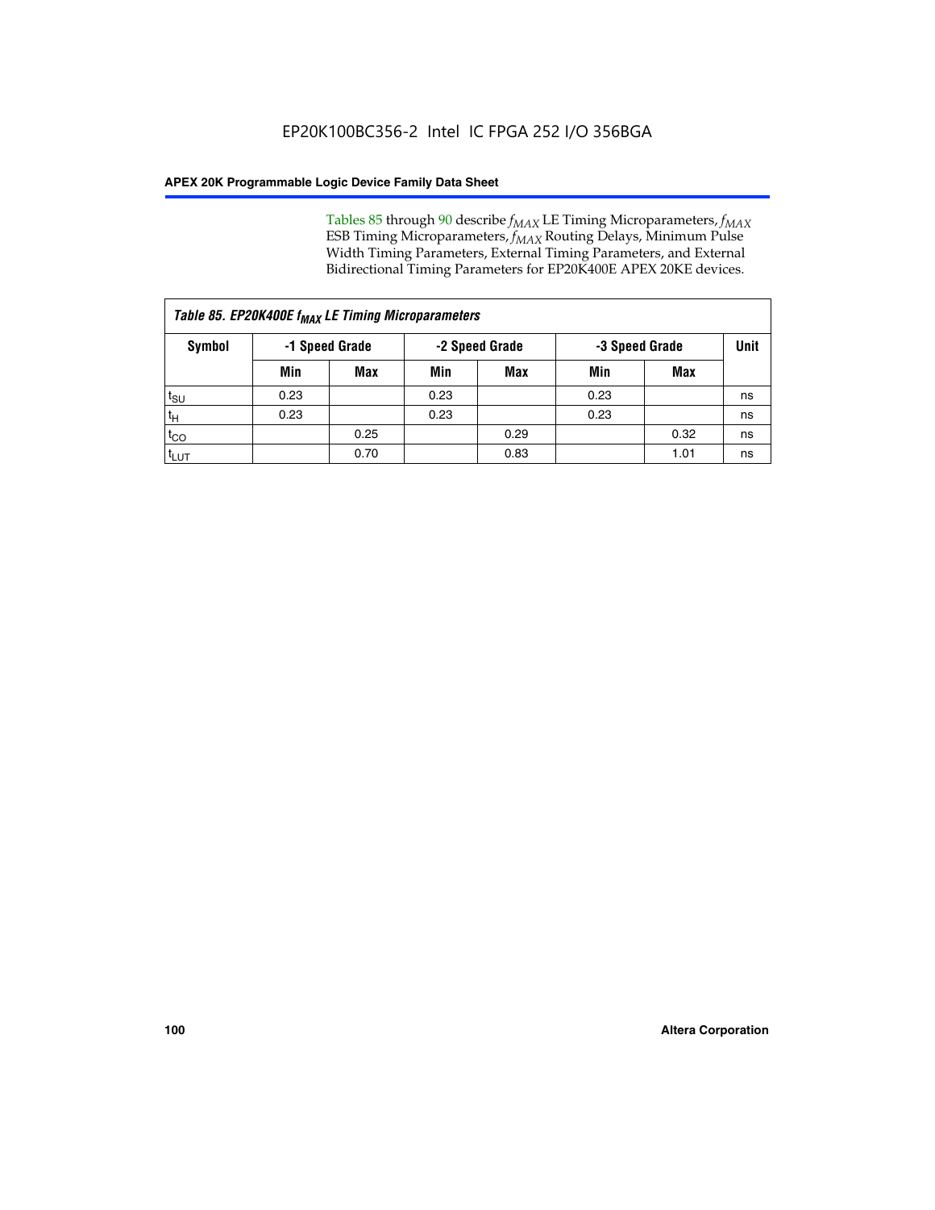Tables 85 through 90 describe $f_{MAX}$ LE Timing Microparameters, $f_{MAX}$ ESB Timing Microparameters, $f_{MAX}$ Routing Delays, Minimum Pulse Width Timing Parameters, External Timing Parameters, and External Bidirectional Timing Parameters for EP20K400E APEX 20KE devices.

*Table 85. EP20K400E $f_{MAX}$ LE Timing Microparameters*

| Symbol | -1 Speed Grade | | -2 Speed Grade | | -3 Speed Grade | | Unit |
|---|---|---|---|---|---|---|---|
| | Min | Max | Min | Max | Min | Max | |
| $t_{SU}$ | 0.23 | | 0.23 | | 0.23 | | ns |
| $t_H$ | 0.23 | | 0.23 | | 0.23 | | ns |
| $t_{CO}$ | | 0.25 | | 0.29 | | 0.32 | ns |
| $t_{LUT}$ | | 0.70 | | 0.83 | | 1.01 | ns |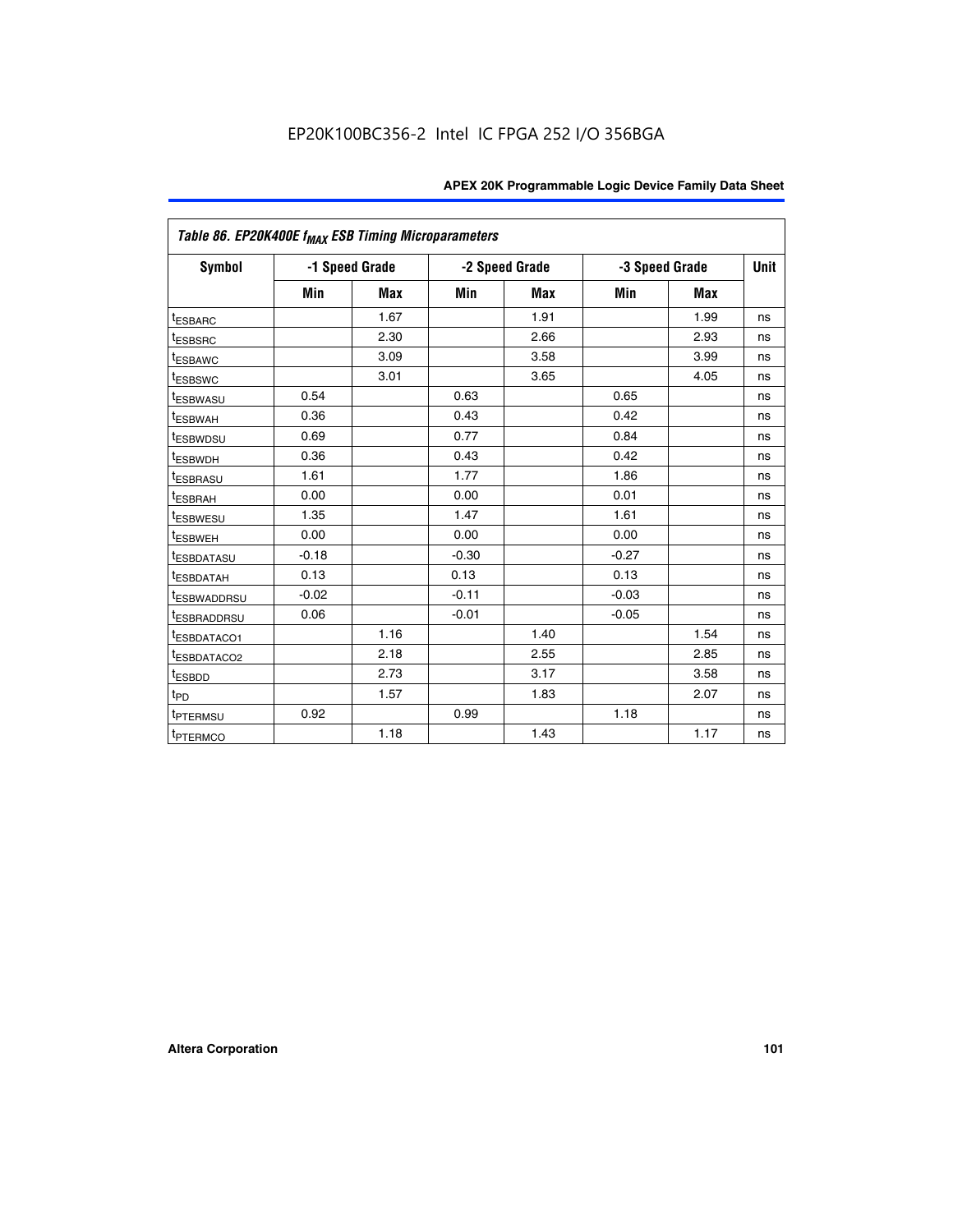| Table 86. EP20K400E $f_{MAX}$ ESB Timing Microparameters | | | | | | | |
|---|---|---|---|---|---|---|---|
| Symbol | -1 Speed Grade | | -2 Speed Grade | | -3 Speed Grade | | Unit |
| | Min | Max | Min | Max | Min | Max | |
| $t_{ESBARC}$ | | 1.67 | | 1.91 | | 1.99 | ns |
| $t_{ESBSRC}$ | | 2.30 | | 2.66 | | 2.93 | ns |
| $t_{ESBAWC}$ | | 3.09 | | 3.58 | | 3.99 | ns |
| $t_{ESBSWC}$ | | 3.01 | | 3.65 | | 4.05 | ns |
| $t_{ESBWASU}$ | 0.54 | | 0.63 | | 0.65 | | ns |
| $t_{ESBWAH}$ | 0.36 | | 0.43 | | 0.42 | | ns |
| $t_{ESBWDSU}$ | 0.69 | | 0.77 | | 0.84 | | ns |
| $t_{ESBWDH}$ | 0.36 | | 0.43 | | 0.42 | | ns |
| $t_{ESBRASU}$ | 1.61 | | 1.77 | | 1.86 | | ns |
| $t_{ESBRAH}$ | 0.00 | | 0.00 | | 0.01 | | ns |
| $t_{ESBWESU}$ | 1.35 | | 1.47 | | 1.61 | | ns |
| $t_{ESBWEH}$ | 0.00 | | 0.00 | | 0.00 | | ns |
| $t_{ESBDATASU}$ | -0.18 | | -0.30 | | -0.27 | | ns |
| $t_{ESBDATAH}$ | 0.13 | | 0.13 | | 0.13 | | ns |
| $t_{ESBWADDRSU}$ | -0.02 | | -0.11 | | -0.03 | | ns |
| $t_{ESBRADDRSU}$ | 0.06 | | -0.01 | | -0.05 | | ns |
| $t_{ESBDATACO1}$ | | 1.16 | | 1.40 | | 1.54 | ns |
| $t_{ESBDATACO2}$ | | 2.18 | | 2.55 | | 2.85 | ns |
| $t_{ESBDD}$ | | 2.73 | | 3.17 | | 3.58 | ns |
| $t_{PD}$ | | 1.57 | | 1.83 | | 2.07 | ns |
| $t_{PTERMSU}$ | 0.92 | | 0.99 | | 1.18 | | ns |
| $t_{PTERMCO}$ | | 1.18 | | 1.43 | | 1.17 | ns |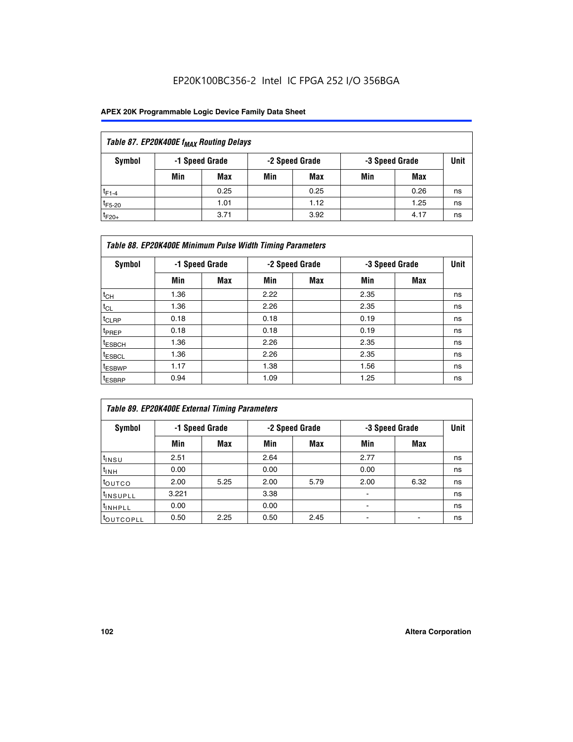## Table 87. EP20K400E $f_{MAX}$ Routing Delays

| Symbol | -1 Speed Grade | | -2 Speed Grade | | -3 Speed Grade | | Unit |
|---|---|---|---|---|---|---|---|
| | Min | Max | Min | Max | Min | Max | |
| $t_{F1-4}$ | | 0.25 | | 0.25 | | 0.26 | ns |
| $t_{F5-20}$ | | 1.01 | | 1.12 | | 1.25 | ns |
| $t_{F20+}$ | | 3.71 | | 3.92 | | 4.17 | ns |

## Table 88. EP20K400E Minimum Pulse Width Timing Parameters

| Symbol | -1 Speed Grade | | -2 Speed Grade | | -3 Speed Grade | | Unit |
|---|---|---|---|---|---|---|---|
| | Min | Max | Min | Max | Min | Max | |
| $t_{CH}$ | 1.36 | | 2.22 | | 2.35 | | ns |
| $t_{CL}$ | 1.36 | | 2.26 | | 2.35 | | ns |
| $t_{CLRP}$ | 0.18 | | 0.18 | | 0.19 | | ns |
| $t_{PREP}$ | 0.18 | | 0.18 | | 0.19 | | ns |
| $t_{ESBCH}$ | 1.36 | | 2.26 | | 2.35 | | ns |
| $t_{ESBCL}$ | 1.36 | | 2.26 | | 2.35 | | ns |
| $t_{ESBWP}$ | 1.17 | | 1.38 | | 1.56 | | ns |
| $t_{ESBRP}$ | 0.94 | | 1.09 | | 1.25 | | ns |

## Table 89. EP20K400E External Timing Parameters

| Symbol | -1 Speed Grade | | -2 Speed Grade | | -3 Speed Grade | | Unit |
|---|---|---|---|---|---|---|---|
| | Min | Max | Min | Max | Min | Max | |
| $t_{INSU}$ | 2.51 | | 2.64 | | 2.77 | | ns |
| $t_{INH}$ | 0.00 | | 0.00 | | 0.00 | | ns |
| $t_{OUTCO}$ | 2.00 | 5.25 | 2.00 | 5.79 | 2.00 | 6.32 | ns |
| $t_{INSUPLL}$ | 3.221 | | 3.38 | | - | | ns |
| $t_{INHPLL}$ | 0.00 | | 0.00 | | - | | ns |
| $t_{OUTCOPLL}$ | 0.50 | 2.25 | 0.50 | 2.45 | - | - | ns |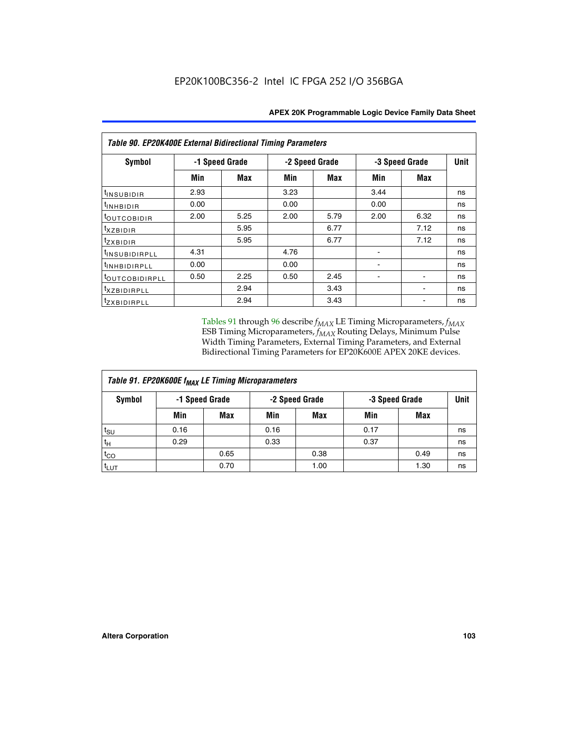*Table 90. EP20K400E External Bidirectional Timing Parameters*

| Symbol | -1 Speed Grade | | -2 Speed Grade | | -3 Speed Grade | | Unit |
|---|---|---|---|---|---|---|---|
| | Min | Max | Min | Max | Min | Max | |
| $t_{INSUBIDIR}$ | 2.93 | | 3.23 | | 3.44 | | ns |
| $t_{INHBIDIR}$ | 0.00 | | 0.00 | | 0.00 | | ns |
| $t_{OUTCOBIDIR}$ | 2.00 | 5.25 | 2.00 | 5.79 | 2.00 | 6.32 | ns |
| $t_{XZBIDIR}$ | | 5.95 | | 6.77 | | 7.12 | ns |
| $t_{ZXBIDIR}$ | | 5.95 | | 6.77 | | 7.12 | ns |
| $t_{INSUBIDIRPLL}$ | 4.31 | | 4.76 | | - | | ns |
| $t_{INHBIDIRPLL}$ | 0.00 | | 0.00 | | - | | ns |
| $t_{OUTCOBIDIRPLL}$ | 0.50 | 2.25 | 0.50 | 2.45 | - | - | ns |
| $t_{XZBIDIRPLL}$ | | 2.94 | | 3.43 | | - | ns |
| $t_{ZXBIDIRPLL}$ | | 2.94 | | 3.43 | | - | ns |

Tables 91 through 96 describe $f_{MAX}$ LE Timing Microparameters, $f_{MAX}$ ESB Timing Microparameters, $f_{MAX}$ Routing Delays, Minimum Pulse Width Timing Parameters, External Timing Parameters, and External Bidirectional Timing Parameters for EP20K600E APEX 20KE devices.

*Table 91. EP20K600E $f_{MAX}$ LE Timing Microparameters*

| Symbol | -1 Speed Grade | | -2 Speed Grade | | -3 Speed Grade | | Unit |
|---|---|---|---|---|---|---|---|
| | Min | Max | Min | Max | Min | Max | |
| $t_{SU}$ | 0.16 | | 0.16 | | 0.17 | | ns |
| $t_H$ | 0.29 | | 0.33 | | 0.37 | | ns |
| $t_{CO}$ | | 0.65 | | 0.38 | | 0.49 | ns |
| $t_{LUT}$ | | 0.70 | | 1.00 | | 1.30 | ns |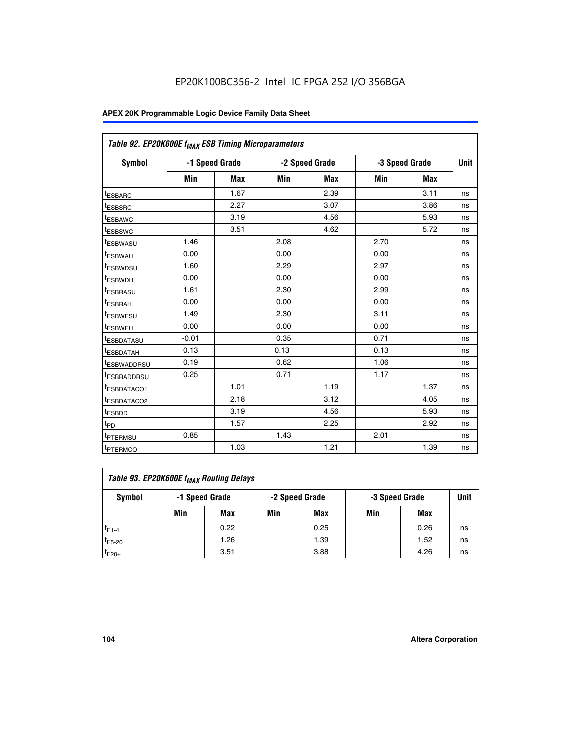EP20K100BC356-2 Intel IC FPGA 252 I/O 356BGA

| Table 92. EP20K600E $f_{MAX}$ ESB Timing Microparameters | | | | | | | |
|---|---|---|---|---|---|---|---|
| Symbol | -1 Speed Grade | | -2 Speed Grade | | -3 Speed Grade | | Unit |
| | Min | Max | Min | Max | Min | Max | |
| $t_{ESBARC}$ | | 1.67 | | 2.39 | | 3.11 | ns |
| $t_{ESBSRC}$ | | 2.27 | | 3.07 | | 3.86 | ns |
| $t_{ESBAWC}$ | | 3.19 | | 4.56 | | 5.93 | ns |
| $t_{ESBSWC}$ | | 3.51 | | 4.62 | | 5.72 | ns |
| $t_{ESBWASU}$ | 1.46 | | 2.08 | | 2.70 | | ns |
| $t_{ESBWAH}$ | 0.00 | | 0.00 | | 0.00 | | ns |
| $t_{ESBWDSU}$ | 1.60 | | 2.29 | | 2.97 | | ns |
| $t_{ESBWDH}$ | 0.00 | | 0.00 | | 0.00 | | ns |
| $t_{ESBRASU}$ | 1.61 | | 2.30 | | 2.99 | | ns |
| $t_{ESBRAH}$ | 0.00 | | 0.00 | | 0.00 | | ns |
| $t_{ESBWESU}$ | 1.49 | | 2.30 | | 3.11 | | ns |
| $t_{ESBWEH}$ | 0.00 | | 0.00 | | 0.00 | | ns |
| $t_{ESBDATASU}$ | -0.01 | | 0.35 | | 0.71 | | ns |
| $t_{ESBDATAH}$ | 0.13 | | 0.13 | | 0.13 | | ns |
| $t_{ESBWADDRSU}$ | 0.19 | | 0.62 | | 1.06 | | ns |
| $t_{ESBRADDRSU}$ | 0.25 | | 0.71 | | 1.17 | | ns |
| $t_{ESBDATACO1}$ | | 1.01 | | 1.19 | | 1.37 | ns |
| $t_{ESBDATACO2}$ | | 2.18 | | 3.12 | | 4.05 | ns |
| $t_{ESBDD}$ | | 3.19 | | 4.56 | | 5.93 | ns |
| $t_{PD}$ | | 1.57 | | 2.25 | | 2.92 | ns |
| $t_{PTERMSU}$ | 0.85 | | 1.43 | | 2.01 | | ns |
| $t_{PTERMCO}$ | | 1.03 | | 1.21 | | 1.39 | ns |

| Table 93. EP20K600E $f_{MAX}$ Routing Delays | | | | | | | |
|---|---|---|---|---|---|---|---|
| Symbol | -1 Speed Grade | | -2 Speed Grade | | -3 Speed Grade | | Unit |
| | Min | Max | Min | Max | Min | Max | |
| $t_{F1-4}$ | | 0.22 | | 0.25 | | 0.26 | ns |
| $t_{F5-20}$ | | 1.26 | | 1.39 | | 1.52 | ns |
| $t_{F20+}$ | | 3.51 | | 3.88 | | 4.26 | ns |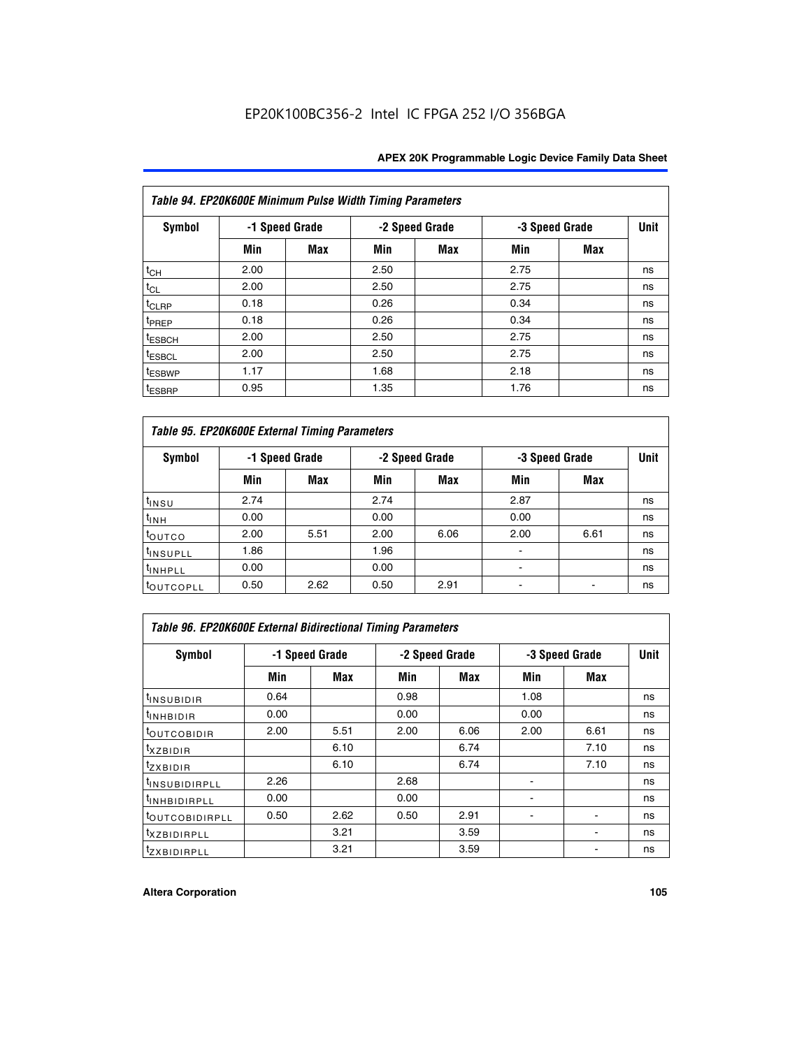EP20K100BC356-2 Intel IC FPGA 252 I/O 356BGA

| Table 94. EP20K600E Minimum Pulse Width Timing Parameters | | | | | | | |
|---|---|---|---|---|---|---|---|
| Symbol | -1 Speed Grade | | -2 Speed Grade | | -3 Speed Grade | | Unit |
| | Min | Max | Min | Max | Min | Max | |
| $t_{CH}$ | 2.00 | | 2.50 | | 2.75 | | ns |
| $t_{CL}$ | 2.00 | | 2.50 | | 2.75 | | ns |
| $t_{CLRP}$ | 0.18 | | 0.26 | | 0.34 | | ns |
| $t_{PREP}$ | 0.18 | | 0.26 | | 0.34 | | ns |
| $t_{ESBCH}$ | 2.00 | | 2.50 | | 2.75 | | ns |
| $t_{ESBCL}$ | 2.00 | | 2.50 | | 2.75 | | ns |
| $t_{ESBWP}$ | 1.17 | | 1.68 | | 2.18 | | ns |
| $t_{ESBRP}$ | 0.95 | | 1.35 | | 1.76 | | ns |

| Table 95. EP20K600E External Timing Parameters | | | | | | | |
|---|---|---|---|---|---|---|---|
| Symbol | -1 Speed Grade | | -2 Speed Grade | | -3 Speed Grade | | Unit |
| | Min | Max | Min | Max | Min | Max | |
| $t_{INSU}$ | 2.74 | | 2.74 | | 2.87 | | ns |
| $t_{INH}$ | 0.00 | | 0.00 | | 0.00 | | ns |
| $t_{OUTCO}$ | 2.00 | 5.51 | 2.00 | 6.06 | 2.00 | 6.61 | ns |
| $t_{INSUPLL}$ | 1.86 | | 1.96 | | - | | ns |
| $t_{INHPLL}$ | 0.00 | | 0.00 | | - | | ns |
| $t_{OUTCOPLL}$ | 0.50 | 2.62 | 0.50 | 2.91 | - | - | ns |

| Table 96. EP20K600E External Bidirectional Timing Parameters | | | | | | | |
|---|---|---|---|---|---|---|---|
| Symbol | -1 Speed Grade | | -2 Speed Grade | | -3 Speed Grade | | Unit |
| | Min | Max | Min | Max | Min | Max | |
| $t_{INSUBIDIR}$ | 0.64 | | 0.98 | | 1.08 | | ns |
| $t_{INHBIDIR}$ | 0.00 | | 0.00 | | 0.00 | | ns |
| $t_{OUTCOBIDIR}$ | 2.00 | 5.51 | 2.00 | 6.06 | 2.00 | 6.61 | ns |
| $t_{XZBIDIR}$ | | 6.10 | | 6.74 | | 7.10 | ns |
| $t_{ZXBIDIR}$ | | 6.10 | | 6.74 | | 7.10 | ns |
| $t_{INSUBIDIRPLL}$ | 2.26 | | 2.68 | | - | | ns |
| $t_{INHBIDIRPLL}$ | 0.00 | | 0.00 | | - | | ns |
| $t_{OUTCOBIDIRPLL}$ | 0.50 | 2.62 | 0.50 | 2.91 | - | - | ns |
| $t_{XZBIDIRPLL}$ | | 3.21 | | 3.59 | | - | ns |
| $t_{ZXBIDIRPLL}$ | | 3.21 | | 3.59 | | - | ns |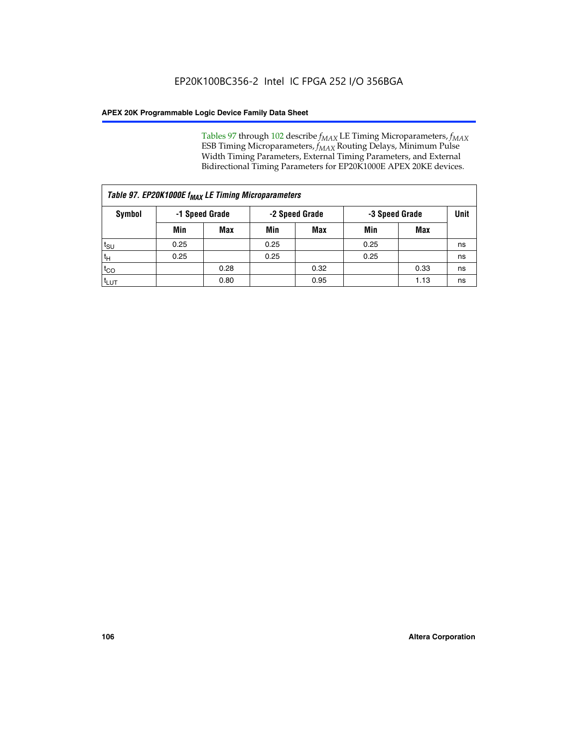Tables 97 through 102 describe $f_{MAX}$ LE Timing Microparameters, $f_{MAX}$ ESB Timing Microparameters, $f_{MAX}$ Routing Delays, Minimum Pulse Width Timing Parameters, External Timing Parameters, and External Bidirectional Timing Parameters for EP20K1000E APEX 20KE devices.

| Table 97. EP20K1000E $f_{MAX}$ LE Timing Microparameters | | | | | | | |
|---|---|---|---|---|---|---|---|
| Symbol | -1 Speed Grade | | -2 Speed Grade | | -3 Speed Grade | | Unit |
| | Min | Max | Min | Max | Min | Max | |
| $t_{SU}$ | 0.25 | | 0.25 | | 0.25 | | ns |
| $t_H$ | 0.25 | | 0.25 | | 0.25 | | ns |
| $t_{CO}$ | | 0.28 | | 0.32 | | 0.33 | ns |
| $t_{LUT}$ | | 0.80 | | 0.95 | | 1.13 | ns |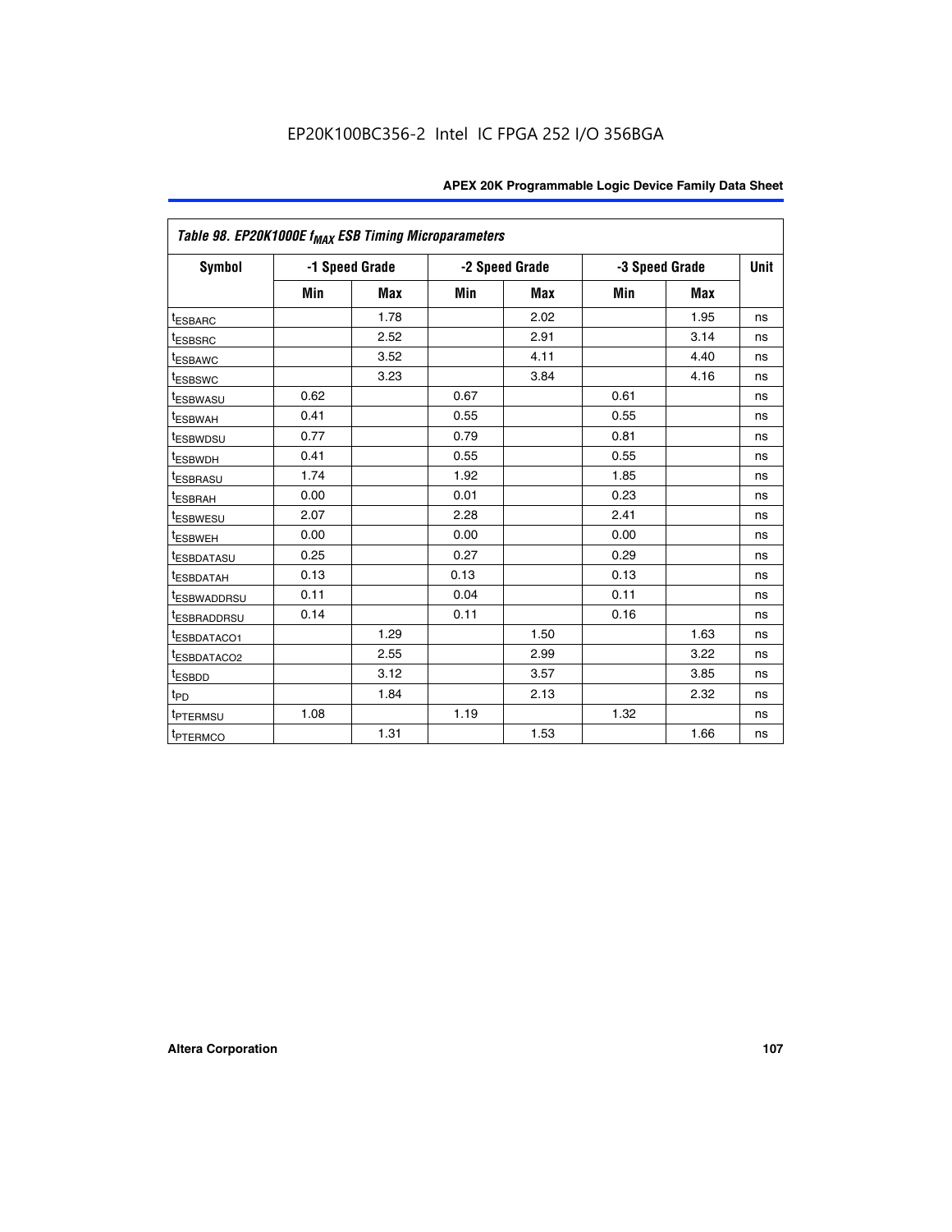| Table 98. EP20K1000E $f_{MAX}$ ESB Timing Microparameters | | | | | | | |
|---|---|---|---|---|---|---|---|
| Symbol | -1 Speed Grade | | -2 Speed Grade | | -3 Speed Grade | | Unit |
| | Min | Max | Min | Max | Min | Max | |
| $t_{ESBARC}$ | | 1.78 | | 2.02 | | 1.95 | ns |
| $t_{ESBSRC}$ | | 2.52 | | 2.91 | | 3.14 | ns |
| $t_{ESBAWC}$ | | 3.52 | | 4.11 | | 4.40 | ns |
| $t_{ESBSWC}$ | | 3.23 | | 3.84 | | 4.16 | ns |
| $t_{ESBWASU}$ | 0.62 | | 0.67 | | 0.61 | | ns |
| $t_{ESBWAH}$ | 0.41 | | 0.55 | | 0.55 | | ns |
| $t_{ESBWDSU}$ | 0.77 | | 0.79 | | 0.81 | | ns |
| $t_{ESBWDH}$ | 0.41 | | 0.55 | | 0.55 | | ns |
| $t_{ESBRASU}$ | 1.74 | | 1.92 | | 1.85 | | ns |
| $t_{ESBRAH}$ | 0.00 | | 0.01 | | 0.23 | | ns |
| $t_{ESBWESU}$ | 2.07 | | 2.28 | | 2.41 | | ns |
| $t_{ESBWEH}$ | 0.00 | | 0.00 | | 0.00 | | ns |
| $t_{ESBDATASU}$ | 0.25 | | 0.27 | | 0.29 | | ns |
| $t_{ESBDATAH}$ | 0.13 | | 0.13 | | 0.13 | | ns |
| $t_{ESBWADDRSU}$ | 0.11 | | 0.04 | | 0.11 | | ns |
| $t_{ESBRADDRSU}$ | 0.14 | | 0.11 | | 0.16 | | ns |
| $t_{ESBDATACO1}$ | | 1.29 | | 1.50 | | 1.63 | ns |
| $t_{ESBDATACO2}$ | | 2.55 | | 2.99 | | 3.22 | ns |
| $t_{ESBDD}$ | | 3.12 | | 3.57 | | 3.85 | ns |
| $t_{PD}$ | | 1.84 | | 2.13 | | 2.32 | ns |
| $t_{PTERMSU}$ | 1.08 | | 1.19 | | 1.32 | | ns |
| $t_{PTERMCO}$ | | 1.31 | | 1.53 | | 1.66 | ns |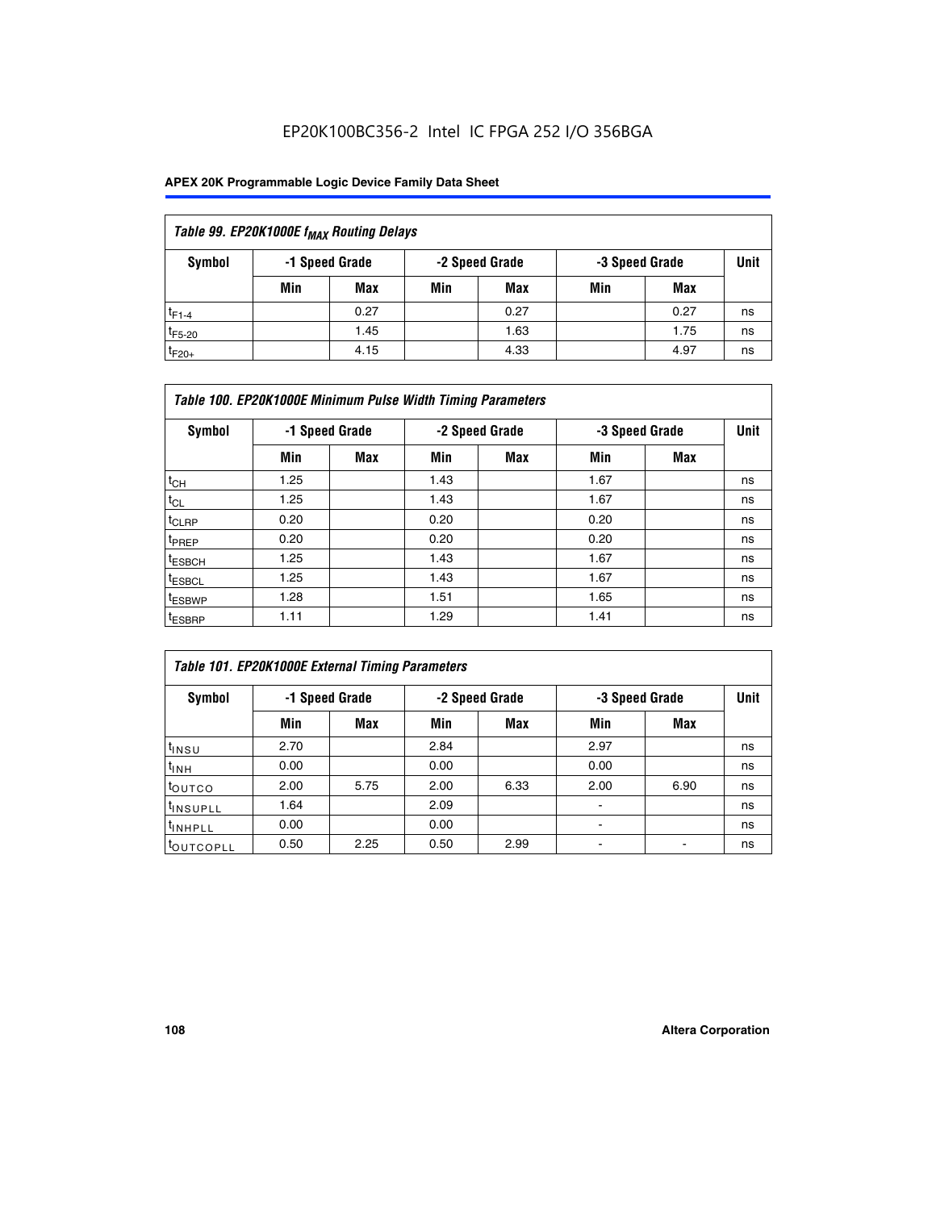EP20K100BC356-2 Intel IC FPGA 252 I/O 356BGA

| Table 99. EP20K1000E $f_{MAX}$ Routing Delays | | | | | | | |
|---|---|---|---|---|---|---|---|
| Symbol | -1 Speed Grade | | -2 Speed Grade | | -3 Speed Grade | | Unit |
| | Min | Max | Min | Max | Min | Max | |
| $t_{F1-4}$ | | 0.27 | | 0.27 | | 0.27 | ns |
| $t_{F5-20}$ | | 1.45 | | 1.63 | | 1.75 | ns |
| $t_{F20+}$ | | 4.15 | | 4.33 | | 4.97 | ns |

| Table 100. EP20K1000E Minimum Pulse Width Timing Parameters | | | | | | | |
|---|---|---|---|---|---|---|---|
| Symbol | -1 Speed Grade | | -2 Speed Grade | | -3 Speed Grade | | Unit |
| | Min | Max | Min | Max | Min | Max | |
| $t_{CH}$ | 1.25 | | 1.43 | | 1.67 | | ns |
| $t_{CL}$ | 1.25 | | 1.43 | | 1.67 | | ns |
| $t_{CLRP}$ | 0.20 | | 0.20 | | 0.20 | | ns |
| $t_{PREP}$ | 0.20 | | 0.20 | | 0.20 | | ns |
| $t_{ESBCH}$ | 1.25 | | 1.43 | | 1.67 | | ns |
| $t_{ESBCL}$ | 1.25 | | 1.43 | | 1.67 | | ns |
| $t_{ESBWP}$ | 1.28 | | 1.51 | | 1.65 | | ns |
| $t_{ESBRP}$ | 1.11 | | 1.29 | | 1.41 | | ns |

| Table 101. EP20K1000E External Timing Parameters | | | | | | | |
|---|---|---|---|---|---|---|---|
| Symbol | -1 Speed Grade | | -2 Speed Grade | | -3 Speed Grade | | Unit |
| | Min | Max | Min | Max | Min | Max | |
| $t_{INSU}$ | 2.70 | | 2.84 | | 2.97 | | ns |
| $t_{INH}$ | 0.00 | | 0.00 | | 0.00 | | ns |
| $t_{OUTCO}$ | 2.00 | 5.75 | 2.00 | 6.33 | 2.00 | 6.90 | ns |
| $t_{INSUPLL}$ | 1.64 | | 2.09 | | - | | ns |
| $t_{INHPLL}$ | 0.00 | | 0.00 | | - | | ns |
| $t_{OUTCOPLL}$ | 0.50 | 2.25 | 0.50 | 2.99 | - | - | ns |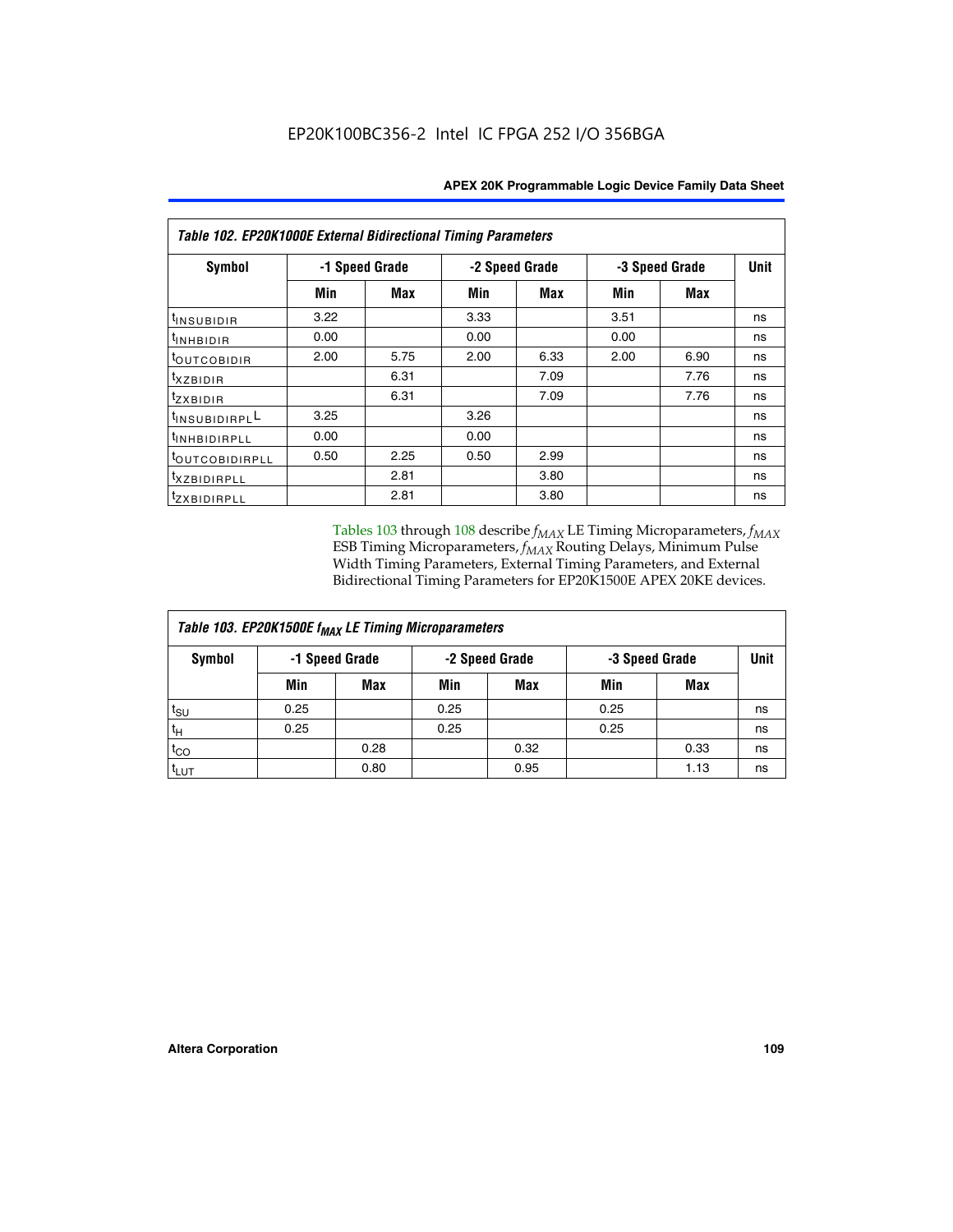EP20K100BC356-2 Intel IC FPGA 252 I/O 356BGA

| Table 102. EP20K1000E External Bidirectional Timing Parameters | | | | | | | |
|---|---|---|---|---|---|---|---|
| Symbol | -1 Speed Grade | | -2 Speed Grade | | -3 Speed Grade | | Unit |
| | Min | Max | Min | Max | Min | Max | |
| $t_{INSUBIDIR}$ | 3.22 | | 3.33 | | 3.51 | | ns |
| $t_{INHBIDIR}$ | 0.00 | | 0.00 | | 0.00 | | ns |
| $t_{OUTCOBIDIR}$ | 2.00 | 5.75 | 2.00 | 6.33 | 2.00 | 6.90 | ns |
| $t_{XZBIDIR}$ | | 6.31 | | 7.09 | | 7.76 | ns |
| $t_{ZXBIDIR}$ | | 6.31 | | 7.09 | | 7.76 | ns |
| $t_{INSUBIDIRPLL}$ | 3.25 | | 3.26 | | | | ns |
| $t_{INHBIDIRPLL}$ | 0.00 | | 0.00 | | | | ns |
| $t_{OUTCOBIDIRPLL}$ | 0.50 | 2.25 | 0.50 | 2.99 | | | ns |
| $t_{XZBIDIRPLL}$ | | 2.81 | | 3.80 | | | ns |
| $t_{ZXBIDIRPLL}$ | | 2.81 | | 3.80 | | | ns |

Tables 103 through 108 describe $f_{MAX}$ LE Timing Microparameters, $f_{MAX}$ ESB Timing Microparameters, $f_{MAX}$ Routing Delays, Minimum Pulse Width Timing Parameters, External Timing Parameters, and External Bidirectional Timing Parameters for EP20K1500E APEX 20KE devices.

| Table 103. EP20K1500E $f_{MAX}$ LE Timing Microparameters | | | | | | | |
|---|---|---|---|---|---|---|---|
| Symbol | -1 Speed Grade | | -2 Speed Grade | | -3 Speed Grade | | Unit |
| | Min | Max | Min | Max | Min | Max | |
| $t_{SU}$ | 0.25 | | 0.25 | | 0.25 | | ns |
| $t_H$ | 0.25 | | 0.25 | | 0.25 | | ns |
| $t_{CO}$ | | 0.28 | | 0.32 | | 0.33 | ns |
| $t_{LUT}$ | | 0.80 | | 0.95 | | 1.13 | ns |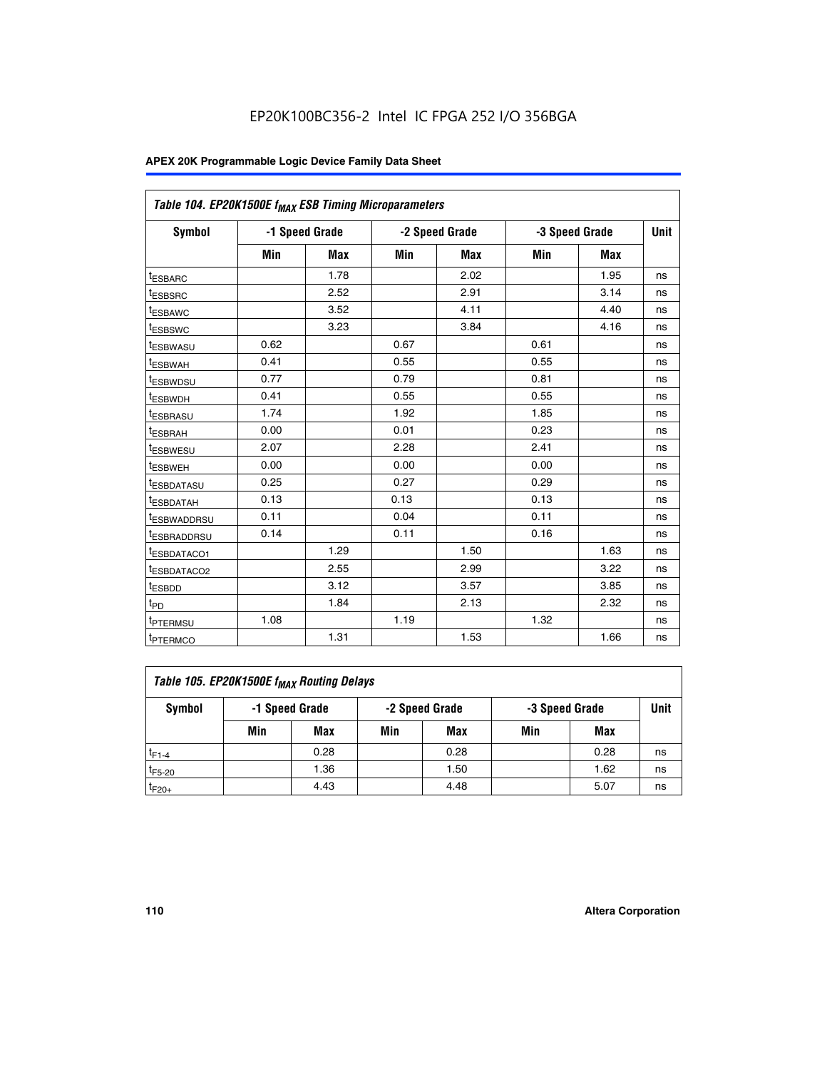| Table 104. EP20K1500E $f_{MAX}$ ESB Timing Microparameters | | | | | | | |
|---|---|---|---|---|---|---|---|
| Symbol | -1 Speed Grade | | -2 Speed Grade | | -3 Speed Grade | | Unit |
| | Min | Max | Min | Max | Min | Max | |
| $t_{ESBARC}$ | | 1.78 | | 2.02 | | 1.95 | ns |
| $t_{ESBSRC}$ | | 2.52 | | 2.91 | | 3.14 | ns |
| $t_{ESBAWC}$ | | 3.52 | | 4.11 | | 4.40 | ns |
| $t_{ESBSWC}$ | | 3.23 | | 3.84 | | 4.16 | ns |
| $t_{ESBWASU}$ | 0.62 | | 0.67 | | 0.61 | | ns |
| $t_{ESBWAH}$ | 0.41 | | 0.55 | | 0.55 | | ns |
| $t_{ESBWDSU}$ | 0.77 | | 0.79 | | 0.81 | | ns |
| $t_{ESBWDH}$ | 0.41 | | 0.55 | | 0.55 | | ns |
| $t_{ESBRASU}$ | 1.74 | | 1.92 | | 1.85 | | ns |
| $t_{ESBRAH}$ | 0.00 | | 0.01 | | 0.23 | | ns |
| $t_{ESBWESU}$ | 2.07 | | 2.28 | | 2.41 | | ns |
| $t_{ESBWEH}$ | 0.00 | | 0.00 | | 0.00 | | ns |
| $t_{ESBDATASU}$ | 0.25 | | 0.27 | | 0.29 | | ns |
| $t_{ESBDATAH}$ | 0.13 | | 0.13 | | 0.13 | | ns |
| $t_{ESBWADDRSU}$ | 0.11 | | 0.04 | | 0.11 | | ns |
| $t_{ESBRADDRSU}$ | 0.14 | | 0.11 | | 0.16 | | ns |
| $t_{ESBDATACO1}$ | | 1.29 | | 1.50 | | 1.63 | ns |
| $t_{ESBDATACO2}$ | | 2.55 | | 2.99 | | 3.22 | ns |
| $t_{ESBDD}$ | | 3.12 | | 3.57 | | 3.85 | ns |
| $t_{PD}$ | | 1.84 | | 2.13 | | 2.32 | ns |
| $t_{PTERMSU}$ | 1.08 | | 1.19 | | 1.32 | | ns |
| $t_{PTERMCO}$ | | 1.31 | | 1.53 | | 1.66 | ns |

| Table 105. EP20K1500E $f_{MAX}$ Routing Delays | | | | | | | |
|---|---|---|---|---|---|---|---|
| Symbol | -1 Speed Grade | | -2 Speed Grade | | -3 Speed Grade | | Unit |
| | Min | Max | Min | Max | Min | Max | |
| $t_{F1-4}$ | | 0.28 | | 0.28 | | 0.28 | ns |
| $t_{F5-20}$ | | 1.36 | | 1.50 | | 1.62 | ns |
| $t_{F20+}$ | | 4.43 | | 4.48 | | 5.07 | ns |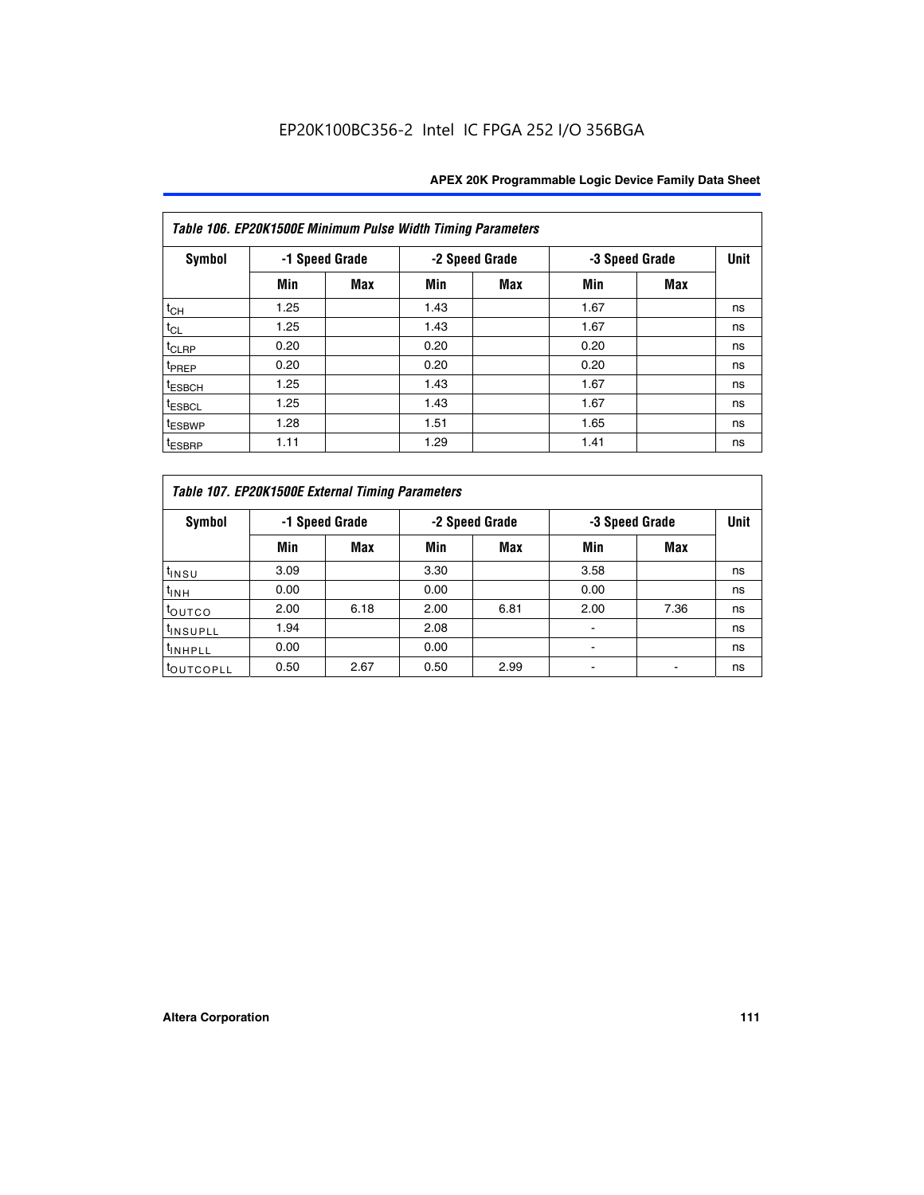EP20K100BC356-2 Intel IC FPGA 252 I/O 356BGA

| Table 106. EP20K1500E Minimum Pulse Width Timing Parameters | | | | | | | |
|---|---|---|---|---|---|---|---|
| Symbol | -1 Speed Grade | | -2 Speed Grade | | -3 Speed Grade | | Unit |
| | Min | Max | Min | Max | Min | Max | |
| $t_{CH}$ | 1.25 | | 1.43 | | 1.67 | | ns |
| $t_{CL}$ | 1.25 | | 1.43 | | 1.67 | | ns |
| $t_{CLRP}$ | 0.20 | | 0.20 | | 0.20 | | ns |
| $t_{PREP}$ | 0.20 | | 0.20 | | 0.20 | | ns |
| $t_{ESBCH}$ | 1.25 | | 1.43 | | 1.67 | | ns |
| $t_{ESBCL}$ | 1.25 | | 1.43 | | 1.67 | | ns |
| $t_{ESBWP}$ | 1.28 | | 1.51 | | 1.65 | | ns |
| $t_{ESBRP}$ | 1.11 | | 1.29 | | 1.41 | | ns |

| Table 107. EP20K1500E External Timing Parameters | | | | | | | |
|---|---|---|---|---|---|---|---|
| Symbol | -1 Speed Grade | | -2 Speed Grade | | -3 Speed Grade | | Unit |
| | Min | Max | Min | Max | Min | Max | |
| $t_{INSU}$ | 3.09 | | 3.30 | | 3.58 | | ns |
| $t_{INH}$ | 0.00 | | 0.00 | | 0.00 | | ns |
| $t_{OUTCO}$ | 2.00 | 6.18 | 2.00 | 6.81 | 2.00 | 7.36 | ns |
| $t_{INSUPLL}$ | 1.94 | | 2.08 | | - | | ns |
| $t_{INHPLL}$ | 0.00 | | 0.00 | | - | | ns |
| $t_{OUTCOPLL}$ | 0.50 | 2.67 | 0.50 | 2.99 | - | - | ns |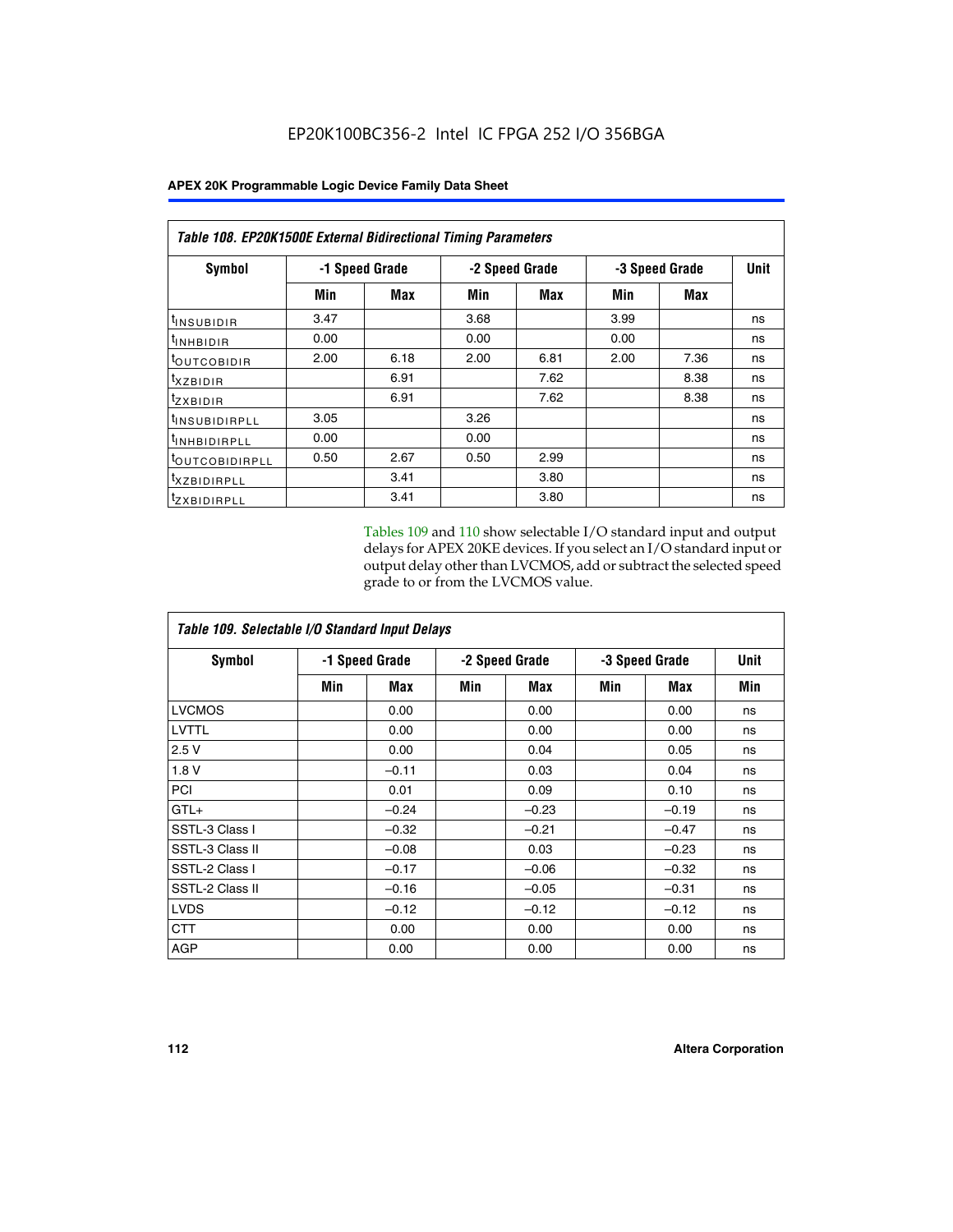**Table 108. EP20K1500E External Bidirectional Timing Parameters**

| Symbol | -1 Speed Grade | | -2 Speed Grade | | -3 Speed Grade | | Unit |
|---|---|---|---|---|---|---|---|
| | Min | Max | Min | Max | Min | Max | |
| $t_{INSUBIDIR}$ | 3.47 | | 3.68 | | 3.99 | | ns |
| $t_{INHBIDIR}$ | 0.00 | | 0.00 | | 0.00 | | ns |
| $t_{OUTCOBIDIR}$ | 2.00 | 6.18 | 2.00 | 6.81 | 2.00 | 7.36 | ns |
| $t_{XZBIDIR}$ | | 6.91 | | 7.62 | | 8.38 | ns |
| $t_{ZXBIDIR}$ | | 6.91 | | 7.62 | | 8.38 | ns |
| $t_{INSUBIDIRPLL}$ | 3.05 | | 3.26 | | | | ns |
| $t_{INHBIDIRPLL}$ | 0.00 | | 0.00 | | | | ns |
| $t_{OUTCOBIDIRPLL}$ | 0.50 | 2.67 | 0.50 | 2.99 | | | ns |
| $t_{XZBIDIRPLL}$ | | 3.41 | | 3.80 | | | ns |
| $t_{ZXBIDIRPLL}$ | | 3.41 | | 3.80 | | | ns |

Tables 109 and 110 show selectable I/O standard input and output delays for APEX 20KE devices. If you select an I/O standard input or output delay other than LVCMOS, add or subtract the selected speed grade to or from the LVCMOS value.

**Table 109. Selectable I/O Standard Input Delays**

| Symbol | -1 Speed Grade | | -2 Speed Grade | | -3 Speed Grade | | Unit |
|---|---|---|---|---|---|---|---|
| | Min | Max | Min | Max | Min | Max | Min |
| LVCMOS | | 0.00 | | 0.00 | | 0.00 | ns |
| LVTTL | | 0.00 | | 0.00 | | 0.00 | ns |
| 2.5 V | | 0.00 | | 0.04 | | 0.05 | ns |
| 1.8 V | | –0.11 | | 0.03 | | 0.04 | ns |
| PCI | | 0.01 | | 0.09 | | 0.10 | ns |
| GTL+ | | –0.24 | | –0.23 | | –0.19 | ns |
| SSTL-3 Class I | | –0.32 | | –0.21 | | –0.47 | ns |
| SSTL-3 Class II | | –0.08 | | 0.03 | | –0.23 | ns |
| SSTL-2 Class I | | –0.17 | | –0.06 | | –0.32 | ns |
| SSTL-2 Class II | | –0.16 | | –0.05 | | –0.31 | ns |
| LVDS | | –0.12 | | –0.12 | | –0.12 | ns |
| CTT | | 0.00 | | 0.00 | | 0.00 | ns |
| AGP | | 0.00 | | 0.00 | | 0.00 | ns |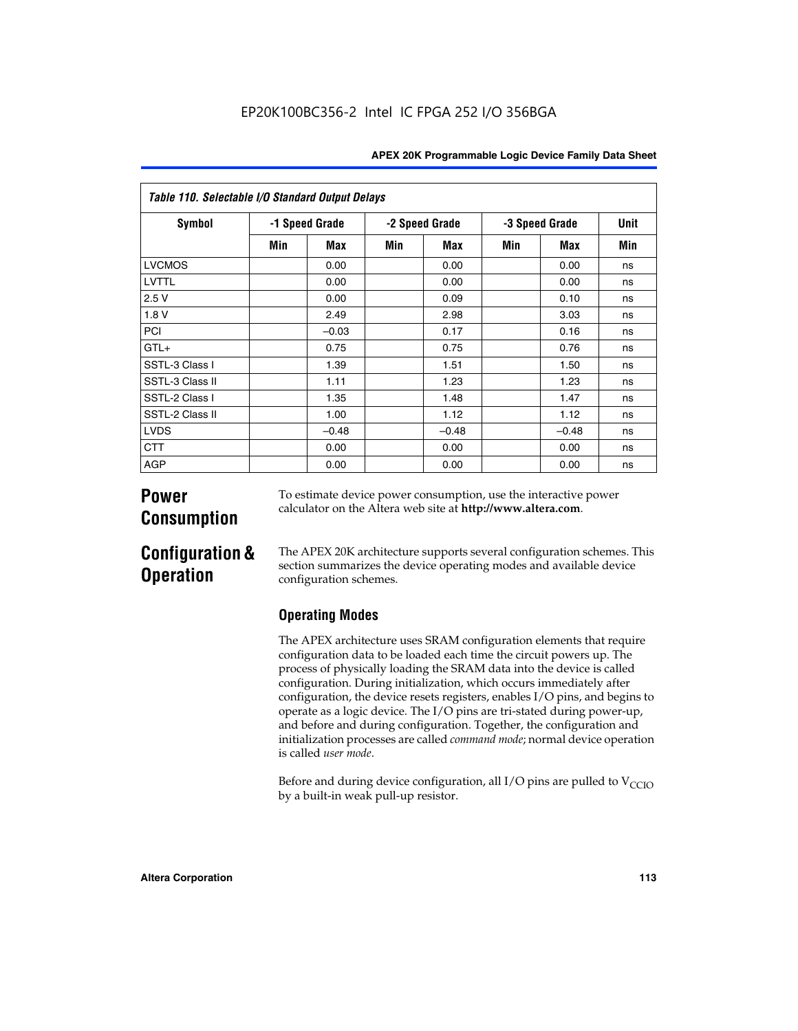| Table 110. Selectable I/O Standard Output Delays | | | | | | | |
|---|---|---|---|---|---|---|---|
| Symbol | -1 Speed Grade | | -2 Speed Grade | | -3 Speed Grade | | Unit |
| | Min | Max | Min | Max | Min | Max | Min |
| LVCMOS | | 0.00 | | 0.00 | | 0.00 | ns |
| LVTTL | | 0.00 | | 0.00 | | 0.00 | ns |
| 2.5 V | | 0.00 | | 0.09 | | 0.10 | ns |
| 1.8 V | | 2.49 | | 2.98 | | 3.03 | ns |
| PCI | | –0.03 | | 0.17 | | 0.16 | ns |
| GTL+ | | 0.75 | | 0.75 | | 0.76 | ns |
| SSTL-3 Class I | | 1.39 | | 1.51 | | 1.50 | ns |
| SSTL-3 Class II | | 1.11 | | 1.23 | | 1.23 | ns |
| SSTL-2 Class I | | 1.35 | | 1.48 | | 1.47 | ns |
| SSTL-2 Class II | | 1.00 | | 1.12 | | 1.12 | ns |
| LVDS | | –0.48 | | –0.48 | | –0.48 | ns |
| CTT | | 0.00 | | 0.00 | | 0.00 | ns |
| AGP | | 0.00 | | 0.00 | | 0.00 | ns |

# Power Consumption

To estimate device power consumption, use the interactive power calculator on the Altera web site at **http://www.altera.com**.

# Configuration & Operation

The APEX 20K architecture supports several configuration schemes. This section summarizes the device operating modes and available device configuration schemes.

## Operating Modes

The APEX architecture uses SRAM configuration elements that require configuration data to be loaded each time the circuit powers up. The process of physically loading the SRAM data into the device is called configuration. During initialization, which occurs immediately after configuration, the device resets registers, enables I/O pins, and begins to operate as a logic device. The I/O pins are tri-stated during power-up, and before and during configuration. Together, the configuration and initialization processes are called *command mode*; normal device operation is called *user mode*.

Before and during device configuration, all I/O pins are pulled to $V_{CCIO}$ by a built-in weak pull-up resistor.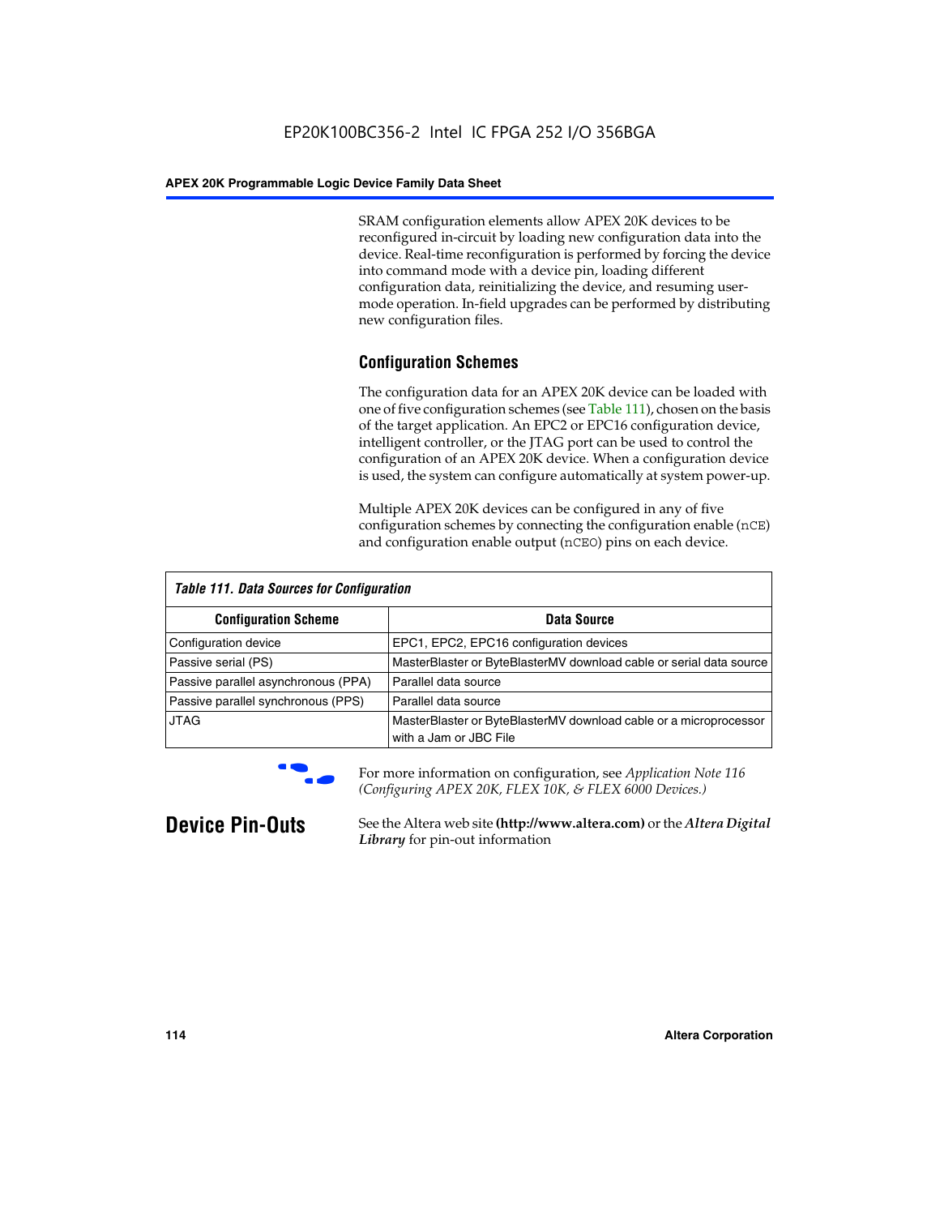SRAM configuration elements allow APEX 20K devices to be reconfigured in-circuit by loading new configuration data into the device. Real-time reconfiguration is performed by forcing the device into command mode with a device pin, loading different configuration data, reinitializing the device, and resuming user-mode operation. In-field upgrades can be performed by distributing new configuration files.

### Configuration Schemes

The configuration data for an APEX 20K device can be loaded with one of five configuration schemes (see Table 111), chosen on the basis of the target application. An EPC2 or EPC16 configuration device, intelligent controller, or the JTAG port can be used to control the configuration of an APEX 20K device. When a configuration device is used, the system can configure automatically at system power-up.

Multiple APEX 20K devices can be configured in any of five configuration schemes by connecting the configuration enable (`nCE`) and configuration enable output (`nCEO`) pins on each device.

*Table 111. Data Sources for Configuration*

| Configuration Scheme | Data Source |
|---|---|
| Configuration device | EPC1, EPC2, EPC16 configuration devices |
| Passive serial (PS) | MasterBlaster or ByteBlasterMV download cable or serial data source |
| Passive parallel asynchronous (PPA) | Parallel data source |
| Passive parallel synchronous (PPS) | Parallel data source |
| JTAG | MasterBlaster or ByteBlasterMV download cable or a microprocessor with a Jam or JBC File |

For more information on configuration, see *Application Note 116 (Configuring APEX 20K, FLEX 10K, & FLEX 6000 Devices.)*

## Device Pin-Outs

See the Altera web site **(http://www.altera.com)** or the ***Altera Digital Library*** for pin-out information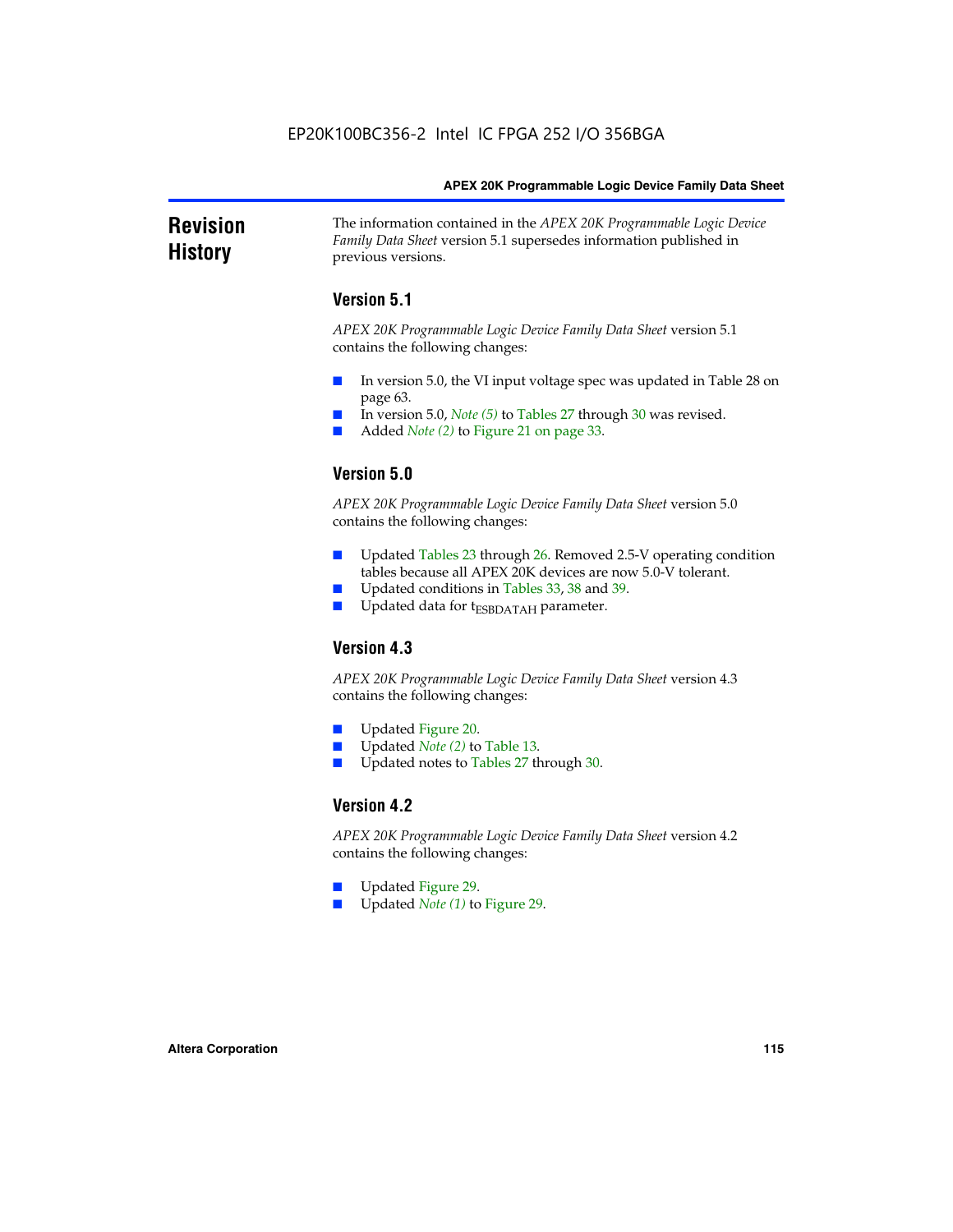## Revision History

The information contained in the *APEX 20K Programmable Logic Device Family Data Sheet* version 5.1 supersedes information published in previous versions.

### Version 5.1

*APEX 20K Programmable Logic Device Family Data Sheet* version 5.1 contains the following changes:

- In version 5.0, the VI input voltage spec was updated in Table 28 on page 63.
- In version 5.0, *Note (5)* to Tables 27 through 30 was revised.
- Added *Note (2)* to Figure 21 on page 33.

### Version 5.0

*APEX 20K Programmable Logic Device Family Data Sheet* version 5.0 contains the following changes:

- Updated Tables 23 through 26. Removed 2.5-V operating condition tables because all APEX 20K devices are now 5.0-V tolerant.
- Updated conditions in Tables 33, 38 and 39.
- Updated data for $t_{ESBDATAH}$ parameter.

### Version 4.3

*APEX 20K Programmable Logic Device Family Data Sheet* version 4.3 contains the following changes:

- Updated Figure 20.
- Updated *Note (2)* to Table 13.
- Updated notes to Tables 27 through 30.

### Version 4.2

*APEX 20K Programmable Logic Device Family Data Sheet* version 4.2 contains the following changes:

- Updated Figure 29.
- Updated *Note (1)* to Figure 29.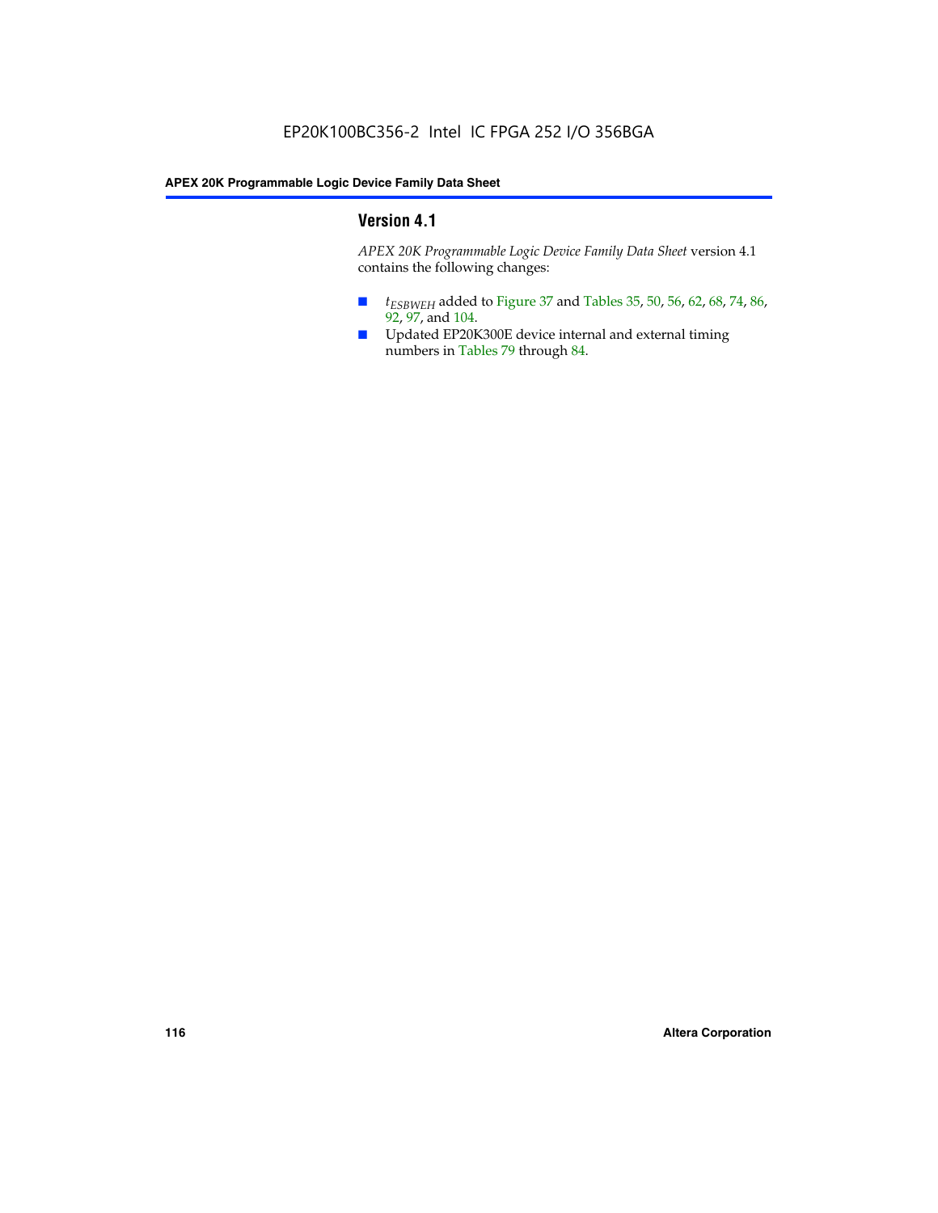## Version 4.1

*APEX 20K Programmable Logic Device Family Data Sheet* version 4.1 contains the following changes:

- $t_{ESBWEH}$ added to Figure 37 and Tables 35, 50, 56, 62, 68, 74, 86, 92, 97, and 104.
- Updated EP20K300E device internal and external timing numbers in Tables 79 through 84.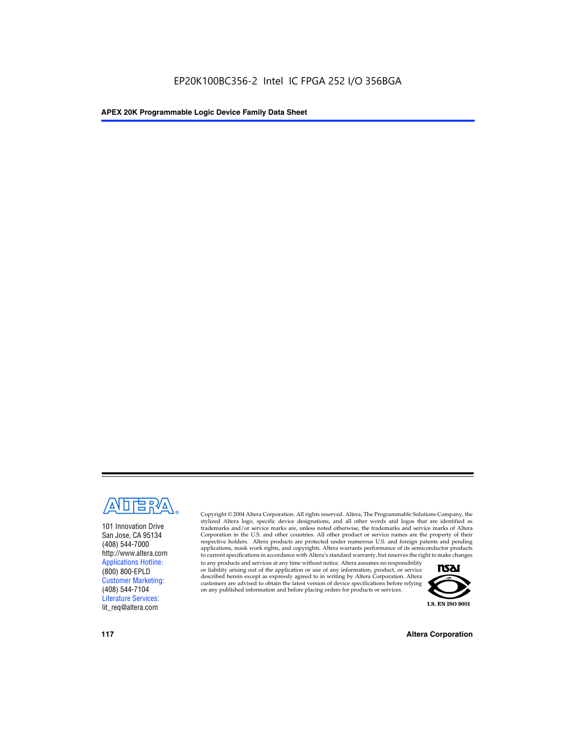101 Innovation Drive
San Jose, CA 95134
(408) 544-7000
http://www.altera.com
Applications Hotline:
(800) 800-EPLD
Customer Marketing:
(408) 544-7104
Literature Services:
lit_req@altera.com

Copyright © 2004 Altera Corporation. All rights reserved. Altera, The Programmable Solutions Company, the stylized Altera logo, specific device designations, and all other words and logos that are identified as trademarks and/or service marks are, unless noted otherwise, the trademarks and service marks of Altera Corporation in the U.S. and other countries. All other product or service names are the property of their respective holders. Altera products are protected under numerous U.S. and foreign patents and pending applications, mask work rights, and copyrights. Altera warrants performance of its semiconductor products to current specifications in accordance with Altera's standard warranty, but reserves the right to make changes to any products and services at any time without notice. Altera assumes no responsibility or liability arising out of the application or use of any information, product, or service described herein except as expressly agreed to in writing by Altera Corporation. Altera customers are advised to obtain the latest version of device specifications before relying on any published information and before placing orders for products or services.

I.S. EN ISO 9001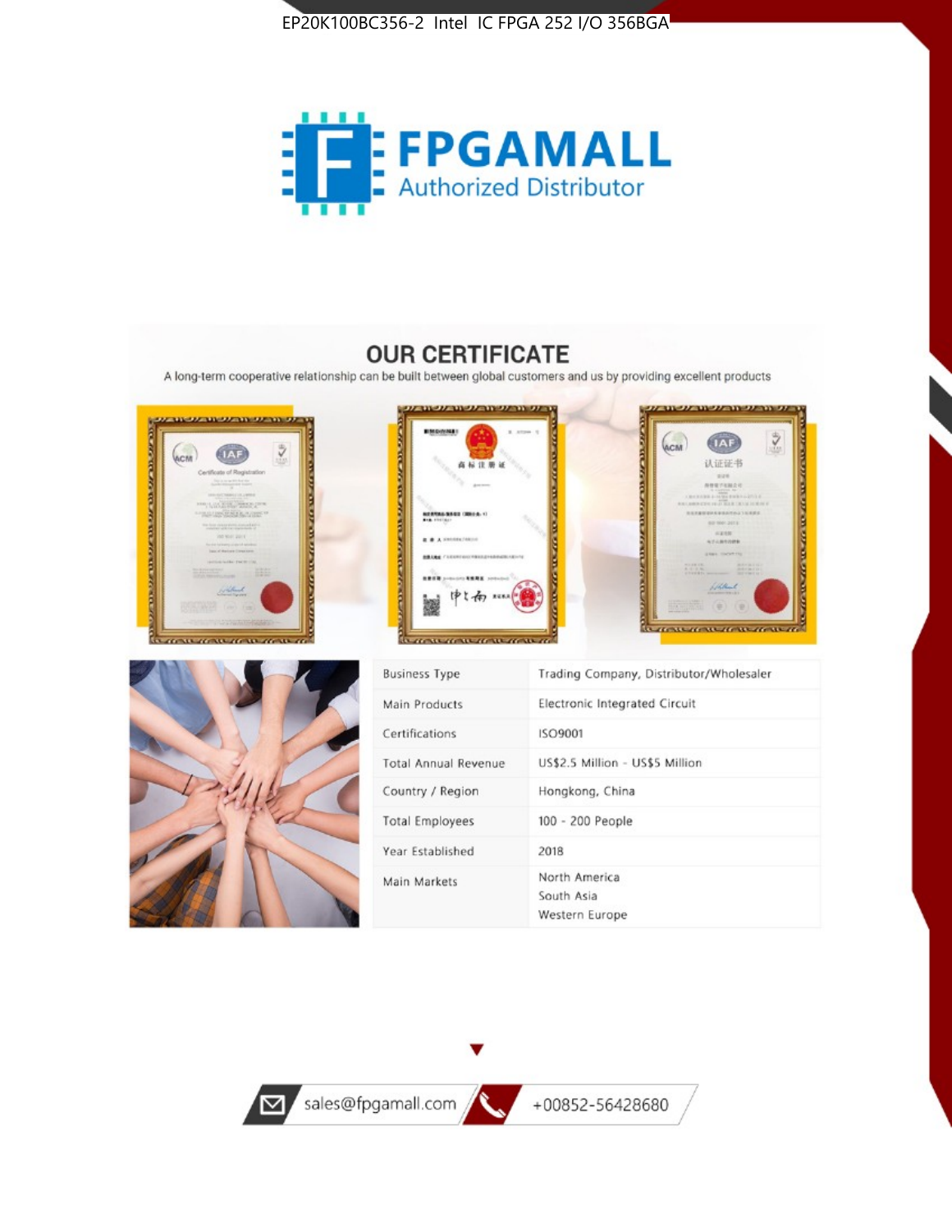FPGAMALL
Authorized Distributor

## OUR CERTIFICATE

A long-term cooperative relationship can be built between global customers and us by providing excellent products

| | |
|---|---|
| Business Type | Trading Company, Distributor/Wholesaler |
| Main Products | Electronic Integrated Circuit |
| Certifications | ISO9001 |
| Total Annual Revenue | US$2.5 Million - US$5 Million |
| Country / Region | Hongkong, China |
| Total Employees | 100 - 200 People |
| Year Established | 2018 |
| Main Markets | North America<br>South Asia<br>Western Europe |

sales@fpgamall.com

+00852-56428680